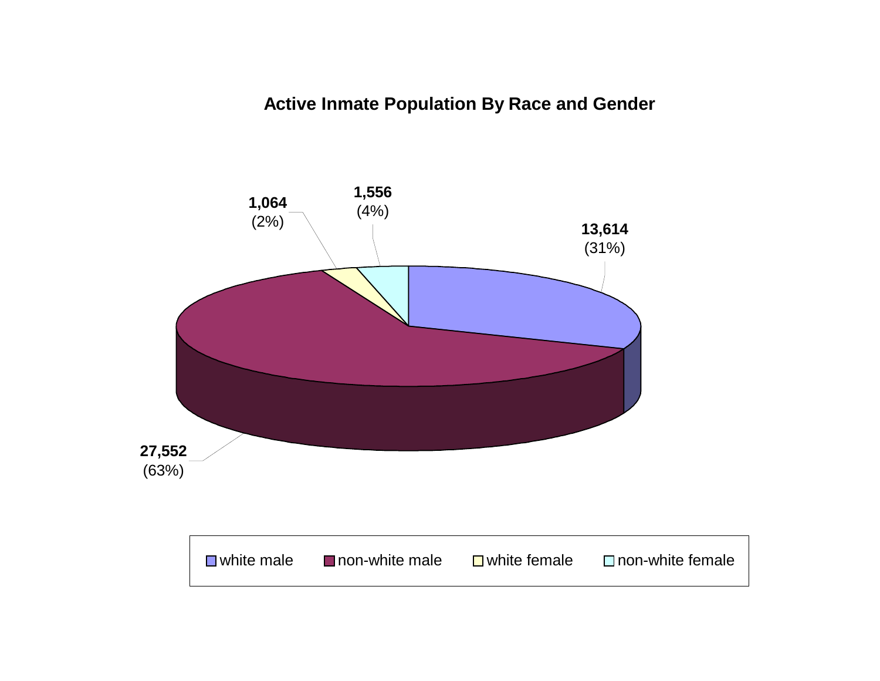## Active Inmate Population By Race and Gender

| Category | Count | Percent |
|---|---|---|
| white male | 13,614 | (31%) |
| non-white male | 27,552 | (63%) |
| white female | 1,064 | (2%) |
| non-white female | 1,556 | (4%) |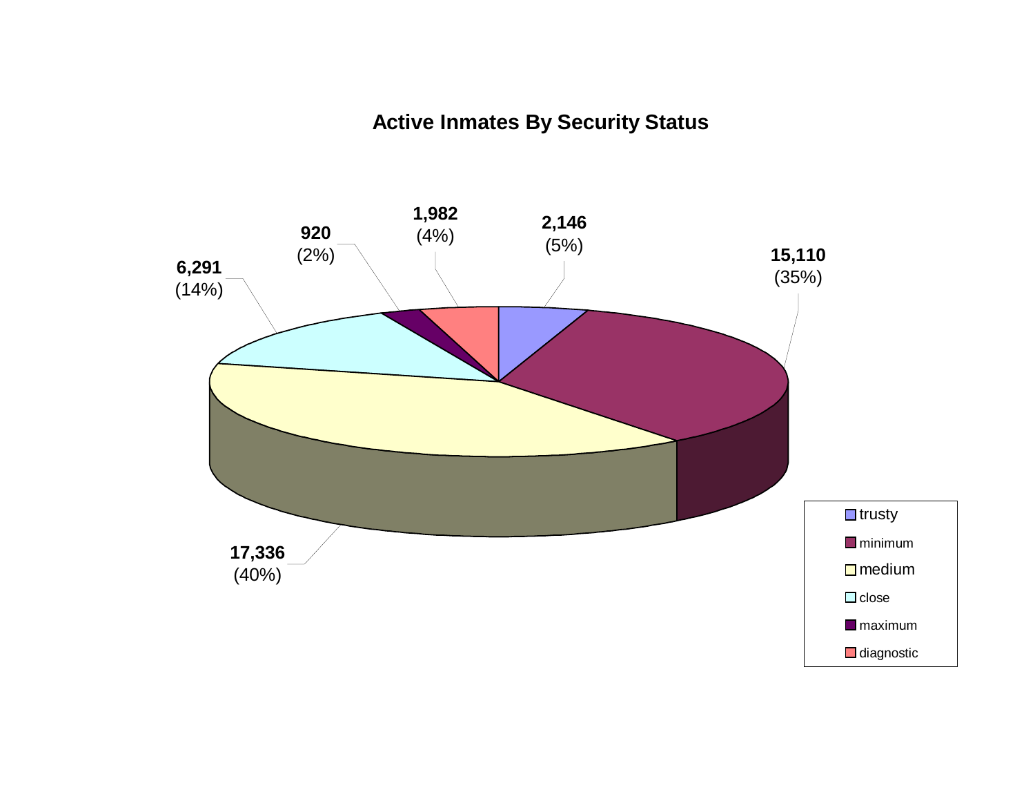# Active Inmates By Security Status

| Security Status | Count | Percent |
|---|---|---|
| trusty | 2,146 | (5%) |
| minimum | 15,110 | (35%) |
| medium | 17,336 | (40%) |
| close | 6,291 | (14%) |
| maximum | 920 | (2%) |
| diagnostic | 1,982 | (4%) |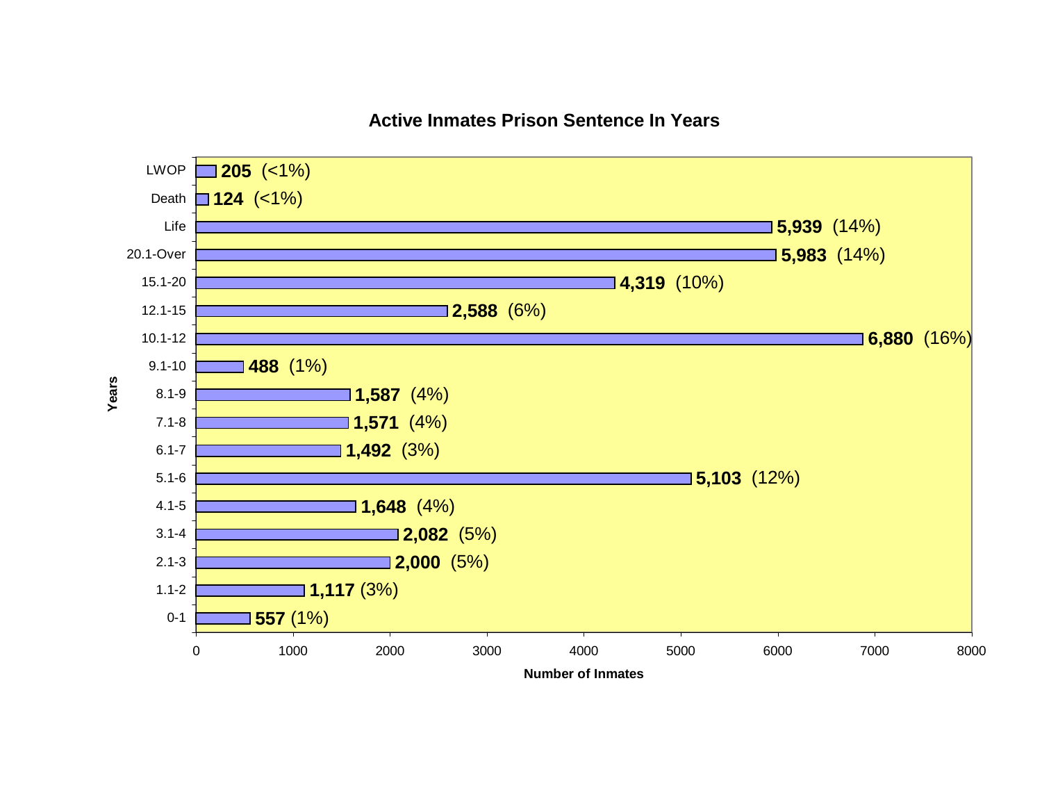## Active Inmates Prison Sentence In Years

| Years | Number of Inmates | Percent |
|---|---|---|
| LWOP | 205 | (<1%) |
| Death | 124 | (<1%) |
| Life | 5,939 | (14%) |
| 20.1-Over | 5,983 | (14%) |
| 15.1-20 | 4,319 | (10%) |
| 12.1-15 | 2,588 | (6%) |
| 10.1-12 | 6,880 | (16%) |
| 9.1-10 | 488 | (1%) |
| 8.1-9 | 1,587 | (4%) |
| 7.1-8 | 1,571 | (4%) |
| 6.1-7 | 1,492 | (3%) |
| 5.1-6 | 5,103 | (12%) |
| 4.1-5 | 1,648 | (4%) |
| 3.1-4 | 2,082 | (5%) |
| 2.1-3 | 2,000 | (5%) |
| 1.1-2 | 1,117 | (3%) |
| 0-1 | 557 | (1%) |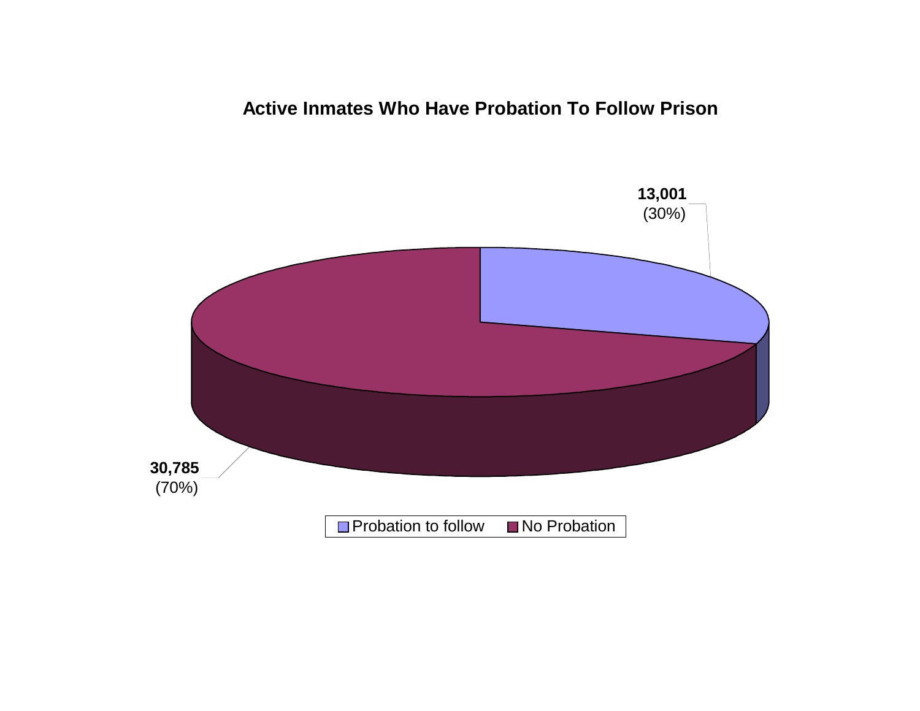## Active Inmates Who Have Probation To Follow Prison

13,001
(30%)

30,785
(70%)

Probation to follow | No Probation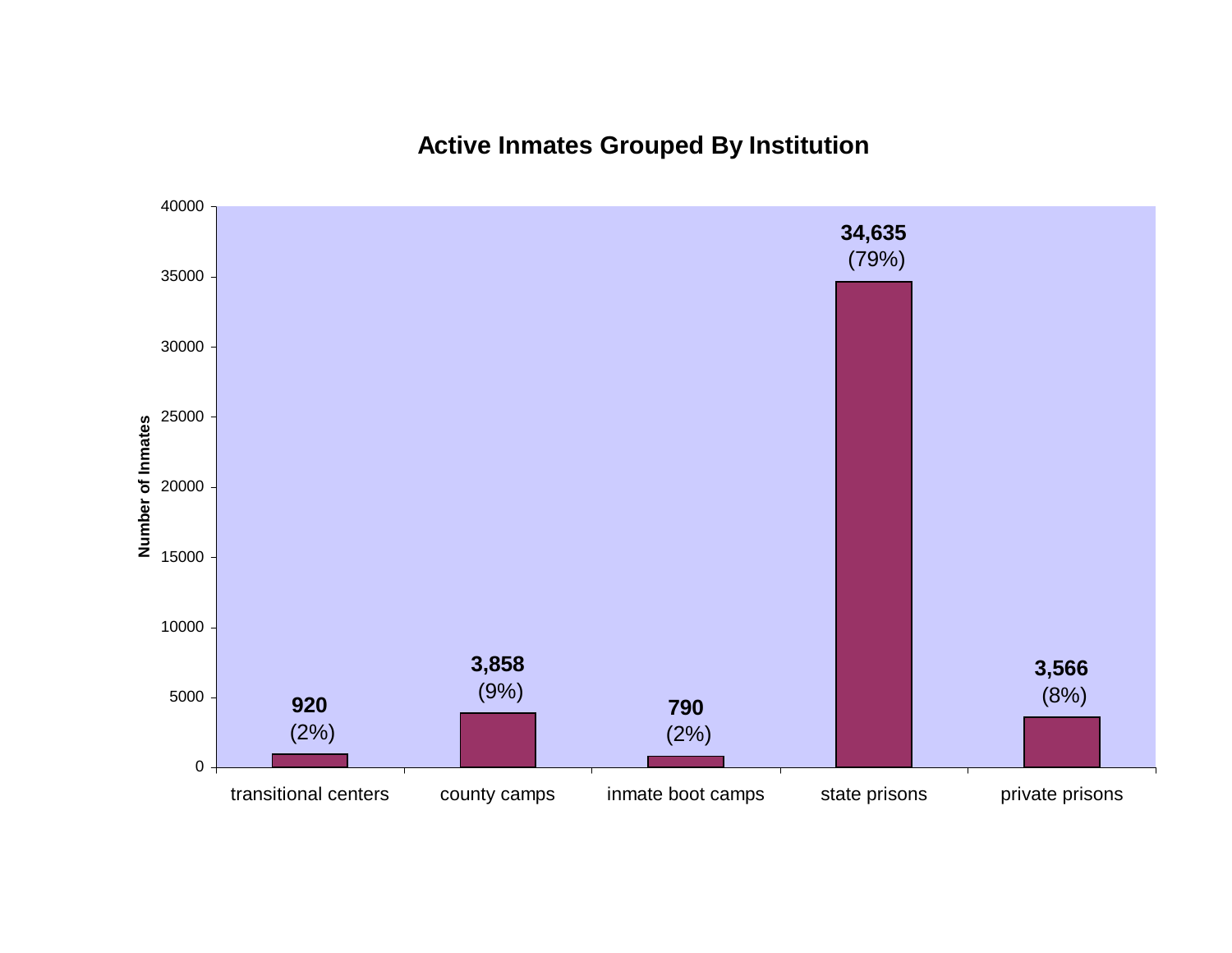## Active Inmates Grouped By Institution

| Institution | Number of Inmates | Percent |
|---|---|---|
| transitional centers | 920 | (2%) |
| county camps | 3,858 | (9%) |
| inmate boot camps | 790 | (2%) |
| state prisons | 34,635 | (79%) |
| private prisons | 3,566 | (8%) |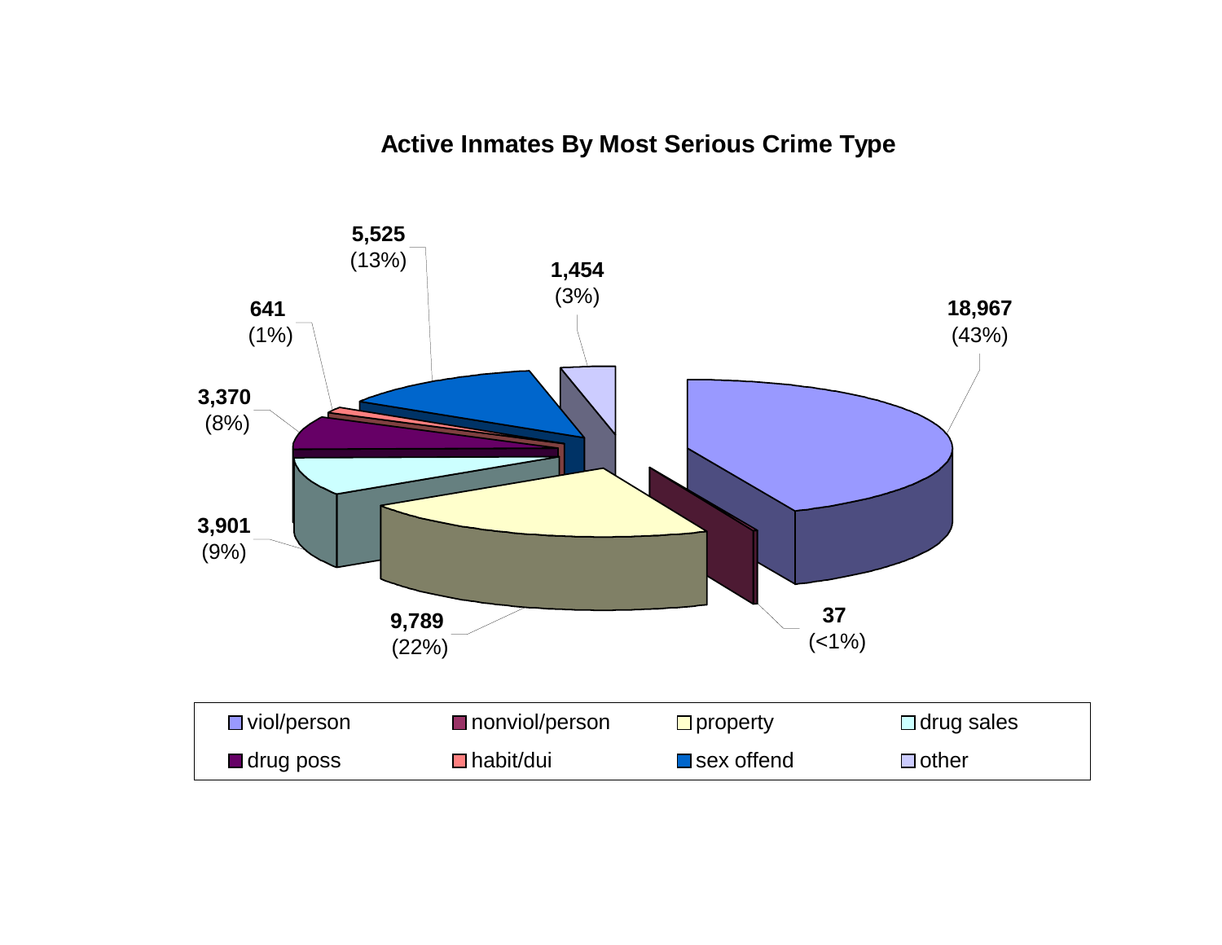## Active Inmates By Most Serious Crime Type

| Crime Type | Inmates | Percent |
|---|---|---|
| viol/person | 18,967 | (43%) |
| nonviol/person | 37 | (<1%) |
| property | 9,789 | (22%) |
| drug sales | 3,901 | (9%) |
| drug poss | 3,370 | (8%) |
| habit/dui | 641 | (1%) |
| sex offend | 5,525 | (13%) |
| other | 1,454 | (3%) |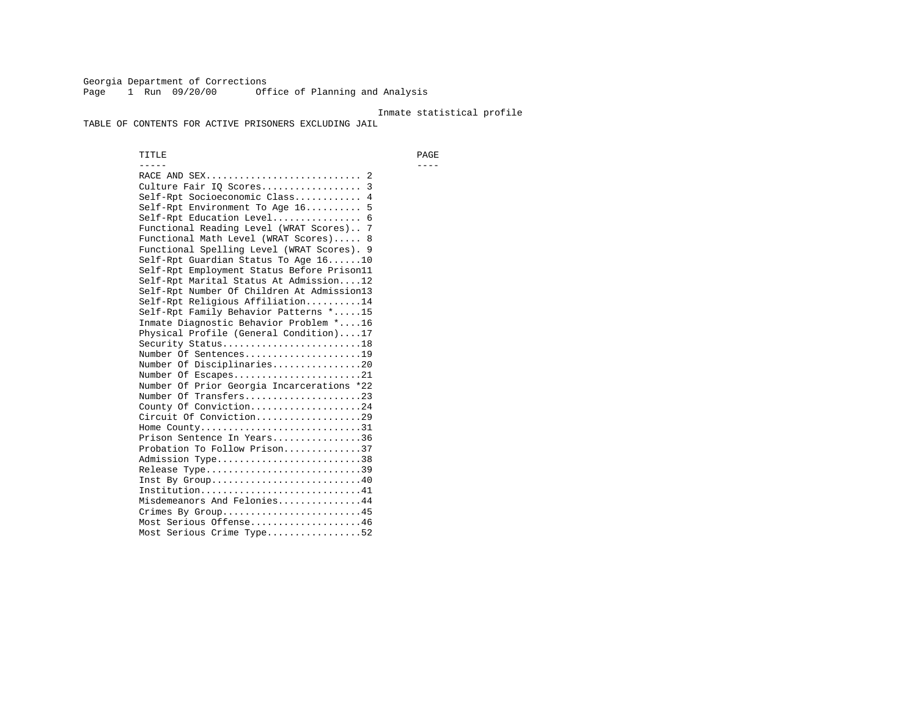Georgia Department of Corrections
Office of Planning and Analysis

Run 09/20/00

Inmate statistical profile

TABLE OF CONTENTS FOR ACTIVE PRISONERS EXCLUDING JAIL

| TITLE | PAGE |
| --- | --- |
| RACE AND SEX | 2 |
| Culture Fair IQ Scores | 3 |
| Self-Rpt Socioeconomic Class | 4 |
| Self-Rpt Environment To Age 16 | 5 |
| Self-Rpt Education Level | 6 |
| Functional Reading Level (WRAT Scores) | 7 |
| Functional Math Level (WRAT Scores) | 8 |
| Functional Spelling Level (WRAT Scores) | 9 |
| Self-Rpt Guardian Status To Age 16 | 10 |
| Self-Rpt Employment Status Before Prison | 11 |
| Self-Rpt Marital Status At Admission | 12 |
| Self-Rpt Number Of Children At Admission | 13 |
| Self-Rpt Religious Affiliation | 14 |
| Self-Rpt Family Behavior Patterns * | 15 |
| Inmate Diagnostic Behavior Problem * | 16 |
| Physical Profile (General Condition) | 17 |
| Security Status | 18 |
| Number Of Sentences | 19 |
| Number Of Disciplinaries | 20 |
| Number Of Escapes | 21 |
| Number Of Prior Georgia Incarcerations * | 22 |
| Number Of Transfers | 23 |
| County Of Conviction | 24 |
| Circuit Of Conviction | 29 |
| Home County | 31 |
| Prison Sentence In Years | 36 |
| Probation To Follow Prison | 37 |
| Admission Type | 38 |
| Release Type | 39 |
| Inst By Group | 40 |
| Institution | 41 |
| Misdemeanors And Felonies | 44 |
| Crimes By Group | 45 |
| Most Serious Offense | 46 |
| Most Serious Crime Type | 52 |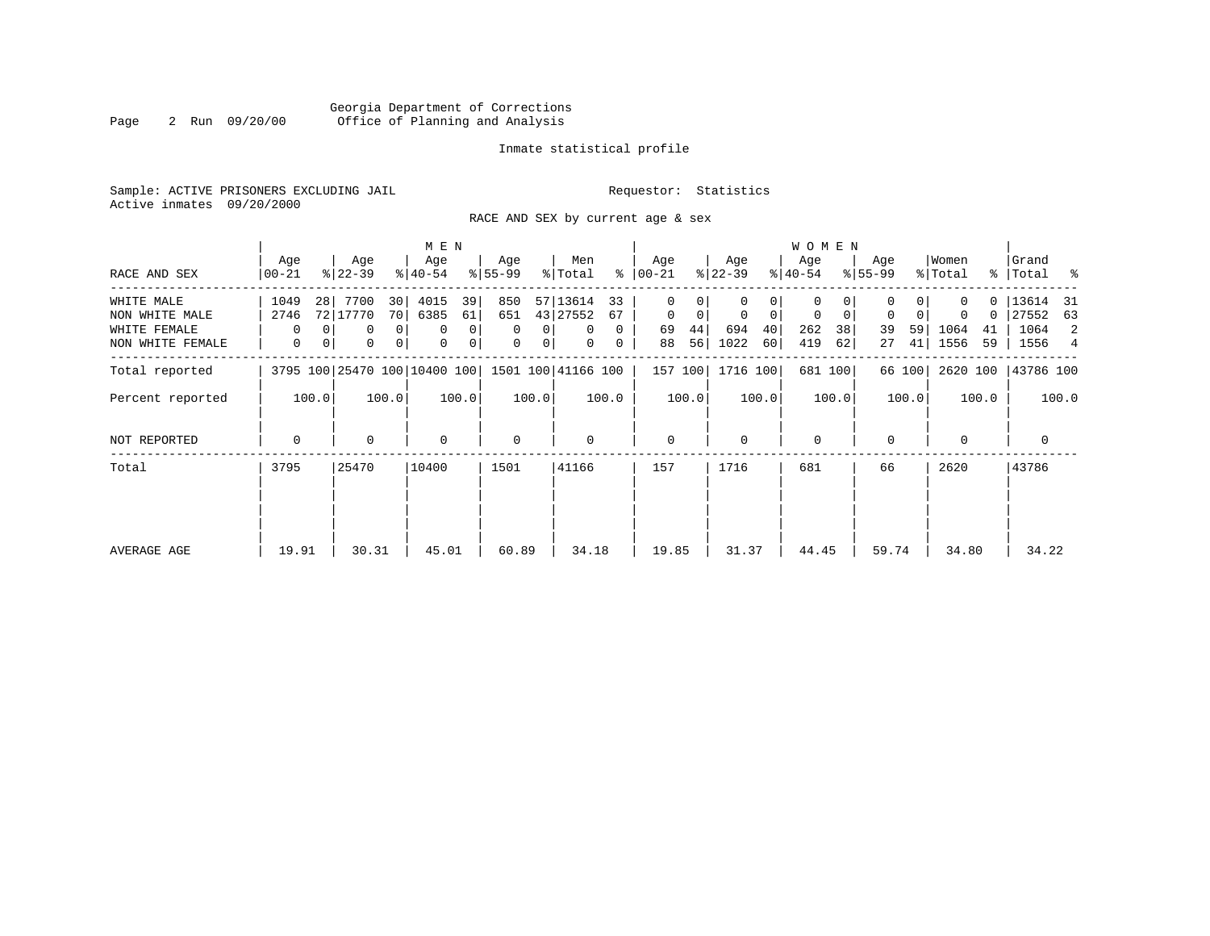Georgia Department of Corrections
Office of Planning and Analysis

Inmate statistical profile

Sample: ACTIVE PRISONERS EXCLUDING JAIL

Requestor: Statistics

Active inmates 09/20/2000

RACE AND SEX by current age & sex

| RACE AND SEX | MEN Age 00-21 | % | Age 22-39 | % | Age 40-54 | % | Age 55-99 | % | Men Total | % | WOMEN Age 00-21 | % | Age 22-39 | % | Age 40-54 | % | Age 55-99 | % | Women Total | % | Grand Total | % |
|---|---|---|---|---|---|---|---|---|---|---|---|---|---|---|---|---|---|---|---|---|---|---|
| WHITE MALE | 1049 | 28 | 7700 | 30 | 4015 | 39 | 850 | 57 | 13614 | 33 | 0 | 0 | 0 | 0 | 0 | 0 | 0 | 0 | 0 | 0 | 13614 | 31 |
| NON WHITE MALE | 2746 | 72 | 17770 | 70 | 6385 | 61 | 651 | 43 | 27552 | 67 | 0 | 0 | 0 | 0 | 0 | 0 | 0 | 0 | 0 | 0 | 27552 | 63 |
| WHITE FEMALE | 0 | 0 | 0 | 0 | 0 | 0 | 0 | 0 | 0 | 0 | 69 | 44 | 694 | 40 | 262 | 38 | 39 | 59 | 1064 | 41 | 1064 | 2 |
| NON WHITE FEMALE | 0 | 0 | 0 | 0 | 0 | 0 | 0 | 0 | 0 | 0 | 88 | 56 | 1022 | 60 | 419 | 62 | 27 | 41 | 1556 | 59 | 1556 | 4 |
| Total reported | 3795 | 100 | 25470 | 100 | 10400 | 100 | 1501 | 100 | 41166 | 100 | 157 | 100 | 1716 | 100 | 681 | 100 | 66 | 100 | 2620 | 100 | 43786 | 100 |
| Percent reported | | 100.0 | | 100.0 | | 100.0 | | 100.0 | | 100.0 | | 100.0 | | 100.0 | | 100.0 | | 100.0 | | 100.0 | | 100.0 |
| NOT REPORTED | 0 | | 0 | | 0 | | 0 | | 0 | | 0 | | 0 | | 0 | | 0 | | 0 | | 0 | |
| Total | 3795 | | 25470 | | 10400 | | 1501 | | 41166 | | 157 | | 1716 | | 681 | | 66 | | 2620 | | 43786 | |
| AVERAGE AGE | 19.91 | | 30.31 | | 45.01 | | 60.89 | | 34.18 | | 19.85 | | 31.37 | | 44.45 | | 59.74 | | 34.80 | | 34.22 | |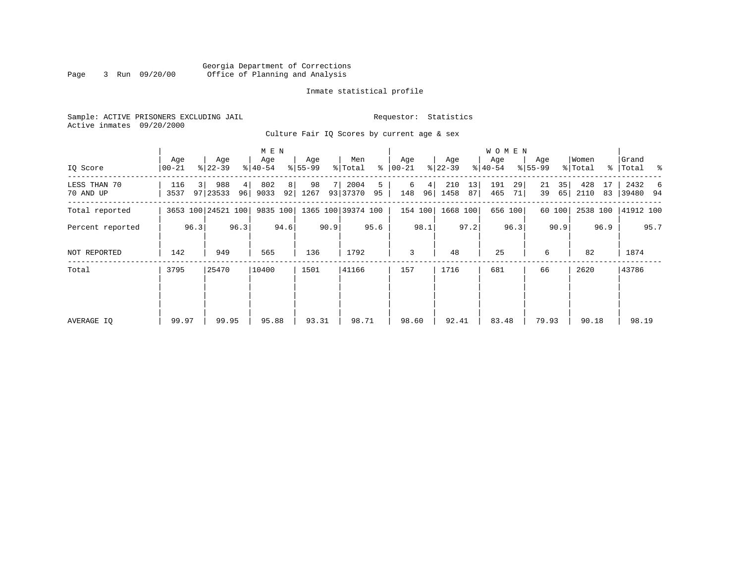Georgia Department of Corrections
Office of Planning and Analysis

Inmate statistical profile

Sample: ACTIVE PRISONERS EXCLUDING JAIL    Requestor: Statistics
Active inmates 09/20/2000

Culture Fair IQ Scores by current age & sex

| IQ Score | MEN Age 00-21 | % | Age 22-39 | % | Age 40-54 | % | Age 55-99 | % | Men Total | % | WOMEN Age 00-21 | % | Age 22-39 | % | Age 40-54 | % | Age 55-99 | % | Women Total | % | Grand Total | % |
|---|---|---|---|---|---|---|---|---|---|---|---|---|---|---|---|---|---|---|---|---|---|---|
| LESS THAN 70 | 116 | 3 | 988 | 4 | 802 | 8 | 98 | 7 | 2004 | 5 | 6 | 4 | 210 | 13 | 191 | 29 | 21 | 35 | 428 | 17 | 2432 | 6 |
| 70 AND UP | 3537 | 97 | 23533 | 96 | 9033 | 92 | 1267 | 93 | 37370 | 95 | 148 | 96 | 1458 | 87 | 465 | 71 | 39 | 65 | 2110 | 83 | 39480 | 94 |
| Total reported | 3653 | 100 | 24521 | 100 | 9835 | 100 | 1365 | 100 | 39374 | 100 | 154 | 100 | 1668 | 100 | 656 | 100 | 60 | 100 | 2538 | 100 | 41912 | 100 |
| Percent reported | | 96.3 | | 96.3 | | 94.6 | | 90.9 | | 95.6 | | 98.1 | | 97.2 | | 96.3 | | 90.9 | | 96.9 | | 95.7 |
| NOT REPORTED | 142 | | 949 | | 565 | | 136 | | 1792 | | 3 | | 48 | | 25 | | 6 | | 82 | | 1874 | |
| Total | 3795 | | 25470 | | 10400 | | 1501 | | 41166 | | 157 | | 1716 | | 681 | | 66 | | 2620 | | 43786 | |
| AVERAGE IQ | 99.97 | | 99.95 | | 95.88 | | 93.31 | | 98.71 | | 98.60 | | 92.41 | | 83.48 | | 79.93 | | 90.18 | | 98.19 | |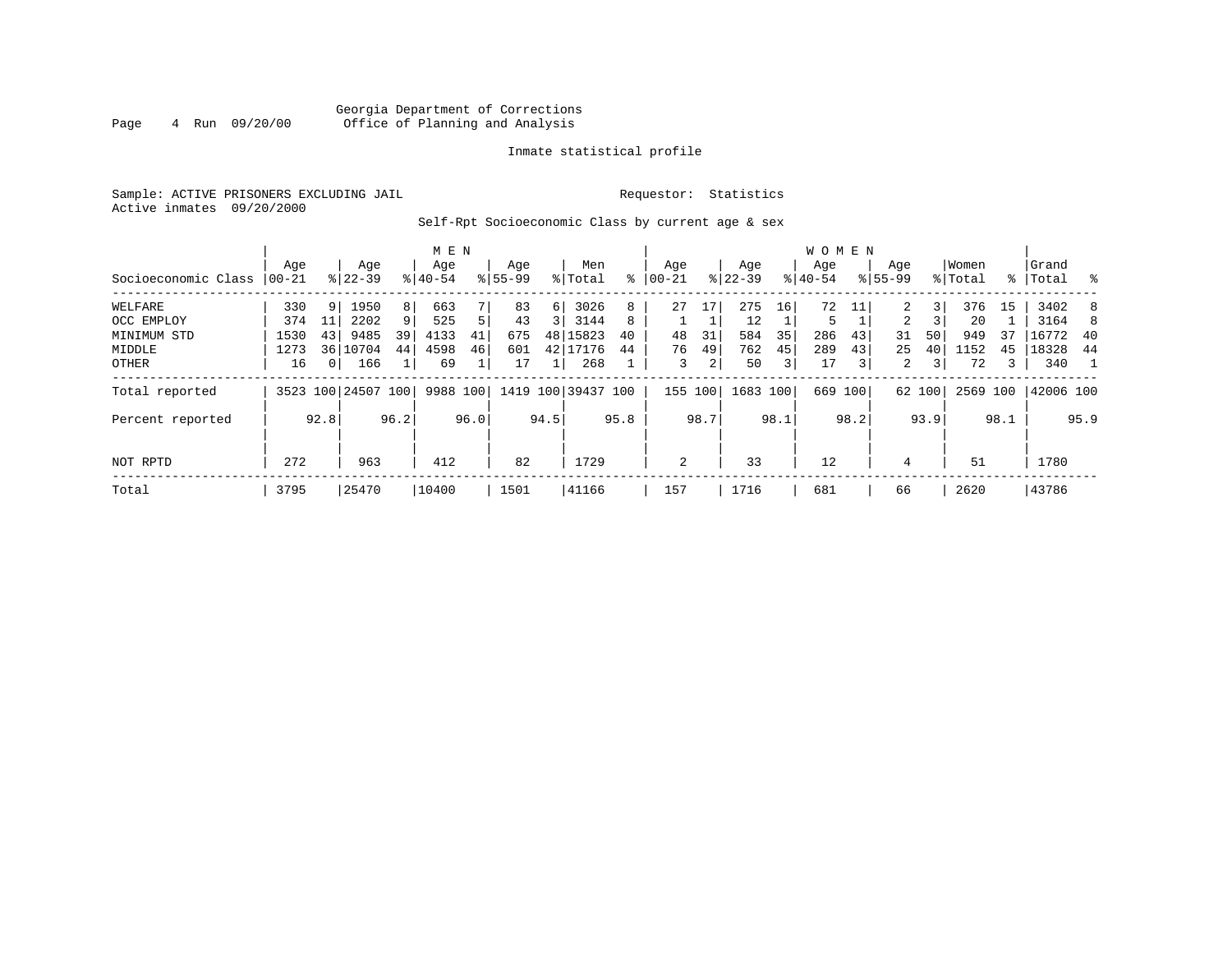Georgia Department of Corrections
Office of Planning and Analysis

Inmate statistical profile

Sample: ACTIVE PRISONERS EXCLUDING JAIL

Requestor: Statistics

Active inmates 09/20/2000

Self-Rpt Socioeconomic Class by current age & sex

| Socioeconomic Class | MEN Age 00-21 | % | Age 22-39 | % | Age 40-54 | % | Age 55-99 | % | Men Total | % | WOMEN Age 00-21 | % | Age 22-39 | % | Age 40-54 | % | Age 55-99 | % | Women Total | % | Grand Total | % |
|---|---|---|---|---|---|---|---|---|---|---|---|---|---|---|---|---|---|---|---|---|---|---|
| WELFARE | 330 | 9 | 1950 | 8 | 663 | 7 | 83 | 6 | 3026 | 8 | 27 | 17 | 275 | 16 | 72 | 11 | 2 | 3 | 376 | 15 | 3402 | 8 |
| OCC EMPLOY | 374 | 11 | 2202 | 9 | 525 | 5 | 43 | 3 | 3144 | 8 | 1 | 1 | 12 | 1 | 5 | 1 | 2 | 3 | 20 | 1 | 3164 | 8 |
| MINIMUM STD | 1530 | 43 | 9485 | 39 | 4133 | 41 | 675 | 48 | 15823 | 40 | 48 | 31 | 584 | 35 | 286 | 43 | 31 | 50 | 949 | 37 | 16772 | 40 |
| MIDDLE | 1273 | 36 | 10704 | 44 | 4598 | 46 | 601 | 42 | 17176 | 44 | 76 | 49 | 762 | 45 | 289 | 43 | 25 | 40 | 1152 | 45 | 18328 | 44 |
| OTHER | 16 | 0 | 166 | 1 | 69 | 1 | 17 | 1 | 268 | 1 | 3 | 2 | 50 | 3 | 17 | 3 | 2 | 3 | 72 | 3 | 340 | 1 |
| Total reported | 3523 | 100 | 24507 | 100 | 9988 | 100 | 1419 | 100 | 39437 | 100 | 155 | 100 | 1683 | 100 | 669 | 100 | 62 | 100 | 2569 | 100 | 42006 | 100 |
| Percent reported | | 92.8 | | 96.2 | | 96.0 | | 94.5 | | 95.8 | | 98.7 | | 98.1 | | 98.2 | | 93.9 | | 98.1 | | 95.9 |
| NOT RPTD | 272 | | 963 | | 412 | | 82 | | 1729 | | 2 | | 33 | | 12 | | 4 | | 51 | | 1780 | |
| Total | 3795 | | 25470 | | 10400 | | 1501 | | 41166 | | 157 | | 1716 | | 681 | | 66 | | 2620 | | 43786 | |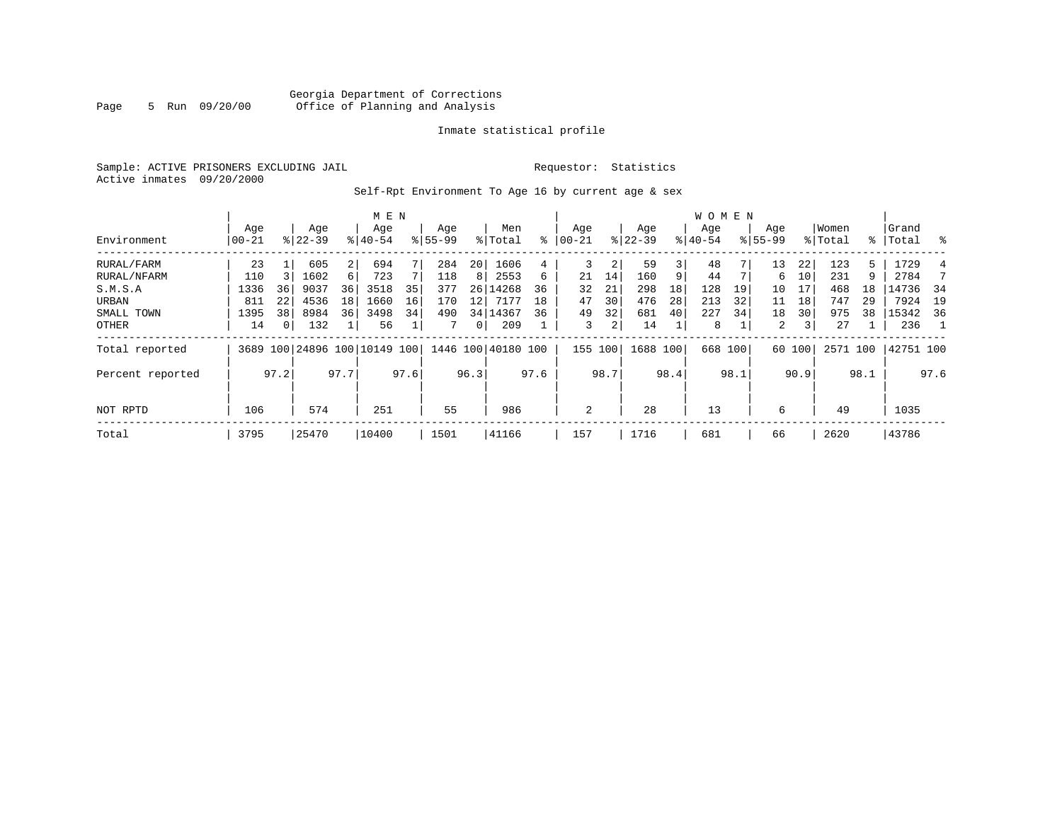Georgia Department of Corrections
Office of Planning and Analysis

Inmate statistical profile

Sample: ACTIVE PRISONERS EXCLUDING JAIL

Requestor: Statistics

Active inmates 09/20/2000

Self-Rpt Environment To Age 16 by current age & sex

| Environment | MEN Age 00-21 | % | Age 22-39 | % | Age 40-54 | % | Age 55-99 | % | Men Total | % | WOMEN Age 00-21 | % | Age 22-39 | % | Age 40-54 | % | Age 55-99 | % | Women Total | % | Grand Total | % |
|---|---|---|---|---|---|---|---|---|---|---|---|---|---|---|---|---|---|---|---|---|---|---|
| RURAL/FARM | 23 | 1 | 605 | 2 | 694 | 7 | 284 | 20 | 1606 | 4 | 3 | 2 | 59 | 3 | 48 | 7 | 13 | 22 | 123 | 5 | 1729 | 4 |
| RURAL/NFARM | 110 | 3 | 1602 | 6 | 723 | 7 | 118 | 8 | 2553 | 6 | 21 | 14 | 160 | 9 | 44 | 7 | 6 | 10 | 231 | 9 | 2784 | 7 |
| S.M.S.A | 1336 | 36 | 9037 | 36 | 3518 | 35 | 377 | 26 | 14268 | 36 | 32 | 21 | 298 | 18 | 128 | 19 | 10 | 17 | 468 | 18 | 14736 | 34 |
| URBAN | 811 | 22 | 4536 | 18 | 1660 | 16 | 170 | 12 | 7177 | 18 | 47 | 30 | 476 | 28 | 213 | 32 | 11 | 18 | 747 | 29 | 7924 | 19 |
| SMALL TOWN | 1395 | 38 | 8984 | 36 | 3498 | 34 | 490 | 34 | 14367 | 36 | 49 | 32 | 681 | 40 | 227 | 34 | 18 | 30 | 975 | 38 | 15342 | 36 |
| OTHER | 14 | 0 | 132 | 1 | 56 | 1 | 7 | 0 | 209 | 1 | 3 | 2 | 14 | 1 | 8 | 1 | 2 | 3 | 27 | 1 | 236 | 1 |
| Total reported | 3689 | 100 | 24896 | 100 | 10149 | 100 | 1446 | 100 | 40180 | 100 | 155 | 100 | 1688 | 100 | 668 | 100 | 60 | 100 | 2571 | 100 | 42751 | 100 |
| Percent reported | | 97.2 | | 97.7 | | 97.6 | | 96.3 | | 97.6 | | 98.7 | | 98.4 | | 98.1 | | 90.9 | | 98.1 | | 97.6 |
| NOT RPTD | 106 | | 574 | | 251 | | 55 | | 986 | | 2 | | 28 | | 13 | | 6 | | 49 | | 1035 | |
| Total | 3795 | | 25470 | | 10400 | | 1501 | | 41166 | | 157 | | 1716 | | 681 | | 66 | | 2620 | | 43786 | |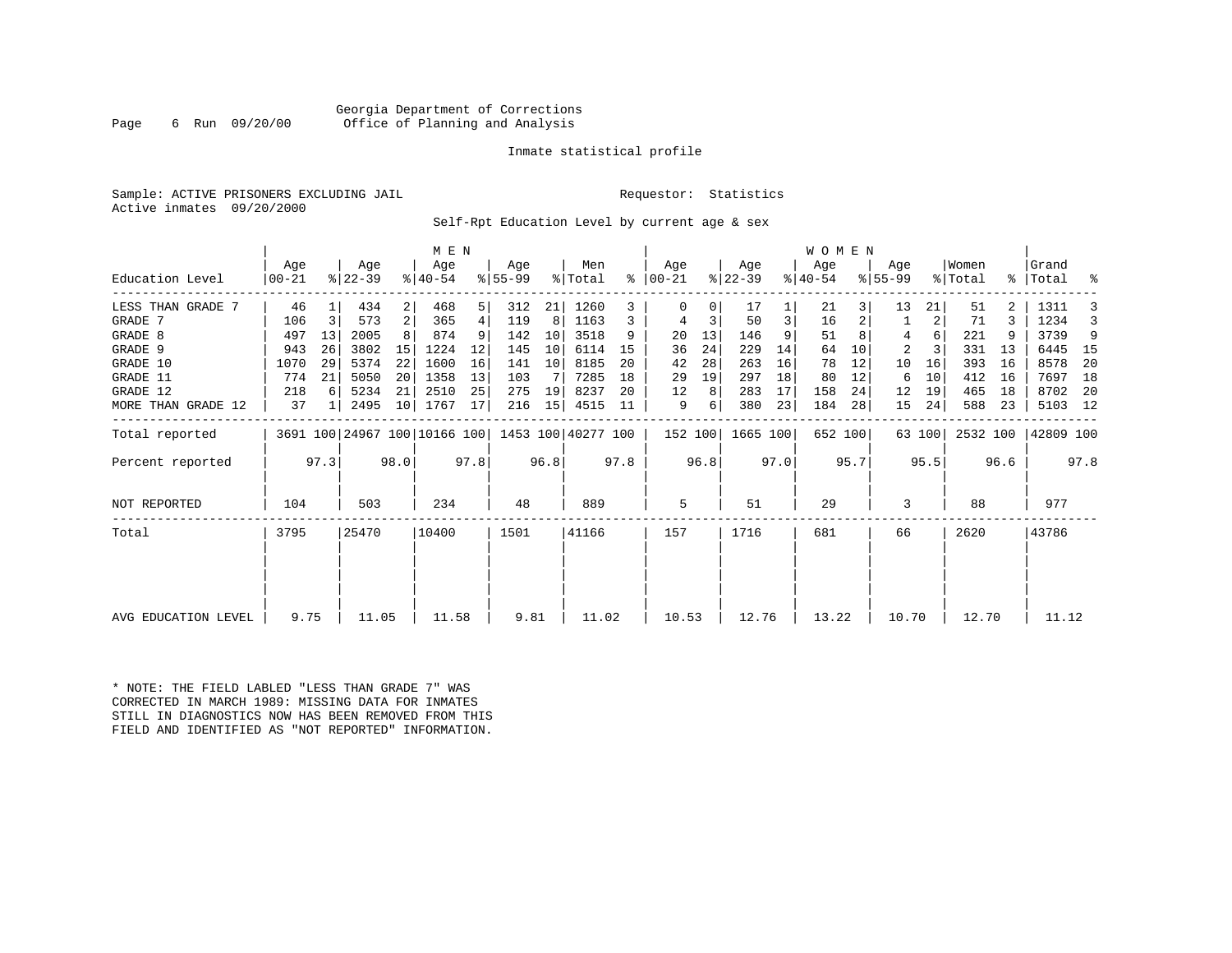Georgia Department of Corrections
Office of Planning and Analysis

Inmate statistical profile

Sample: ACTIVE PRISONERS EXCLUDING JAIL    Requestor: Statistics
Active inmates 09/20/2000

Self-Rpt Education Level by current age & sex

| | MEN | | | | | | | | | | WOMEN | | | | | | | | | | | |
|---|---|---|---|---|---|---|---|---|---|---|---|---|---|---|---|---|---|---|---|---|---|---|
| Education Level | Age 00-21 | % | Age 22-39 | % | Age 40-54 | % | Age 55-99 | % | Men Total | % | Age 00-21 | % | Age 22-39 | % | Age 40-54 | % | Age 55-99 | % | Women Total | % | Grand Total | % |
| LESS THAN GRADE 7 | 46 | 1 | 434 | 2 | 468 | 5 | 312 | 21 | 1260 | 3 | 0 | 0 | 17 | 1 | 21 | 3 | 13 | 21 | 51 | 2 | 1311 | 3 |
| GRADE 7 | 106 | 3 | 573 | 2 | 365 | 4 | 119 | 8 | 1163 | 3 | 4 | 3 | 50 | 3 | 16 | 2 | 1 | 2 | 71 | 3 | 1234 | 3 |
| GRADE 8 | 497 | 13 | 2005 | 8 | 874 | 9 | 142 | 10 | 3518 | 9 | 20 | 13 | 146 | 9 | 51 | 8 | 4 | 6 | 221 | 9 | 3739 | 9 |
| GRADE 9 | 943 | 26 | 3802 | 15 | 1224 | 12 | 145 | 10 | 6114 | 15 | 36 | 24 | 229 | 14 | 64 | 10 | 2 | 3 | 331 | 13 | 6445 | 15 |
| GRADE 10 | 1070 | 29 | 5374 | 22 | 1600 | 16 | 141 | 10 | 8185 | 20 | 42 | 28 | 263 | 16 | 78 | 12 | 10 | 16 | 393 | 16 | 8578 | 20 |
| GRADE 11 | 774 | 21 | 5050 | 20 | 1358 | 13 | 103 | 7 | 7285 | 18 | 29 | 19 | 297 | 18 | 80 | 12 | 6 | 10 | 412 | 16 | 7697 | 18 |
| GRADE 12 | 218 | 6 | 5234 | 21 | 2510 | 25 | 275 | 19 | 8237 | 20 | 12 | 8 | 283 | 17 | 158 | 24 | 12 | 19 | 465 | 18 | 8702 | 20 |
| MORE THAN GRADE 12 | 37 | 1 | 2495 | 10 | 1767 | 17 | 216 | 15 | 4515 | 11 | 9 | 6 | 380 | 23 | 184 | 28 | 15 | 24 | 588 | 23 | 5103 | 12 |
| Total reported | 3691 | 100 | 24967 | 100 | 10166 | 100 | 1453 | 100 | 40277 | 100 | 152 | 100 | 1665 | 100 | 652 | 100 | 63 | 100 | 2532 | 100 | 42809 | 100 |
| Percent reported | | 97.3 | | 98.0 | | 97.8 | | 96.8 | | 97.8 | | 96.8 | | 97.0 | | 95.7 | | 95.5 | | 96.6 | | 97.8 |
| NOT REPORTED | 104 | | 503 | | 234 | | 48 | | 889 | | 5 | | 51 | | 29 | | 3 | | 88 | | 977 | |
| Total | 3795 | | 25470 | | 10400 | | 1501 | | 41166 | | 157 | | 1716 | | 681 | | 66 | | 2620 | | 43786 | |
| AVG EDUCATION LEVEL | 9.75 | | 11.05 | | 11.58 | | 9.81 | | 11.02 | | 10.53 | | 12.76 | | 13.22 | | 10.70 | | 12.70 | | 11.12 | |

* NOTE: THE FIELD LABLED "LESS THAN GRADE 7" WAS CORRECTED IN MARCH 1989: MISSING DATA FOR INMATES STILL IN DIAGNOSTICS NOW HAS BEEN REMOVED FROM THIS FIELD AND IDENTIFIED AS "NOT REPORTED" INFORMATION.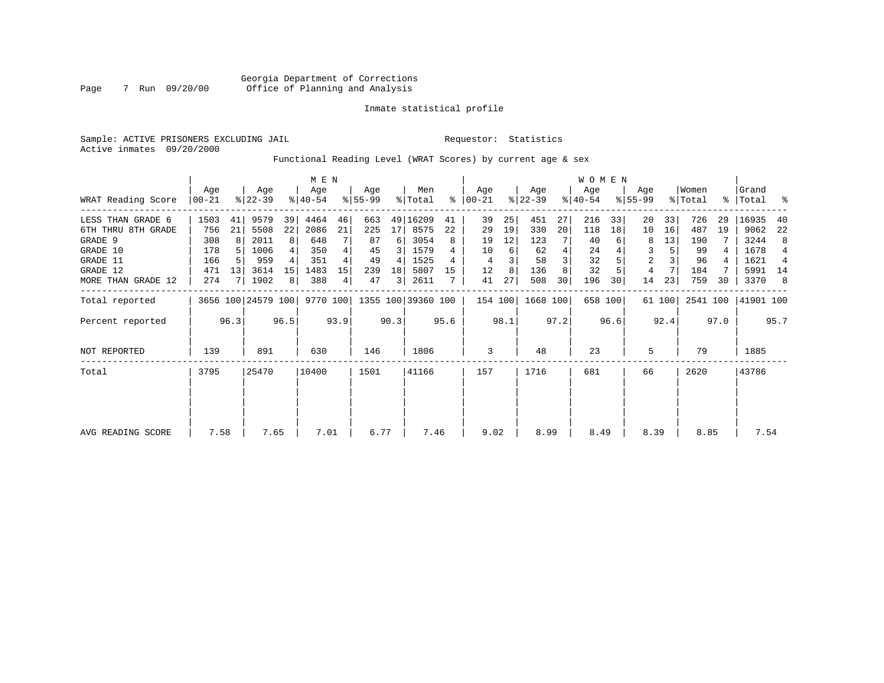Georgia Department of Corrections
Office of Planning and Analysis

Inmate statistical profile

Sample: ACTIVE PRISONERS EXCLUDING JAIL

Requestor: Statistics

Active inmates 09/20/2000

Functional Reading Level (WRAT Scores) by current age & sex

| WRAT Reading Score | MEN Age 00-21 | % | MEN Age 22-39 | % | MEN Age 40-54 | % | MEN Age 55-99 | % | Men Total | % | WOMEN Age 00-21 | % | WOMEN Age 22-39 | % | WOMEN Age 40-54 | % | WOMEN Age 55-99 | % | Women Total | % | Grand Total | % |
|---|---|---|---|---|---|---|---|---|---|---|---|---|---|---|---|---|---|---|---|---|---|---|
| LESS THAN GRADE 6 | 1503 | 41 | 9579 | 39 | 4464 | 46 | 663 | 49 | 16209 | 41 | 39 | 25 | 451 | 27 | 216 | 33 | 20 | 33 | 726 | 29 | 16935 | 40 |
| 6TH THRU 8TH GRADE | 756 | 21 | 5508 | 22 | 2086 | 21 | 225 | 17 | 8575 | 22 | 29 | 19 | 330 | 20 | 118 | 18 | 10 | 16 | 487 | 19 | 9062 | 22 |
| GRADE 9 | 308 | 8 | 2011 | 8 | 648 | 7 | 87 | 6 | 3054 | 8 | 19 | 12 | 123 | 7 | 40 | 6 | 8 | 13 | 190 | 7 | 3244 | 8 |
| GRADE 10 | 178 | 5 | 1006 | 4 | 350 | 4 | 45 | 3 | 1579 | 4 | 10 | 6 | 62 | 4 | 24 | 4 | 3 | 5 | 99 | 4 | 1678 | 4 |
| GRADE 11 | 166 | 5 | 959 | 4 | 351 | 4 | 49 | 4 | 1525 | 4 | 4 | 3 | 58 | 3 | 32 | 5 | 2 | 3 | 96 | 4 | 1621 | 4 |
| GRADE 12 | 471 | 13 | 3614 | 15 | 1483 | 15 | 239 | 18 | 5807 | 15 | 12 | 8 | 136 | 8 | 32 | 5 | 4 | 7 | 184 | 7 | 5991 | 14 |
| MORE THAN GRADE 12 | 274 | 7 | 1902 | 8 | 388 | 4 | 47 | 3 | 2611 | 7 | 41 | 27 | 508 | 30 | 196 | 30 | 14 | 23 | 759 | 30 | 3370 | 8 |
| Total reported | 3656 | 100 | 24579 | 100 | 9770 | 100 | 1355 | 100 | 39360 | 100 | 154 | 100 | 1668 | 100 | 658 | 100 | 61 | 100 | 2541 | 100 | 41901 | 100 |
| Percent reported | | 96.3 | | 96.5 | | 93.9 | | 90.3 | | 95.6 | | 98.1 | | 97.2 | | 96.6 | | 92.4 | | 97.0 | | 95.7 |
| NOT REPORTED | 139 | | 891 | | 630 | | 146 | | 1806 | | 3 | | 48 | | 23 | | 5 | | 79 | | 1885 | |
| Total | 3795 | | 25470 | | 10400 | | 1501 | | 41166 | | 157 | | 1716 | | 681 | | 66 | | 2620 | | 43786 | |
| AVG READING SCORE | 7.58 | | 7.65 | | 7.01 | | 6.77 | | 7.46 | | 9.02 | | 8.99 | | 8.49 | | 8.39 | | 8.85 | | 7.54 | |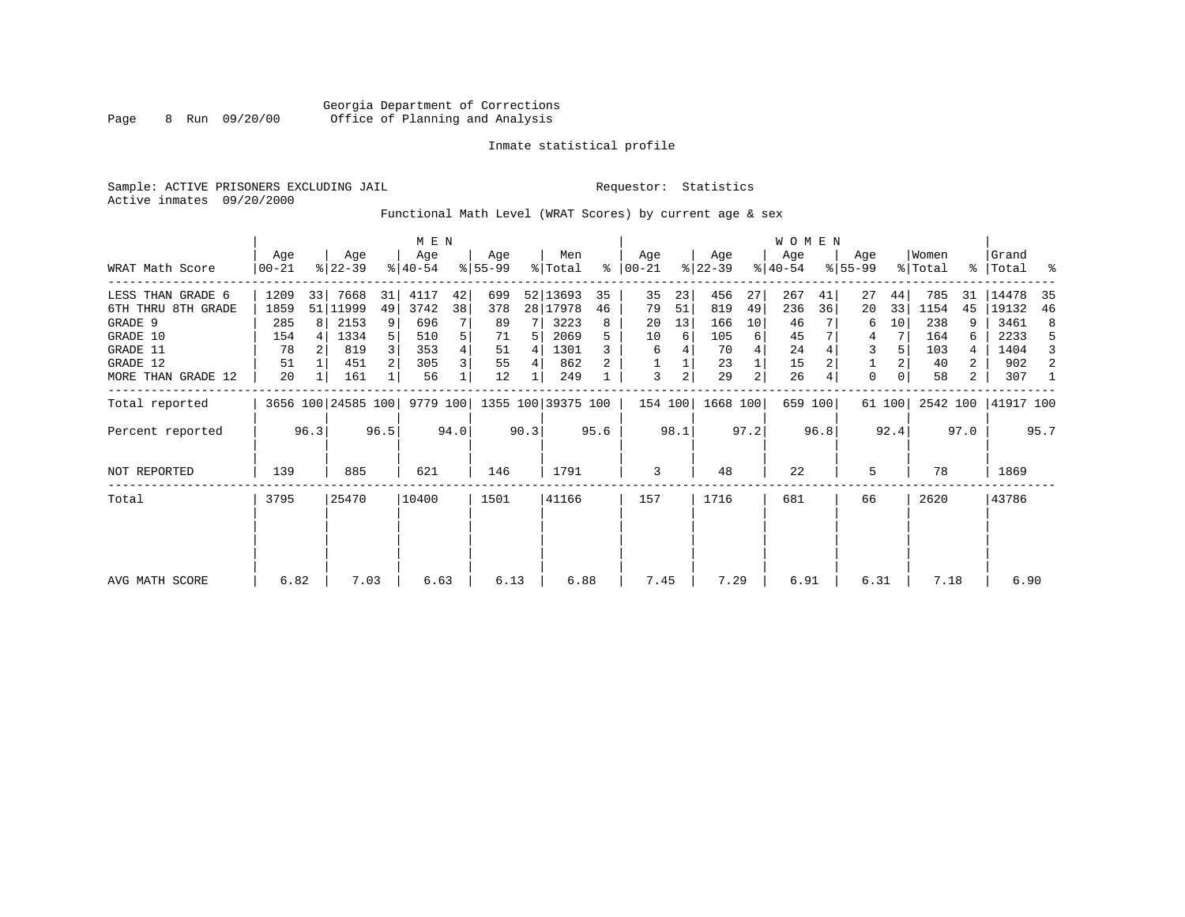Georgia Department of Corrections
Office of Planning and Analysis

Inmate statistical profile

Sample: ACTIVE PRISONERS EXCLUDING JAIL

Requestor: Statistics

Active inmates 09/20/2000

Functional Math Level (WRAT Scores) by current age & sex

| WRAT Math Score | MEN Age 00-21 | % | Age 22-39 | % | Age 40-54 | % | Age 55-99 | % | Men Total | % | WOMEN Age 00-21 | % | Age 22-39 | % | Age 40-54 | % | Age 55-99 | % | Women Total | % | Grand Total | % |
|---|---|---|---|---|---|---|---|---|---|---|---|---|---|---|---|---|---|---|---|---|---|---|
| LESS THAN GRADE 6 | 1209 | 33 | 7668 | 31 | 4117 | 42 | 699 | 52 | 13693 | 35 | 35 | 23 | 456 | 27 | 267 | 41 | 27 | 44 | 785 | 31 | 14478 | 35 |
| 6TH THRU 8TH GRADE | 1859 | 51 | 11999 | 49 | 3742 | 38 | 378 | 28 | 17978 | 46 | 79 | 51 | 819 | 49 | 236 | 36 | 20 | 33 | 1154 | 45 | 19132 | 46 |
| GRADE 9 | 285 | 8 | 2153 | 9 | 696 | 7 | 89 | 7 | 3223 | 8 | 20 | 13 | 166 | 10 | 46 | 7 | 6 | 10 | 238 | 9 | 3461 | 8 |
| GRADE 10 | 154 | 4 | 1334 | 5 | 510 | 5 | 71 | 5 | 2069 | 5 | 10 | 6 | 105 | 6 | 45 | 7 | 4 | 7 | 164 | 6 | 2233 | 5 |
| GRADE 11 | 78 | 2 | 819 | 3 | 353 | 4 | 51 | 4 | 1301 | 3 | 6 | 4 | 70 | 4 | 24 | 4 | 3 | 5 | 103 | 4 | 1404 | 3 |
| GRADE 12 | 51 | 1 | 451 | 2 | 305 | 3 | 55 | 4 | 862 | 2 | 1 | 1 | 23 | 1 | 15 | 2 | 1 | 2 | 40 | 2 | 902 | 2 |
| MORE THAN GRADE 12 | 20 | 1 | 161 | 1 | 56 | 1 | 12 | 1 | 249 | 1 | 3 | 2 | 29 | 2 | 26 | 4 | 0 | 0 | 58 | 2 | 307 | 1 |
| Total reported | 3656 | 100 | 24585 | 100 | 9779 | 100 | 1355 | 100 | 39375 | 100 | 154 | 100 | 1668 | 100 | 659 | 100 | 61 | 100 | 2542 | 100 | 41917 | 100 |
| Percent reported | | 96.3 | | 96.5 | | 94.0 | | 90.3 | | 95.6 | | 98.1 | | 97.2 | | 96.8 | | 92.4 | | 97.0 | | 95.7 |
| NOT REPORTED | 139 | | 885 | | 621 | | 146 | | 1791 | | 3 | | 48 | | 22 | | 5 | | 78 | | 1869 | |
| Total | 3795 | | 25470 | | 10400 | | 1501 | | 41166 | | 157 | | 1716 | | 681 | | 66 | | 2620 | | 43786 | |
| AVG MATH SCORE | 6.82 | | 7.03 | | 6.63 | | 6.13 | | 6.88 | | 7.45 | | 7.29 | | 6.91 | | 6.31 | | 7.18 | | 6.90 | |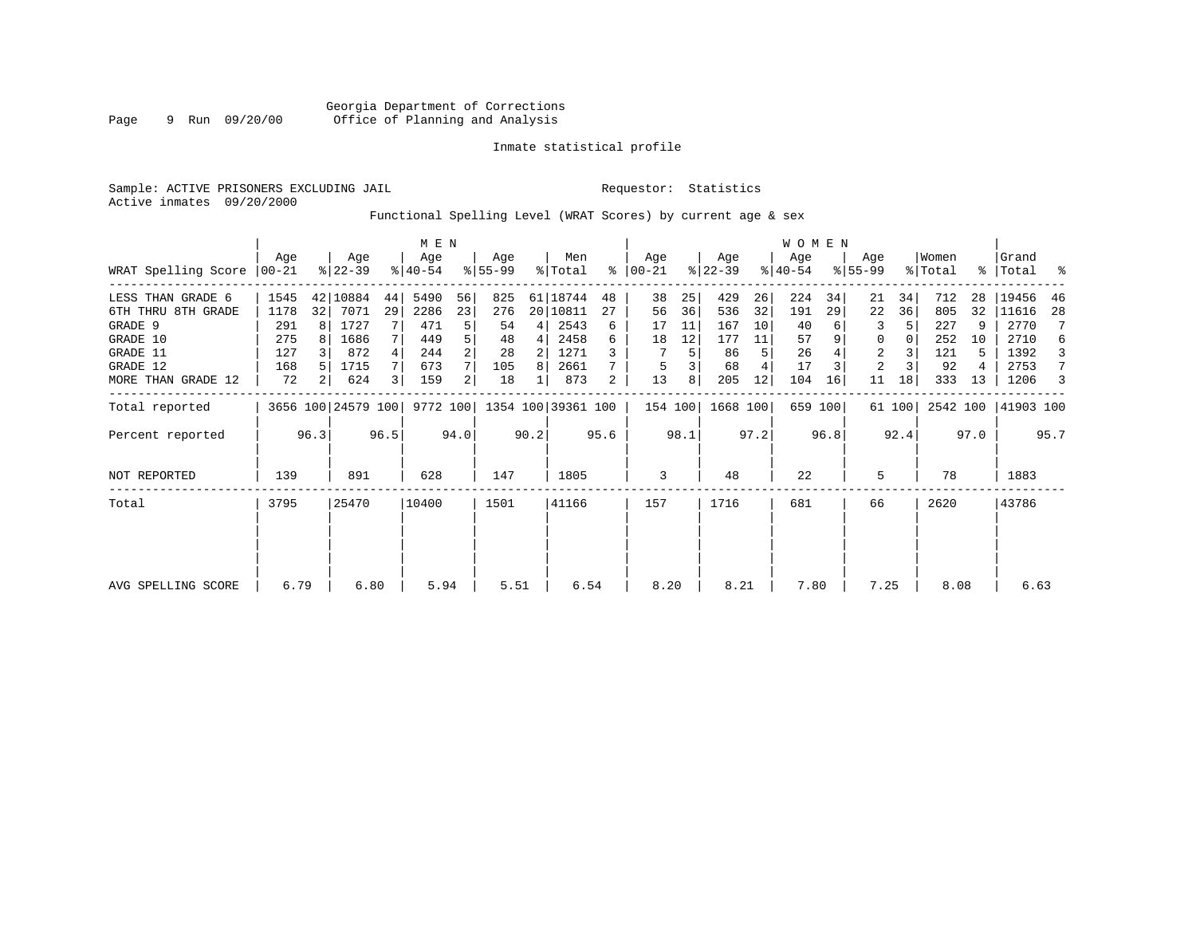Georgia Department of Corrections
Office of Planning and Analysis

Inmate statistical profile

Sample: ACTIVE PRISONERS EXCLUDING JAIL

Requestor: Statistics

Active inmates 09/20/2000

Functional Spelling Level (WRAT Scores) by current age & sex

| WRAT Spelling Score | MEN Age 00-21 | % | Age 22-39 | % | Age 40-54 | % | Age 55-99 | % | Men Total | % | WOMEN Age 00-21 | % | Age 22-39 | % | Age 40-54 | % | Age 55-99 | % | Women Total | % | Grand Total | % |
|---|---|---|---|---|---|---|---|---|---|---|---|---|---|---|---|---|---|---|---|---|---|---|
| LESS THAN GRADE 6 | 1545 | 42 | 10884 | 44 | 5490 | 56 | 825 | 61 | 18744 | 48 | 38 | 25 | 429 | 26 | 224 | 34 | 21 | 34 | 712 | 28 | 19456 | 46 |
| 6TH THRU 8TH GRADE | 1178 | 32 | 7071 | 29 | 2286 | 23 | 276 | 20 | 10811 | 27 | 56 | 36 | 536 | 32 | 191 | 29 | 22 | 36 | 805 | 32 | 11616 | 28 |
| GRADE 9 | 291 | 8 | 1727 | 7 | 471 | 5 | 54 | 4 | 2543 | 6 | 17 | 11 | 167 | 10 | 40 | 6 | 3 | 5 | 227 | 9 | 2770 | 7 |
| GRADE 10 | 275 | 8 | 1686 | 7 | 449 | 5 | 48 | 4 | 2458 | 6 | 18 | 12 | 177 | 11 | 57 | 9 | 0 | 0 | 252 | 10 | 2710 | 6 |
| GRADE 11 | 127 | 3 | 872 | 4 | 244 | 2 | 28 | 2 | 1271 | 3 | 7 | 5 | 86 | 5 | 26 | 4 | 2 | 3 | 121 | 5 | 1392 | 3 |
| GRADE 12 | 168 | 5 | 1715 | 7 | 673 | 7 | 105 | 8 | 2661 | 7 | 5 | 3 | 68 | 4 | 17 | 3 | 2 | 3 | 92 | 4 | 2753 | 7 |
| MORE THAN GRADE 12 | 72 | 2 | 624 | 3 | 159 | 2 | 18 | 1 | 873 | 2 | 13 | 8 | 205 | 12 | 104 | 16 | 11 | 18 | 333 | 13 | 1206 | 3 |
| Total reported | 3656 | 100 | 24579 | 100 | 9772 | 100 | 1354 | 100 | 39361 | 100 | 154 | 100 | 1668 | 100 | 659 | 100 | 61 | 100 | 2542 | 100 | 41903 | 100 |
| Percent reported | | 96.3 | | 96.5 | | 94.0 | | 90.2 | | 95.6 | | 98.1 | | 97.2 | | 96.8 | | 92.4 | | 97.0 | | 95.7 |
| NOT REPORTED | 139 | | 891 | | 628 | | 147 | | 1805 | | 3 | | 48 | | 22 | | 5 | | 78 | | 1883 | |
| Total | 3795 | | 25470 | | 10400 | | 1501 | | 41166 | | 157 | | 1716 | | 681 | | 66 | | 2620 | | 43786 | |
| AVG SPELLING SCORE | 6.79 | | 6.80 | | 5.94 | | 5.51 | | 6.54 | | 8.20 | | 8.21 | | 7.80 | | 7.25 | | 8.08 | | 6.63 | |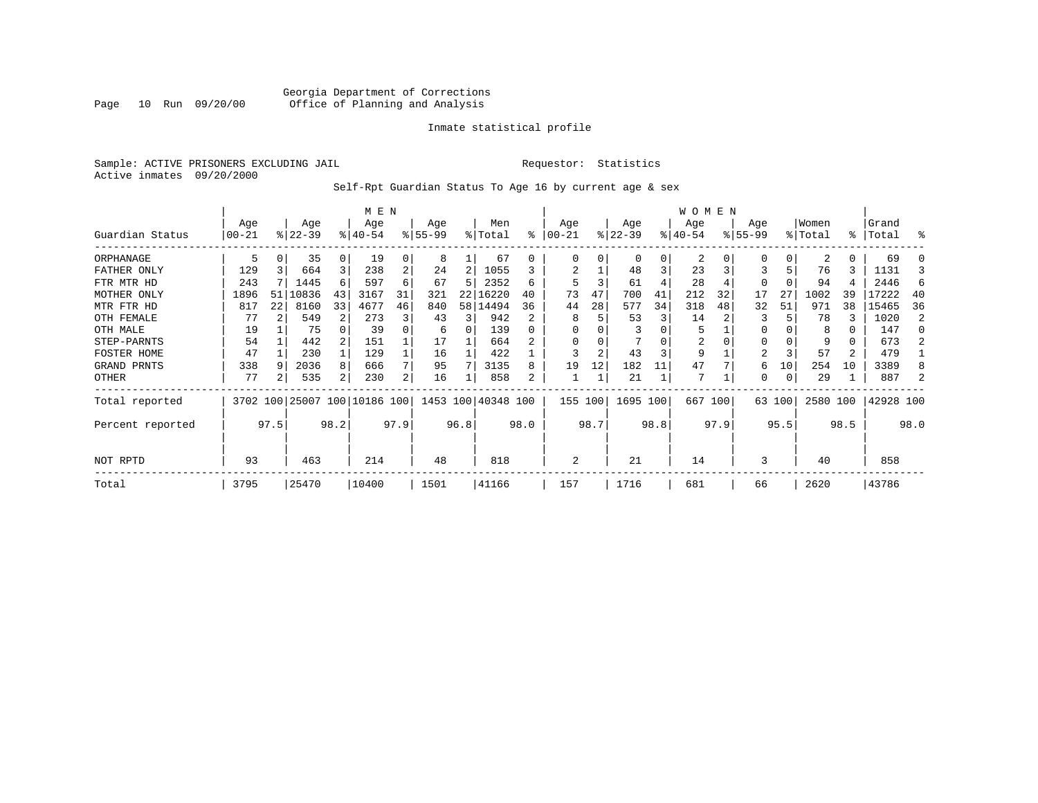Georgia Department of Corrections
Office of Planning and Analysis

Inmate statistical profile

Sample: ACTIVE PRISONERS EXCLUDING JAIL                    Requestor: Statistics
Active inmates 09/20/2000

Self-Rpt Guardian Status To Age 16 by current age & sex

| Guardian Status | MEN Age 00-21 | % | Age 22-39 | % | Age 40-54 | % | Age 55-99 | % | Men Total | % | WOMEN Age 00-21 | % | Age 22-39 | % | Age 40-54 | % | Age 55-99 | % | Women Total | % | Grand Total | % |
|---|---|---|---|---|---|---|---|---|---|---|---|---|---|---|---|---|---|---|---|---|---|---|
| ORPHANAGE | 5 | 0 | 35 | 0 | 19 | 0 | 8 | 1 | 67 | 0 | 0 | 0 | 0 | 0 | 2 | 0 | 0 | 0 | 2 | 0 | 69 | 0 |
| FATHER ONLY | 129 | 3 | 664 | 3 | 238 | 2 | 24 | 2 | 1055 | 3 | 2 | 1 | 48 | 3 | 23 | 3 | 3 | 5 | 76 | 3 | 1131 | 3 |
| FTR MTR HD | 243 | 7 | 1445 | 6 | 597 | 6 | 67 | 5 | 2352 | 6 | 5 | 3 | 61 | 4 | 28 | 4 | 0 | 0 | 94 | 4 | 2446 | 6 |
| MOTHER ONLY | 1896 | 51 | 10836 | 43 | 3167 | 31 | 321 | 22 | 16220 | 40 | 73 | 47 | 700 | 41 | 212 | 32 | 17 | 27 | 1002 | 39 | 17222 | 40 |
| MTR FTR HD | 817 | 22 | 8160 | 33 | 4677 | 46 | 840 | 58 | 14494 | 36 | 44 | 28 | 577 | 34 | 318 | 48 | 32 | 51 | 971 | 38 | 15465 | 36 |
| OTH FEMALE | 77 | 2 | 549 | 2 | 273 | 3 | 43 | 3 | 942 | 2 | 8 | 5 | 53 | 3 | 14 | 2 | 3 | 5 | 78 | 3 | 1020 | 2 |
| OTH MALE | 19 | 1 | 75 | 0 | 39 | 0 | 6 | 0 | 139 | 0 | 0 | 0 | 3 | 0 | 5 | 1 | 0 | 0 | 8 | 0 | 147 | 0 |
| STEP-PARNTS | 54 | 1 | 442 | 2 | 151 | 1 | 17 | 1 | 664 | 2 | 0 | 0 | 7 | 0 | 2 | 0 | 0 | 0 | 9 | 0 | 673 | 2 |
| FOSTER HOME | 47 | 1 | 230 | 1 | 129 | 1 | 16 | 1 | 422 | 1 | 3 | 2 | 43 | 3 | 9 | 1 | 2 | 3 | 57 | 2 | 479 | 1 |
| GRAND PRNTS | 338 | 9 | 2036 | 8 | 666 | 7 | 95 | 7 | 3135 | 8 | 19 | 12 | 182 | 11 | 47 | 7 | 6 | 10 | 254 | 10 | 3389 | 8 |
| OTHER | 77 | 2 | 535 | 2 | 230 | 2 | 16 | 1 | 858 | 2 | 1 | 1 | 21 | 1 | 7 | 1 | 0 | 0 | 29 | 1 | 887 | 2 |
| Total reported | 3702 | 100 | 25007 | 100 | 10186 | 100 | 1453 | 100 | 40348 | 100 | 155 | 100 | 1695 | 100 | 667 | 100 | 63 | 100 | 2580 | 100 | 42928 | 100 |
| Percent reported | | 97.5 | | 98.2 | | 97.9 | | 96.8 | | 98.0 | | 98.7 | | 98.8 | | 97.9 | | 95.5 | | 98.5 | | 98.0 |
| NOT RPTD | 93 | | 463 | | 214 | | 48 | | 818 | | 2 | | 21 | | 14 | | 3 | | 40 | | 858 | |
| Total | 3795 | | 25470 | | 10400 | | 1501 | | 41166 | | 157 | | 1716 | | 681 | | 66 | | 2620 | | 43786 | |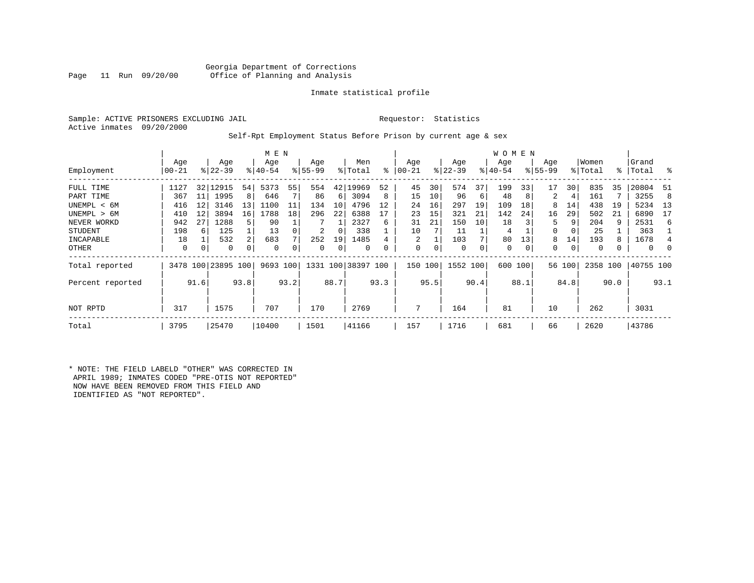Georgia Department of Corrections
Office of Planning and Analysis

Inmate statistical profile

Sample: ACTIVE PRISONERS EXCLUDING JAIL

Requestor: Statistics

Active inmates 09/20/2000

Self-Rpt Employment Status Before Prison by current age & sex

| | MEN | | | | | | | | | | WOMEN | | | | | | | | | | | |
|---|---|---|---|---|---|---|---|---|---|---|---|---|---|---|---|---|---|---|---|---|---|---|
| Employment | Age 00-21 | % | Age 22-39 | % | Age 40-54 | % | Age 55-99 | % | Men Total | % | Age 00-21 | % | Age 22-39 | % | Age 40-54 | % | Age 55-99 | % | Women Total | % | Grand Total | % |
| FULL TIME | 1127 | 32 | 12915 | 54 | 5373 | 55 | 554 | 42 | 19969 | 52 | 45 | 30 | 574 | 37 | 199 | 33 | 17 | 30 | 835 | 35 | 20804 | 51 |
| PART TIME | 367 | 11 | 1995 | 8 | 646 | 7 | 86 | 6 | 3094 | 8 | 15 | 10 | 96 | 6 | 48 | 8 | 2 | 4 | 161 | 7 | 3255 | 8 |
| UNEMPL < 6M | 416 | 12 | 3146 | 13 | 1100 | 11 | 134 | 10 | 4796 | 12 | 24 | 16 | 297 | 19 | 109 | 18 | 8 | 14 | 438 | 19 | 5234 | 13 |
| UNEMPL > 6M | 410 | 12 | 3894 | 16 | 1788 | 18 | 296 | 22 | 6388 | 17 | 23 | 15 | 321 | 21 | 142 | 24 | 16 | 29 | 502 | 21 | 6890 | 17 |
| NEVER WORKD | 942 | 27 | 1288 | 5 | 90 | 1 | 7 | 1 | 2327 | 6 | 31 | 21 | 150 | 10 | 18 | 3 | 5 | 9 | 204 | 9 | 2531 | 6 |
| STUDENT | 198 | 6 | 125 | 1 | 13 | 0 | 2 | 0 | 338 | 1 | 10 | 7 | 11 | 1 | 4 | 1 | 0 | 0 | 25 | 1 | 363 | 1 |
| INCAPABLE | 18 | 1 | 532 | 2 | 683 | 7 | 252 | 19 | 1485 | 4 | 2 | 1 | 103 | 7 | 80 | 13 | 8 | 14 | 193 | 8 | 1678 | 4 |
| OTHER | 0 | 0 | 0 | 0 | 0 | 0 | 0 | 0 | 0 | 0 | 0 | 0 | 0 | 0 | 0 | 0 | 0 | 0 | 0 | 0 | 0 | 0 |
| Total reported | 3478 | 100 | 23895 | 100 | 9693 | 100 | 1331 | 100 | 38397 | 100 | 150 | 100 | 1552 | 100 | 600 | 100 | 56 | 100 | 2358 | 100 | 40755 | 100 |
| Percent reported | | 91.6 | | 93.8 | | 93.2 | | 88.7 | | 93.3 | | 95.5 | | 90.4 | | 88.1 | | 84.8 | | 90.0 | | 93.1 |
| NOT RPTD | 317 | | 1575 | | 707 | | 170 | | 2769 | | 7 | | 164 | | 81 | | 10 | | 262 | | 3031 | |
| Total | 3795 | | 25470 | | 10400 | | 1501 | | 41166 | | 157 | | 1716 | | 681 | | 66 | | 2620 | | 43786 | |

* NOTE: THE FIELD LABELD "OTHER" WAS CORRECTED IN APRIL 1989; INMATES CODED "PRE-OTIS NOT REPORTED" NOW HAVE BEEN REMOVED FROM THIS FIELD AND IDENTIFIED AS "NOT REPORTED".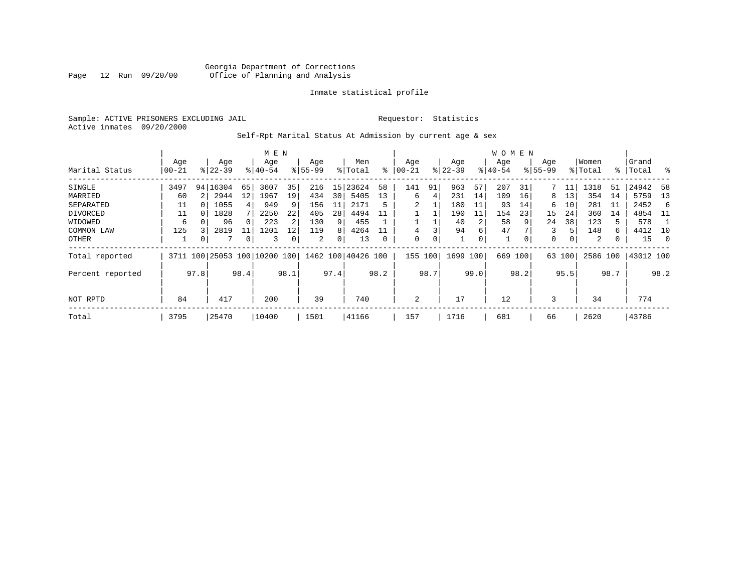Georgia Department of Corrections
Office of Planning and Analysis

Inmate statistical profile

Sample: ACTIVE PRISONERS EXCLUDING JAIL

Requestor: Statistics

Active inmates 09/20/2000

Self-Rpt Marital Status At Admission by current age & sex

| Marital Status | MEN Age 00-21 | % | Age 22-39 | % | Age 40-54 | % | Age 55-99 | % | Men Total | % | WOMEN Age 00-21 | % | Age 22-39 | % | Age 40-54 | % | Age 55-99 | % | Women Total | % | Grand Total | % |
|---|---|---|---|---|---|---|---|---|---|---|---|---|---|---|---|---|---|---|---|---|---|---|
| SINGLE | 3497 | 94 | 16304 | 65 | 3607 | 35 | 216 | 15 | 23624 | 58 | 141 | 91 | 963 | 57 | 207 | 31 | 7 | 11 | 1318 | 51 | 24942 | 58 |
| MARRIED | 60 | 2 | 2944 | 12 | 1967 | 19 | 434 | 30 | 5405 | 13 | 6 | 4 | 231 | 14 | 109 | 16 | 8 | 13 | 354 | 14 | 5759 | 13 |
| SEPARATED | 11 | 0 | 1055 | 4 | 949 | 9 | 156 | 11 | 2171 | 5 | 2 | 1 | 180 | 11 | 93 | 14 | 6 | 10 | 281 | 11 | 2452 | 6 |
| DIVORCED | 11 | 0 | 1828 | 7 | 2250 | 22 | 405 | 28 | 4494 | 11 | 1 | 1 | 190 | 11 | 154 | 23 | 15 | 24 | 360 | 14 | 4854 | 11 |
| WIDOWED | 6 | 0 | 96 | 0 | 223 | 2 | 130 | 9 | 455 | 1 | 1 | 1 | 40 | 2 | 58 | 9 | 24 | 38 | 123 | 5 | 578 | 1 |
| COMMON LAW | 125 | 3 | 2819 | 11 | 1201 | 12 | 119 | 8 | 4264 | 11 | 4 | 3 | 94 | 6 | 47 | 7 | 3 | 5 | 148 | 6 | 4412 | 10 |
| OTHER | 1 | 0 | 7 | 0 | 3 | 0 | 2 | 0 | 13 | 0 | 0 | 0 | 1 | 0 | 1 | 0 | 0 | 0 | 2 | 0 | 15 | 0 |
| Total reported | 3711 | 100 | 25053 | 100 | 10200 | 100 | 1462 | 100 | 40426 | 100 | 155 | 100 | 1699 | 100 | 669 | 100 | 63 | 100 | 2586 | 100 | 43012 | 100 |
| Percent reported | | 97.8 | | 98.4 | | 98.1 | | 97.4 | | 98.2 | | 98.7 | | 99.0 | | 98.2 | | 95.5 | | 98.7 | | 98.2 |
| NOT RPTD | 84 | | 417 | | 200 | | 39 | | 740 | | 2 | | 17 | | 12 | | 3 | | 34 | | 774 | |
| Total | 3795 | | 25470 | | 10400 | | 1501 | | 41166 | | 157 | | 1716 | | 681 | | 66 | | 2620 | | 43786 | |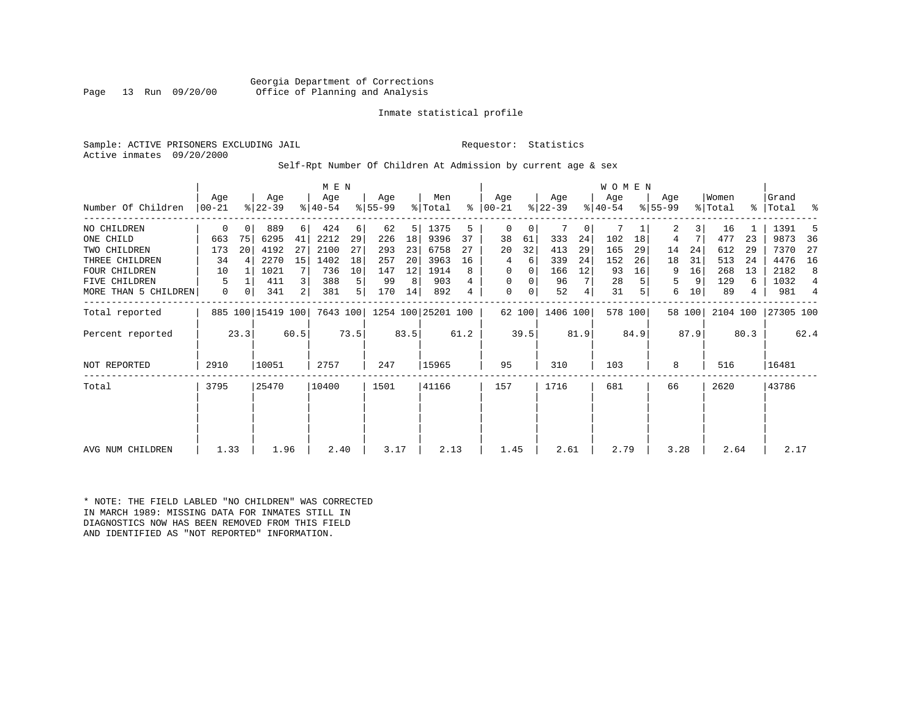Georgia Department of Corrections
Office of Planning and Analysis

Inmate statistical profile

Sample: ACTIVE PRISONERS EXCLUDING JAIL

Requestor: Statistics

Active inmates 09/20/2000

Self-Rpt Number Of Children At Admission by current age & sex

| Number Of Children | MEN Age 00-21 | % | Age 22-39 | % | Age 40-54 | % | Age 55-99 | % | Men Total | % | WOMEN Age 00-21 | % | Age 22-39 | % | Age 40-54 | % | Age 55-99 | % | Women Total | % | Grand Total | % |
|---|---|---|---|---|---|---|---|---|---|---|---|---|---|---|---|---|---|---|---|---|---|---|
| NO CHILDREN | 0 | 0 | 889 | 6 | 424 | 6 | 62 | 5 | 1375 | 5 | 0 | 0 | 7 | 0 | 7 | 1 | 2 | 3 | 16 | 1 | 1391 | 5 |
| ONE CHILD | 663 | 75 | 6295 | 41 | 2212 | 29 | 226 | 18 | 9396 | 37 | 38 | 61 | 333 | 24 | 102 | 18 | 4 | 7 | 477 | 23 | 9873 | 36 |
| TWO CHILDREN | 173 | 20 | 4192 | 27 | 2100 | 27 | 293 | 23 | 6758 | 27 | 20 | 32 | 413 | 29 | 165 | 29 | 14 | 24 | 612 | 29 | 7370 | 27 |
| THREE CHILDREN | 34 | 4 | 2270 | 15 | 1402 | 18 | 257 | 20 | 3963 | 16 | 4 | 6 | 339 | 24 | 152 | 26 | 18 | 31 | 513 | 24 | 4476 | 16 |
| FOUR CHILDREN | 10 | 1 | 1021 | 7 | 736 | 10 | 147 | 12 | 1914 | 8 | 0 | 0 | 166 | 12 | 93 | 16 | 9 | 16 | 268 | 13 | 2182 | 8 |
| FIVE CHILDREN | 5 | 1 | 411 | 3 | 388 | 5 | 99 | 8 | 903 | 4 | 0 | 0 | 96 | 7 | 28 | 5 | 5 | 9 | 129 | 6 | 1032 | 4 |
| MORE THAN 5 CHILDREN | 0 | 0 | 341 | 2 | 381 | 5 | 170 | 14 | 892 | 4 | 0 | 0 | 52 | 4 | 31 | 5 | 6 | 10 | 89 | 4 | 981 | 4 |
| Total reported | 885 | 100 | 15419 | 100 | 7643 | 100 | 1254 | 100 | 25201 | 100 | 62 | 100 | 1406 | 100 | 578 | 100 | 58 | 100 | 2104 | 100 | 27305 | 100 |
| Percent reported | | 23.3 | | 60.5 | | 73.5 | | 83.5 | | 61.2 | | 39.5 | | 81.9 | | 84.9 | | 87.9 | | 80.3 | | 62.4 |
| NOT REPORTED | 2910 | | 10051 | | 2757 | | 247 | | 15965 | | 95 | | 310 | | 103 | | 8 | | 516 | | 16481 | |
| Total | 3795 | | 25470 | | 10400 | | 1501 | | 41166 | | 157 | | 1716 | | 681 | | 66 | | 2620 | | 43786 | |
| AVG NUM CHILDREN | 1.33 | | 1.96 | | 2.40 | | 3.17 | | 2.13 | | 1.45 | | 2.61 | | 2.79 | | 3.28 | | 2.64 | | 2.17 | |

* NOTE: THE FIELD LABLED "NO CHILDREN" WAS CORRECTED IN MARCH 1989: MISSING DATA FOR INMATES STILL IN DIAGNOSTICS NOW HAS BEEN REMOVED FROM THIS FIELD AND IDENTIFIED AS "NOT REPORTED" INFORMATION.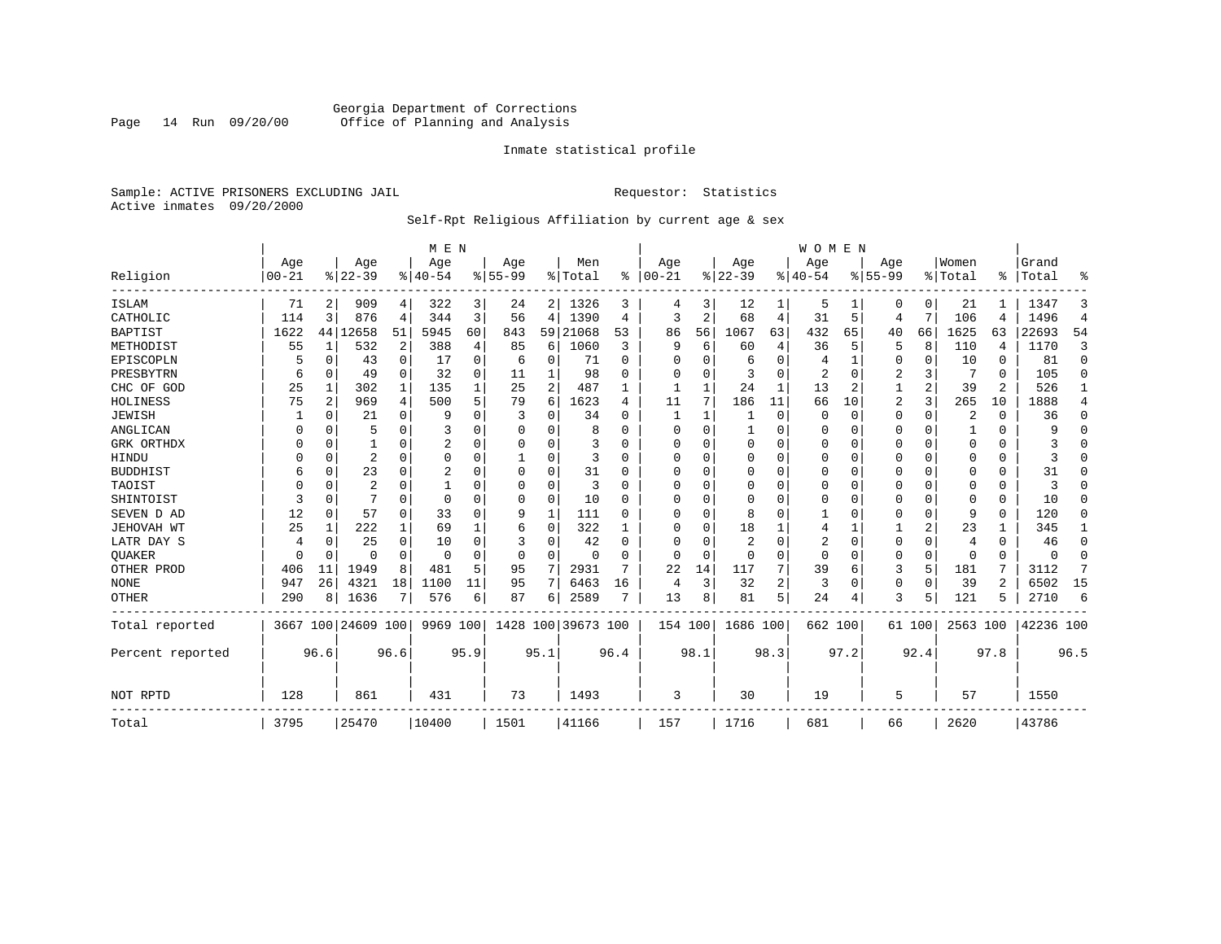Georgia Department of Corrections
Office of Planning and Analysis

Inmate statistical profile

Sample: ACTIVE PRISONERS EXCLUDING JAIL    Requestor: Statistics
Active inmates 09/20/2000

Self-Rpt Religious Affiliation by current age & sex

| Religion | MEN Age 00-21 | % | Age 22-39 | % | Age 40-54 | % | Age 55-99 | % | Men Total | % | WOMEN Age 00-21 | % | Age 22-39 | % | Age 40-54 | % | Age 55-99 | % | Women Total | % | Grand Total | % |
|---|---|---|---|---|---|---|---|---|---|---|---|---|---|---|---|---|---|---|---|---|---|---|
| ISLAM | 71 | 2 | 909 | 4 | 322 | 3 | 24 | 2 | 1326 | 3 | 4 | 3 | 12 | 1 | 5 | 1 | 0 | 0 | 21 | 1 | 1347 | 3 |
| CATHOLIC | 114 | 3 | 876 | 4 | 344 | 3 | 56 | 4 | 1390 | 4 | 3 | 2 | 68 | 4 | 31 | 5 | 4 | 7 | 106 | 4 | 1496 | 4 |
| BAPTIST | 1622 | 44 | 12658 | 51 | 5945 | 60 | 843 | 59 | 21068 | 53 | 86 | 56 | 1067 | 63 | 432 | 65 | 40 | 66 | 1625 | 63 | 22693 | 54 |
| METHODIST | 55 | 1 | 532 | 2 | 388 | 4 | 85 | 6 | 1060 | 3 | 9 | 6 | 60 | 4 | 36 | 5 | 5 | 8 | 110 | 4 | 1170 | 3 |
| EPISCOPLN | 5 | 0 | 43 | 0 | 17 | 0 | 6 | 0 | 71 | 0 | 0 | 0 | 6 | 0 | 4 | 1 | 0 | 0 | 10 | 0 | 81 | 0 |
| PRESBYTRN | 6 | 0 | 49 | 0 | 32 | 0 | 11 | 1 | 98 | 0 | 0 | 0 | 3 | 0 | 2 | 0 | 2 | 3 | 7 | 0 | 105 | 0 |
| CHC OF GOD | 25 | 1 | 302 | 1 | 135 | 1 | 25 | 2 | 487 | 1 | 1 | 1 | 24 | 1 | 13 | 2 | 1 | 2 | 39 | 2 | 526 | 1 |
| HOLINESS | 75 | 2 | 969 | 4 | 500 | 5 | 79 | 6 | 1623 | 4 | 11 | 7 | 186 | 11 | 66 | 10 | 2 | 3 | 265 | 10 | 1888 | 4 |
| JEWISH | 1 | 0 | 21 | 0 | 9 | 0 | 3 | 0 | 34 | 0 | 1 | 1 | 1 | 0 | 0 | 0 | 0 | 0 | 2 | 0 | 36 | 0 |
| ANGLICAN | 0 | 0 | 5 | 0 | 3 | 0 | 0 | 0 | 8 | 0 | 0 | 0 | 1 | 0 | 0 | 0 | 0 | 0 | 1 | 0 | 9 | 0 |
| GRK ORTHDX | 0 | 0 | 1 | 0 | 2 | 0 | 0 | 0 | 3 | 0 | 0 | 0 | 0 | 0 | 0 | 0 | 0 | 0 | 0 | 0 | 3 | 0 |
| HINDU | 0 | 0 | 2 | 0 | 0 | 0 | 1 | 0 | 3 | 0 | 0 | 0 | 0 | 0 | 0 | 0 | 0 | 0 | 0 | 0 | 3 | 0 |
| BUDDHIST | 6 | 0 | 23 | 0 | 2 | 0 | 0 | 0 | 31 | 0 | 0 | 0 | 0 | 0 | 0 | 0 | 0 | 0 | 0 | 0 | 31 | 0 |
| TAOIST | 0 | 0 | 2 | 0 | 1 | 0 | 0 | 0 | 3 | 0 | 0 | 0 | 0 | 0 | 0 | 0 | 0 | 0 | 0 | 0 | 3 | 0 |
| SHINTOIST | 3 | 0 | 7 | 0 | 0 | 0 | 0 | 0 | 10 | 0 | 0 | 0 | 0 | 0 | 0 | 0 | 0 | 0 | 0 | 0 | 10 | 0 |
| SEVEN D AD | 12 | 0 | 57 | 0 | 33 | 0 | 9 | 1 | 111 | 0 | 0 | 0 | 8 | 0 | 1 | 0 | 0 | 0 | 9 | 0 | 120 | 0 |
| JEHOVAH WT | 25 | 1 | 222 | 1 | 69 | 1 | 6 | 0 | 322 | 1 | 0 | 0 | 18 | 1 | 4 | 1 | 1 | 2 | 23 | 1 | 345 | 1 |
| LATR DAY S | 4 | 0 | 25 | 0 | 10 | 0 | 3 | 0 | 42 | 0 | 0 | 0 | 2 | 0 | 2 | 0 | 0 | 0 | 4 | 0 | 46 | 0 |
| QUAKER | 0 | 0 | 0 | 0 | 0 | 0 | 0 | 0 | 0 | 0 | 0 | 0 | 0 | 0 | 0 | 0 | 0 | 0 | 0 | 0 | 0 | 0 |
| OTHER PROD | 406 | 11 | 1949 | 8 | 481 | 5 | 95 | 7 | 2931 | 7 | 22 | 14 | 117 | 7 | 39 | 6 | 3 | 5 | 181 | 7 | 3112 | 7 |
| NONE | 947 | 26 | 4321 | 18 | 1100 | 11 | 95 | 7 | 6463 | 16 | 4 | 3 | 32 | 2 | 3 | 0 | 0 | 0 | 39 | 2 | 6502 | 15 |
| OTHER | 290 | 8 | 1636 | 7 | 576 | 6 | 87 | 6 | 2589 | 7 | 13 | 8 | 81 | 5 | 24 | 4 | 3 | 5 | 121 | 5 | 2710 | 6 |
| Total reported | 3667 | 100 | 24609 | 100 | 9969 | 100 | 1428 | 100 | 39673 | 100 | 154 | 100 | 1686 | 100 | 662 | 100 | 61 | 100 | 2563 | 100 | 42236 | 100 |
| Percent reported | | 96.6 | | 96.6 | | 95.9 | | 95.1 | | 96.4 | | 98.1 | | 98.3 | | 97.2 | | 92.4 | | 97.8 | | 96.5 |
| NOT RPTD | 128 | | 861 | | 431 | | 73 | | 1493 | | 3 | | 30 | | 19 | | 5 | | 57 | | 1550 | |
| Total | 3795 | | 25470 | | 10400 | | 1501 | | 41166 | | 157 | | 1716 | | 681 | | 66 | | 2620 | | 43786 | |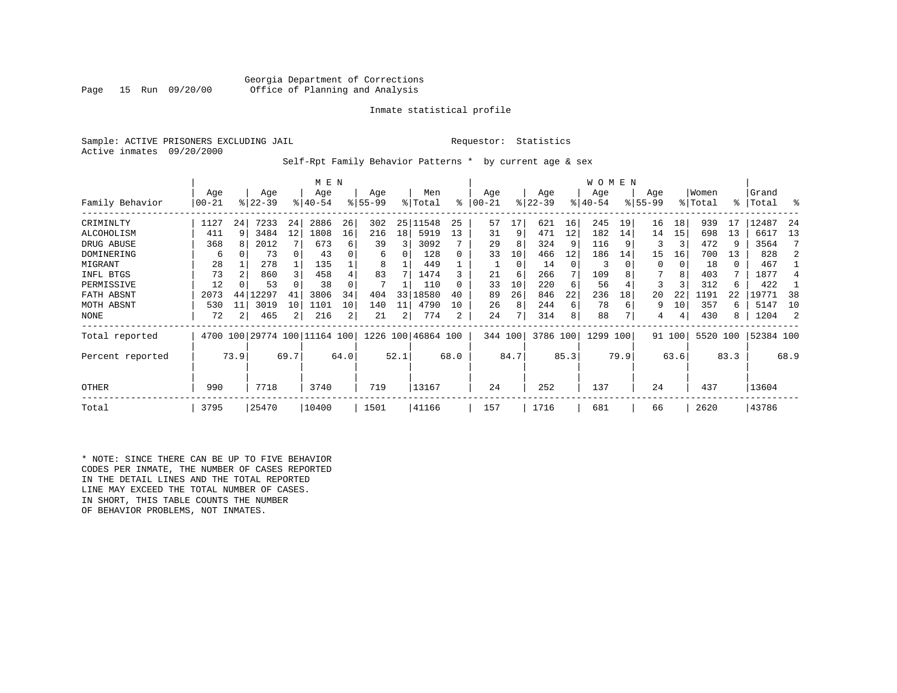Georgia Department of Corrections
Office of Planning and Analysis

Inmate statistical profile

Sample: ACTIVE PRISONERS EXCLUDING JAIL
Active inmates 09/20/2000

Requestor: Statistics

Self-Rpt Family Behavior Patterns * by current age & sex

| | MEN | | | | | | | | | | WOMEN | | | | | | | | | | | |
|---|---|---|---|---|---|---|---|---|---|---|---|---|---|---|---|---|---|---|---|---|---|---|
| Family Behavior | Age 00-21 | % | Age 22-39 | % | Age 40-54 | % | Age 55-99 | % | Men Total | % | Age 00-21 | % | Age 22-39 | % | Age 40-54 | % | Age 55-99 | % | Women Total | % | Grand Total | % |
| CRIMINLTY | 1127 | 24 | 7233 | 24 | 2886 | 26 | 302 | 25 | 11548 | 25 | 57 | 17 | 621 | 16 | 245 | 19 | 16 | 18 | 939 | 17 | 12487 | 24 |
| ALCOHOLISM | 411 | 9 | 3484 | 12 | 1808 | 16 | 216 | 18 | 5919 | 13 | 31 | 9 | 471 | 12 | 182 | 14 | 14 | 15 | 698 | 13 | 6617 | 13 |
| DRUG ABUSE | 368 | 8 | 2012 | 7 | 673 | 6 | 39 | 3 | 3092 | 7 | 29 | 8 | 324 | 9 | 116 | 9 | 3 | 3 | 472 | 9 | 3564 | 7 |
| DOMINERING | 6 | 0 | 73 | 0 | 43 | 0 | 6 | 0 | 128 | 0 | 33 | 10 | 466 | 12 | 186 | 14 | 15 | 16 | 700 | 13 | 828 | 2 |
| MIGRANT | 28 | 1 | 278 | 1 | 135 | 1 | 8 | 1 | 449 | 1 | 1 | 0 | 14 | 0 | 3 | 0 | 0 | 0 | 18 | 0 | 467 | 1 |
| INFL BTGS | 73 | 2 | 860 | 3 | 458 | 4 | 83 | 7 | 1474 | 3 | 21 | 6 | 266 | 7 | 109 | 8 | 7 | 8 | 403 | 7 | 1877 | 4 |
| PERMISSIVE | 12 | 0 | 53 | 0 | 38 | 0 | 7 | 1 | 110 | 0 | 33 | 10 | 220 | 6 | 56 | 4 | 3 | 3 | 312 | 6 | 422 | 1 |
| FATH ABSNT | 2073 | 44 | 12297 | 41 | 3806 | 34 | 404 | 33 | 18580 | 40 | 89 | 26 | 846 | 22 | 236 | 18 | 20 | 22 | 1191 | 22 | 19771 | 38 |
| MOTH ABSNT | 530 | 11 | 3019 | 10 | 1101 | 10 | 140 | 11 | 4790 | 10 | 26 | 8 | 244 | 6 | 78 | 6 | 9 | 10 | 357 | 6 | 5147 | 10 |
| NONE | 72 | 2 | 465 | 2 | 216 | 2 | 21 | 2 | 774 | 2 | 24 | 7 | 314 | 8 | 88 | 7 | 4 | 4 | 430 | 8 | 1204 | 2 |
| Total reported | 4700 | 100 | 29774 | 100 | 11164 | 100 | 1226 | 100 | 46864 | 100 | 344 | 100 | 3786 | 100 | 1299 | 100 | 91 | 100 | 5520 | 100 | 52384 | 100 |
| Percent reported | | 73.9 | | 69.7 | | 64.0 | | 52.1 | | 68.0 | | 84.7 | | 85.3 | | 79.9 | | 63.6 | | 83.3 | | 68.9 |
| OTHER | 990 | | 7718 | | 3740 | | 719 | | 13167 | | 24 | | 252 | | 137 | | 24 | | 437 | | 13604 | |
| Total | 3795 | | 25470 | | 10400 | | 1501 | | 41166 | | 157 | | 1716 | | 681 | | 66 | | 2620 | | 43786 | |

* NOTE: SINCE THERE CAN BE UP TO FIVE BEHAVIOR CODES PER INMATE, THE NUMBER OF CASES REPORTED IN THE DETAIL LINES AND THE TOTAL REPORTED LINE MAY EXCEED THE TOTAL NUMBER OF CASES. IN SHORT, THIS TABLE COUNTS THE NUMBER OF BEHAVIOR PROBLEMS, NOT INMATES.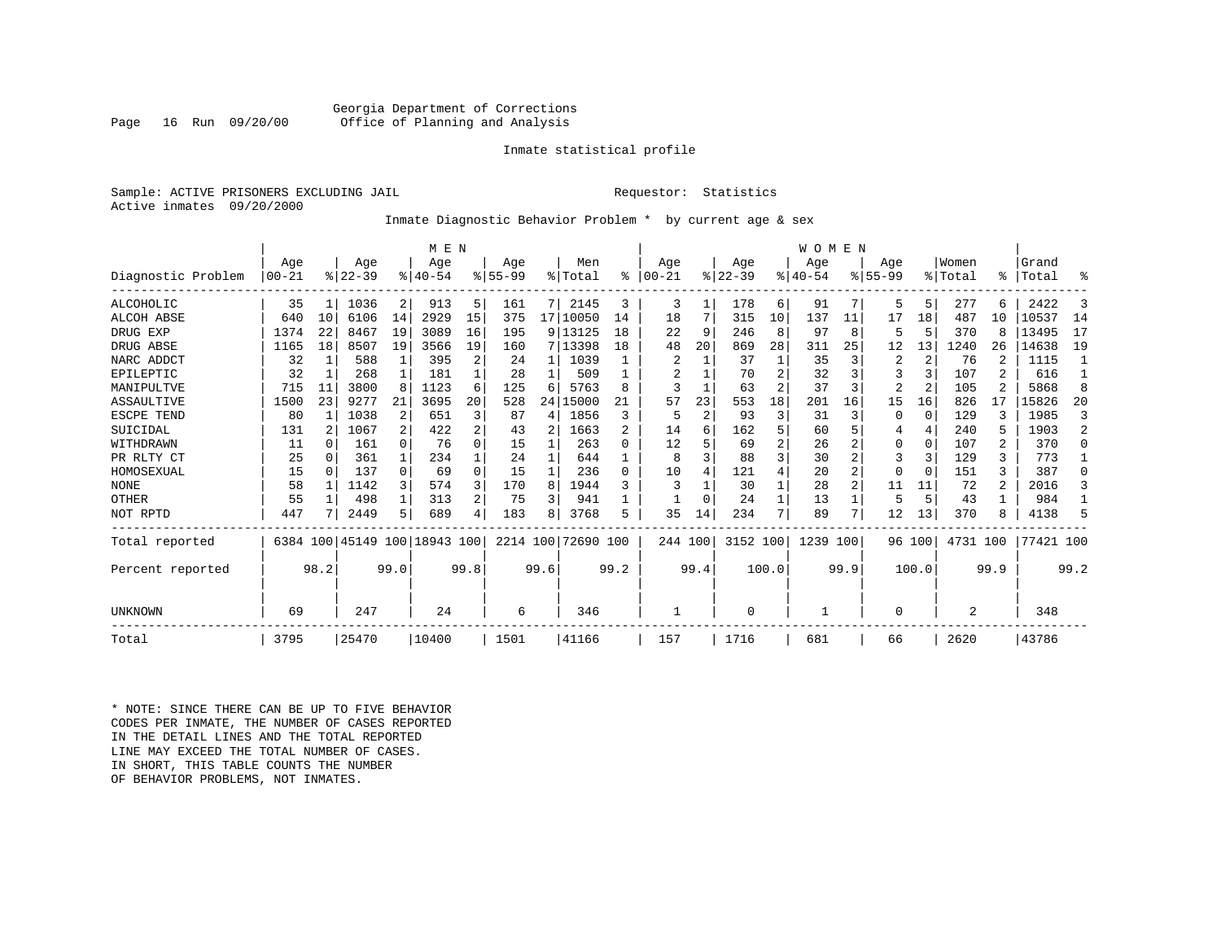Georgia Department of Corrections
Office of Planning and Analysis

Inmate statistical profile

Sample: ACTIVE PRISONERS EXCLUDING JAIL                                   Requestor: Statistics
Active inmates 09/20/2000

Inmate Diagnostic Behavior Problem * by current age & sex

| Diagnostic Problem | MEN Age 00-21 | % | Age 22-39 | % | Age 40-54 | % | Age 55-99 | % | Men Total | % | WOMEN Age 00-21 | % | Age 22-39 | % | Age 40-54 | % | Age 55-99 | % | Women Total | % | Grand Total | % |
|---|---|---|---|---|---|---|---|---|---|---|---|---|---|---|---|---|---|---|---|---|---|---|
| ALCOHOLIC | 35 | 1 | 1036 | 2 | 913 | 5 | 161 | 7 | 2145 | 3 | 3 | 1 | 178 | 6 | 91 | 7 | 5 | 5 | 277 | 6 | 2422 | 3 |
| ALCOH ABSE | 640 | 10 | 6106 | 14 | 2929 | 15 | 375 | 17 | 10050 | 14 | 18 | 7 | 315 | 10 | 137 | 11 | 17 | 18 | 487 | 10 | 10537 | 14 |
| DRUG EXP | 1374 | 22 | 8467 | 19 | 3089 | 16 | 195 | 9 | 13125 | 18 | 22 | 9 | 246 | 8 | 97 | 8 | 5 | 5 | 370 | 8 | 13495 | 17 |
| DRUG ABSE | 1165 | 18 | 8507 | 19 | 3566 | 19 | 160 | 7 | 13398 | 18 | 48 | 20 | 869 | 28 | 311 | 25 | 12 | 13 | 1240 | 26 | 14638 | 19 |
| NARC ADDCT | 32 | 1 | 588 | 1 | 395 | 2 | 24 | 1 | 1039 | 1 | 2 | 1 | 37 | 1 | 35 | 3 | 2 | 2 | 76 | 2 | 1115 | 1 |
| EPILEPTIC | 32 | 1 | 268 | 1 | 181 | 1 | 28 | 1 | 509 | 1 | 2 | 1 | 70 | 2 | 32 | 3 | 3 | 3 | 107 | 2 | 616 | 1 |
| MANIPULTVE | 715 | 11 | 3800 | 8 | 1123 | 6 | 125 | 6 | 5763 | 8 | 3 | 1 | 63 | 2 | 37 | 3 | 2 | 2 | 105 | 2 | 5868 | 8 |
| ASSAULTIVE | 1500 | 23 | 9277 | 21 | 3695 | 20 | 528 | 24 | 15000 | 21 | 57 | 23 | 553 | 18 | 201 | 16 | 15 | 16 | 826 | 17 | 15826 | 20 |
| ESCPE TEND | 80 | 1 | 1038 | 2 | 651 | 3 | 87 | 4 | 1856 | 3 | 5 | 2 | 93 | 3 | 31 | 3 | 0 | 0 | 129 | 3 | 1985 | 3 |
| SUICIDAL | 131 | 2 | 1067 | 2 | 422 | 2 | 43 | 2 | 1663 | 2 | 14 | 6 | 162 | 5 | 60 | 5 | 4 | 4 | 240 | 5 | 1903 | 2 |
| WITHDRAWN | 11 | 0 | 161 | 0 | 76 | 0 | 15 | 1 | 263 | 0 | 12 | 5 | 69 | 2 | 26 | 2 | 0 | 0 | 107 | 2 | 370 | 0 |
| PR RLTY CT | 25 | 0 | 361 | 1 | 234 | 1 | 24 | 1 | 644 | 1 | 8 | 3 | 88 | 3 | 30 | 2 | 3 | 3 | 129 | 3 | 773 | 1 |
| HOMOSEXUAL | 15 | 0 | 137 | 0 | 69 | 0 | 15 | 1 | 236 | 0 | 10 | 4 | 121 | 4 | 20 | 2 | 0 | 0 | 151 | 3 | 387 | 0 |
| NONE | 58 | 1 | 1142 | 3 | 574 | 3 | 170 | 8 | 1944 | 3 | 3 | 1 | 30 | 1 | 28 | 2 | 11 | 11 | 72 | 2 | 2016 | 3 |
| OTHER | 55 | 1 | 498 | 1 | 313 | 2 | 75 | 3 | 941 | 1 | 1 | 0 | 24 | 1 | 13 | 1 | 5 | 5 | 43 | 1 | 984 | 1 |
| NOT RPTD | 447 | 7 | 2449 | 5 | 689 | 4 | 183 | 8 | 3768 | 5 | 35 | 14 | 234 | 7 | 89 | 7 | 12 | 13 | 370 | 8 | 4138 | 5 |
| Total reported | 6384 | 100 | 45149 | 100 | 18943 | 100 | 2214 | 100 | 72690 | 100 | 244 | 100 | 3152 | 100 | 1239 | 100 | 96 | 100 | 4731 | 100 | 77421 | 100 |
| Percent reported | | 98.2 | | 99.0 | | 99.8 | | 99.6 | | 99.2 | | 99.4 | | 100.0 | | 99.9 | | 100.0 | | 99.9 | | 99.2 |
| UNKNOWN | 69 | | 247 | | 24 | | 6 | | 346 | | 1 | | 0 | | 1 | | 0 | | 2 | | 348 | |
| Total | 3795 | | 25470 | | 10400 | | 1501 | | 41166 | | 157 | | 1716 | | 681 | | 66 | | 2620 | | 43786 | |

\* NOTE: SINCE THERE CAN BE UP TO FIVE BEHAVIOR
CODES PER INMATE, THE NUMBER OF CASES REPORTED
IN THE DETAIL LINES AND THE TOTAL REPORTED
LINE MAY EXCEED THE TOTAL NUMBER OF CASES.
IN SHORT, THIS TABLE COUNTS THE NUMBER
OF BEHAVIOR PROBLEMS, NOT INMATES.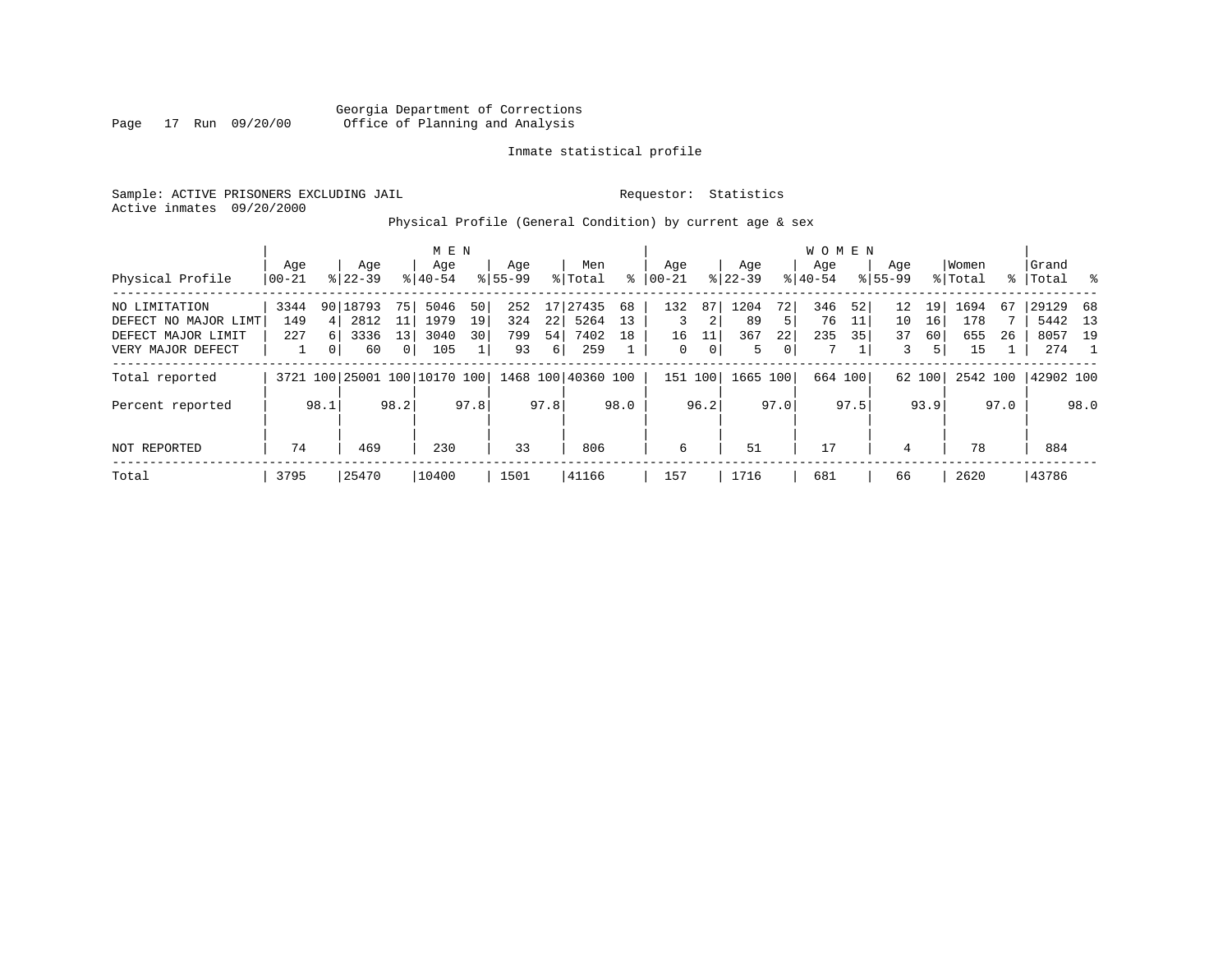Georgia Department of Corrections
Office of Planning and Analysis

Inmate statistical profile

Sample: ACTIVE PRISONERS EXCLUDING JAIL  Requestor: Statistics
Active inmates 09/20/2000

Physical Profile (General Condition) by current age & sex

| Physical Profile | MEN Age 00-21 | % | Age 22-39 | % | Age 40-54 | % | Age 55-99 | % | Men Total | % | WOMEN Age 00-21 | % | Age 22-39 | % | Age 40-54 | % | Age 55-99 | % | Women Total | % | Grand Total | % |
|---|---|---|---|---|---|---|---|---|---|---|---|---|---|---|---|---|---|---|---|---|---|---|
| NO LIMITATION | 3344 | 90 | 18793 | 75 | 5046 | 50 | 252 | 17 | 27435 | 68 | 132 | 87 | 1204 | 72 | 346 | 52 | 12 | 19 | 1694 | 67 | 29129 | 68 |
| DEFECT NO MAJOR LIMT | 149 | 4 | 2812 | 11 | 1979 | 19 | 324 | 22 | 5264 | 13 | 3 | 2 | 89 | 5 | 76 | 11 | 10 | 16 | 178 | 7 | 5442 | 13 |
| DEFECT MAJOR LIMIT | 227 | 6 | 3336 | 13 | 3040 | 30 | 799 | 54 | 7402 | 18 | 16 | 11 | 367 | 22 | 235 | 35 | 37 | 60 | 655 | 26 | 8057 | 19 |
| VERY MAJOR DEFECT | 1 | 0 | 60 | 0 | 105 | 1 | 93 | 6 | 259 | 1 | 0 | 0 | 5 | 0 | 7 | 1 | 3 | 5 | 15 | 1 | 274 | 1 |
| Total reported | 3721 | 100 | 25001 | 100 | 10170 | 100 | 1468 | 100 | 40360 | 100 | 151 | 100 | 1665 | 100 | 664 | 100 | 62 | 100 | 2542 | 100 | 42902 | 100 |
| Percent reported | | 98.1 | | 98.2 | | 97.8 | | 97.8 | | 98.0 | | 96.2 | | 97.0 | | 97.5 | | 93.9 | | 97.0 | | 98.0 |
| NOT REPORTED | 74 | | 469 | | 230 | | 33 | | 806 | | 6 | | 51 | | 17 | | 4 | | 78 | | 884 | |
| Total | 3795 | | 25470 | | 10400 | | 1501 | | 41166 | | 157 | | 1716 | | 681 | | 66 | | 2620 | | 43786 | |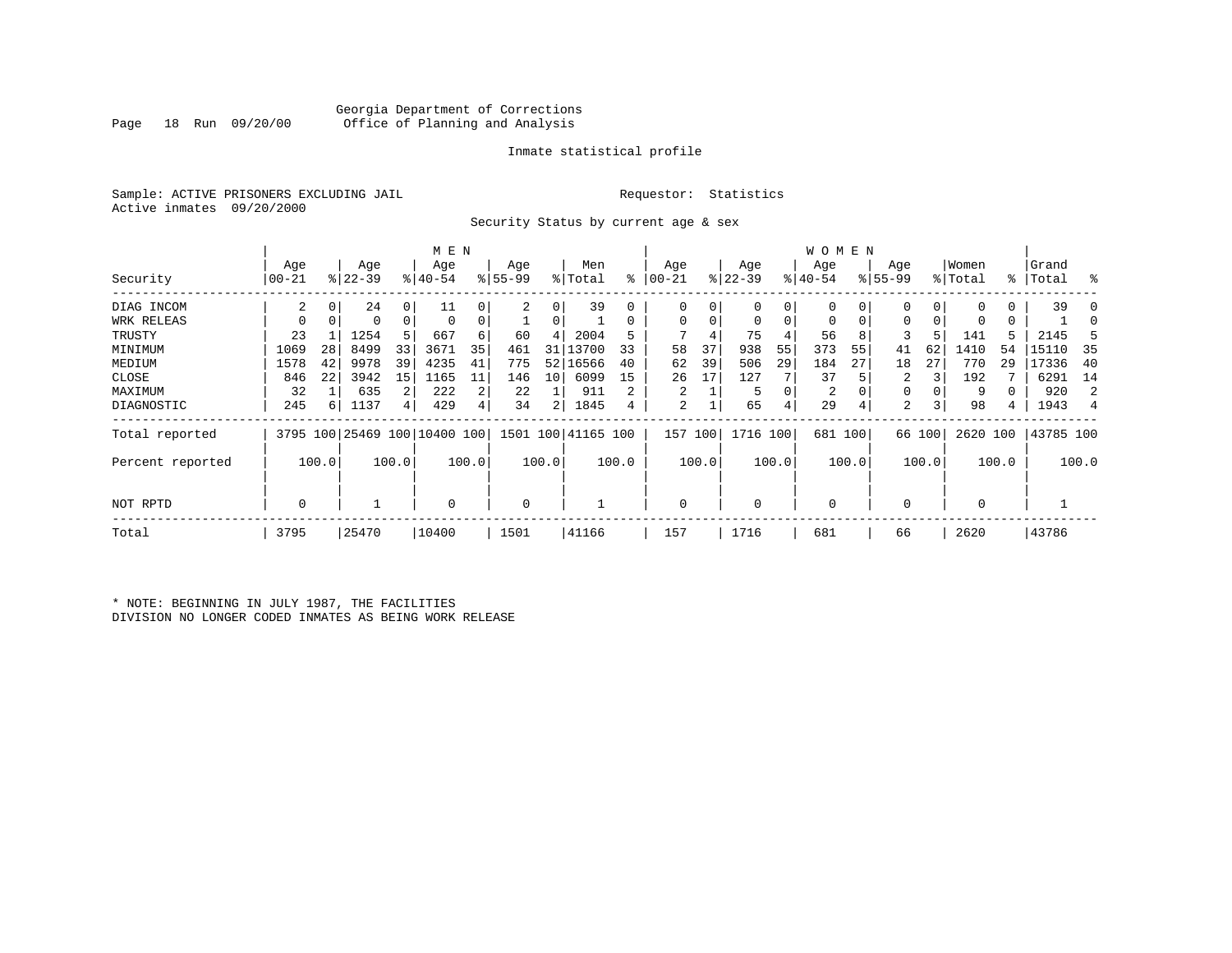Georgia Department of Corrections
Office of Planning and Analysis

Inmate statistical profile

Sample: ACTIVE PRISONERS EXCLUDING JAIL

Requestor: Statistics

Active inmates 09/20/2000

Security Status by current age & sex

| Security | MEN Age 00-21 | % | Age 22-39 | % | Age 40-54 | % | Age 55-99 | % | Men Total | % | WOMEN Age 00-21 | % | Age 22-39 | % | Age 40-54 | % | Age 55-99 | % | Women Total | % | Grand Total | % |
|---|---|---|---|---|---|---|---|---|---|---|---|---|---|---|---|---|---|---|---|---|---|---|
| DIAG INCOM | 2 | 0 | 24 | 0 | 11 | 0 | 2 | 0 | 39 | 0 | 0 | 0 | 0 | 0 | 0 | 0 | 0 | 0 | 0 | 0 | 39 | 0 |
| WRK RELEAS | 0 | 0 | 0 | 0 | 0 | 0 | 1 | 0 | 1 | 0 | 0 | 0 | 0 | 0 | 0 | 0 | 0 | 0 | 0 | 0 | 1 | 0 |
| TRUSTY | 23 | 1 | 1254 | 5 | 667 | 6 | 60 | 4 | 2004 | 5 | 7 | 4 | 75 | 4 | 56 | 8 | 3 | 5 | 141 | 5 | 2145 | 5 |
| MINIMUM | 1069 | 28 | 8499 | 33 | 3671 | 35 | 461 | 31 | 13700 | 33 | 58 | 37 | 938 | 55 | 373 | 55 | 41 | 62 | 1410 | 54 | 15110 | 35 |
| MEDIUM | 1578 | 42 | 9978 | 39 | 4235 | 41 | 775 | 52 | 16566 | 40 | 62 | 39 | 506 | 29 | 184 | 27 | 18 | 27 | 770 | 29 | 17336 | 40 |
| CLOSE | 846 | 22 | 3942 | 15 | 1165 | 11 | 146 | 10 | 6099 | 15 | 26 | 17 | 127 | 7 | 37 | 5 | 2 | 3 | 192 | 7 | 6291 | 14 |
| MAXIMUM | 32 | 1 | 635 | 2 | 222 | 2 | 22 | 1 | 911 | 2 | 2 | 1 | 5 | 0 | 2 | 0 | 0 | 0 | 9 | 0 | 920 | 2 |
| DIAGNOSTIC | 245 | 6 | 1137 | 4 | 429 | 4 | 34 | 2 | 1845 | 4 | 2 | 1 | 65 | 4 | 29 | 4 | 2 | 3 | 98 | 4 | 1943 | 4 |
| Total reported | 3795 | 100 | 25469 | 100 | 10400 | 100 | 1501 | 100 | 41165 | 100 | 157 | 100 | 1716 | 100 | 681 | 100 | 66 | 100 | 2620 | 100 | 43785 | 100 |
| Percent reported | | 100.0 | | 100.0 | | 100.0 | | 100.0 | | 100.0 | | 100.0 | | 100.0 | | 100.0 | | 100.0 | | 100.0 | | 100.0 |
| NOT RPTD | 0 | | 1 | | 0 | | 0 | | 1 | | 0 | | 0 | | 0 | | 0 | | 0 | | 1 | |
| Total | 3795 | | 25470 | | 10400 | | 1501 | | 41166 | | 157 | | 1716 | | 681 | | 66 | | 2620 | | 43786 | |

* NOTE: BEGINNING IN JULY 1987, THE FACILITIES DIVISION NO LONGER CODED INMATES AS BEING WORK RELEASE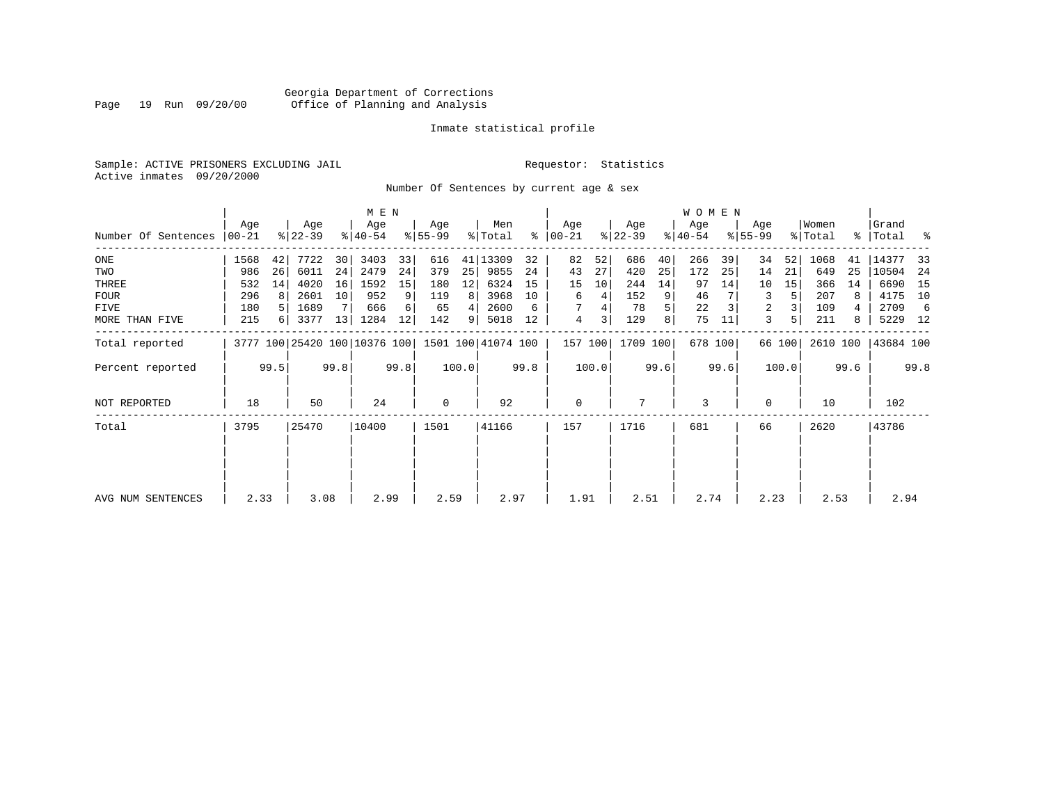Georgia Department of Corrections
Office of Planning and Analysis

Inmate statistical profile

Sample: ACTIVE PRISONERS EXCLUDING JAIL

Requestor: Statistics

Active inmates 09/20/2000

Number Of Sentences by current age & sex

| Number Of Sentences | MEN Age 00-21 | % | Age 22-39 | % | Age 40-54 | % | Age 55-99 | % | Men Total | % | WOMEN Age 00-21 | % | Age 22-39 | % | Age 40-54 | % | Age 55-99 | % | Women Total | % | Grand Total | % |
|---|---|---|---|---|---|---|---|---|---|---|---|---|---|---|---|---|---|---|---|---|---|---|
| ONE | 1568 | 42 | 7722 | 30 | 3403 | 33 | 616 | 41 | 13309 | 32 | 82 | 52 | 686 | 40 | 266 | 39 | 34 | 52 | 1068 | 41 | 14377 | 33 |
| TWO | 986 | 26 | 6011 | 24 | 2479 | 24 | 379 | 25 | 9855 | 24 | 43 | 27 | 420 | 25 | 172 | 25 | 14 | 21 | 649 | 25 | 10504 | 24 |
| THREE | 532 | 14 | 4020 | 16 | 1592 | 15 | 180 | 12 | 6324 | 15 | 15 | 10 | 244 | 14 | 97 | 14 | 10 | 15 | 366 | 14 | 6690 | 15 |
| FOUR | 296 | 8 | 2601 | 10 | 952 | 9 | 119 | 8 | 3968 | 10 | 6 | 4 | 152 | 9 | 46 | 7 | 3 | 5 | 207 | 8 | 4175 | 10 |
| FIVE | 180 | 5 | 1689 | 7 | 666 | 6 | 65 | 4 | 2600 | 6 | 7 | 4 | 78 | 5 | 22 | 3 | 2 | 3 | 109 | 4 | 2709 | 6 |
| MORE THAN FIVE | 215 | 6 | 3377 | 13 | 1284 | 12 | 142 | 9 | 5018 | 12 | 4 | 3 | 129 | 8 | 75 | 11 | 3 | 5 | 211 | 8 | 5229 | 12 |
| Total reported | 3777 | 100 | 25420 | 100 | 10376 | 100 | 1501 | 100 | 41074 | 100 | 157 | 100 | 1709 | 100 | 678 | 100 | 66 | 100 | 2610 | 100 | 43684 | 100 |
| Percent reported | | 99.5 | | 99.8 | | 99.8 | | 100.0 | | 99.8 | | 100.0 | | 99.6 | | 99.6 | | 100.0 | | 99.6 | | 99.8 |
| NOT REPORTED | 18 | | 50 | | 24 | | 0 | | 92 | | 0 | | 7 | | 3 | | 0 | | 10 | | 102 | |
| Total | 3795 | | 25470 | | 10400 | | 1501 | | 41166 | | 157 | | 1716 | | 681 | | 66 | | 2620 | | 43786 | |
| AVG NUM SENTENCES | 2.33 | | 3.08 | | 2.99 | | 2.59 | | 2.97 | | 1.91 | | 2.51 | | 2.74 | | 2.23 | | 2.53 | | 2.94 | |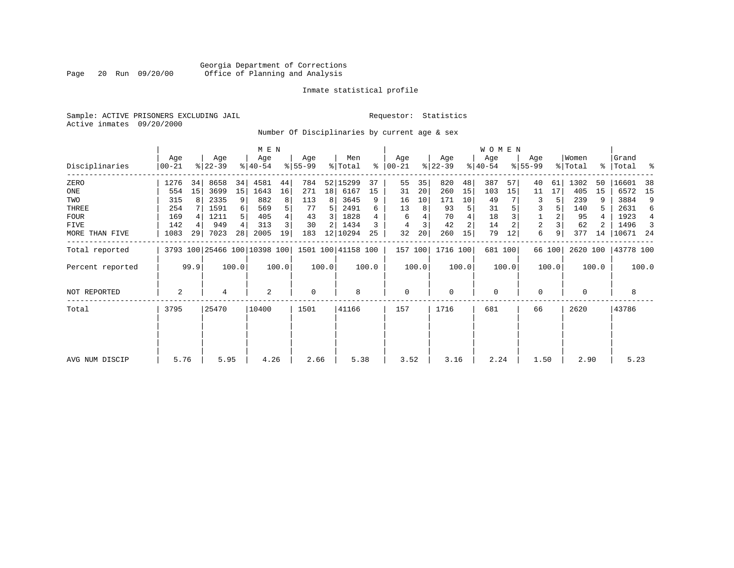Georgia Department of Corrections
Office of Planning and Analysis

Page 20 Run 09/20/00

Inmate statistical profile

Sample: ACTIVE PRISONERS EXCLUDING JAIL

Requestor: Statistics

Active inmates 09/20/2000

Number Of Disciplinaries by current age & sex

| Disciplinaries | MEN Age 00-21 | % | Age 22-39 | % | Age 40-54 | % | Age 55-99 | % | Men Total | % | WOMEN Age 00-21 | % | Age 22-39 | % | Age 40-54 | % | Age 55-99 | % | Women Total | % | Grand Total | % |
|---|---|---|---|---|---|---|---|---|---|---|---|---|---|---|---|---|---|---|---|---|---|---|
| ZERO | 1276 | 34 | 8658 | 34 | 4581 | 44 | 784 | 52 | 15299 | 37 | 55 | 35 | 820 | 48 | 387 | 57 | 40 | 61 | 1302 | 50 | 16601 | 38 |
| ONE | 554 | 15 | 3699 | 15 | 1643 | 16 | 271 | 18 | 6167 | 15 | 31 | 20 | 260 | 15 | 103 | 15 | 11 | 17 | 405 | 15 | 6572 | 15 |
| TWO | 315 | 8 | 2335 | 9 | 882 | 8 | 113 | 8 | 3645 | 9 | 16 | 10 | 171 | 10 | 49 | 7 | 3 | 5 | 239 | 9 | 3884 | 9 |
| THREE | 254 | 7 | 1591 | 6 | 569 | 5 | 77 | 5 | 2491 | 6 | 13 | 8 | 93 | 5 | 31 | 5 | 3 | 5 | 140 | 5 | 2631 | 6 |
| FOUR | 169 | 4 | 1211 | 5 | 405 | 4 | 43 | 3 | 1828 | 4 | 6 | 4 | 70 | 4 | 18 | 3 | 1 | 2 | 95 | 4 | 1923 | 4 |
| FIVE | 142 | 4 | 949 | 4 | 313 | 3 | 30 | 2 | 1434 | 3 | 4 | 3 | 42 | 2 | 14 | 2 | 2 | 3 | 62 | 2 | 1496 | 3 |
| MORE THAN FIVE | 1083 | 29 | 7023 | 28 | 2005 | 19 | 183 | 12 | 10294 | 25 | 32 | 20 | 260 | 15 | 79 | 12 | 6 | 9 | 377 | 14 | 10671 | 24 |
| Total reported | 3793 | 100 | 25466 | 100 | 10398 | 100 | 1501 | 100 | 41158 | 100 | 157 | 100 | 1716 | 100 | 681 | 100 | 66 | 100 | 2620 | 100 | 43778 | 100 |
| Percent reported | | 99.9 | | 100.0 | | 100.0 | | 100.0 | | 100.0 | | 100.0 | | 100.0 | | 100.0 | | 100.0 | | 100.0 | | 100.0 |
| NOT REPORTED | 2 | | 4 | | 2 | | 0 | | 8 | | 0 | | 0 | | 0 | | 0 | | 0 | | 8 | |
| Total | 3795 | | 25470 | | 10400 | | 1501 | | 41166 | | 157 | | 1716 | | 681 | | 66 | | 2620 | | 43786 | |
| AVG NUM DISCIP | 5.76 | | 5.95 | | 4.26 | | 2.66 | | 5.38 | | 3.52 | | 3.16 | | 2.24 | | 1.50 | | 2.90 | | 5.23 | |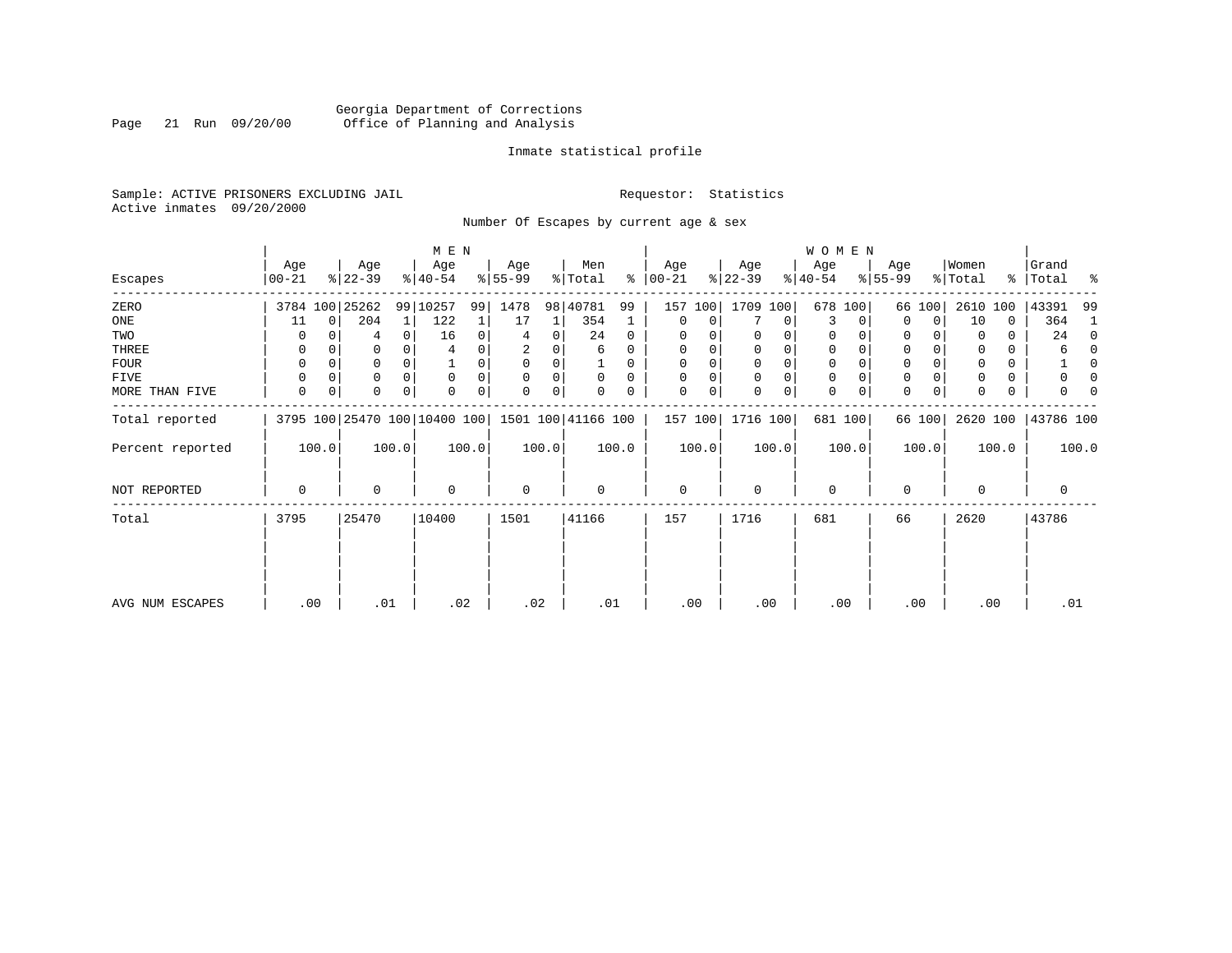Georgia Department of Corrections
Office of Planning and Analysis

Inmate statistical profile

Sample: ACTIVE PRISONERS EXCLUDING JAIL
Active inmates 09/20/2000

Requestor: Statistics

Number Of Escapes by current age & sex

| Escapes | MEN Age 00-21 | % | Age 22-39 | % | Age 40-54 | % | Age 55-99 | % | Men Total | % | WOMEN Age 00-21 | % | Age 22-39 | % | Age 40-54 | % | Age 55-99 | % | Women Total | % | Grand Total | % |
|---|---|---|---|---|---|---|---|---|---|---|---|---|---|---|---|---|---|---|---|---|---|---|
| ZERO | 3784 | 100 | 25262 | 99 | 10257 | 99 | 1478 | 98 | 40781 | 99 | 157 | 100 | 1709 | 100 | 678 | 100 | 66 | 100 | 2610 | 100 | 43391 | 99 |
| ONE | 11 | 0 | 204 | 1 | 122 | 1 | 17 | 1 | 354 | 1 | 0 | 0 | 7 | 0 | 3 | 0 | 0 | 0 | 10 | 0 | 364 | 1 |
| TWO | 0 | 0 | 4 | 0 | 16 | 0 | 4 | 0 | 24 | 0 | 0 | 0 | 0 | 0 | 0 | 0 | 0 | 0 | 0 | 0 | 24 | 0 |
| THREE | 0 | 0 | 0 | 0 | 4 | 0 | 2 | 0 | 6 | 0 | 0 | 0 | 0 | 0 | 0 | 0 | 0 | 0 | 0 | 0 | 6 | 0 |
| FOUR | 0 | 0 | 0 | 0 | 1 | 0 | 0 | 0 | 1 | 0 | 0 | 0 | 0 | 0 | 0 | 0 | 0 | 0 | 0 | 0 | 1 | 0 |
| FIVE | 0 | 0 | 0 | 0 | 0 | 0 | 0 | 0 | 0 | 0 | 0 | 0 | 0 | 0 | 0 | 0 | 0 | 0 | 0 | 0 | 0 | 0 |
| MORE THAN FIVE | 0 | 0 | 0 | 0 | 0 | 0 | 0 | 0 | 0 | 0 | 0 | 0 | 0 | 0 | 0 | 0 | 0 | 0 | 0 | 0 | 0 | 0 |
| Total reported | 3795 | 100 | 25470 | 100 | 10400 | 100 | 1501 | 100 | 41166 | 100 | 157 | 100 | 1716 | 100 | 681 | 100 | 66 | 100 | 2620 | 100 | 43786 | 100 |
| Percent reported | | 100.0 | | 100.0 | | 100.0 | | 100.0 | | 100.0 | | 100.0 | | 100.0 | | 100.0 | | 100.0 | | 100.0 | | 100.0 |
| NOT REPORTED | 0 | | 0 | | 0 | | 0 | | 0 | | 0 | | 0 | | 0 | | 0 | | 0 | | 0 | |
| Total | 3795 | | 25470 | | 10400 | | 1501 | | 41166 | | 157 | | 1716 | | 681 | | 66 | | 2620 | | 43786 | |
| AVG NUM ESCAPES | .00 | | .01 | | .02 | | .02 | | .01 | | .00 | | .00 | | .00 | | .00 | | .00 | | .01 | |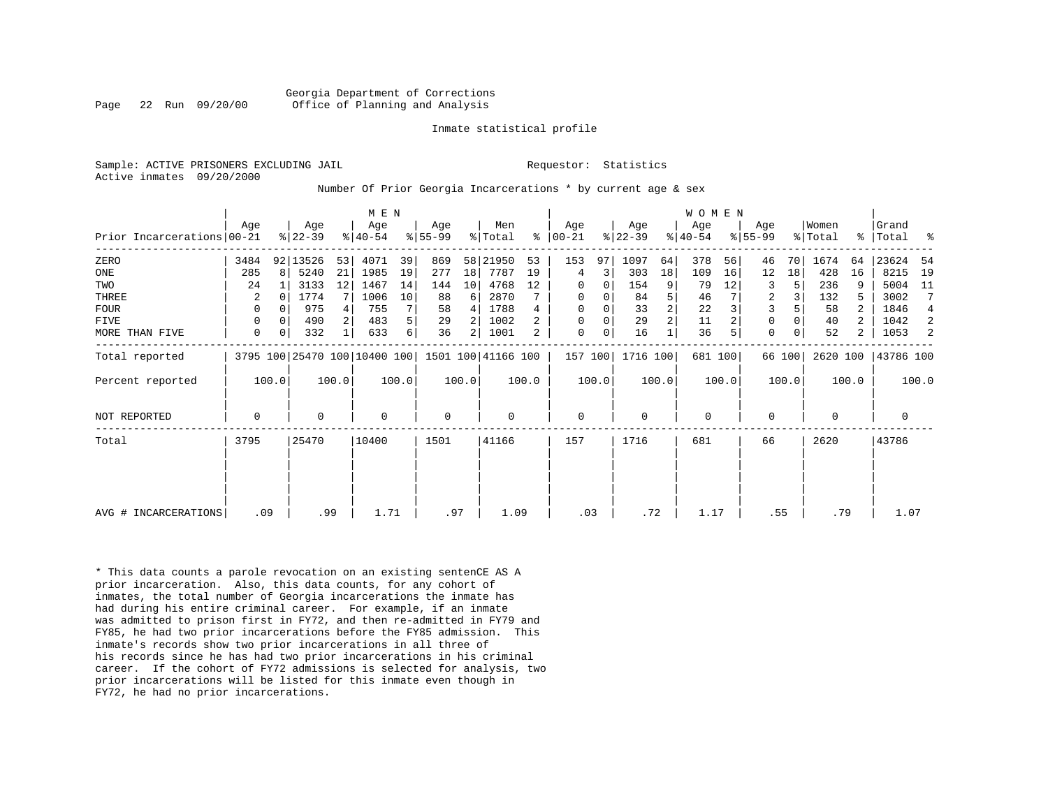Georgia Department of Corrections
Office of Planning and Analysis

Inmate statistical profile

Sample: ACTIVE PRISONERS EXCLUDING JAIL    Requestor: Statistics
Active inmates 09/20/2000

Number Of Prior Georgia Incarcerations * by current age & sex

| Prior Incarcerations | MEN Age 00-21 | % | Age 22-39 | % | Age 40-54 | % | Age 55-99 | % | Men Total | % | WOMEN Age 00-21 | % | Age 22-39 | % | Age 40-54 | % | Age 55-99 | % | Women Total | % | Grand Total | % |
|---|---|---|---|---|---|---|---|---|---|---|---|---|---|---|---|---|---|---|---|---|---|---|
| ZERO | 3484 | 92 | 13526 | 53 | 4071 | 39 | 869 | 58 | 21950 | 53 | 153 | 97 | 1097 | 64 | 378 | 56 | 46 | 70 | 1674 | 64 | 23624 | 54 |
| ONE | 285 | 8 | 5240 | 21 | 1985 | 19 | 277 | 18 | 7787 | 19 | 4 | 3 | 303 | 18 | 109 | 16 | 12 | 18 | 428 | 16 | 8215 | 19 |
| TWO | 24 | 1 | 3133 | 12 | 1467 | 14 | 144 | 10 | 4768 | 12 | 0 | 0 | 154 | 9 | 79 | 12 | 3 | 5 | 236 | 9 | 5004 | 11 |
| THREE | 2 | 0 | 1774 | 7 | 1006 | 10 | 88 | 6 | 2870 | 7 | 0 | 0 | 84 | 5 | 46 | 7 | 2 | 3 | 132 | 5 | 3002 | 7 |
| FOUR | 0 | 0 | 975 | 4 | 755 | 7 | 58 | 4 | 1788 | 4 | 0 | 0 | 33 | 2 | 22 | 3 | 3 | 5 | 58 | 2 | 1846 | 4 |
| FIVE | 0 | 0 | 490 | 2 | 483 | 5 | 29 | 2 | 1002 | 2 | 0 | 0 | 29 | 2 | 11 | 2 | 0 | 0 | 40 | 2 | 1042 | 2 |
| MORE THAN FIVE | 0 | 0 | 332 | 1 | 633 | 6 | 36 | 2 | 1001 | 2 | 0 | 0 | 16 | 1 | 36 | 5 | 0 | 0 | 52 | 2 | 1053 | 2 |
| Total reported | 3795 | 100 | 25470 | 100 | 10400 | 100 | 1501 | 100 | 41166 | 100 | 157 | 100 | 1716 | 100 | 681 | 100 | 66 | 100 | 2620 | 100 | 43786 | 100 |
| Percent reported | 100.0 | | 100.0 | | 100.0 | | 100.0 | | 100.0 | | 100.0 | | 100.0 | | 100.0 | | 100.0 | | 100.0 | | 100.0 | |
| NOT REPORTED | 0 | | 0 | | 0 | | 0 | | 0 | | 0 | | 0 | | 0 | | 0 | | 0 | | 0 | |
| Total | 3795 | | 25470 | | 10400 | | 1501 | | 41166 | | 157 | | 1716 | | 681 | | 66 | | 2620 | | 43786 | |
| AVG # INCARCERATIONS | .09 | | .99 | | 1.71 | | .97 | | 1.09 | | .03 | | .72 | | 1.17 | | .55 | | .79 | | 1.07 | |

* This data counts a parole revocation on an existing sentenCE AS A prior incarceration. Also, this data counts, for any cohort of inmates, the total number of Georgia incarcerations the inmate has had during his entire criminal career. For example, if an inmate was admitted to prison first in FY72, and then re-admitted in FY79 and FY85, he had two prior incarcerations before the FY85 admission. This inmate's records show two prior incarcerations in all three of his records since he has had two prior incarcerations in his criminal career. If the cohort of FY72 admissions is selected for analysis, two prior incarcerations will be listed for this inmate even though in FY72, he had no prior incarcerations.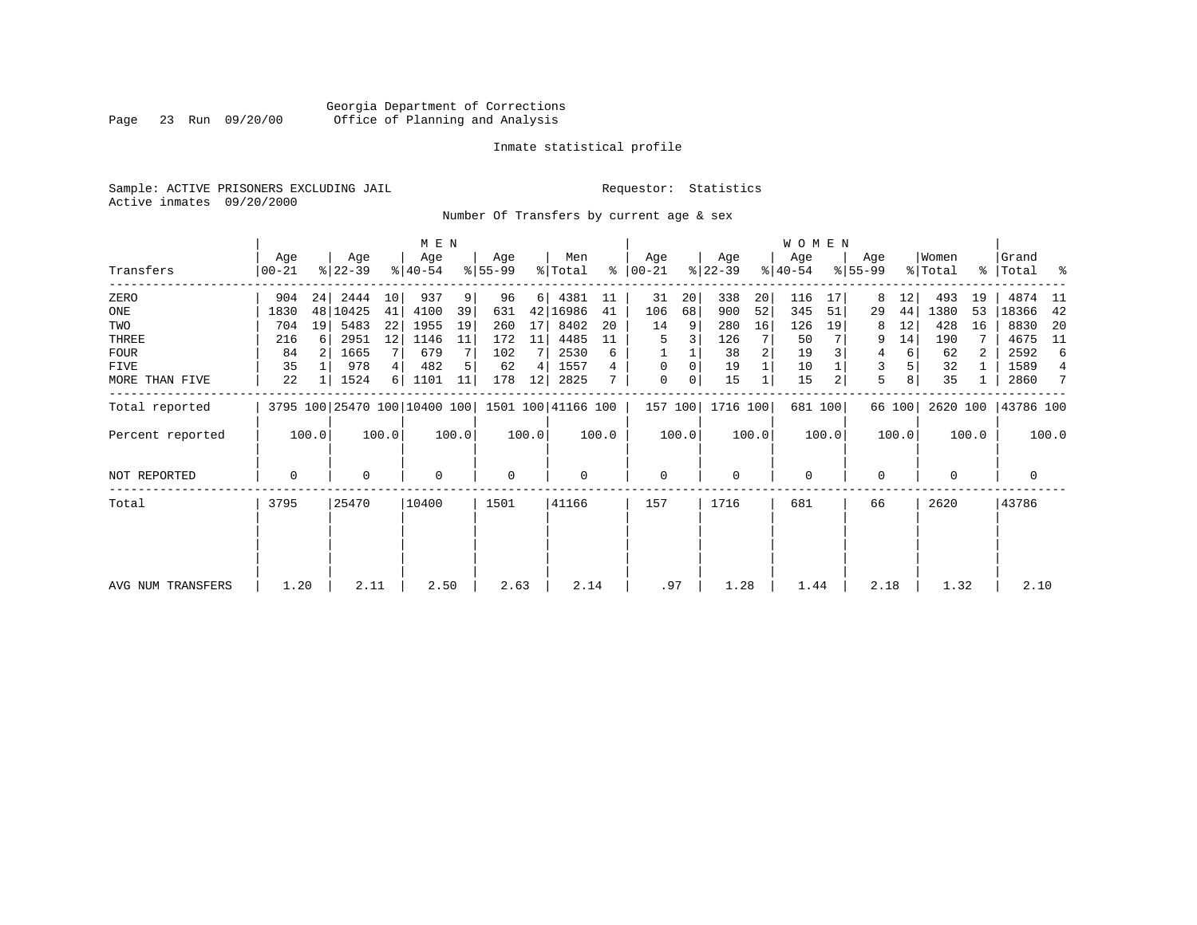Georgia Department of Corrections
Office of Planning and Analysis

Inmate statistical profile

Sample: ACTIVE PRISONERS EXCLUDING JAIL
Active inmates 09/20/2000

Requestor: Statistics

Number Of Transfers by current age & sex

| Transfers | MEN Age 00-21 | % | Age 22-39 | % | Age 40-54 | % | Age 55-99 | % | Men Total | % | WOMEN Age 00-21 | % | Age 22-39 | % | Age 40-54 | % | Age 55-99 | % | Women Total | % | Grand Total | % |
|---|---|---|---|---|---|---|---|---|---|---|---|---|---|---|---|---|---|---|---|---|---|---|
| ZERO | 904 | 24 | 2444 | 10 | 937 | 9 | 96 | 6 | 4381 | 11 | 31 | 20 | 338 | 20 | 116 | 17 | 8 | 12 | 493 | 19 | 4874 | 11 |
| ONE | 1830 | 48 | 10425 | 41 | 4100 | 39 | 631 | 42 | 16986 | 41 | 106 | 68 | 900 | 52 | 345 | 51 | 29 | 44 | 1380 | 53 | 18366 | 42 |
| TWO | 704 | 19 | 5483 | 22 | 1955 | 19 | 260 | 17 | 8402 | 20 | 14 | 9 | 280 | 16 | 126 | 19 | 8 | 12 | 428 | 16 | 8830 | 20 |
| THREE | 216 | 6 | 2951 | 12 | 1146 | 11 | 172 | 11 | 4485 | 11 | 5 | 3 | 126 | 7 | 50 | 7 | 9 | 14 | 190 | 7 | 4675 | 11 |
| FOUR | 84 | 2 | 1665 | 7 | 679 | 7 | 102 | 7 | 2530 | 6 | 1 | 1 | 38 | 2 | 19 | 3 | 4 | 6 | 62 | 2 | 2592 | 6 |
| FIVE | 35 | 1 | 978 | 4 | 482 | 5 | 62 | 4 | 1557 | 4 | 0 | 0 | 19 | 1 | 10 | 1 | 3 | 5 | 32 | 1 | 1589 | 4 |
| MORE THAN FIVE | 22 | 1 | 1524 | 6 | 1101 | 11 | 178 | 12 | 2825 | 7 | 0 | 0 | 15 | 1 | 15 | 2 | 5 | 8 | 35 | 1 | 2860 | 7 |
| Total reported | 3795 | 100 | 25470 | 100 | 10400 | 100 | 1501 | 100 | 41166 | 100 | 157 | 100 | 1716 | 100 | 681 | 100 | 66 | 100 | 2620 | 100 | 43786 | 100 |
| Percent reported | 100.0 | | 100.0 | | 100.0 | | 100.0 | | 100.0 | | 100.0 | | 100.0 | | 100.0 | | 100.0 | | 100.0 | | 100.0 | |
| NOT REPORTED | 0 | | 0 | | 0 | | 0 | | 0 | | 0 | | 0 | | 0 | | 0 | | 0 | | 0 | |
| Total | 3795 | | 25470 | | 10400 | | 1501 | | 41166 | | 157 | | 1716 | | 681 | | 66 | | 2620 | | 43786 | |
| AVG NUM TRANSFERS | 1.20 | | 2.11 | | 2.50 | | 2.63 | | 2.14 | | .97 | | 1.28 | | 1.44 | | 2.18 | | 1.32 | | 2.10 | |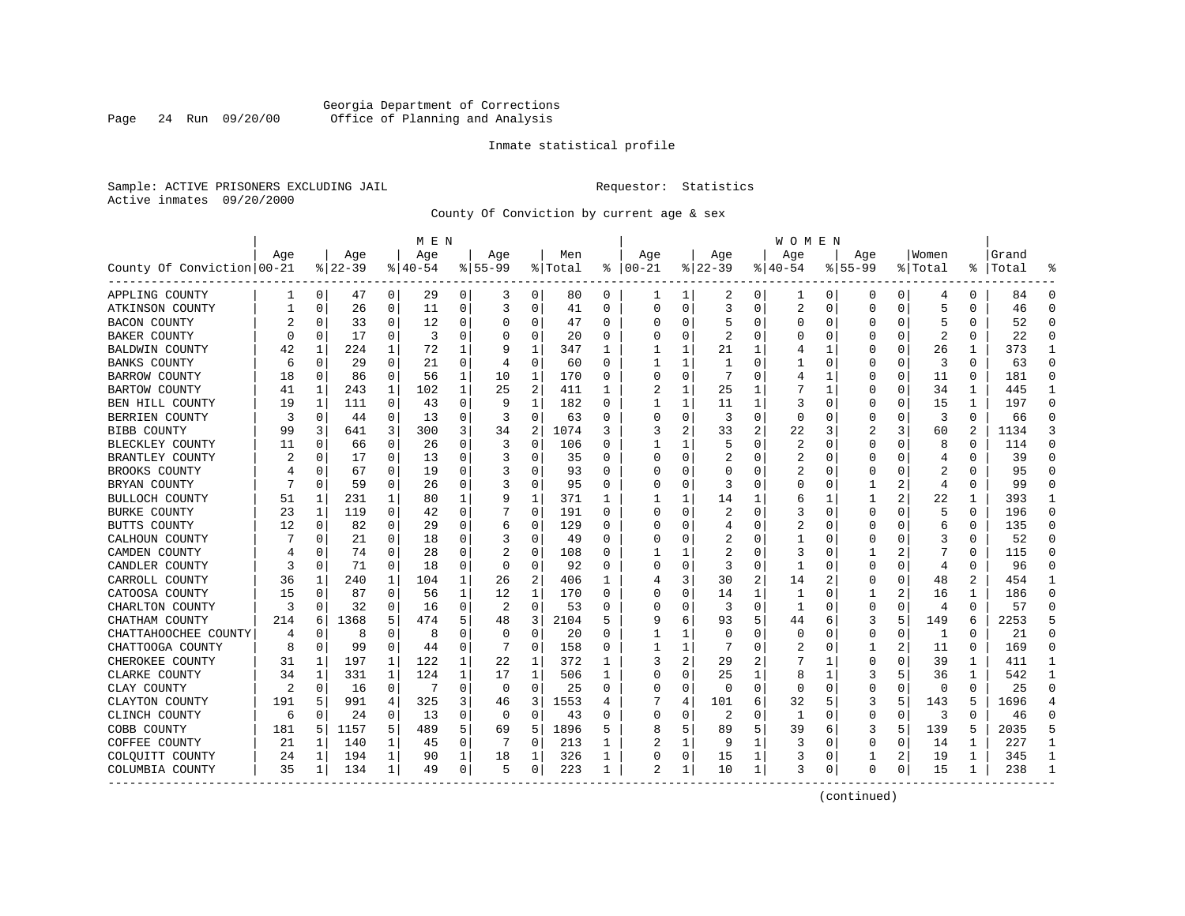Georgia Department of Corrections
Office of Planning and Analysis

Inmate statistical profile

Sample: ACTIVE PRISONERS EXCLUDING JAIL                Requestor: Statistics
Active inmates 09/20/2000

County Of Conviction by current age & sex

| County Of Conviction | MEN Age 00-21 | % | Age 22-39 | % | Age 40-54 | % | Age 55-99 | % | Men Total | % | WOMEN Age 00-21 | % | Age 22-39 | % | Age 40-54 | % | Age 55-99 | % | Women Total | % | Grand Total | % |
|---|---|---|---|---|---|---|---|---|---|---|---|---|---|---|---|---|---|---|---|---|---|---|
| APPLING COUNTY | 1 | 0 | 47 | 0 | 29 | 0 | 3 | 0 | 80 | 0 | 1 | 1 | 2 | 0 | 1 | 0 | 0 | 0 | 4 | 0 | 84 | 0 |
| ATKINSON COUNTY | 1 | 0 | 26 | 0 | 11 | 0 | 3 | 0 | 41 | 0 | 0 | 0 | 3 | 0 | 2 | 0 | 0 | 0 | 5 | 0 | 46 | 0 |
| BACON COUNTY | 2 | 0 | 33 | 0 | 12 | 0 | 0 | 0 | 47 | 0 | 0 | 0 | 5 | 0 | 0 | 0 | 0 | 0 | 5 | 0 | 52 | 0 |
| BAKER COUNTY | 0 | 0 | 17 | 0 | 3 | 0 | 0 | 0 | 20 | 0 | 0 | 0 | 2 | 0 | 0 | 0 | 0 | 0 | 2 | 0 | 22 | 0 |
| BALDWIN COUNTY | 42 | 1 | 224 | 1 | 72 | 1 | 9 | 1 | 347 | 1 | 1 | 1 | 21 | 1 | 4 | 1 | 0 | 0 | 26 | 1 | 373 | 1 |
| BANKS COUNTY | 6 | 0 | 29 | 0 | 21 | 0 | 4 | 0 | 60 | 0 | 1 | 1 | 1 | 0 | 1 | 0 | 0 | 0 | 3 | 0 | 63 | 0 |
| BARROW COUNTY | 18 | 0 | 86 | 0 | 56 | 1 | 10 | 1 | 170 | 0 | 0 | 0 | 7 | 0 | 4 | 1 | 0 | 0 | 11 | 0 | 181 | 0 |
| BARTOW COUNTY | 41 | 1 | 243 | 1 | 102 | 1 | 25 | 2 | 411 | 1 | 2 | 1 | 25 | 1 | 7 | 1 | 0 | 0 | 34 | 1 | 445 | 1 |
| BEN HILL COUNTY | 19 | 1 | 111 | 0 | 43 | 0 | 9 | 1 | 182 | 0 | 1 | 1 | 11 | 1 | 3 | 0 | 0 | 0 | 15 | 1 | 197 | 0 |
| BERRIEN COUNTY | 3 | 0 | 44 | 0 | 13 | 0 | 3 | 0 | 63 | 0 | 0 | 0 | 3 | 0 | 0 | 0 | 0 | 0 | 3 | 0 | 66 | 0 |
| BIBB COUNTY | 99 | 3 | 641 | 3 | 300 | 3 | 34 | 2 | 1074 | 3 | 3 | 2 | 33 | 2 | 22 | 3 | 2 | 3 | 60 | 2 | 1134 | 3 |
| BLECKLEY COUNTY | 11 | 0 | 66 | 0 | 26 | 0 | 3 | 0 | 106 | 0 | 1 | 1 | 5 | 0 | 2 | 0 | 0 | 0 | 8 | 0 | 114 | 0 |
| BRANTLEY COUNTY | 2 | 0 | 17 | 0 | 13 | 0 | 3 | 0 | 35 | 0 | 0 | 0 | 2 | 0 | 2 | 0 | 0 | 0 | 4 | 0 | 39 | 0 |
| BROOKS COUNTY | 4 | 0 | 67 | 0 | 19 | 0 | 3 | 0 | 93 | 0 | 0 | 0 | 0 | 0 | 2 | 0 | 0 | 0 | 2 | 0 | 95 | 0 |
| BRYAN COUNTY | 7 | 0 | 59 | 0 | 26 | 0 | 3 | 0 | 95 | 0 | 0 | 0 | 3 | 0 | 0 | 0 | 1 | 2 | 4 | 0 | 99 | 0 |
| BULLOCH COUNTY | 51 | 1 | 231 | 1 | 80 | 1 | 9 | 1 | 371 | 1 | 1 | 1 | 14 | 1 | 6 | 1 | 1 | 2 | 22 | 1 | 393 | 1 |
| BURKE COUNTY | 23 | 1 | 119 | 0 | 42 | 0 | 7 | 0 | 191 | 0 | 0 | 0 | 2 | 0 | 3 | 0 | 0 | 0 | 5 | 0 | 196 | 0 |
| BUTTS COUNTY | 12 | 0 | 82 | 0 | 29 | 0 | 6 | 0 | 129 | 0 | 0 | 0 | 4 | 0 | 2 | 0 | 0 | 0 | 6 | 0 | 135 | 0 |
| CALHOUN COUNTY | 7 | 0 | 21 | 0 | 18 | 0 | 3 | 0 | 49 | 0 | 0 | 0 | 2 | 0 | 1 | 0 | 0 | 0 | 3 | 0 | 52 | 0 |
| CAMDEN COUNTY | 4 | 0 | 74 | 0 | 28 | 0 | 2 | 0 | 108 | 0 | 1 | 1 | 2 | 0 | 3 | 0 | 1 | 2 | 7 | 0 | 115 | 0 |
| CANDLER COUNTY | 3 | 0 | 71 | 0 | 18 | 0 | 0 | 0 | 92 | 0 | 0 | 0 | 3 | 0 | 1 | 0 | 0 | 0 | 4 | 0 | 96 | 0 |
| CARROLL COUNTY | 36 | 1 | 240 | 1 | 104 | 1 | 26 | 2 | 406 | 1 | 4 | 3 | 30 | 2 | 14 | 2 | 0 | 0 | 48 | 2 | 454 | 1 |
| CATOOSA COUNTY | 15 | 0 | 87 | 0 | 56 | 1 | 12 | 1 | 170 | 0 | 0 | 0 | 14 | 1 | 1 | 0 | 1 | 2 | 16 | 1 | 186 | 0 |
| CHARLTON COUNTY | 3 | 0 | 32 | 0 | 16 | 0 | 2 | 0 | 53 | 0 | 0 | 0 | 3 | 0 | 1 | 0 | 0 | 0 | 4 | 0 | 57 | 0 |
| CHATHAM COUNTY | 214 | 6 | 1368 | 5 | 474 | 5 | 48 | 3 | 2104 | 5 | 9 | 6 | 93 | 5 | 44 | 6 | 3 | 5 | 149 | 6 | 2253 | 5 |
| CHATTAHOOCHEE COUNTY | 4 | 0 | 8 | 0 | 8 | 0 | 0 | 0 | 20 | 0 | 1 | 1 | 0 | 0 | 0 | 0 | 0 | 0 | 1 | 0 | 21 | 0 |
| CHATTOOGA COUNTY | 8 | 0 | 99 | 0 | 44 | 0 | 7 | 0 | 158 | 0 | 1 | 1 | 7 | 0 | 2 | 0 | 1 | 2 | 11 | 0 | 169 | 0 |
| CHEROKEE COUNTY | 31 | 1 | 197 | 1 | 122 | 1 | 22 | 1 | 372 | 1 | 3 | 2 | 29 | 2 | 7 | 1 | 0 | 0 | 39 | 1 | 411 | 1 |
| CLARKE COUNTY | 34 | 1 | 331 | 1 | 124 | 1 | 17 | 1 | 506 | 1 | 0 | 0 | 25 | 1 | 8 | 1 | 3 | 5 | 36 | 1 | 542 | 1 |
| CLAY COUNTY | 2 | 0 | 16 | 0 | 7 | 0 | 0 | 0 | 25 | 0 | 0 | 0 | 0 | 0 | 0 | 0 | 0 | 0 | 0 | 0 | 25 | 0 |
| CLAYTON COUNTY | 191 | 5 | 991 | 4 | 325 | 3 | 46 | 3 | 1553 | 4 | 7 | 4 | 101 | 6 | 32 | 5 | 3 | 5 | 143 | 5 | 1696 | 4 |
| CLINCH COUNTY | 6 | 0 | 24 | 0 | 13 | 0 | 0 | 0 | 43 | 0 | 0 | 0 | 2 | 0 | 1 | 0 | 0 | 0 | 3 | 0 | 46 | 0 |
| COBB COUNTY | 181 | 5 | 1157 | 5 | 489 | 5 | 69 | 5 | 1896 | 5 | 8 | 5 | 89 | 5 | 39 | 6 | 3 | 5 | 139 | 5 | 2035 | 5 |
| COFFEE COUNTY | 21 | 1 | 140 | 1 | 45 | 0 | 7 | 0 | 213 | 1 | 2 | 1 | 9 | 1 | 3 | 0 | 0 | 0 | 14 | 1 | 227 | 1 |
| COLQUITT COUNTY | 24 | 1 | 194 | 1 | 90 | 1 | 18 | 1 | 326 | 1 | 0 | 0 | 15 | 1 | 3 | 0 | 1 | 2 | 19 | 1 | 345 | 1 |
| COLUMBIA COUNTY | 35 | 1 | 134 | 1 | 49 | 0 | 5 | 0 | 223 | 1 | 2 | 1 | 10 | 1 | 3 | 0 | 0 | 0 | 15 | 1 | 238 | 1 |

(continued)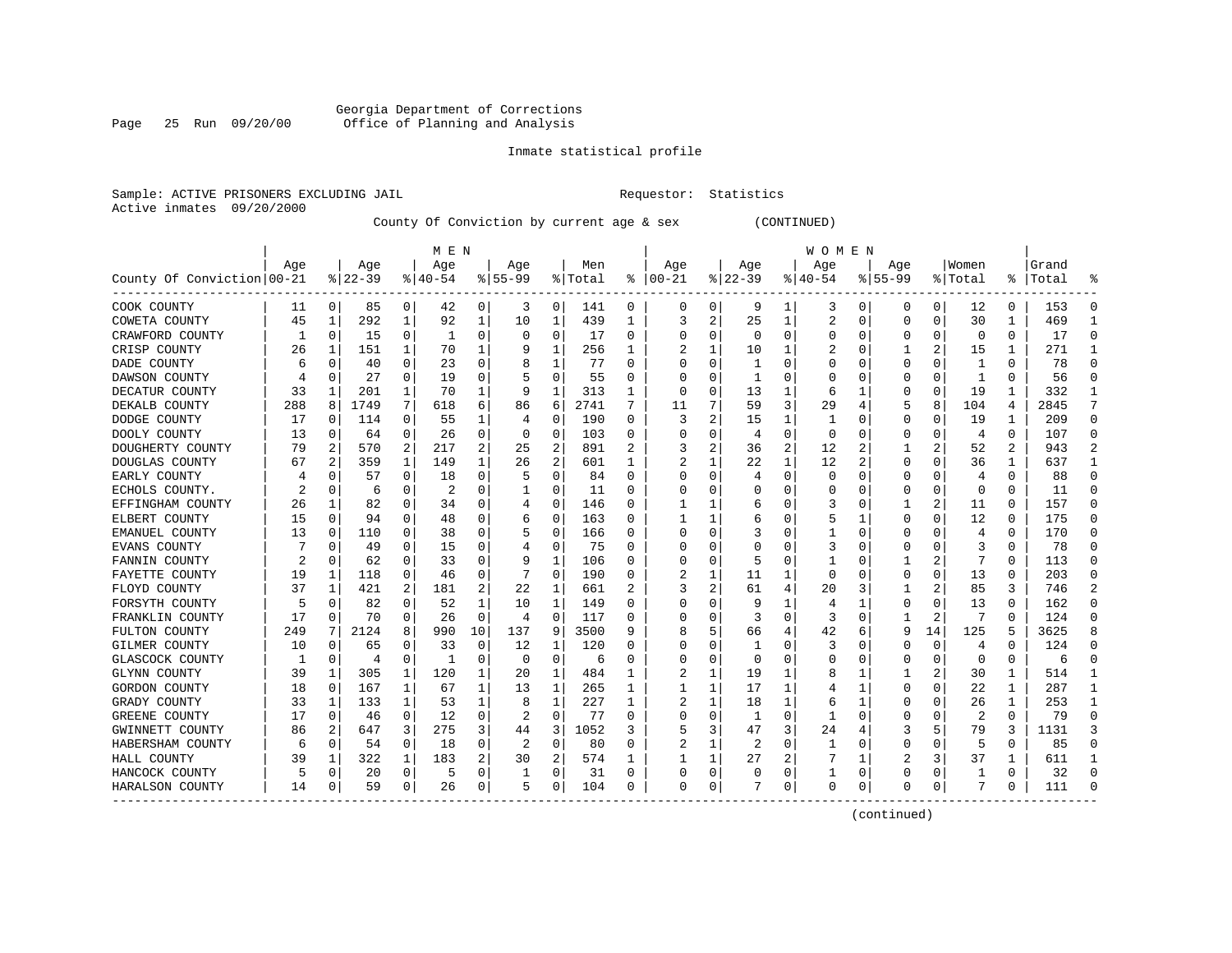Georgia Department of Corrections
Office of Planning and Analysis

Inmate statistical profile

Sample: ACTIVE PRISONERS EXCLUDING JAIL                Requestor: Statistics
Active inmates 09/20/2000

County Of Conviction by current age & sex (CONTINUED)

| County Of Conviction | MEN Age 00-21 | % | Age 22-39 | % | Age 40-54 | % | Age 55-99 | % | Men Total | % | WOMEN Age 00-21 | % | Age 22-39 | % | Age 40-54 | % | Age 55-99 | % | Women Total | % | Grand Total | % |
|---|---|---|---|---|---|---|---|---|---|---|---|---|---|---|---|---|---|---|---|---|---|---|
| COOK COUNTY | 11 | 0 | 85 | 0 | 42 | 0 | 3 | 0 | 141 | 0 | 0 | 0 | 9 | 1 | 3 | 0 | 0 | 0 | 12 | 0 | 153 | 0 |
| COWETA COUNTY | 45 | 1 | 292 | 1 | 92 | 1 | 10 | 1 | 439 | 1 | 3 | 2 | 25 | 1 | 2 | 0 | 0 | 0 | 30 | 1 | 469 | 1 |
| CRAWFORD COUNTY | 1 | 0 | 15 | 0 | 1 | 0 | 0 | 0 | 17 | 0 | 0 | 0 | 0 | 0 | 0 | 0 | 0 | 0 | 0 | 0 | 17 | 0 |
| CRISP COUNTY | 26 | 1 | 151 | 1 | 70 | 1 | 9 | 1 | 256 | 1 | 2 | 1 | 10 | 1 | 2 | 0 | 1 | 2 | 15 | 1 | 271 | 1 |
| DADE COUNTY | 6 | 0 | 40 | 0 | 23 | 0 | 8 | 1 | 77 | 0 | 0 | 0 | 1 | 0 | 0 | 0 | 0 | 0 | 1 | 0 | 78 | 0 |
| DAWSON COUNTY | 4 | 0 | 27 | 0 | 19 | 0 | 5 | 0 | 55 | 0 | 0 | 0 | 1 | 0 | 0 | 0 | 0 | 0 | 1 | 0 | 56 | 0 |
| DECATUR COUNTY | 33 | 1 | 201 | 1 | 70 | 1 | 9 | 1 | 313 | 1 | 0 | 0 | 13 | 1 | 6 | 1 | 0 | 0 | 19 | 1 | 332 | 1 |
| DEKALB COUNTY | 288 | 8 | 1749 | 7 | 618 | 6 | 86 | 6 | 2741 | 7 | 11 | 7 | 59 | 3 | 29 | 4 | 5 | 8 | 104 | 4 | 2845 | 7 |
| DODGE COUNTY | 17 | 0 | 114 | 0 | 55 | 1 | 4 | 0 | 190 | 0 | 3 | 2 | 15 | 1 | 1 | 0 | 0 | 0 | 19 | 1 | 209 | 0 |
| DOOLY COUNTY | 13 | 0 | 64 | 0 | 26 | 0 | 0 | 0 | 103 | 0 | 0 | 0 | 4 | 0 | 0 | 0 | 0 | 0 | 4 | 0 | 107 | 0 |
| DOUGHERTY COUNTY | 79 | 2 | 570 | 2 | 217 | 2 | 25 | 2 | 891 | 2 | 3 | 2 | 36 | 2 | 12 | 2 | 1 | 2 | 52 | 2 | 943 | 2 |
| DOUGLAS COUNTY | 67 | 2 | 359 | 1 | 149 | 1 | 26 | 2 | 601 | 1 | 2 | 1 | 22 | 1 | 12 | 2 | 0 | 0 | 36 | 1 | 637 | 1 |
| EARLY COUNTY | 4 | 0 | 57 | 0 | 18 | 0 | 5 | 0 | 84 | 0 | 0 | 0 | 4 | 0 | 0 | 0 | 0 | 0 | 4 | 0 | 88 | 0 |
| ECHOLS COUNTY. | 2 | 0 | 6 | 0 | 2 | 0 | 1 | 0 | 11 | 0 | 0 | 0 | 0 | 0 | 0 | 0 | 0 | 0 | 0 | 0 | 11 | 0 |
| EFFINGHAM COUNTY | 26 | 1 | 82 | 0 | 34 | 0 | 4 | 0 | 146 | 0 | 1 | 1 | 6 | 0 | 3 | 0 | 1 | 2 | 11 | 0 | 157 | 0 |
| ELBERT COUNTY | 15 | 0 | 94 | 0 | 48 | 0 | 6 | 0 | 163 | 0 | 1 | 1 | 6 | 0 | 5 | 1 | 0 | 0 | 12 | 0 | 175 | 0 |
| EMANUEL COUNTY | 13 | 0 | 110 | 0 | 38 | 0 | 5 | 0 | 166 | 0 | 0 | 0 | 3 | 0 | 1 | 0 | 0 | 0 | 4 | 0 | 170 | 0 |
| EVANS COUNTY | 7 | 0 | 49 | 0 | 15 | 0 | 4 | 0 | 75 | 0 | 0 | 0 | 0 | 0 | 3 | 0 | 0 | 0 | 3 | 0 | 78 | 0 |
| FANNIN COUNTY | 2 | 0 | 62 | 0 | 33 | 0 | 9 | 1 | 106 | 0 | 0 | 0 | 5 | 0 | 1 | 0 | 1 | 2 | 7 | 0 | 113 | 0 |
| FAYETTE COUNTY | 19 | 1 | 118 | 0 | 46 | 0 | 7 | 0 | 190 | 0 | 2 | 1 | 11 | 1 | 0 | 0 | 0 | 0 | 13 | 0 | 203 | 0 |
| FLOYD COUNTY | 37 | 1 | 421 | 2 | 181 | 2 | 22 | 1 | 661 | 2 | 3 | 2 | 61 | 4 | 20 | 3 | 1 | 2 | 85 | 3 | 746 | 2 |
| FORSYTH COUNTY | 5 | 0 | 82 | 0 | 52 | 1 | 10 | 1 | 149 | 0 | 0 | 0 | 9 | 1 | 4 | 1 | 0 | 0 | 13 | 0 | 162 | 0 |
| FRANKLIN COUNTY | 17 | 0 | 70 | 0 | 26 | 0 | 4 | 0 | 117 | 0 | 0 | 0 | 3 | 0 | 3 | 0 | 1 | 2 | 7 | 0 | 124 | 0 |
| FULTON COUNTY | 249 | 7 | 2124 | 8 | 990 | 10 | 137 | 9 | 3500 | 9 | 8 | 5 | 66 | 4 | 42 | 6 | 9 | 14 | 125 | 5 | 3625 | 8 |
| GILMER COUNTY | 10 | 0 | 65 | 0 | 33 | 0 | 12 | 1 | 120 | 0 | 0 | 0 | 1 | 0 | 3 | 0 | 0 | 0 | 4 | 0 | 124 | 0 |
| GLASCOCK COUNTY | 1 | 0 | 4 | 0 | 1 | 0 | 0 | 0 | 6 | 0 | 0 | 0 | 0 | 0 | 0 | 0 | 0 | 0 | 0 | 0 | 6 | 0 |
| GLYNN COUNTY | 39 | 1 | 305 | 1 | 120 | 1 | 20 | 1 | 484 | 1 | 2 | 1 | 19 | 1 | 8 | 1 | 1 | 2 | 30 | 1 | 514 | 1 |
| GORDON COUNTY | 18 | 0 | 167 | 1 | 67 | 1 | 13 | 1 | 265 | 1 | 1 | 1 | 17 | 1 | 4 | 1 | 0 | 0 | 22 | 1 | 287 | 1 |
| GRADY COUNTY | 33 | 1 | 133 | 1 | 53 | 1 | 8 | 1 | 227 | 1 | 2 | 1 | 18 | 1 | 6 | 1 | 0 | 0 | 26 | 1 | 253 | 1 |
| GREENE COUNTY | 17 | 0 | 46 | 0 | 12 | 0 | 2 | 0 | 77 | 0 | 0 | 0 | 1 | 0 | 1 | 0 | 0 | 0 | 2 | 0 | 79 | 0 |
| GWINNETT COUNTY | 86 | 2 | 647 | 3 | 275 | 3 | 44 | 3 | 1052 | 3 | 5 | 3 | 47 | 3 | 24 | 4 | 3 | 5 | 79 | 3 | 1131 | 3 |
| HABERSHAM COUNTY | 6 | 0 | 54 | 0 | 18 | 0 | 2 | 0 | 80 | 0 | 2 | 1 | 2 | 0 | 1 | 0 | 0 | 0 | 5 | 0 | 85 | 0 |
| HALL COUNTY | 39 | 1 | 322 | 1 | 183 | 2 | 30 | 2 | 574 | 1 | 1 | 1 | 27 | 2 | 7 | 1 | 2 | 3 | 37 | 1 | 611 | 1 |
| HANCOCK COUNTY | 5 | 0 | 20 | 0 | 5 | 0 | 1 | 0 | 31 | 0 | 0 | 0 | 0 | 0 | 1 | 0 | 0 | 0 | 1 | 0 | 32 | 0 |
| HARALSON COUNTY | 14 | 0 | 59 | 0 | 26 | 0 | 5 | 0 | 104 | 0 | 0 | 0 | 7 | 0 | 0 | 0 | 0 | 0 | 7 | 0 | 111 | 0 |

(continued)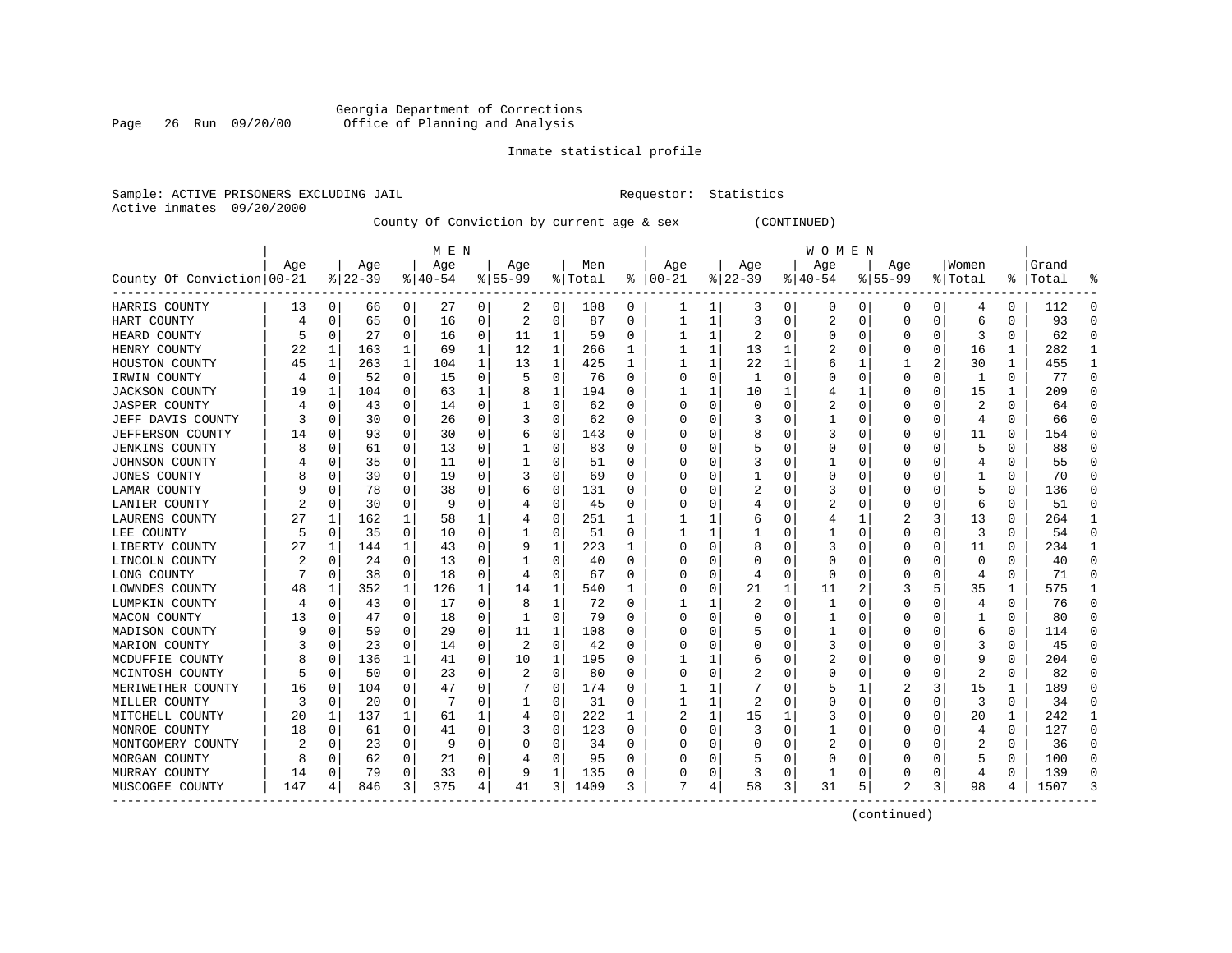Georgia Department of Corrections
Office of Planning and Analysis

Inmate statistical profile

Sample: ACTIVE PRISONERS EXCLUDING JAIL    Requestor: Statistics
Active inmates 09/20/2000

County Of Conviction by current age & sex (CONTINUED)

| County Of Conviction | MEN Age 00-21 | % | Age 22-39 | % | Age 40-54 | % | Age 55-99 | % | Men Total | % | WOMEN Age 00-21 | % | Age 22-39 | % | Age 40-54 | % | Age 55-99 | % | Women Total | % | Grand Total | % |
|---|---|---|---|---|---|---|---|---|---|---|---|---|---|---|---|---|---|---|---|---|---|---|
| HARRIS COUNTY | 13 | 0 | 66 | 0 | 27 | 0 | 2 | 0 | 108 | 0 | 1 | 1 | 3 | 0 | 0 | 0 | 0 | 0 | 4 | 0 | 112 | 0 |
| HART COUNTY | 4 | 0 | 65 | 0 | 16 | 0 | 2 | 0 | 87 | 0 | 1 | 1 | 3 | 0 | 2 | 0 | 0 | 0 | 6 | 0 | 93 | 0 |
| HEARD COUNTY | 5 | 0 | 27 | 0 | 16 | 0 | 11 | 1 | 59 | 0 | 1 | 1 | 2 | 0 | 0 | 0 | 0 | 0 | 3 | 0 | 62 | 0 |
| HENRY COUNTY | 22 | 1 | 163 | 1 | 69 | 1 | 12 | 1 | 266 | 1 | 1 | 1 | 13 | 1 | 2 | 0 | 0 | 0 | 16 | 1 | 282 | 1 |
| HOUSTON COUNTY | 45 | 1 | 263 | 1 | 104 | 1 | 13 | 1 | 425 | 1 | 1 | 1 | 22 | 1 | 6 | 1 | 1 | 2 | 30 | 1 | 455 | 1 |
| IRWIN COUNTY | 4 | 0 | 52 | 0 | 15 | 0 | 5 | 0 | 76 | 0 | 0 | 0 | 1 | 0 | 0 | 0 | 0 | 0 | 1 | 0 | 77 | 0 |
| JACKSON COUNTY | 19 | 1 | 104 | 0 | 63 | 1 | 8 | 1 | 194 | 0 | 1 | 1 | 10 | 1 | 4 | 1 | 0 | 0 | 15 | 1 | 209 | 0 |
| JASPER COUNTY | 4 | 0 | 43 | 0 | 14 | 0 | 1 | 0 | 62 | 0 | 0 | 0 | 0 | 0 | 2 | 0 | 0 | 0 | 2 | 0 | 64 | 0 |
| JEFF DAVIS COUNTY | 3 | 0 | 30 | 0 | 26 | 0 | 3 | 0 | 62 | 0 | 0 | 0 | 3 | 0 | 1 | 0 | 0 | 0 | 4 | 0 | 66 | 0 |
| JEFFERSON COUNTY | 14 | 0 | 93 | 0 | 30 | 0 | 6 | 0 | 143 | 0 | 0 | 0 | 8 | 0 | 3 | 0 | 0 | 0 | 11 | 0 | 154 | 0 |
| JENKINS COUNTY | 8 | 0 | 61 | 0 | 13 | 0 | 1 | 0 | 83 | 0 | 0 | 0 | 5 | 0 | 0 | 0 | 0 | 0 | 5 | 0 | 88 | 0 |
| JOHNSON COUNTY | 4 | 0 | 35 | 0 | 11 | 0 | 1 | 0 | 51 | 0 | 0 | 0 | 3 | 0 | 1 | 0 | 0 | 0 | 4 | 0 | 55 | 0 |
| JONES COUNTY | 8 | 0 | 39 | 0 | 19 | 0 | 3 | 0 | 69 | 0 | 0 | 0 | 1 | 0 | 0 | 0 | 0 | 0 | 1 | 0 | 70 | 0 |
| LAMAR COUNTY | 9 | 0 | 78 | 0 | 38 | 0 | 6 | 0 | 131 | 0 | 0 | 0 | 2 | 0 | 3 | 0 | 0 | 0 | 5 | 0 | 136 | 0 |
| LANIER COUNTY | 2 | 0 | 30 | 0 | 9 | 0 | 4 | 0 | 45 | 0 | 0 | 0 | 4 | 0 | 2 | 0 | 0 | 0 | 6 | 0 | 51 | 0 |
| LAURENS COUNTY | 27 | 1 | 162 | 1 | 58 | 1 | 4 | 0 | 251 | 1 | 1 | 1 | 6 | 0 | 4 | 1 | 2 | 3 | 13 | 0 | 264 | 1 |
| LEE COUNTY | 5 | 0 | 35 | 0 | 10 | 0 | 1 | 0 | 51 | 0 | 1 | 1 | 1 | 0 | 1 | 0 | 0 | 0 | 3 | 0 | 54 | 0 |
| LIBERTY COUNTY | 27 | 1 | 144 | 1 | 43 | 0 | 9 | 1 | 223 | 1 | 0 | 0 | 8 | 0 | 3 | 0 | 0 | 0 | 11 | 0 | 234 | 1 |
| LINCOLN COUNTY | 2 | 0 | 24 | 0 | 13 | 0 | 1 | 0 | 40 | 0 | 0 | 0 | 0 | 0 | 0 | 0 | 0 | 0 | 0 | 0 | 40 | 0 |
| LONG COUNTY | 7 | 0 | 38 | 0 | 18 | 0 | 4 | 0 | 67 | 0 | 0 | 0 | 4 | 0 | 0 | 0 | 0 | 0 | 4 | 0 | 71 | 0 |
| LOWNDES COUNTY | 48 | 1 | 352 | 1 | 126 | 1 | 14 | 1 | 540 | 1 | 0 | 0 | 21 | 1 | 11 | 2 | 3 | 5 | 35 | 1 | 575 | 1 |
| LUMPKIN COUNTY | 4 | 0 | 43 | 0 | 17 | 0 | 8 | 1 | 72 | 0 | 1 | 1 | 2 | 0 | 1 | 0 | 0 | 0 | 4 | 0 | 76 | 0 |
| MACON COUNTY | 13 | 0 | 47 | 0 | 18 | 0 | 1 | 0 | 79 | 0 | 0 | 0 | 0 | 0 | 1 | 0 | 0 | 0 | 1 | 0 | 80 | 0 |
| MADISON COUNTY | 9 | 0 | 59 | 0 | 29 | 0 | 11 | 1 | 108 | 0 | 0 | 0 | 5 | 0 | 1 | 0 | 0 | 0 | 6 | 0 | 114 | 0 |
| MARION COUNTY | 3 | 0 | 23 | 0 | 14 | 0 | 2 | 0 | 42 | 0 | 0 | 0 | 0 | 0 | 3 | 0 | 0 | 0 | 3 | 0 | 45 | 0 |
| MCDUFFIE COUNTY | 8 | 0 | 136 | 1 | 41 | 0 | 10 | 1 | 195 | 0 | 1 | 1 | 6 | 0 | 2 | 0 | 0 | 0 | 9 | 0 | 204 | 0 |
| MCINTOSH COUNTY | 5 | 0 | 50 | 0 | 23 | 0 | 2 | 0 | 80 | 0 | 0 | 0 | 2 | 0 | 0 | 0 | 0 | 0 | 2 | 0 | 82 | 0 |
| MERIWETHER COUNTY | 16 | 0 | 104 | 0 | 47 | 0 | 7 | 0 | 174 | 0 | 1 | 1 | 7 | 0 | 5 | 1 | 2 | 3 | 15 | 1 | 189 | 0 |
| MILLER COUNTY | 3 | 0 | 20 | 0 | 7 | 0 | 1 | 0 | 31 | 0 | 1 | 1 | 2 | 0 | 0 | 0 | 0 | 0 | 3 | 0 | 34 | 0 |
| MITCHELL COUNTY | 20 | 1 | 137 | 1 | 61 | 1 | 4 | 0 | 222 | 1 | 2 | 1 | 15 | 1 | 3 | 0 | 0 | 0 | 20 | 1 | 242 | 1 |
| MONROE COUNTY | 18 | 0 | 61 | 0 | 41 | 0 | 3 | 0 | 123 | 0 | 0 | 0 | 3 | 0 | 1 | 0 | 0 | 0 | 4 | 0 | 127 | 0 |
| MONTGOMERY COUNTY | 2 | 0 | 23 | 0 | 9 | 0 | 0 | 0 | 34 | 0 | 0 | 0 | 0 | 0 | 2 | 0 | 0 | 0 | 2 | 0 | 36 | 0 |
| MORGAN COUNTY | 8 | 0 | 62 | 0 | 21 | 0 | 4 | 0 | 95 | 0 | 0 | 0 | 5 | 0 | 0 | 0 | 0 | 0 | 5 | 0 | 100 | 0 |
| MURRAY COUNTY | 14 | 0 | 79 | 0 | 33 | 0 | 9 | 1 | 135 | 0 | 0 | 0 | 3 | 0 | 1 | 0 | 0 | 0 | 4 | 0 | 139 | 0 |
| MUSCOGEE COUNTY | 147 | 4 | 846 | 3 | 375 | 4 | 41 | 3 | 1409 | 3 | 7 | 4 | 58 | 3 | 31 | 5 | 2 | 3 | 98 | 4 | 1507 | 3 |

(continued)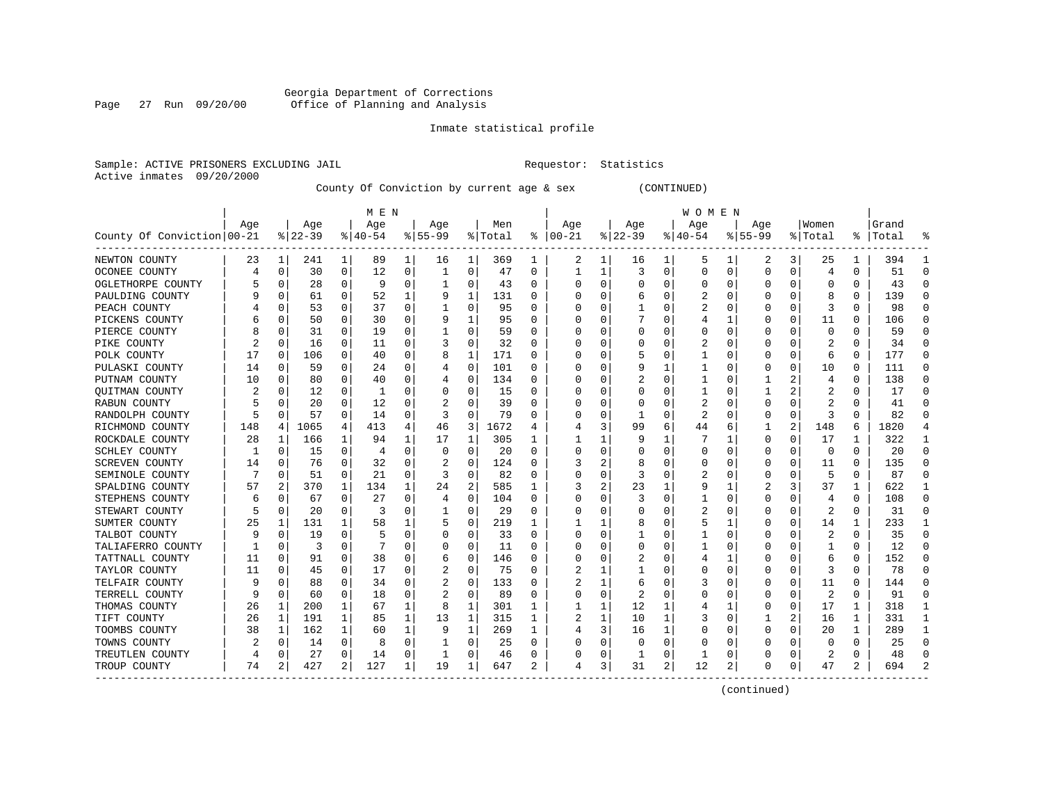Georgia Department of Corrections
Office of Planning and Analysis

Inmate statistical profile

Sample: ACTIVE PRISONERS EXCLUDING JAIL    Requestor: Statistics
Active inmates 09/20/2000

County Of Conviction by current age & sex (CONTINUED)

| County Of Conviction | MEN Age 00-21 | % | Age 22-39 | % | Age 40-54 | % | Age 55-99 | % | Men Total | % | WOMEN Age 00-21 | % | Age 22-39 | % | Age 40-54 | % | Age 55-99 | % | Women Total | % | Grand Total | % |
|---|---|---|---|---|---|---|---|---|---|---|---|---|---|---|---|---|---|---|---|---|---|---|
| NEWTON COUNTY | 23 | 1 | 241 | 1 | 89 | 1 | 16 | 1 | 369 | 1 | 2 | 1 | 16 | 1 | 5 | 1 | 2 | 3 | 25 | 1 | 394 | 1 |
| OCONEE COUNTY | 4 | 0 | 30 | 0 | 12 | 0 | 1 | 0 | 47 | 0 | 1 | 1 | 3 | 0 | 0 | 0 | 0 | 0 | 4 | 0 | 51 | 0 |
| OGLETHORPE COUNTY | 5 | 0 | 28 | 0 | 9 | 0 | 1 | 0 | 43 | 0 | 0 | 0 | 0 | 0 | 0 | 0 | 0 | 0 | 0 | 0 | 43 | 0 |
| PAULDING COUNTY | 9 | 0 | 61 | 0 | 52 | 1 | 9 | 1 | 131 | 0 | 0 | 0 | 6 | 0 | 2 | 0 | 0 | 0 | 8 | 0 | 139 | 0 |
| PEACH COUNTY | 4 | 0 | 53 | 0 | 37 | 0 | 1 | 0 | 95 | 0 | 0 | 0 | 1 | 0 | 2 | 0 | 0 | 0 | 3 | 0 | 98 | 0 |
| PICKENS COUNTY | 6 | 0 | 50 | 0 | 30 | 0 | 9 | 1 | 95 | 0 | 0 | 0 | 7 | 0 | 4 | 1 | 0 | 0 | 11 | 0 | 106 | 0 |
| PIERCE COUNTY | 8 | 0 | 31 | 0 | 19 | 0 | 1 | 0 | 59 | 0 | 0 | 0 | 0 | 0 | 0 | 0 | 0 | 0 | 0 | 0 | 59 | 0 |
| PIKE COUNTY | 2 | 0 | 16 | 0 | 11 | 0 | 3 | 0 | 32 | 0 | 0 | 0 | 0 | 0 | 2 | 0 | 0 | 0 | 2 | 0 | 34 | 0 |
| POLK COUNTY | 17 | 0 | 106 | 0 | 40 | 0 | 8 | 1 | 171 | 0 | 0 | 0 | 5 | 0 | 1 | 0 | 0 | 0 | 6 | 0 | 177 | 0 |
| PULASKI COUNTY | 14 | 0 | 59 | 0 | 24 | 0 | 4 | 0 | 101 | 0 | 0 | 0 | 9 | 1 | 1 | 0 | 0 | 0 | 10 | 0 | 111 | 0 |
| PUTNAM COUNTY | 10 | 0 | 80 | 0 | 40 | 0 | 4 | 0 | 134 | 0 | 0 | 0 | 2 | 0 | 1 | 0 | 1 | 2 | 4 | 0 | 138 | 0 |
| QUITMAN COUNTY | 2 | 0 | 12 | 0 | 1 | 0 | 0 | 0 | 15 | 0 | 0 | 0 | 0 | 0 | 1 | 0 | 1 | 2 | 2 | 0 | 17 | 0 |
| RABUN COUNTY | 5 | 0 | 20 | 0 | 12 | 0 | 2 | 0 | 39 | 0 | 0 | 0 | 0 | 0 | 2 | 0 | 0 | 0 | 2 | 0 | 41 | 0 |
| RANDOLPH COUNTY | 5 | 0 | 57 | 0 | 14 | 0 | 3 | 0 | 79 | 0 | 0 | 0 | 1 | 0 | 2 | 0 | 0 | 0 | 3 | 0 | 82 | 0 |
| RICHMOND COUNTY | 148 | 4 | 1065 | 4 | 413 | 4 | 46 | 3 | 1672 | 4 | 4 | 3 | 99 | 6 | 44 | 6 | 1 | 2 | 148 | 6 | 1820 | 4 |
| ROCKDALE COUNTY | 28 | 1 | 166 | 1 | 94 | 1 | 17 | 1 | 305 | 1 | 1 | 1 | 9 | 1 | 7 | 1 | 0 | 0 | 17 | 1 | 322 | 1 |
| SCHLEY COUNTY | 1 | 0 | 15 | 0 | 4 | 0 | 0 | 0 | 20 | 0 | 0 | 0 | 0 | 0 | 0 | 0 | 0 | 0 | 0 | 0 | 20 | 0 |
| SCREVEN COUNTY | 14 | 0 | 76 | 0 | 32 | 0 | 2 | 0 | 124 | 0 | 3 | 2 | 8 | 0 | 0 | 0 | 0 | 0 | 11 | 0 | 135 | 0 |
| SEMINOLE COUNTY | 7 | 0 | 51 | 0 | 21 | 0 | 3 | 0 | 82 | 0 | 0 | 0 | 3 | 0 | 2 | 0 | 0 | 0 | 5 | 0 | 87 | 0 |
| SPALDING COUNTY | 57 | 2 | 370 | 1 | 134 | 1 | 24 | 2 | 585 | 1 | 3 | 2 | 23 | 1 | 9 | 1 | 2 | 3 | 37 | 1 | 622 | 1 |
| STEPHENS COUNTY | 6 | 0 | 67 | 0 | 27 | 0 | 4 | 0 | 104 | 0 | 0 | 0 | 3 | 0 | 1 | 0 | 0 | 0 | 4 | 0 | 108 | 0 |
| STEWART COUNTY | 5 | 0 | 20 | 0 | 3 | 0 | 1 | 0 | 29 | 0 | 0 | 0 | 0 | 0 | 2 | 0 | 0 | 0 | 2 | 0 | 31 | 0 |
| SUMTER COUNTY | 25 | 1 | 131 | 1 | 58 | 1 | 5 | 0 | 219 | 1 | 1 | 1 | 8 | 0 | 5 | 1 | 0 | 0 | 14 | 1 | 233 | 1 |
| TALBOT COUNTY | 9 | 0 | 19 | 0 | 5 | 0 | 0 | 0 | 33 | 0 | 0 | 0 | 1 | 0 | 1 | 0 | 0 | 0 | 2 | 0 | 35 | 0 |
| TALIAFERRO COUNTY | 1 | 0 | 3 | 0 | 7 | 0 | 0 | 0 | 11 | 0 | 0 | 0 | 0 | 0 | 1 | 0 | 0 | 0 | 1 | 0 | 12 | 0 |
| TATTNALL COUNTY | 11 | 0 | 91 | 0 | 38 | 0 | 6 | 0 | 146 | 0 | 0 | 0 | 2 | 0 | 4 | 1 | 0 | 0 | 6 | 0 | 152 | 0 |
| TAYLOR COUNTY | 11 | 0 | 45 | 0 | 17 | 0 | 2 | 0 | 75 | 0 | 2 | 1 | 1 | 0 | 0 | 0 | 0 | 0 | 3 | 0 | 78 | 0 |
| TELFAIR COUNTY | 9 | 0 | 88 | 0 | 34 | 0 | 2 | 0 | 133 | 0 | 2 | 1 | 6 | 0 | 3 | 0 | 0 | 0 | 11 | 0 | 144 | 0 |
| TERRELL COUNTY | 9 | 0 | 60 | 0 | 18 | 0 | 2 | 0 | 89 | 0 | 0 | 0 | 2 | 0 | 0 | 0 | 0 | 0 | 2 | 0 | 91 | 0 |
| THOMAS COUNTY | 26 | 1 | 200 | 1 | 67 | 1 | 8 | 1 | 301 | 1 | 1 | 1 | 12 | 1 | 4 | 1 | 0 | 0 | 17 | 1 | 318 | 1 |
| TIFT COUNTY | 26 | 1 | 191 | 1 | 85 | 1 | 13 | 1 | 315 | 1 | 2 | 1 | 10 | 1 | 3 | 0 | 1 | 2 | 16 | 1 | 331 | 1 |
| TOOMBS COUNTY | 38 | 1 | 162 | 1 | 60 | 1 | 9 | 1 | 269 | 1 | 4 | 3 | 16 | 1 | 0 | 0 | 0 | 0 | 20 | 1 | 289 | 1 |
| TOWNS COUNTY | 2 | 0 | 14 | 0 | 8 | 0 | 1 | 0 | 25 | 0 | 0 | 0 | 0 | 0 | 0 | 0 | 0 | 0 | 0 | 0 | 25 | 0 |
| TREUTLEN COUNTY | 4 | 0 | 27 | 0 | 14 | 0 | 1 | 0 | 46 | 0 | 0 | 0 | 1 | 0 | 1 | 0 | 0 | 0 | 2 | 0 | 48 | 0 |
| TROUP COUNTY | 74 | 2 | 427 | 2 | 127 | 1 | 19 | 1 | 647 | 2 | 4 | 3 | 31 | 2 | 12 | 2 | 0 | 0 | 47 | 2 | 694 | 2 |

(continued)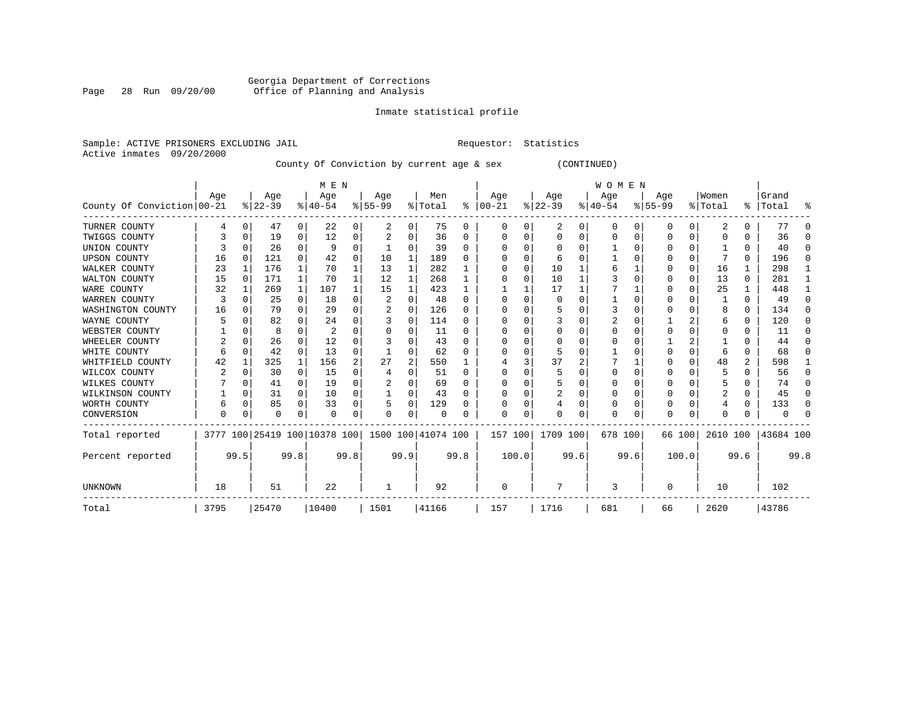Georgia Department of Corrections
Office of Planning and Analysis

Inmate statistical profile

Sample: ACTIVE PRISONERS EXCLUDING JAIL
Active inmates 09/20/2000

Requestor: Statistics

County Of Conviction by current age & sex (CONTINUED)

| County Of Conviction | MEN Age 00-21 | % | Age 22-39 | % | Age 40-54 | % | Age 55-99 | % | Men Total | % | WOMEN Age 00-21 | % | Age 22-39 | % | Age 40-54 | % | Age 55-99 | % | Women Total | % | Grand Total | % |
|---|---|---|---|---|---|---|---|---|---|---|---|---|---|---|---|---|---|---|---|---|---|---|
| TURNER COUNTY | 4 | 0 | 47 | 0 | 22 | 0 | 2 | 0 | 75 | 0 | 0 | 0 | 2 | 0 | 0 | 0 | 0 | 0 | 2 | 0 | 77 | 0 |
| TWIGGS COUNTY | 3 | 0 | 19 | 0 | 12 | 0 | 2 | 0 | 36 | 0 | 0 | 0 | 0 | 0 | 0 | 0 | 0 | 0 | 0 | 0 | 36 | 0 |
| UNION COUNTY | 3 | 0 | 26 | 0 | 9 | 0 | 1 | 0 | 39 | 0 | 0 | 0 | 0 | 0 | 1 | 0 | 0 | 0 | 1 | 0 | 40 | 0 |
| UPSON COUNTY | 16 | 0 | 121 | 0 | 42 | 0 | 10 | 1 | 189 | 0 | 0 | 0 | 6 | 0 | 1 | 0 | 0 | 0 | 7 | 0 | 196 | 0 |
| WALKER COUNTY | 23 | 1 | 176 | 1 | 70 | 1 | 13 | 1 | 282 | 1 | 0 | 0 | 10 | 1 | 6 | 1 | 0 | 0 | 16 | 1 | 298 | 1 |
| WALTON COUNTY | 15 | 0 | 171 | 1 | 70 | 1 | 12 | 1 | 268 | 1 | 0 | 0 | 10 | 1 | 3 | 0 | 0 | 0 | 13 | 0 | 281 | 1 |
| WARE COUNTY | 32 | 1 | 269 | 1 | 107 | 1 | 15 | 1 | 423 | 1 | 1 | 1 | 17 | 1 | 7 | 1 | 0 | 0 | 25 | 1 | 448 | 1 |
| WARREN COUNTY | 3 | 0 | 25 | 0 | 18 | 0 | 2 | 0 | 48 | 0 | 0 | 0 | 0 | 0 | 1 | 0 | 0 | 0 | 1 | 0 | 49 | 0 |
| WASHINGTON COUNTY | 16 | 0 | 79 | 0 | 29 | 0 | 2 | 0 | 126 | 0 | 0 | 0 | 5 | 0 | 3 | 0 | 0 | 0 | 8 | 0 | 134 | 0 |
| WAYNE COUNTY | 5 | 0 | 82 | 0 | 24 | 0 | 3 | 0 | 114 | 0 | 0 | 0 | 3 | 0 | 2 | 0 | 1 | 2 | 6 | 0 | 120 | 0 |
| WEBSTER COUNTY | 1 | 0 | 8 | 0 | 2 | 0 | 0 | 0 | 11 | 0 | 0 | 0 | 0 | 0 | 0 | 0 | 0 | 0 | 0 | 0 | 11 | 0 |
| WHEELER COUNTY | 2 | 0 | 26 | 0 | 12 | 0 | 3 | 0 | 43 | 0 | 0 | 0 | 0 | 0 | 0 | 0 | 1 | 2 | 1 | 0 | 44 | 0 |
| WHITE COUNTY | 6 | 0 | 42 | 0 | 13 | 0 | 1 | 0 | 62 | 0 | 0 | 0 | 5 | 0 | 1 | 0 | 0 | 0 | 6 | 0 | 68 | 0 |
| WHITFIELD COUNTY | 42 | 1 | 325 | 1 | 156 | 2 | 27 | 2 | 550 | 1 | 4 | 3 | 37 | 2 | 7 | 1 | 0 | 0 | 48 | 2 | 598 | 1 |
| WILCOX COUNTY | 2 | 0 | 30 | 0 | 15 | 0 | 4 | 0 | 51 | 0 | 0 | 0 | 5 | 0 | 0 | 0 | 0 | 0 | 5 | 0 | 56 | 0 |
| WILKES COUNTY | 7 | 0 | 41 | 0 | 19 | 0 | 2 | 0 | 69 | 0 | 0 | 0 | 5 | 0 | 0 | 0 | 0 | 0 | 5 | 0 | 74 | 0 |
| WILKINSON COUNTY | 1 | 0 | 31 | 0 | 10 | 0 | 1 | 0 | 43 | 0 | 0 | 0 | 2 | 0 | 0 | 0 | 0 | 0 | 2 | 0 | 45 | 0 |
| WORTH COUNTY | 6 | 0 | 85 | 0 | 33 | 0 | 5 | 0 | 129 | 0 | 0 | 0 | 4 | 0 | 0 | 0 | 0 | 0 | 4 | 0 | 133 | 0 |
| CONVERSION | 0 | 0 | 0 | 0 | 0 | 0 | 0 | 0 | 0 | 0 | 0 | 0 | 0 | 0 | 0 | 0 | 0 | 0 | 0 | 0 | 0 | 0 |
| Total reported | 3777 | 100 | 25419 | 100 | 10378 | 100 | 1500 | 100 | 41074 | 100 | 157 | 100 | 1709 | 100 | 678 | 100 | 66 | 100 | 2610 | 100 | 43684 | 100 |
| Percent reported | | 99.5 | | 99.8 | | 99.8 | | 99.9 | | 99.8 | | 100.0 | | 99.6 | | 99.6 | | 100.0 | | 99.6 | | 99.8 |
| UNKNOWN | 18 | | 51 | | 22 | | 1 | | 92 | | 0 | | 7 | | 3 | | 0 | | 10 | | 102 | |
| Total | 3795 | | 25470 | | 10400 | | 1501 | | 41166 | | 157 | | 1716 | | 681 | | 66 | | 2620 | | 43786 | |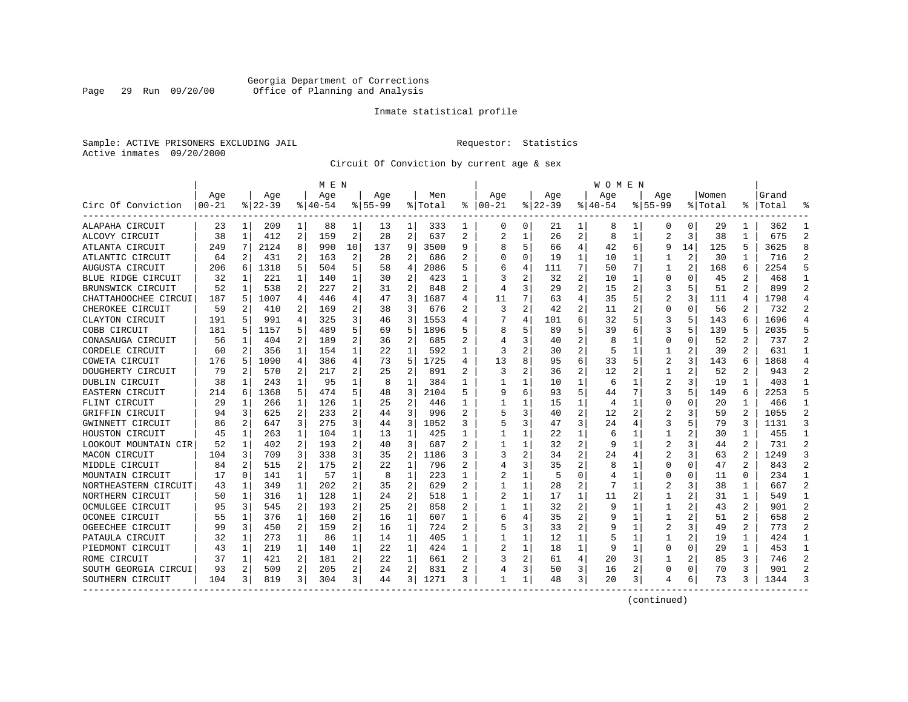Georgia Department of Corrections
Office of Planning and Analysis

Inmate statistical profile

Sample: ACTIVE PRISONERS EXCLUDING JAIL                    Requestor: Statistics
Active inmates 09/20/2000

Circuit Of Conviction by current age & sex

| Circ Of Conviction | MEN Age 00-21 | % | Age 22-39 | % | Age 40-54 | % | Age 55-99 | % | Men Total | % | WOMEN Age 00-21 | % | Age 22-39 | % | Age 40-54 | % | Age 55-99 | % | Women Total | % | Grand Total | % |
|---|---|---|---|---|---|---|---|---|---|---|---|---|---|---|---|---|---|---|---|---|---|---|
| ALAPAHA CIRCUIT | 23 | 1 | 209 | 1 | 88 | 1 | 13 | 1 | 333 | 1 | 0 | 0 | 21 | 1 | 8 | 1 | 0 | 0 | 29 | 1 | 362 | 1 |
| ALCOVY CIRCUIT | 38 | 1 | 412 | 2 | 159 | 2 | 28 | 2 | 637 | 2 | 2 | 1 | 26 | 2 | 8 | 1 | 2 | 3 | 38 | 1 | 675 | 2 |
| ATLANTA CIRCUIT | 249 | 7 | 2124 | 8 | 990 | 10 | 137 | 9 | 3500 | 9 | 8 | 5 | 66 | 4 | 42 | 6 | 9 | 14 | 125 | 5 | 3625 | 8 |
| ATLANTIC CIRCUIT | 64 | 2 | 431 | 2 | 163 | 2 | 28 | 2 | 686 | 2 | 0 | 0 | 19 | 1 | 10 | 1 | 1 | 2 | 30 | 1 | 716 | 2 |
| AUGUSTA CIRCUIT | 206 | 6 | 1318 | 5 | 504 | 5 | 58 | 4 | 2086 | 5 | 6 | 4 | 111 | 7 | 50 | 7 | 1 | 2 | 168 | 6 | 2254 | 5 |
| BLUE RIDGE CIRCUIT | 32 | 1 | 221 | 1 | 140 | 1 | 30 | 2 | 423 | 1 | 3 | 2 | 32 | 2 | 10 | 1 | 0 | 0 | 45 | 2 | 468 | 1 |
| BRUNSWICK CIRCUIT | 52 | 1 | 538 | 2 | 227 | 2 | 31 | 2 | 848 | 2 | 4 | 3 | 29 | 2 | 15 | 2 | 3 | 5 | 51 | 2 | 899 | 2 |
| CHATTAHOOCHEE CIRCUI | 187 | 5 | 1007 | 4 | 446 | 4 | 47 | 3 | 1687 | 4 | 11 | 7 | 63 | 4 | 35 | 5 | 2 | 3 | 111 | 4 | 1798 | 4 |
| CHEROKEE CIRCUIT | 59 | 2 | 410 | 2 | 169 | 2 | 38 | 3 | 676 | 2 | 3 | 2 | 42 | 2 | 11 | 2 | 0 | 0 | 56 | 2 | 732 | 2 |
| CLAYTON CIRCUIT | 191 | 5 | 991 | 4 | 325 | 3 | 46 | 3 | 1553 | 4 | 7 | 4 | 101 | 6 | 32 | 5 | 3 | 5 | 143 | 6 | 1696 | 4 |
| COBB CIRCUIT | 181 | 5 | 1157 | 5 | 489 | 5 | 69 | 5 | 1896 | 5 | 8 | 5 | 89 | 5 | 39 | 6 | 3 | 5 | 139 | 5 | 2035 | 5 |
| CONASAUGA CIRCUIT | 56 | 1 | 404 | 2 | 189 | 2 | 36 | 2 | 685 | 2 | 4 | 3 | 40 | 2 | 8 | 1 | 0 | 0 | 52 | 2 | 737 | 2 |
| CORDELE CIRCUIT | 60 | 2 | 356 | 1 | 154 | 1 | 22 | 1 | 592 | 1 | 3 | 2 | 30 | 2 | 5 | 1 | 1 | 2 | 39 | 2 | 631 | 1 |
| COWETA CIRCUIT | 176 | 5 | 1090 | 4 | 386 | 4 | 73 | 5 | 1725 | 4 | 13 | 8 | 95 | 6 | 33 | 5 | 2 | 3 | 143 | 6 | 1868 | 4 |
| DOUGHERTY CIRCUIT | 79 | 2 | 570 | 2 | 217 | 2 | 25 | 2 | 891 | 2 | 3 | 2 | 36 | 2 | 12 | 2 | 1 | 2 | 52 | 2 | 943 | 2 |
| DUBLIN CIRCUIT | 38 | 1 | 243 | 1 | 95 | 1 | 8 | 1 | 384 | 1 | 1 | 1 | 10 | 1 | 6 | 1 | 2 | 3 | 19 | 1 | 403 | 1 |
| EASTERN CIRCUIT | 214 | 6 | 1368 | 5 | 474 | 5 | 48 | 3 | 2104 | 5 | 9 | 6 | 93 | 5 | 44 | 7 | 3 | 5 | 149 | 6 | 2253 | 5 |
| FLINT CIRCUIT | 29 | 1 | 266 | 1 | 126 | 1 | 25 | 2 | 446 | 1 | 1 | 1 | 15 | 1 | 4 | 1 | 0 | 0 | 20 | 1 | 466 | 1 |
| GRIFFIN CIRCUIT | 94 | 3 | 625 | 2 | 233 | 2 | 44 | 3 | 996 | 2 | 5 | 3 | 40 | 2 | 12 | 2 | 2 | 3 | 59 | 2 | 1055 | 2 |
| GWINNETT CIRCUIT | 86 | 2 | 647 | 3 | 275 | 3 | 44 | 3 | 1052 | 3 | 5 | 3 | 47 | 3 | 24 | 4 | 3 | 5 | 79 | 3 | 1131 | 3 |
| HOUSTON CIRCUIT | 45 | 1 | 263 | 1 | 104 | 1 | 13 | 1 | 425 | 1 | 1 | 1 | 22 | 1 | 6 | 1 | 1 | 2 | 30 | 1 | 455 | 1 |
| LOOKOUT MOUNTAIN CIR | 52 | 1 | 402 | 2 | 193 | 2 | 40 | 3 | 687 | 2 | 1 | 1 | 32 | 2 | 9 | 1 | 2 | 3 | 44 | 2 | 731 | 2 |
| MACON CIRCUIT | 104 | 3 | 709 | 3 | 338 | 3 | 35 | 2 | 1186 | 3 | 3 | 2 | 34 | 2 | 24 | 4 | 2 | 3 | 63 | 2 | 1249 | 3 |
| MIDDLE CIRCUIT | 84 | 2 | 515 | 2 | 175 | 2 | 22 | 1 | 796 | 2 | 4 | 3 | 35 | 2 | 8 | 1 | 0 | 0 | 47 | 2 | 843 | 2 |
| MOUNTAIN CIRCUIT | 17 | 0 | 141 | 1 | 57 | 1 | 8 | 1 | 223 | 1 | 2 | 1 | 5 | 0 | 4 | 1 | 0 | 0 | 11 | 0 | 234 | 1 |
| NORTHEASTERN CIRCUIT | 43 | 1 | 349 | 1 | 202 | 2 | 35 | 2 | 629 | 2 | 1 | 1 | 28 | 2 | 7 | 1 | 2 | 3 | 38 | 1 | 667 | 2 |
| NORTHERN CIRCUIT | 50 | 1 | 316 | 1 | 128 | 1 | 24 | 2 | 518 | 1 | 2 | 1 | 17 | 1 | 11 | 2 | 1 | 2 | 31 | 1 | 549 | 1 |
| OCMULGEE CIRCUIT | 95 | 3 | 545 | 2 | 193 | 2 | 25 | 2 | 858 | 2 | 1 | 1 | 32 | 2 | 9 | 1 | 1 | 2 | 43 | 2 | 901 | 2 |
| OCONEE CIRCUIT | 55 | 1 | 376 | 1 | 160 | 2 | 16 | 1 | 607 | 1 | 6 | 4 | 35 | 2 | 9 | 1 | 1 | 2 | 51 | 2 | 658 | 2 |
| OGEECHEE CIRCUIT | 99 | 3 | 450 | 2 | 159 | 2 | 16 | 1 | 724 | 2 | 5 | 3 | 33 | 2 | 9 | 1 | 2 | 3 | 49 | 2 | 773 | 2 |
| PATAULA CIRCUIT | 32 | 1 | 273 | 1 | 86 | 1 | 14 | 1 | 405 | 1 | 1 | 1 | 12 | 1 | 5 | 1 | 1 | 2 | 19 | 1 | 424 | 1 |
| PIEDMONT CIRCUIT | 43 | 1 | 219 | 1 | 140 | 1 | 22 | 1 | 424 | 1 | 2 | 1 | 18 | 1 | 9 | 1 | 0 | 0 | 29 | 1 | 453 | 1 |
| ROME CIRCUIT | 37 | 1 | 421 | 2 | 181 | 2 | 22 | 1 | 661 | 2 | 3 | 2 | 61 | 4 | 20 | 3 | 1 | 2 | 85 | 3 | 746 | 2 |
| SOUTH GEORGIA CIRCUI | 93 | 2 | 509 | 2 | 205 | 2 | 24 | 2 | 831 | 2 | 4 | 3 | 50 | 3 | 16 | 2 | 0 | 0 | 70 | 3 | 901 | 2 |
| SOUTHERN CIRCUIT | 104 | 3 | 819 | 3 | 304 | 3 | 44 | 3 | 1271 | 3 | 1 | 1 | 48 | 3 | 20 | 3 | 4 | 6 | 73 | 3 | 1344 | 3 |

(continued)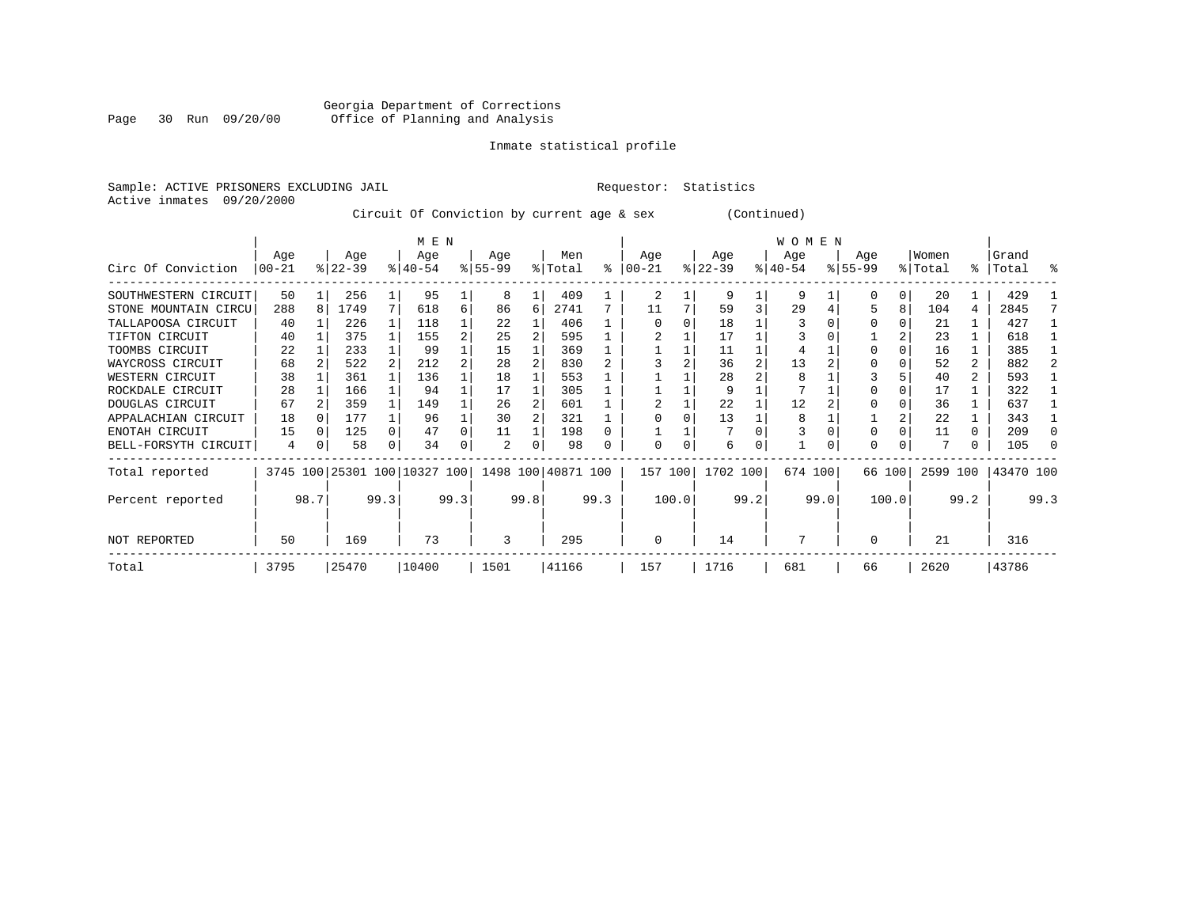Georgia Department of Corrections
Office of Planning and Analysis

Inmate statistical profile

Sample: ACTIVE PRISONERS EXCLUDING JAIL          Requestor: Statistics
Active inmates 09/20/2000

Circuit Of Conviction by current age & sex (Continued)

| Circ Of Conviction | MEN Age 00-21 | % | Age 22-39 | % | Age 40-54 | % | Age 55-99 | % | Men Total | % | WOMEN Age 00-21 | % | Age 22-39 | % | Age 40-54 | % | Age 55-99 | % | Women Total | % | Grand Total | % |
|---|---|---|---|---|---|---|---|---|---|---|---|---|---|---|---|---|---|---|---|---|---|---|
| SOUTHWESTERN CIRCUIT | 50 | 1 | 256 | 1 | 95 | 1 | 8 | 1 | 409 | 1 | 2 | 1 | 9 | 1 | 9 | 1 | 0 | 0 | 20 | 1 | 429 | 1 |
| STONE MOUNTAIN CIRCU | 288 | 8 | 1749 | 7 | 618 | 6 | 86 | 6 | 2741 | 7 | 11 | 7 | 59 | 3 | 29 | 4 | 5 | 8 | 104 | 4 | 2845 | 7 |
| TALLAPOOSA CIRCUIT | 40 | 1 | 226 | 1 | 118 | 1 | 22 | 1 | 406 | 1 | 0 | 0 | 18 | 1 | 3 | 0 | 0 | 0 | 21 | 1 | 427 | 1 |
| TIFTON CIRCUIT | 40 | 1 | 375 | 1 | 155 | 2 | 25 | 2 | 595 | 1 | 2 | 1 | 17 | 1 | 3 | 0 | 1 | 2 | 23 | 1 | 618 | 1 |
| TOOMBS CIRCUIT | 22 | 1 | 233 | 1 | 99 | 1 | 15 | 1 | 369 | 1 | 1 | 1 | 11 | 1 | 4 | 1 | 0 | 0 | 16 | 1 | 385 | 1 |
| WAYCROSS CIRCUIT | 68 | 2 | 522 | 2 | 212 | 2 | 28 | 2 | 830 | 2 | 3 | 2 | 36 | 2 | 13 | 2 | 0 | 0 | 52 | 2 | 882 | 2 |
| WESTERN CIRCUIT | 38 | 1 | 361 | 1 | 136 | 1 | 18 | 1 | 553 | 1 | 1 | 1 | 28 | 2 | 8 | 1 | 3 | 5 | 40 | 2 | 593 | 1 |
| ROCKDALE CIRCUIT | 28 | 1 | 166 | 1 | 94 | 1 | 17 | 1 | 305 | 1 | 1 | 1 | 9 | 1 | 7 | 1 | 0 | 0 | 17 | 1 | 322 | 1 |
| DOUGLAS CIRCUIT | 67 | 2 | 359 | 1 | 149 | 1 | 26 | 2 | 601 | 1 | 2 | 1 | 22 | 1 | 12 | 2 | 0 | 0 | 36 | 1 | 637 | 1 |
| APPALACHIAN CIRCUIT | 18 | 0 | 177 | 1 | 96 | 1 | 30 | 2 | 321 | 1 | 0 | 0 | 13 | 1 | 8 | 1 | 1 | 2 | 22 | 1 | 343 | 1 |
| ENOTAH CIRCUIT | 15 | 0 | 125 | 0 | 47 | 0 | 11 | 1 | 198 | 0 | 1 | 1 | 7 | 0 | 3 | 0 | 0 | 0 | 11 | 0 | 209 | 0 |
| BELL-FORSYTH CIRCUIT | 4 | 0 | 58 | 0 | 34 | 0 | 2 | 0 | 98 | 0 | 0 | 0 | 6 | 0 | 1 | 0 | 0 | 0 | 7 | 0 | 105 | 0 |
| Total reported | 3745 | 100 | 25301 | 100 | 10327 | 100 | 1498 | 100 | 40871 | 100 | 157 | 100 | 1702 | 100 | 674 | 100 | 66 | 100 | 2599 | 100 | 43470 | 100 |
| Percent reported | | 98.7 | | 99.3 | | 99.3 | | 99.8 | | 99.3 | | 100.0 | | 99.2 | | 99.0 | | 100.0 | | 99.2 | | 99.3 |
| NOT REPORTED | 50 | | 169 | | 73 | | 3 | | 295 | | 0 | | 14 | | 7 | | 0 | | 21 | | 316 | |
| Total | 3795 | | 25470 | | 10400 | | 1501 | | 41166 | | 157 | | 1716 | | 681 | | 66 | | 2620 | | 43786 | |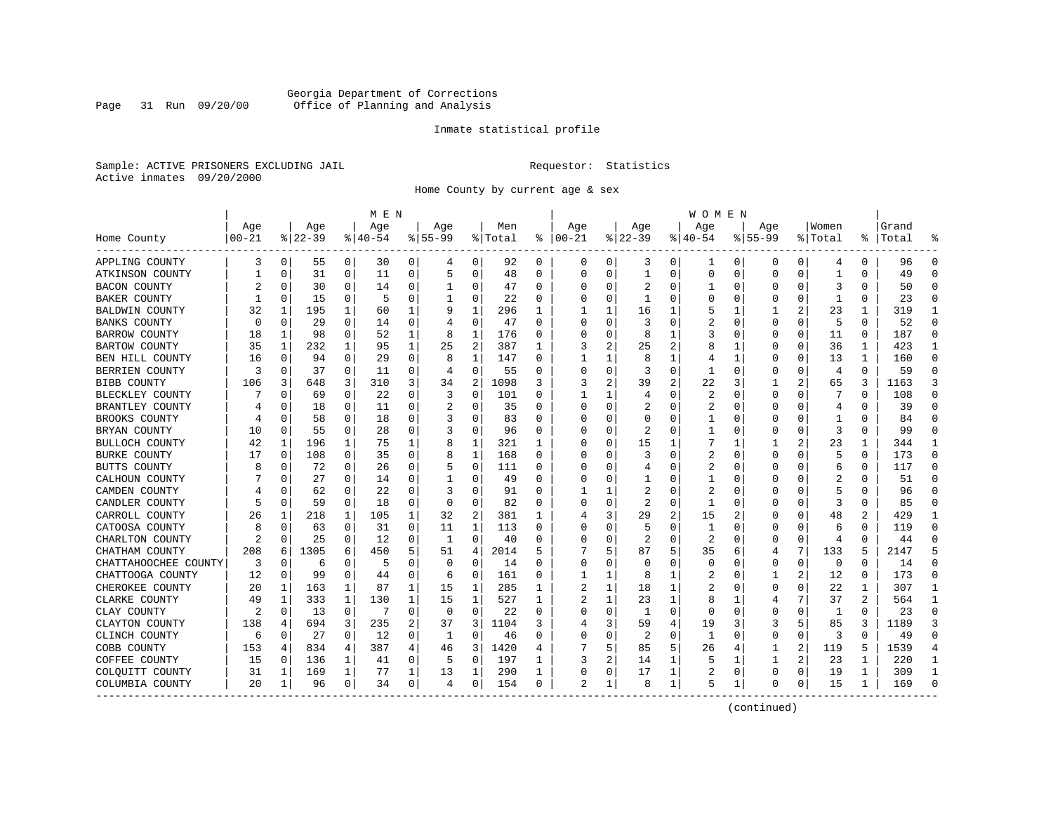Georgia Department of Corrections
Office of Planning and Analysis

Inmate statistical profile

Sample: ACTIVE PRISONERS EXCLUDING JAIL

Requestor: Statistics

Active inmates 09/20/2000

Home County by current age & sex

| Home County | MEN Age 00-21 | % | Age 22-39 | % | Age 40-54 | % | Age 55-99 | % | Men Total | % | WOMEN Age 00-21 | % | Age 22-39 | % | Age 40-54 | % | Age 55-99 | % | Women Total | % | Grand Total | % |
|---|---|---|---|---|---|---|---|---|---|---|---|---|---|---|---|---|---|---|---|---|---|---|
| APPLING COUNTY | 3 | 0 | 55 | 0 | 30 | 0 | 4 | 0 | 92 | 0 | 0 | 0 | 3 | 0 | 1 | 0 | 0 | 0 | 4 | 0 | 96 | 0 |
| ATKINSON COUNTY | 1 | 0 | 31 | 0 | 11 | 0 | 5 | 0 | 48 | 0 | 0 | 0 | 1 | 0 | 0 | 0 | 0 | 0 | 1 | 0 | 49 | 0 |
| BACON COUNTY | 2 | 0 | 30 | 0 | 14 | 0 | 1 | 0 | 47 | 0 | 0 | 0 | 2 | 0 | 1 | 0 | 0 | 0 | 3 | 0 | 50 | 0 |
| BAKER COUNTY | 1 | 0 | 15 | 0 | 5 | 0 | 1 | 0 | 22 | 0 | 0 | 0 | 1 | 0 | 0 | 0 | 0 | 0 | 1 | 0 | 23 | 0 |
| BALDWIN COUNTY | 32 | 1 | 195 | 1 | 60 | 1 | 9 | 1 | 296 | 1 | 1 | 1 | 16 | 1 | 5 | 1 | 1 | 2 | 23 | 1 | 319 | 1 |
| BANKS COUNTY | 0 | 0 | 29 | 0 | 14 | 0 | 4 | 0 | 47 | 0 | 0 | 0 | 3 | 0 | 2 | 0 | 0 | 0 | 5 | 0 | 52 | 0 |
| BARROW COUNTY | 18 | 1 | 98 | 0 | 52 | 1 | 8 | 1 | 176 | 0 | 0 | 0 | 8 | 1 | 3 | 0 | 0 | 0 | 11 | 0 | 187 | 0 |
| BARTOW COUNTY | 35 | 1 | 232 | 1 | 95 | 1 | 25 | 2 | 387 | 1 | 3 | 2 | 25 | 2 | 8 | 1 | 0 | 0 | 36 | 1 | 423 | 1 |
| BEN HILL COUNTY | 16 | 0 | 94 | 0 | 29 | 0 | 8 | 1 | 147 | 0 | 1 | 1 | 8 | 1 | 4 | 1 | 0 | 0 | 13 | 1 | 160 | 0 |
| BERRIEN COUNTY | 3 | 0 | 37 | 0 | 11 | 0 | 4 | 0 | 55 | 0 | 0 | 0 | 3 | 0 | 1 | 0 | 0 | 0 | 4 | 0 | 59 | 0 |
| BIBB COUNTY | 106 | 3 | 648 | 3 | 310 | 3 | 34 | 2 | 1098 | 3 | 3 | 2 | 39 | 2 | 22 | 3 | 1 | 2 | 65 | 3 | 1163 | 3 |
| BLECKLEY COUNTY | 7 | 0 | 69 | 0 | 22 | 0 | 3 | 0 | 101 | 0 | 1 | 1 | 4 | 0 | 2 | 0 | 0 | 0 | 7 | 0 | 108 | 0 |
| BRANTLEY COUNTY | 4 | 0 | 18 | 0 | 11 | 0 | 2 | 0 | 35 | 0 | 0 | 0 | 2 | 0 | 2 | 0 | 0 | 0 | 4 | 0 | 39 | 0 |
| BROOKS COUNTY | 4 | 0 | 58 | 0 | 18 | 0 | 3 | 0 | 83 | 0 | 0 | 0 | 0 | 0 | 1 | 0 | 0 | 0 | 1 | 0 | 84 | 0 |
| BRYAN COUNTY | 10 | 0 | 55 | 0 | 28 | 0 | 3 | 0 | 96 | 0 | 0 | 0 | 2 | 0 | 1 | 0 | 0 | 0 | 3 | 0 | 99 | 0 |
| BULLOCH COUNTY | 42 | 1 | 196 | 1 | 75 | 1 | 8 | 1 | 321 | 1 | 0 | 0 | 15 | 1 | 7 | 1 | 1 | 2 | 23 | 1 | 344 | 1 |
| BURKE COUNTY | 17 | 0 | 108 | 0 | 35 | 0 | 8 | 1 | 168 | 0 | 0 | 0 | 3 | 0 | 2 | 0 | 0 | 0 | 5 | 0 | 173 | 0 |
| BUTTS COUNTY | 8 | 0 | 72 | 0 | 26 | 0 | 5 | 0 | 111 | 0 | 0 | 0 | 4 | 0 | 2 | 0 | 0 | 0 | 6 | 0 | 117 | 0 |
| CALHOUN COUNTY | 7 | 0 | 27 | 0 | 14 | 0 | 1 | 0 | 49 | 0 | 0 | 0 | 1 | 0 | 1 | 0 | 0 | 0 | 2 | 0 | 51 | 0 |
| CAMDEN COUNTY | 4 | 0 | 62 | 0 | 22 | 0 | 3 | 0 | 91 | 0 | 1 | 1 | 2 | 0 | 2 | 0 | 0 | 0 | 5 | 0 | 96 | 0 |
| CANDLER COUNTY | 5 | 0 | 59 | 0 | 18 | 0 | 0 | 0 | 82 | 0 | 0 | 0 | 2 | 0 | 1 | 0 | 0 | 0 | 3 | 0 | 85 | 0 |
| CARROLL COUNTY | 26 | 1 | 218 | 1 | 105 | 1 | 32 | 2 | 381 | 1 | 4 | 3 | 29 | 2 | 15 | 2 | 0 | 0 | 48 | 2 | 429 | 1 |
| CATOOSA COUNTY | 8 | 0 | 63 | 0 | 31 | 0 | 11 | 1 | 113 | 0 | 0 | 0 | 5 | 0 | 1 | 0 | 0 | 0 | 6 | 0 | 119 | 0 |
| CHARLTON COUNTY | 2 | 0 | 25 | 0 | 12 | 0 | 1 | 0 | 40 | 0 | 0 | 0 | 2 | 0 | 2 | 0 | 0 | 0 | 4 | 0 | 44 | 0 |
| CHATHAM COUNTY | 208 | 6 | 1305 | 6 | 450 | 5 | 51 | 4 | 2014 | 5 | 7 | 5 | 87 | 5 | 35 | 6 | 4 | 7 | 133 | 5 | 2147 | 5 |
| CHATTAHOOCHEE COUNTY | 3 | 0 | 6 | 0 | 5 | 0 | 0 | 0 | 14 | 0 | 0 | 0 | 0 | 0 | 0 | 0 | 0 | 0 | 0 | 0 | 14 | 0 |
| CHATTOOGA COUNTY | 12 | 0 | 99 | 0 | 44 | 0 | 6 | 0 | 161 | 0 | 1 | 1 | 8 | 1 | 2 | 0 | 1 | 2 | 12 | 0 | 173 | 0 |
| CHEROKEE COUNTY | 20 | 1 | 163 | 1 | 87 | 1 | 15 | 1 | 285 | 1 | 2 | 1 | 18 | 1 | 2 | 0 | 0 | 0 | 22 | 1 | 307 | 1 |
| CLARKE COUNTY | 49 | 1 | 333 | 1 | 130 | 1 | 15 | 1 | 527 | 1 | 2 | 1 | 23 | 1 | 8 | 1 | 4 | 7 | 37 | 2 | 564 | 1 |
| CLAY COUNTY | 2 | 0 | 13 | 0 | 7 | 0 | 0 | 0 | 22 | 0 | 0 | 0 | 1 | 0 | 0 | 0 | 0 | 0 | 1 | 0 | 23 | 0 |
| CLAYTON COUNTY | 138 | 4 | 694 | 3 | 235 | 2 | 37 | 3 | 1104 | 3 | 4 | 3 | 59 | 4 | 19 | 3 | 3 | 5 | 85 | 3 | 1189 | 3 |
| CLINCH COUNTY | 6 | 0 | 27 | 0 | 12 | 0 | 1 | 0 | 46 | 0 | 0 | 0 | 2 | 0 | 1 | 0 | 0 | 0 | 3 | 0 | 49 | 0 |
| COBB COUNTY | 153 | 4 | 834 | 4 | 387 | 4 | 46 | 3 | 1420 | 4 | 7 | 5 | 85 | 5 | 26 | 4 | 1 | 2 | 119 | 5 | 1539 | 4 |
| COFFEE COUNTY | 15 | 0 | 136 | 1 | 41 | 0 | 5 | 0 | 197 | 1 | 3 | 2 | 14 | 1 | 5 | 1 | 1 | 2 | 23 | 1 | 220 | 1 |
| COLQUITT COUNTY | 31 | 1 | 169 | 1 | 77 | 1 | 13 | 1 | 290 | 1 | 0 | 0 | 17 | 1 | 2 | 0 | 0 | 0 | 19 | 1 | 309 | 1 |
| COLUMBIA COUNTY | 20 | 1 | 96 | 0 | 34 | 0 | 4 | 0 | 154 | 0 | 2 | 1 | 8 | 1 | 5 | 1 | 0 | 0 | 15 | 1 | 169 | 0 |

(continued)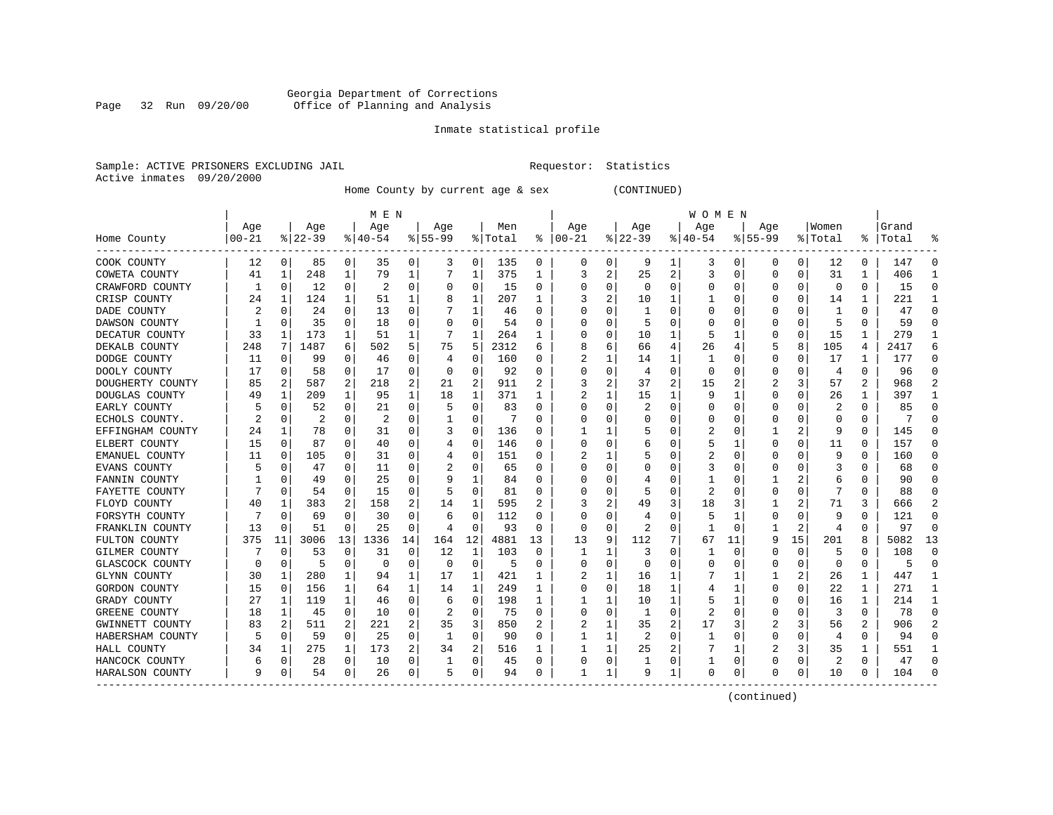Georgia Department of Corrections
Office of Planning and Analysis

Inmate statistical profile

Sample: ACTIVE PRISONERS EXCLUDING JAIL                    Requestor: Statistics
Active inmates 09/20/2000

Home County by current age & sex (CONTINUED)

| Home County | MEN Age 00-21 | % | Age 22-39 | % | Age 40-54 | % | Age 55-99 | % | Men Total | % | WOMEN Age 00-21 | % | Age 22-39 | % | Age 40-54 | % | Age 55-99 | % | Women Total | % | Grand Total | % |
|---|---|---|---|---|---|---|---|---|---|---|---|---|---|---|---|---|---|---|---|---|---|---|
| COOK COUNTY | 12 | 0 | 85 | 0 | 35 | 0 | 3 | 0 | 135 | 0 | 0 | 0 | 9 | 1 | 3 | 0 | 0 | 0 | 12 | 0 | 147 | 0 |
| COWETA COUNTY | 41 | 1 | 248 | 1 | 79 | 1 | 7 | 1 | 375 | 1 | 3 | 2 | 25 | 2 | 3 | 0 | 0 | 0 | 31 | 1 | 406 | 1 |
| CRAWFORD COUNTY | 1 | 0 | 12 | 0 | 2 | 0 | 0 | 0 | 15 | 0 | 0 | 0 | 0 | 0 | 0 | 0 | 0 | 0 | 0 | 0 | 15 | 0 |
| CRISP COUNTY | 24 | 1 | 124 | 1 | 51 | 1 | 8 | 1 | 207 | 1 | 3 | 2 | 10 | 1 | 1 | 0 | 0 | 0 | 14 | 1 | 221 | 1 |
| DADE COUNTY | 2 | 0 | 24 | 0 | 13 | 0 | 7 | 1 | 46 | 0 | 0 | 0 | 1 | 0 | 0 | 0 | 0 | 0 | 1 | 0 | 47 | 0 |
| DAWSON COUNTY | 1 | 0 | 35 | 0 | 18 | 0 | 0 | 0 | 54 | 0 | 0 | 0 | 5 | 0 | 0 | 0 | 0 | 0 | 5 | 0 | 59 | 0 |
| DECATUR COUNTY | 33 | 1 | 173 | 1 | 51 | 1 | 7 | 1 | 264 | 1 | 0 | 0 | 10 | 1 | 5 | 1 | 0 | 0 | 15 | 1 | 279 | 1 |
| DEKALB COUNTY | 248 | 7 | 1487 | 6 | 502 | 5 | 75 | 5 | 2312 | 6 | 8 | 6 | 66 | 4 | 26 | 4 | 5 | 8 | 105 | 4 | 2417 | 6 |
| DODGE COUNTY | 11 | 0 | 99 | 0 | 46 | 0 | 4 | 0 | 160 | 0 | 2 | 1 | 14 | 1 | 1 | 0 | 0 | 0 | 17 | 1 | 177 | 0 |
| DOOLY COUNTY | 17 | 0 | 58 | 0 | 17 | 0 | 0 | 0 | 92 | 0 | 0 | 0 | 4 | 0 | 0 | 0 | 0 | 0 | 4 | 0 | 96 | 0 |
| DOUGHERTY COUNTY | 85 | 2 | 587 | 2 | 218 | 2 | 21 | 2 | 911 | 2 | 3 | 2 | 37 | 2 | 15 | 2 | 2 | 3 | 57 | 2 | 968 | 2 |
| DOUGLAS COUNTY | 49 | 1 | 209 | 1 | 95 | 1 | 18 | 1 | 371 | 1 | 2 | 1 | 15 | 1 | 9 | 1 | 0 | 0 | 26 | 1 | 397 | 1 |
| EARLY COUNTY | 5 | 0 | 52 | 0 | 21 | 0 | 5 | 0 | 83 | 0 | 0 | 0 | 2 | 0 | 0 | 0 | 0 | 0 | 2 | 0 | 85 | 0 |
| ECHOLS COUNTY. | 2 | 0 | 2 | 0 | 2 | 0 | 1 | 0 | 7 | 0 | 0 | 0 | 0 | 0 | 0 | 0 | 0 | 0 | 0 | 0 | 7 | 0 |
| EFFINGHAM COUNTY | 24 | 1 | 78 | 0 | 31 | 0 | 3 | 0 | 136 | 0 | 1 | 1 | 5 | 0 | 2 | 0 | 1 | 2 | 9 | 0 | 145 | 0 |
| ELBERT COUNTY | 15 | 0 | 87 | 0 | 40 | 0 | 4 | 0 | 146 | 0 | 0 | 0 | 6 | 0 | 5 | 1 | 0 | 0 | 11 | 0 | 157 | 0 |
| EMANUEL COUNTY | 11 | 0 | 105 | 0 | 31 | 0 | 4 | 0 | 151 | 0 | 2 | 1 | 5 | 0 | 2 | 0 | 0 | 0 | 9 | 0 | 160 | 0 |
| EVANS COUNTY | 5 | 0 | 47 | 0 | 11 | 0 | 2 | 0 | 65 | 0 | 0 | 0 | 0 | 0 | 3 | 0 | 0 | 0 | 3 | 0 | 68 | 0 |
| FANNIN COUNTY | 1 | 0 | 49 | 0 | 25 | 0 | 9 | 1 | 84 | 0 | 0 | 0 | 4 | 0 | 1 | 0 | 1 | 2 | 6 | 0 | 90 | 0 |
| FAYETTE COUNTY | 7 | 0 | 54 | 0 | 15 | 0 | 5 | 0 | 81 | 0 | 0 | 0 | 5 | 0 | 2 | 0 | 0 | 0 | 7 | 0 | 88 | 0 |
| FLOYD COUNTY | 40 | 1 | 383 | 2 | 158 | 2 | 14 | 1 | 595 | 2 | 3 | 2 | 49 | 3 | 18 | 3 | 1 | 2 | 71 | 3 | 666 | 2 |
| FORSYTH COUNTY | 7 | 0 | 69 | 0 | 30 | 0 | 6 | 0 | 112 | 0 | 0 | 0 | 4 | 0 | 5 | 1 | 0 | 0 | 9 | 0 | 121 | 0 |
| FRANKLIN COUNTY | 13 | 0 | 51 | 0 | 25 | 0 | 4 | 0 | 93 | 0 | 0 | 0 | 2 | 0 | 1 | 0 | 1 | 2 | 4 | 0 | 97 | 0 |
| FULTON COUNTY | 375 | 11 | 3006 | 13 | 1336 | 14 | 164 | 12 | 4881 | 13 | 13 | 9 | 112 | 7 | 67 | 11 | 9 | 15 | 201 | 8 | 5082 | 13 |
| GILMER COUNTY | 7 | 0 | 53 | 0 | 31 | 0 | 12 | 1 | 103 | 0 | 1 | 1 | 3 | 0 | 1 | 0 | 0 | 0 | 5 | 0 | 108 | 0 |
| GLASCOCK COUNTY | 0 | 0 | 5 | 0 | 0 | 0 | 0 | 0 | 5 | 0 | 0 | 0 | 0 | 0 | 0 | 0 | 0 | 0 | 0 | 0 | 5 | 0 |
| GLYNN COUNTY | 30 | 1 | 280 | 1 | 94 | 1 | 17 | 1 | 421 | 1 | 2 | 1 | 16 | 1 | 7 | 1 | 1 | 2 | 26 | 1 | 447 | 1 |
| GORDON COUNTY | 15 | 0 | 156 | 1 | 64 | 1 | 14 | 1 | 249 | 1 | 0 | 0 | 18 | 1 | 4 | 1 | 0 | 0 | 22 | 1 | 271 | 1 |
| GRADY COUNTY | 27 | 1 | 119 | 1 | 46 | 0 | 6 | 0 | 198 | 1 | 1 | 1 | 10 | 1 | 5 | 1 | 0 | 0 | 16 | 1 | 214 | 1 |
| GREENE COUNTY | 18 | 1 | 45 | 0 | 10 | 0 | 2 | 0 | 75 | 0 | 0 | 0 | 1 | 0 | 2 | 0 | 0 | 0 | 3 | 0 | 78 | 0 |
| GWINNETT COUNTY | 83 | 2 | 511 | 2 | 221 | 2 | 35 | 3 | 850 | 2 | 2 | 1 | 35 | 2 | 17 | 3 | 2 | 3 | 56 | 2 | 906 | 2 |
| HABERSHAM COUNTY | 5 | 0 | 59 | 0 | 25 | 0 | 1 | 0 | 90 | 0 | 1 | 1 | 2 | 0 | 1 | 0 | 0 | 0 | 4 | 0 | 94 | 0 |
| HALL COUNTY | 34 | 1 | 275 | 1 | 173 | 2 | 34 | 2 | 516 | 1 | 1 | 1 | 25 | 2 | 7 | 1 | 2 | 3 | 35 | 1 | 551 | 1 |
| HANCOCK COUNTY | 6 | 0 | 28 | 0 | 10 | 0 | 1 | 0 | 45 | 0 | 0 | 0 | 1 | 0 | 1 | 0 | 0 | 0 | 2 | 0 | 47 | 0 |
| HARALSON COUNTY | 9 | 0 | 54 | 0 | 26 | 0 | 5 | 0 | 94 | 0 | 1 | 1 | 9 | 1 | 0 | 0 | 0 | 0 | 10 | 0 | 104 | 0 |

(continued)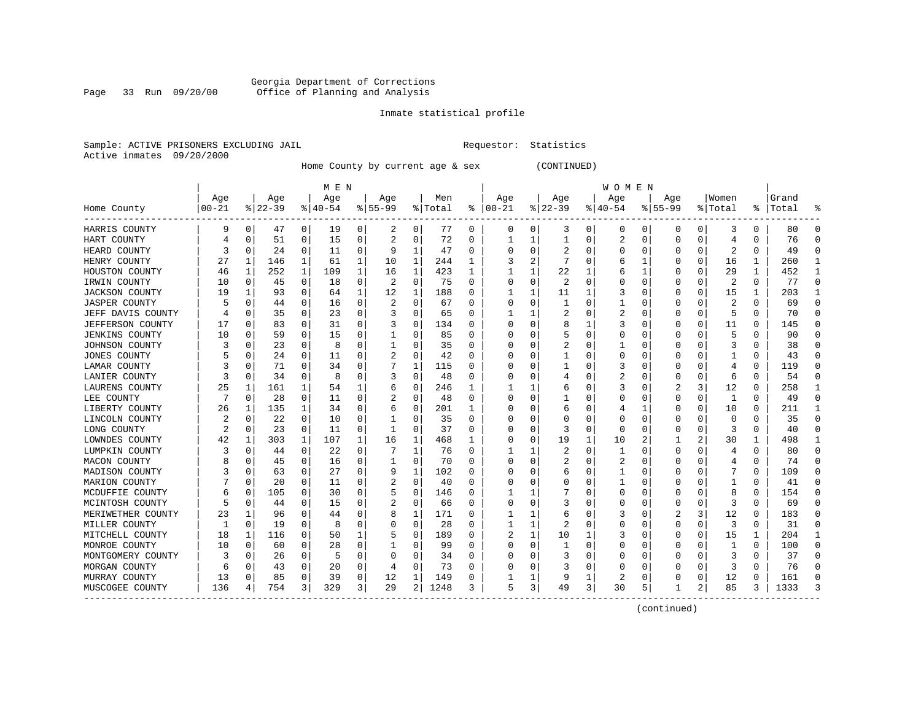Georgia Department of Corrections
Office of Planning and Analysis

Inmate statistical profile

Sample: ACTIVE PRISONERS EXCLUDING JAIL                Requestor: Statistics
Active inmates 09/20/2000

Home County by current age & sex (CONTINUED)

| Home County | MEN Age 00-21 | % | Age 22-39 | % | Age 40-54 | % | Age 55-99 | % | Men Total | % | WOMEN Age 00-21 | % | Age 22-39 | % | Age 40-54 | % | Age 55-99 | % | Women Total | % | Grand Total | % |
|---|---|---|---|---|---|---|---|---|---|---|---|---|---|---|---|---|---|---|---|---|---|---|
| HARRIS COUNTY | 9 | 0 | 47 | 0 | 19 | 0 | 2 | 0 | 77 | 0 | 0 | 0 | 3 | 0 | 0 | 0 | 0 | 0 | 3 | 0 | 80 | 0 |
| HART COUNTY | 4 | 0 | 51 | 0 | 15 | 0 | 2 | 0 | 72 | 0 | 1 | 1 | 1 | 0 | 2 | 0 | 0 | 0 | 4 | 0 | 76 | 0 |
| HEARD COUNTY | 3 | 0 | 24 | 0 | 11 | 0 | 9 | 1 | 47 | 0 | 0 | 0 | 2 | 0 | 0 | 0 | 0 | 0 | 2 | 0 | 49 | 0 |
| HENRY COUNTY | 27 | 1 | 146 | 1 | 61 | 1 | 10 | 1 | 244 | 1 | 3 | 2 | 7 | 0 | 6 | 1 | 0 | 0 | 16 | 1 | 260 | 1 |
| HOUSTON COUNTY | 46 | 1 | 252 | 1 | 109 | 1 | 16 | 1 | 423 | 1 | 1 | 1 | 22 | 1 | 6 | 1 | 0 | 0 | 29 | 1 | 452 | 1 |
| IRWIN COUNTY | 10 | 0 | 45 | 0 | 18 | 0 | 2 | 0 | 75 | 0 | 0 | 0 | 2 | 0 | 0 | 0 | 0 | 0 | 2 | 0 | 77 | 0 |
| JACKSON COUNTY | 19 | 1 | 93 | 0 | 64 | 1 | 12 | 1 | 188 | 0 | 1 | 1 | 11 | 1 | 3 | 0 | 0 | 0 | 15 | 1 | 203 | 1 |
| JASPER COUNTY | 5 | 0 | 44 | 0 | 16 | 0 | 2 | 0 | 67 | 0 | 0 | 0 | 1 | 0 | 1 | 0 | 0 | 0 | 2 | 0 | 69 | 0 |
| JEFF DAVIS COUNTY | 4 | 0 | 35 | 0 | 23 | 0 | 3 | 0 | 65 | 0 | 1 | 1 | 2 | 0 | 2 | 0 | 0 | 0 | 5 | 0 | 70 | 0 |
| JEFFERSON COUNTY | 17 | 0 | 83 | 0 | 31 | 0 | 3 | 0 | 134 | 0 | 0 | 0 | 8 | 1 | 3 | 0 | 0 | 0 | 11 | 0 | 145 | 0 |
| JENKINS COUNTY | 10 | 0 | 59 | 0 | 15 | 0 | 1 | 0 | 85 | 0 | 0 | 0 | 5 | 0 | 0 | 0 | 0 | 0 | 5 | 0 | 90 | 0 |
| JOHNSON COUNTY | 3 | 0 | 23 | 0 | 8 | 0 | 1 | 0 | 35 | 0 | 0 | 0 | 2 | 0 | 1 | 0 | 0 | 0 | 3 | 0 | 38 | 0 |
| JONES COUNTY | 5 | 0 | 24 | 0 | 11 | 0 | 2 | 0 | 42 | 0 | 0 | 0 | 1 | 0 | 0 | 0 | 0 | 0 | 1 | 0 | 43 | 0 |
| LAMAR COUNTY | 3 | 0 | 71 | 0 | 34 | 0 | 7 | 1 | 115 | 0 | 0 | 0 | 1 | 0 | 3 | 0 | 0 | 0 | 4 | 0 | 119 | 0 |
| LANIER COUNTY | 3 | 0 | 34 | 0 | 8 | 0 | 3 | 0 | 48 | 0 | 0 | 0 | 4 | 0 | 2 | 0 | 0 | 0 | 6 | 0 | 54 | 0 |
| LAURENS COUNTY | 25 | 1 | 161 | 1 | 54 | 1 | 6 | 0 | 246 | 1 | 1 | 1 | 6 | 0 | 3 | 0 | 2 | 3 | 12 | 0 | 258 | 1 |
| LEE COUNTY | 7 | 0 | 28 | 0 | 11 | 0 | 2 | 0 | 48 | 0 | 0 | 0 | 1 | 0 | 0 | 0 | 0 | 0 | 1 | 0 | 49 | 0 |
| LIBERTY COUNTY | 26 | 1 | 135 | 1 | 34 | 0 | 6 | 0 | 201 | 1 | 0 | 0 | 6 | 0 | 4 | 1 | 0 | 0 | 10 | 0 | 211 | 1 |
| LINCOLN COUNTY | 2 | 0 | 22 | 0 | 10 | 0 | 1 | 0 | 35 | 0 | 0 | 0 | 0 | 0 | 0 | 0 | 0 | 0 | 0 | 0 | 35 | 0 |
| LONG COUNTY | 2 | 0 | 23 | 0 | 11 | 0 | 1 | 0 | 37 | 0 | 0 | 0 | 3 | 0 | 0 | 0 | 0 | 0 | 3 | 0 | 40 | 0 |
| LOWNDES COUNTY | 42 | 1 | 303 | 1 | 107 | 1 | 16 | 1 | 468 | 1 | 0 | 0 | 19 | 1 | 10 | 2 | 1 | 2 | 30 | 1 | 498 | 1 |
| LUMPKIN COUNTY | 3 | 0 | 44 | 0 | 22 | 0 | 7 | 1 | 76 | 0 | 1 | 1 | 2 | 0 | 1 | 0 | 0 | 0 | 4 | 0 | 80 | 0 |
| MACON COUNTY | 8 | 0 | 45 | 0 | 16 | 0 | 1 | 0 | 70 | 0 | 0 | 0 | 2 | 0 | 2 | 0 | 0 | 0 | 4 | 0 | 74 | 0 |
| MADISON COUNTY | 3 | 0 | 63 | 0 | 27 | 0 | 9 | 1 | 102 | 0 | 0 | 0 | 6 | 0 | 1 | 0 | 0 | 0 | 7 | 0 | 109 | 0 |
| MARION COUNTY | 7 | 0 | 20 | 0 | 11 | 0 | 2 | 0 | 40 | 0 | 0 | 0 | 0 | 0 | 1 | 0 | 0 | 0 | 1 | 0 | 41 | 0 |
| MCDUFFIE COUNTY | 6 | 0 | 105 | 0 | 30 | 0 | 5 | 0 | 146 | 0 | 1 | 1 | 7 | 0 | 0 | 0 | 0 | 0 | 8 | 0 | 154 | 0 |
| MCINTOSH COUNTY | 5 | 0 | 44 | 0 | 15 | 0 | 2 | 0 | 66 | 0 | 0 | 0 | 3 | 0 | 0 | 0 | 0 | 0 | 3 | 0 | 69 | 0 |
| MERIWETHER COUNTY | 23 | 1 | 96 | 0 | 44 | 0 | 8 | 1 | 171 | 0 | 1 | 1 | 6 | 0 | 3 | 0 | 2 | 3 | 12 | 0 | 183 | 0 |
| MILLER COUNTY | 1 | 0 | 19 | 0 | 8 | 0 | 0 | 0 | 28 | 0 | 1 | 1 | 2 | 0 | 0 | 0 | 0 | 0 | 3 | 0 | 31 | 0 |
| MITCHELL COUNTY | 18 | 1 | 116 | 0 | 50 | 1 | 5 | 0 | 189 | 0 | 2 | 1 | 10 | 1 | 3 | 0 | 0 | 0 | 15 | 1 | 204 | 1 |
| MONROE COUNTY | 10 | 0 | 60 | 0 | 28 | 0 | 1 | 0 | 99 | 0 | 0 | 0 | 1 | 0 | 0 | 0 | 0 | 0 | 1 | 0 | 100 | 0 |
| MONTGOMERY COUNTY | 3 | 0 | 26 | 0 | 5 | 0 | 0 | 0 | 34 | 0 | 0 | 0 | 3 | 0 | 0 | 0 | 0 | 0 | 3 | 0 | 37 | 0 |
| MORGAN COUNTY | 6 | 0 | 43 | 0 | 20 | 0 | 4 | 0 | 73 | 0 | 0 | 0 | 3 | 0 | 0 | 0 | 0 | 0 | 3 | 0 | 76 | 0 |
| MURRAY COUNTY | 13 | 0 | 85 | 0 | 39 | 0 | 12 | 1 | 149 | 0 | 1 | 1 | 9 | 1 | 2 | 0 | 0 | 0 | 12 | 0 | 161 | 0 |
| MUSCOGEE COUNTY | 136 | 4 | 754 | 3 | 329 | 3 | 29 | 2 | 1248 | 3 | 5 | 3 | 49 | 3 | 30 | 5 | 1 | 2 | 85 | 3 | 1333 | 3 |

(continued)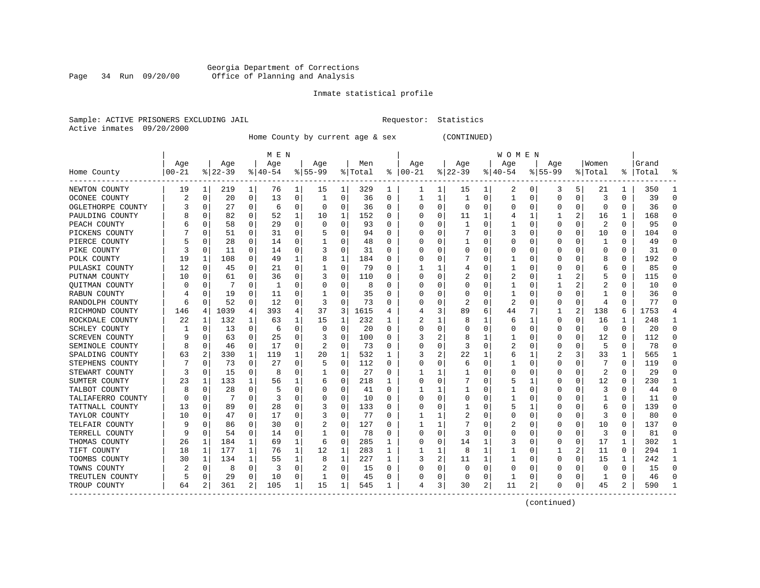Georgia Department of Corrections
Office of Planning and Analysis

Inmate statistical profile

Sample: ACTIVE PRISONERS EXCLUDING JAIL    Requestor: Statistics
Active inmates 09/20/2000

Home County by current age & sex (CONTINUED)

| Home County | MEN Age 00-21 | % | Age 22-39 | % | Age 40-54 | % | Age 55-99 | % | Men Total | % | WOMEN Age 00-21 | % | Age 22-39 | % | Age 40-54 | % | Age 55-99 | % | Women Total | % | Grand Total | % |
|---|---|---|---|---|---|---|---|---|---|---|---|---|---|---|---|---|---|---|---|---|---|---|
| NEWTON COUNTY | 19 | 1 | 219 | 1 | 76 | 1 | 15 | 1 | 329 | 1 | 1 | 1 | 15 | 1 | 2 | 0 | 3 | 5 | 21 | 1 | 350 | 1 |
| OCONEE COUNTY | 2 | 0 | 20 | 0 | 13 | 0 | 1 | 0 | 36 | 0 | 1 | 1 | 1 | 0 | 1 | 0 | 0 | 0 | 3 | 0 | 39 | 0 |
| OGLETHORPE COUNTY | 3 | 0 | 27 | 0 | 6 | 0 | 0 | 0 | 36 | 0 | 0 | 0 | 0 | 0 | 0 | 0 | 0 | 0 | 0 | 0 | 36 | 0 |
| PAULDING COUNTY | 8 | 0 | 82 | 0 | 52 | 1 | 10 | 1 | 152 | 0 | 0 | 0 | 11 | 1 | 4 | 1 | 1 | 2 | 16 | 1 | 168 | 0 |
| PEACH COUNTY | 6 | 0 | 58 | 0 | 29 | 0 | 0 | 0 | 93 | 0 | 0 | 0 | 1 | 0 | 1 | 0 | 0 | 0 | 2 | 0 | 95 | 0 |
| PICKENS COUNTY | 7 | 0 | 51 | 0 | 31 | 0 | 5 | 0 | 94 | 0 | 0 | 0 | 7 | 0 | 3 | 0 | 0 | 0 | 10 | 0 | 104 | 0 |
| PIERCE COUNTY | 5 | 0 | 28 | 0 | 14 | 0 | 1 | 0 | 48 | 0 | 0 | 0 | 1 | 0 | 0 | 0 | 0 | 0 | 1 | 0 | 49 | 0 |
| PIKE COUNTY | 3 | 0 | 11 | 0 | 14 | 0 | 3 | 0 | 31 | 0 | 0 | 0 | 0 | 0 | 0 | 0 | 0 | 0 | 0 | 0 | 31 | 0 |
| POLK COUNTY | 19 | 1 | 108 | 0 | 49 | 1 | 8 | 1 | 184 | 0 | 0 | 0 | 7 | 0 | 1 | 0 | 0 | 0 | 8 | 0 | 192 | 0 |
| PULASKI COUNTY | 12 | 0 | 45 | 0 | 21 | 0 | 1 | 0 | 79 | 0 | 1 | 1 | 4 | 0 | 1 | 0 | 0 | 0 | 6 | 0 | 85 | 0 |
| PUTNAM COUNTY | 10 | 0 | 61 | 0 | 36 | 0 | 3 | 0 | 110 | 0 | 0 | 0 | 2 | 0 | 2 | 0 | 1 | 2 | 5 | 0 | 115 | 0 |
| QUITMAN COUNTY | 0 | 0 | 7 | 0 | 1 | 0 | 0 | 0 | 8 | 0 | 0 | 0 | 0 | 0 | 1 | 0 | 1 | 2 | 2 | 0 | 10 | 0 |
| RABUN COUNTY | 4 | 0 | 19 | 0 | 11 | 0 | 1 | 0 | 35 | 0 | 0 | 0 | 0 | 0 | 1 | 0 | 0 | 0 | 1 | 0 | 36 | 0 |
| RANDOLPH COUNTY | 6 | 0 | 52 | 0 | 12 | 0 | 3 | 0 | 73 | 0 | 0 | 0 | 2 | 0 | 2 | 0 | 0 | 0 | 4 | 0 | 77 | 0 |
| RICHMOND COUNTY | 146 | 4 | 1039 | 4 | 393 | 4 | 37 | 3 | 1615 | 4 | 4 | 3 | 89 | 6 | 44 | 7 | 1 | 2 | 138 | 6 | 1753 | 4 |
| ROCKDALE COUNTY | 22 | 1 | 132 | 1 | 63 | 1 | 15 | 1 | 232 | 1 | 2 | 1 | 8 | 1 | 6 | 1 | 0 | 0 | 16 | 1 | 248 | 1 |
| SCHLEY COUNTY | 1 | 0 | 13 | 0 | 6 | 0 | 0 | 0 | 20 | 0 | 0 | 0 | 0 | 0 | 0 | 0 | 0 | 0 | 0 | 0 | 20 | 0 |
| SCREVEN COUNTY | 9 | 0 | 63 | 0 | 25 | 0 | 3 | 0 | 100 | 0 | 3 | 2 | 8 | 1 | 1 | 0 | 0 | 0 | 12 | 0 | 112 | 0 |
| SEMINOLE COUNTY | 8 | 0 | 46 | 0 | 17 | 0 | 2 | 0 | 73 | 0 | 0 | 0 | 3 | 0 | 2 | 0 | 0 | 0 | 5 | 0 | 78 | 0 |
| SPALDING COUNTY | 63 | 2 | 330 | 1 | 119 | 1 | 20 | 1 | 532 | 1 | 3 | 2 | 22 | 1 | 6 | 1 | 2 | 3 | 33 | 1 | 565 | 1 |
| STEPHENS COUNTY | 7 | 0 | 73 | 0 | 27 | 0 | 5 | 0 | 112 | 0 | 0 | 0 | 6 | 0 | 1 | 0 | 0 | 0 | 7 | 0 | 119 | 0 |
| STEWART COUNTY | 3 | 0 | 15 | 0 | 8 | 0 | 1 | 0 | 27 | 0 | 1 | 1 | 1 | 0 | 0 | 0 | 0 | 0 | 2 | 0 | 29 | 0 |
| SUMTER COUNTY | 23 | 1 | 133 | 1 | 56 | 1 | 6 | 0 | 218 | 1 | 0 | 0 | 7 | 0 | 5 | 1 | 0 | 0 | 12 | 0 | 230 | 1 |
| TALBOT COUNTY | 8 | 0 | 28 | 0 | 5 | 0 | 0 | 0 | 41 | 0 | 1 | 1 | 1 | 0 | 1 | 0 | 0 | 0 | 3 | 0 | 44 | 0 |
| TALIAFERRO COUNTY | 0 | 0 | 7 | 0 | 3 | 0 | 0 | 0 | 10 | 0 | 0 | 0 | 0 | 0 | 1 | 0 | 0 | 0 | 1 | 0 | 11 | 0 |
| TATTNALL COUNTY | 13 | 0 | 89 | 0 | 28 | 0 | 3 | 0 | 133 | 0 | 0 | 0 | 1 | 0 | 5 | 1 | 0 | 0 | 6 | 0 | 139 | 0 |
| TAYLOR COUNTY | 10 | 0 | 47 | 0 | 17 | 0 | 3 | 0 | 77 | 0 | 1 | 1 | 2 | 0 | 0 | 0 | 0 | 0 | 3 | 0 | 80 | 0 |
| TELFAIR COUNTY | 9 | 0 | 86 | 0 | 30 | 0 | 2 | 0 | 127 | 0 | 1 | 1 | 7 | 0 | 2 | 0 | 0 | 0 | 10 | 0 | 137 | 0 |
| TERRELL COUNTY | 9 | 0 | 54 | 0 | 14 | 0 | 1 | 0 | 78 | 0 | 0 | 0 | 3 | 0 | 0 | 0 | 0 | 0 | 3 | 0 | 81 | 0 |
| THOMAS COUNTY | 26 | 1 | 184 | 1 | 69 | 1 | 6 | 0 | 285 | 1 | 0 | 0 | 14 | 1 | 3 | 0 | 0 | 0 | 17 | 1 | 302 | 1 |
| TIFT COUNTY | 18 | 1 | 177 | 1 | 76 | 1 | 12 | 1 | 283 | 1 | 1 | 1 | 8 | 1 | 1 | 0 | 1 | 2 | 11 | 0 | 294 | 1 |
| TOOMBS COUNTY | 30 | 1 | 134 | 1 | 55 | 1 | 8 | 1 | 227 | 1 | 3 | 2 | 11 | 1 | 1 | 0 | 0 | 0 | 15 | 1 | 242 | 1 |
| TOWNS COUNTY | 2 | 0 | 8 | 0 | 3 | 0 | 2 | 0 | 15 | 0 | 0 | 0 | 0 | 0 | 0 | 0 | 0 | 0 | 0 | 0 | 15 | 0 |
| TREUTLEN COUNTY | 5 | 0 | 29 | 0 | 10 | 0 | 1 | 0 | 45 | 0 | 0 | 0 | 0 | 0 | 1 | 0 | 0 | 0 | 1 | 0 | 46 | 0 |
| TROUP COUNTY | 64 | 2 | 361 | 2 | 105 | 1 | 15 | 1 | 545 | 1 | 4 | 3 | 30 | 2 | 11 | 2 | 0 | 0 | 45 | 2 | 590 | 1 |

(continued)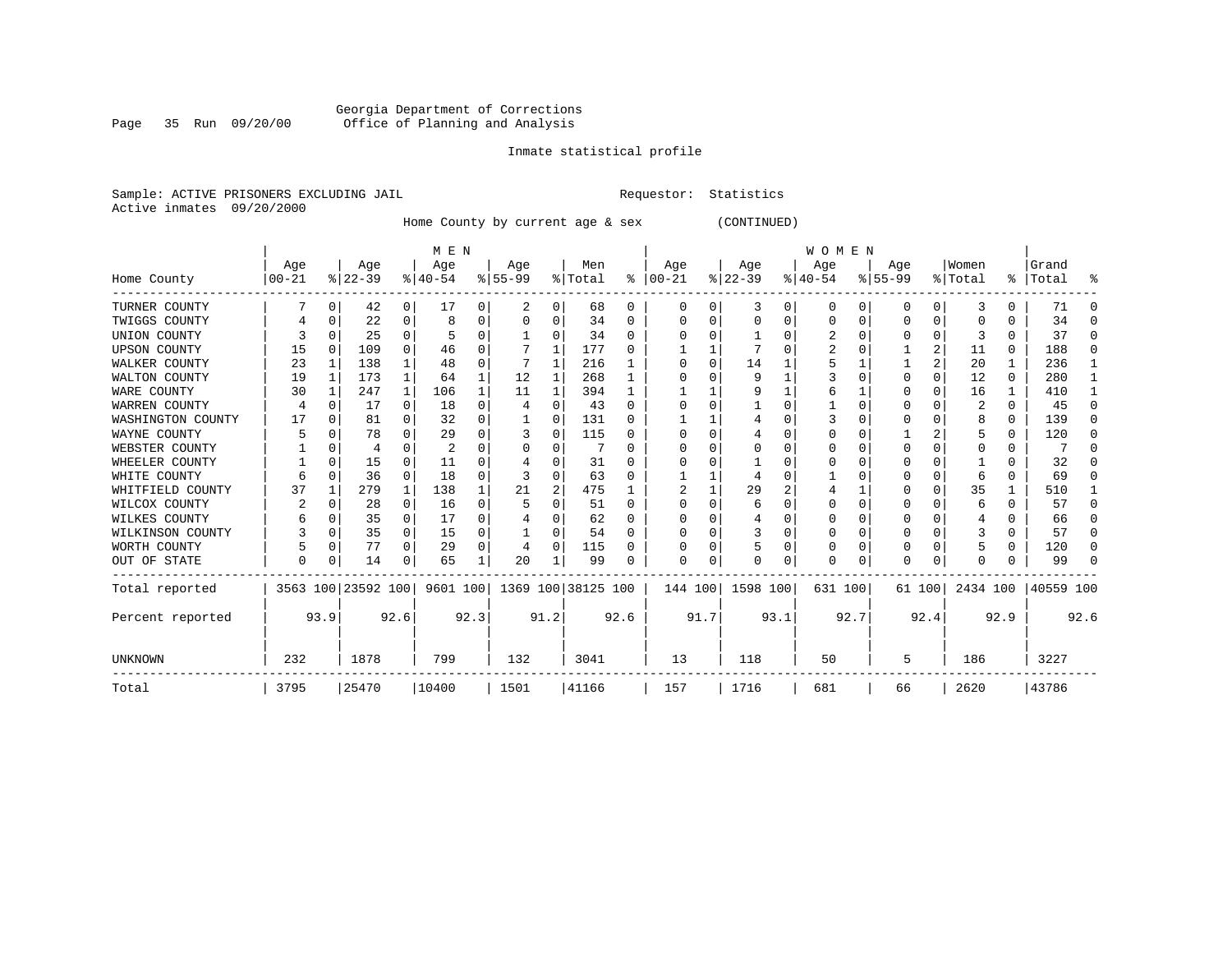Georgia Department of Corrections
Office of Planning and Analysis

Inmate statistical profile

Sample: ACTIVE PRISONERS EXCLUDING JAIL

Requestor: Statistics

Active inmates 09/20/2000

Home County by current age & sex (CONTINUED)

| Home County | MEN Age 00-21 | % | Age 22-39 | % | Age 40-54 | % | Age 55-99 | % | Men Total | % | WOMEN Age 00-21 | % | Age 22-39 | % | Age 40-54 | % | Age 55-99 | % | Women Total | % | Grand Total | % |
|---|---|---|---|---|---|---|---|---|---|---|---|---|---|---|---|---|---|---|---|---|---|---|
| TURNER COUNTY | 7 | 0 | 42 | 0 | 17 | 0 | 2 | 0 | 68 | 0 | 0 | 0 | 3 | 0 | 0 | 0 | 0 | 0 | 3 | 0 | 71 | 0 |
| TWIGGS COUNTY | 4 | 0 | 22 | 0 | 8 | 0 | 0 | 0 | 34 | 0 | 0 | 0 | 0 | 0 | 0 | 0 | 0 | 0 | 0 | 0 | 34 | 0 |
| UNION COUNTY | 3 | 0 | 25 | 0 | 5 | 0 | 1 | 0 | 34 | 0 | 0 | 0 | 1 | 0 | 2 | 0 | 0 | 0 | 3 | 0 | 37 | 0 |
| UPSON COUNTY | 15 | 0 | 109 | 0 | 46 | 0 | 7 | 1 | 177 | 0 | 1 | 1 | 7 | 0 | 2 | 0 | 1 | 2 | 11 | 0 | 188 | 0 |
| WALKER COUNTY | 23 | 1 | 138 | 1 | 48 | 0 | 7 | 1 | 216 | 1 | 0 | 0 | 14 | 1 | 5 | 1 | 1 | 2 | 20 | 1 | 236 | 1 |
| WALTON COUNTY | 19 | 1 | 173 | 1 | 64 | 1 | 12 | 1 | 268 | 1 | 0 | 0 | 9 | 1 | 3 | 0 | 0 | 0 | 12 | 0 | 280 | 1 |
| WARE COUNTY | 30 | 1 | 247 | 1 | 106 | 1 | 11 | 1 | 394 | 1 | 1 | 1 | 9 | 1 | 6 | 1 | 0 | 0 | 16 | 1 | 410 | 1 |
| WARREN COUNTY | 4 | 0 | 17 | 0 | 18 | 0 | 4 | 0 | 43 | 0 | 0 | 0 | 1 | 0 | 1 | 0 | 0 | 0 | 2 | 0 | 45 | 0 |
| WASHINGTON COUNTY | 17 | 0 | 81 | 0 | 32 | 0 | 1 | 0 | 131 | 0 | 1 | 1 | 4 | 0 | 3 | 0 | 0 | 0 | 8 | 0 | 139 | 0 |
| WAYNE COUNTY | 5 | 0 | 78 | 0 | 29 | 0 | 3 | 0 | 115 | 0 | 0 | 0 | 4 | 0 | 0 | 0 | 1 | 2 | 5 | 0 | 120 | 0 |
| WEBSTER COUNTY | 1 | 0 | 4 | 0 | 2 | 0 | 0 | 0 | 7 | 0 | 0 | 0 | 0 | 0 | 0 | 0 | 0 | 0 | 0 | 0 | 7 | 0 |
| WHEELER COUNTY | 1 | 0 | 15 | 0 | 11 | 0 | 4 | 0 | 31 | 0 | 0 | 0 | 1 | 0 | 0 | 0 | 0 | 0 | 1 | 0 | 32 | 0 |
| WHITE COUNTY | 6 | 0 | 36 | 0 | 18 | 0 | 3 | 0 | 63 | 0 | 1 | 1 | 4 | 0 | 1 | 0 | 0 | 0 | 6 | 0 | 69 | 0 |
| WHITFIELD COUNTY | 37 | 1 | 279 | 1 | 138 | 1 | 21 | 2 | 475 | 1 | 2 | 1 | 29 | 2 | 4 | 1 | 0 | 0 | 35 | 1 | 510 | 1 |
| WILCOX COUNTY | 2 | 0 | 28 | 0 | 16 | 0 | 5 | 0 | 51 | 0 | 0 | 0 | 6 | 0 | 0 | 0 | 0 | 0 | 6 | 0 | 57 | 0 |
| WILKES COUNTY | 6 | 0 | 35 | 0 | 17 | 0 | 4 | 0 | 62 | 0 | 0 | 0 | 4 | 0 | 0 | 0 | 0 | 0 | 4 | 0 | 66 | 0 |
| WILKINSON COUNTY | 3 | 0 | 35 | 0 | 15 | 0 | 1 | 0 | 54 | 0 | 0 | 0 | 3 | 0 | 0 | 0 | 0 | 0 | 3 | 0 | 57 | 0 |
| WORTH COUNTY | 5 | 0 | 77 | 0 | 29 | 0 | 4 | 0 | 115 | 0 | 0 | 0 | 5 | 0 | 0 | 0 | 0 | 0 | 5 | 0 | 120 | 0 |
| OUT OF STATE | 0 | 0 | 14 | 0 | 65 | 1 | 20 | 1 | 99 | 0 | 0 | 0 | 0 | 0 | 0 | 0 | 0 | 0 | 0 | 0 | 99 | 0 |
| Total reported | 3563 | 100 | 23592 | 100 | 9601 | 100 | 1369 | 100 | 38125 | 100 | 144 | 100 | 1598 | 100 | 631 | 100 | 61 | 100 | 2434 | 100 | 40559 | 100 |
| Percent reported | | 93.9 | | 92.6 | | 92.3 | | 91.2 | | 92.6 | | 91.7 | | 93.1 | | 92.7 | | 92.4 | | 92.9 | | 92.6 |
| UNKNOWN | 232 | | 1878 | | 799 | | 132 | | 3041 | | 13 | | 118 | | 50 | | 5 | | 186 | | 3227 | |
| Total | 3795 | | 25470 | | 10400 | | 1501 | | 41166 | | 157 | | 1716 | | 681 | | 66 | | 2620 | | 43786 | |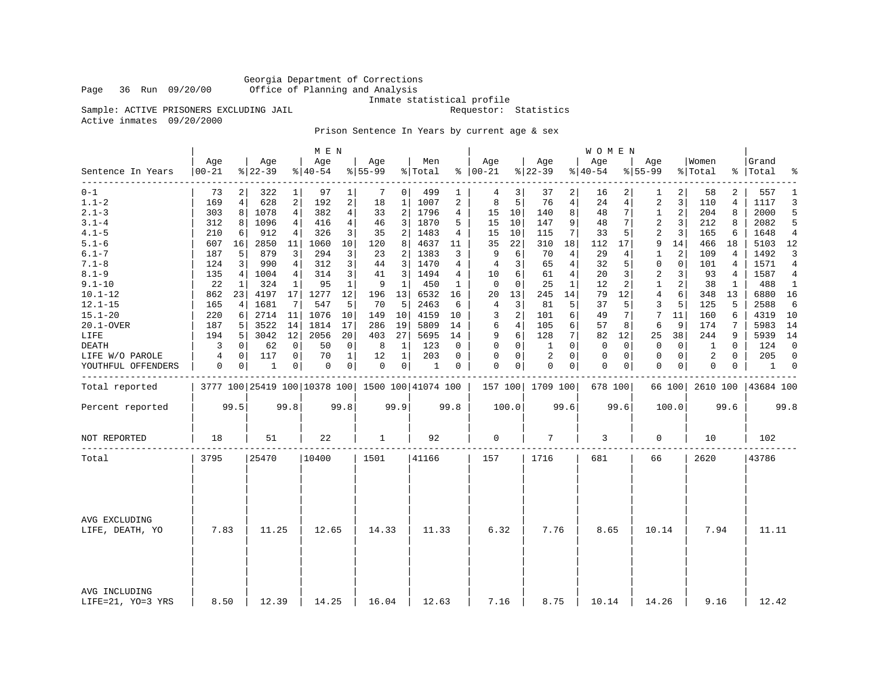Georgia Department of Corrections
Office of Planning and Analysis
Inmate statistical profile

Sample: ACTIVE PRISONERS EXCLUDING JAIL    Requestor: Statistics
Active inmates 09/20/2000

Prison Sentence In Years by current age & sex

| Sentence In Years | MEN Age 00-21 | % | Age 22-39 | % | Age 40-54 | % | Age 55-99 | % | Men Total | % | WOMEN Age 00-21 | % | Age 22-39 | % | Age 40-54 | % | Age 55-99 | % | Women Total | % | Grand Total | % |
|---|---|---|---|---|---|---|---|---|---|---|---|---|---|---|---|---|---|---|---|---|---|---|
| 0-1 | 73 | 2 | 322 | 1 | 97 | 1 | 7 | 0 | 499 | 1 | 4 | 3 | 37 | 2 | 16 | 2 | 1 | 2 | 58 | 2 | 557 | 1 |
| 1.1-2 | 169 | 4 | 628 | 2 | 192 | 2 | 18 | 1 | 1007 | 2 | 8 | 5 | 76 | 4 | 24 | 4 | 2 | 3 | 110 | 4 | 1117 | 3 |
| 2.1-3 | 303 | 8 | 1078 | 4 | 382 | 4 | 33 | 2 | 1796 | 4 | 15 | 10 | 140 | 8 | 48 | 7 | 1 | 2 | 204 | 8 | 2000 | 5 |
| 3.1-4 | 312 | 8 | 1096 | 4 | 416 | 4 | 46 | 3 | 1870 | 5 | 15 | 10 | 147 | 9 | 48 | 7 | 2 | 3 | 212 | 8 | 2082 | 5 |
| 4.1-5 | 210 | 6 | 912 | 4 | 326 | 3 | 35 | 2 | 1483 | 4 | 15 | 10 | 115 | 7 | 33 | 5 | 2 | 3 | 165 | 6 | 1648 | 4 |
| 5.1-6 | 607 | 16 | 2850 | 11 | 1060 | 10 | 120 | 8 | 4637 | 11 | 35 | 22 | 310 | 18 | 112 | 17 | 9 | 14 | 466 | 18 | 5103 | 12 |
| 6.1-7 | 187 | 5 | 879 | 3 | 294 | 3 | 23 | 2 | 1383 | 3 | 9 | 6 | 70 | 4 | 29 | 4 | 1 | 2 | 109 | 4 | 1492 | 3 |
| 7.1-8 | 124 | 3 | 990 | 4 | 312 | 3 | 44 | 3 | 1470 | 4 | 4 | 3 | 65 | 4 | 32 | 5 | 0 | 0 | 101 | 4 | 1571 | 4 |
| 8.1-9 | 135 | 4 | 1004 | 4 | 314 | 3 | 41 | 3 | 1494 | 4 | 10 | 6 | 61 | 4 | 20 | 3 | 2 | 3 | 93 | 4 | 1587 | 4 |
| 9.1-10 | 22 | 1 | 324 | 1 | 95 | 1 | 9 | 1 | 450 | 1 | 0 | 0 | 25 | 1 | 12 | 2 | 1 | 2 | 38 | 1 | 488 | 1 |
| 10.1-12 | 862 | 23 | 4197 | 17 | 1277 | 12 | 196 | 13 | 6532 | 16 | 20 | 13 | 245 | 14 | 79 | 12 | 4 | 6 | 348 | 13 | 6880 | 16 |
| 12.1-15 | 165 | 4 | 1681 | 7 | 547 | 5 | 70 | 5 | 2463 | 6 | 4 | 3 | 81 | 5 | 37 | 5 | 3 | 5 | 125 | 5 | 2588 | 6 |
| 15.1-20 | 220 | 6 | 2714 | 11 | 1076 | 10 | 149 | 10 | 4159 | 10 | 3 | 2 | 101 | 6 | 49 | 7 | 7 | 11 | 160 | 6 | 4319 | 10 |
| 20.1-OVER | 187 | 5 | 3522 | 14 | 1814 | 17 | 286 | 19 | 5809 | 14 | 6 | 4 | 105 | 6 | 57 | 8 | 6 | 9 | 174 | 7 | 5983 | 14 |
| LIFE | 194 | 5 | 3042 | 12 | 2056 | 20 | 403 | 27 | 5695 | 14 | 9 | 6 | 128 | 7 | 82 | 12 | 25 | 38 | 244 | 9 | 5939 | 14 |
| DEATH | 3 | 0 | 62 | 0 | 50 | 0 | 8 | 1 | 123 | 0 | 0 | 0 | 1 | 0 | 0 | 0 | 0 | 0 | 1 | 0 | 124 | 0 |
| LIFE W/O PAROLE | 4 | 0 | 117 | 0 | 70 | 1 | 12 | 1 | 203 | 0 | 0 | 0 | 2 | 0 | 0 | 0 | 0 | 0 | 2 | 0 | 205 | 0 |
| YOUTHFUL OFFENDERS | 0 | 0 | 1 | 0 | 0 | 0 | 0 | 0 | 1 | 0 | 0 | 0 | 0 | 0 | 0 | 0 | 0 | 0 | 0 | 0 | 1 | 0 |
| Total reported | 3777 | 100 | 25419 | 100 | 10378 | 100 | 1500 | 100 | 41074 | 100 | 157 | 100 | 1709 | 100 | 678 | 100 | 66 | 100 | 2610 | 100 | 43684 | 100 |
| Percent reported | | 99.5 | | 99.8 | | 99.8 | | 99.9 | | 99.8 | | 100.0 | | 99.6 | | 99.6 | | 100.0 | | 99.6 | | 99.8 |
| NOT REPORTED | 18 | | 51 | | 22 | | 1 | | 92 | | 0 | | 7 | | 3 | | 0 | | 10 | | 102 | |
| Total | 3795 | | 25470 | | 10400 | | 1501 | | 41166 | | 157 | | 1716 | | 681 | | 66 | | 2620 | | 43786 | |
| AVG EXCLUDING LIFE, DEATH, YO | 7.83 | | 11.25 | | 12.65 | | 14.33 | | 11.33 | | 6.32 | | 7.76 | | 8.65 | | 10.14 | | 7.94 | | 11.11 | |
| AVG INCLUDING LIFE=21, YO=3 YRS | 8.50 | | 12.39 | | 14.25 | | 16.04 | | 12.63 | | 7.16 | | 8.75 | | 10.14 | | 14.26 | | 9.16 | | 12.42 | |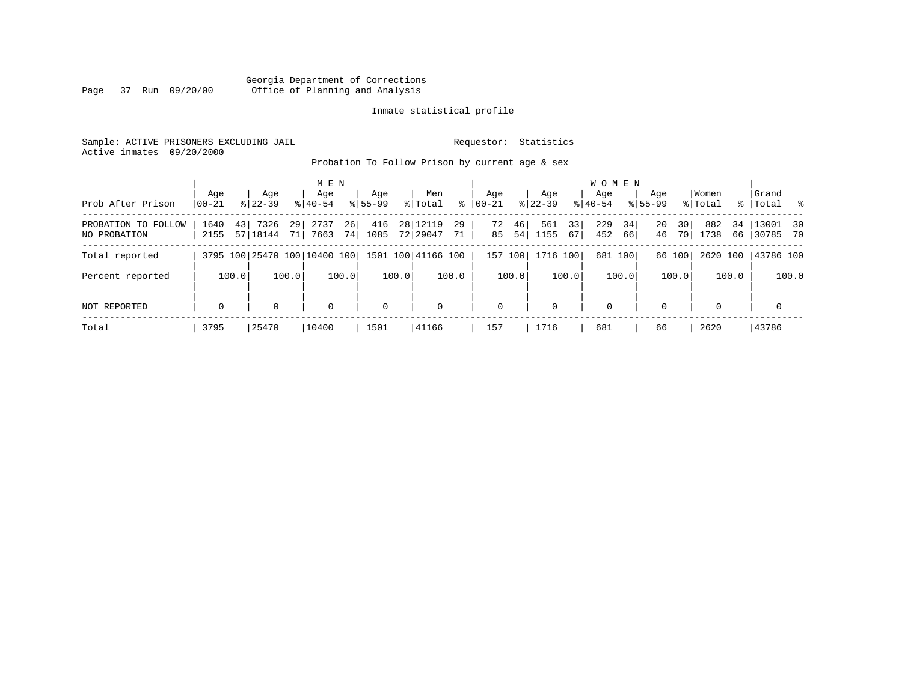Georgia Department of Corrections
Office of Planning and Analysis

Inmate statistical profile

Sample: ACTIVE PRISONERS EXCLUDING JAIL

Requestor: Statistics

Active inmates 09/20/2000

Probation To Follow Prison by current age & sex

| Prob After Prison | MEN Age 00-21 | % | Age 22-39 | % | Age 40-54 | % | Age 55-99 | % | Men Total | % | WOMEN Age 00-21 | % | Age 22-39 | % | Age 40-54 | % | Age 55-99 | % | Women Total | % | Grand Total | % |
|---|---|---|---|---|---|---|---|---|---|---|---|---|---|---|---|---|---|---|---|---|---|---|
| PROBATION TO FOLLOW | 1640 | 43 | 7326 | 29 | 2737 | 26 | 416 | 28 | 12119 | 29 | 72 | 46 | 561 | 33 | 229 | 34 | 20 | 30 | 882 | 34 | 13001 | 30 |
| NO PROBATION | 2155 | 57 | 18144 | 71 | 7663 | 74 | 1085 | 72 | 29047 | 71 | 85 | 54 | 1155 | 67 | 452 | 66 | 46 | 70 | 1738 | 66 | 30785 | 70 |
| Total reported | 3795 | 100 | 25470 | 100 | 10400 | 100 | 1501 | 100 | 41166 | 100 | 157 | 100 | 1716 | 100 | 681 | 100 | 66 | 100 | 2620 | 100 | 43786 | 100 |
| Percent reported | | 100.0 | | 100.0 | | 100.0 | | 100.0 | | 100.0 | | 100.0 | | 100.0 | | 100.0 | | 100.0 | | 100.0 | | 100.0 |
| NOT REPORTED | 0 | | 0 | | 0 | | 0 | | 0 | | 0 | | 0 | | 0 | | 0 | | 0 | | 0 | |
| Total | 3795 | | 25470 | | 10400 | | 1501 | | 41166 | | 157 | | 1716 | | 681 | | 66 | | 2620 | | 43786 | |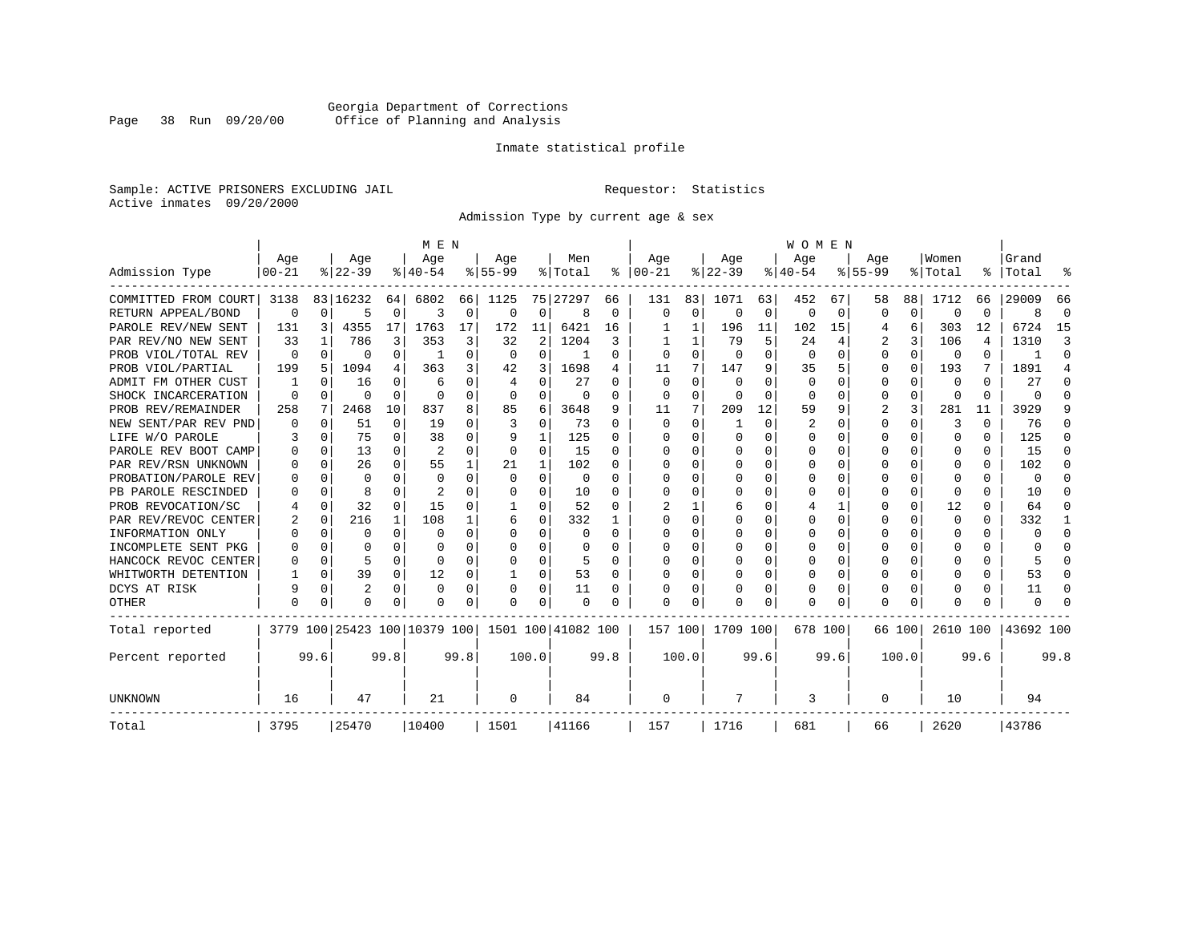Georgia Department of Corrections
Office of Planning and Analysis

Inmate statistical profile

Sample: ACTIVE PRISONERS EXCLUDING JAIL

Requestor: Statistics

Active inmates 09/20/2000

Admission Type by current age & sex

| Admission Type | MEN Age 00-21 | % | Age 22-39 | % | Age 40-54 | % | Age 55-99 | % | Men Total | % | WOMEN Age 00-21 | % | Age 22-39 | % | Age 40-54 | % | Age 55-99 | % | Women Total | % | Grand Total | % |
|---|---|---|---|---|---|---|---|---|---|---|---|---|---|---|---|---|---|---|---|---|---|---|
| COMMITTED FROM COURT | 3138 | 83 | 16232 | 64 | 6802 | 66 | 1125 | 75 | 27297 | 66 | 131 | 83 | 1071 | 63 | 452 | 67 | 58 | 88 | 1712 | 66 | 29009 | 66 |
| RETURN APPEAL/BOND | 0 | 0 | 5 | 0 | 3 | 0 | 0 | 0 | 8 | 0 | 0 | 0 | 0 | 0 | 0 | 0 | 0 | 0 | 0 | 0 | 8 | 0 |
| PAROLE REV/NEW SENT | 131 | 3 | 4355 | 17 | 1763 | 17 | 172 | 11 | 6421 | 16 | 1 | 1 | 196 | 11 | 102 | 15 | 4 | 6 | 303 | 12 | 6724 | 15 |
| PAR REV/NO NEW SENT | 33 | 1 | 786 | 3 | 353 | 3 | 32 | 2 | 1204 | 3 | 1 | 1 | 79 | 5 | 24 | 4 | 2 | 3 | 106 | 4 | 1310 | 3 |
| PROB VIOL/TOTAL REV | 0 | 0 | 0 | 0 | 1 | 0 | 0 | 0 | 1 | 0 | 0 | 0 | 0 | 0 | 0 | 0 | 0 | 0 | 0 | 0 | 1 | 0 |
| PROB VIOL/PARTIAL | 199 | 5 | 1094 | 4 | 363 | 3 | 42 | 3 | 1698 | 4 | 11 | 7 | 147 | 9 | 35 | 5 | 0 | 0 | 193 | 7 | 1891 | 4 |
| ADMIT FM OTHER CUST | 1 | 0 | 16 | 0 | 6 | 0 | 4 | 0 | 27 | 0 | 0 | 0 | 0 | 0 | 0 | 0 | 0 | 0 | 0 | 0 | 27 | 0 |
| SHOCK INCARCERATION | 0 | 0 | 0 | 0 | 0 | 0 | 0 | 0 | 0 | 0 | 0 | 0 | 0 | 0 | 0 | 0 | 0 | 0 | 0 | 0 | 0 | 0 |
| PROB REV/REMAINDER | 258 | 7 | 2468 | 10 | 837 | 8 | 85 | 6 | 3648 | 9 | 11 | 7 | 209 | 12 | 59 | 9 | 2 | 3 | 281 | 11 | 3929 | 9 |
| NEW SENT/PAR REV PND | 0 | 0 | 51 | 0 | 19 | 0 | 3 | 0 | 73 | 0 | 0 | 0 | 1 | 0 | 2 | 0 | 0 | 0 | 3 | 0 | 76 | 0 |
| LIFE W/O PAROLE | 3 | 0 | 75 | 0 | 38 | 0 | 9 | 1 | 125 | 0 | 0 | 0 | 0 | 0 | 0 | 0 | 0 | 0 | 0 | 0 | 125 | 0 |
| PAROLE REV BOOT CAMP | 0 | 0 | 13 | 0 | 2 | 0 | 0 | 0 | 15 | 0 | 0 | 0 | 0 | 0 | 0 | 0 | 0 | 0 | 0 | 0 | 15 | 0 |
| PAR REV/RSN UNKNOWN | 0 | 0 | 26 | 0 | 55 | 1 | 21 | 1 | 102 | 0 | 0 | 0 | 0 | 0 | 0 | 0 | 0 | 0 | 0 | 0 | 102 | 0 |
| PROBATION/PAROLE REV | 0 | 0 | 0 | 0 | 0 | 0 | 0 | 0 | 0 | 0 | 0 | 0 | 0 | 0 | 0 | 0 | 0 | 0 | 0 | 0 | 0 | 0 |
| PB PAROLE RESCINDED | 0 | 0 | 8 | 0 | 2 | 0 | 0 | 0 | 10 | 0 | 0 | 0 | 0 | 0 | 0 | 0 | 0 | 0 | 0 | 0 | 10 | 0 |
| PROB REVOCATION/SC | 4 | 0 | 32 | 0 | 15 | 0 | 1 | 0 | 52 | 0 | 2 | 1 | 6 | 0 | 4 | 1 | 0 | 0 | 12 | 0 | 64 | 0 |
| PAR REV/REVOC CENTER | 2 | 0 | 216 | 1 | 108 | 1 | 6 | 0 | 332 | 1 | 0 | 0 | 0 | 0 | 0 | 0 | 0 | 0 | 0 | 0 | 332 | 1 |
| INFORMATION ONLY | 0 | 0 | 0 | 0 | 0 | 0 | 0 | 0 | 0 | 0 | 0 | 0 | 0 | 0 | 0 | 0 | 0 | 0 | 0 | 0 | 0 | 0 |
| INCOMPLETE SENT PKG | 0 | 0 | 0 | 0 | 0 | 0 | 0 | 0 | 0 | 0 | 0 | 0 | 0 | 0 | 0 | 0 | 0 | 0 | 0 | 0 | 0 | 0 |
| HANCOCK REVOC CENTER | 0 | 0 | 5 | 0 | 0 | 0 | 0 | 0 | 5 | 0 | 0 | 0 | 0 | 0 | 0 | 0 | 0 | 0 | 0 | 0 | 5 | 0 |
| WHITWORTH DETENTION | 1 | 0 | 39 | 0 | 12 | 0 | 1 | 0 | 53 | 0 | 0 | 0 | 0 | 0 | 0 | 0 | 0 | 0 | 0 | 0 | 53 | 0 |
| DCYS AT RISK | 9 | 0 | 2 | 0 | 0 | 0 | 0 | 0 | 11 | 0 | 0 | 0 | 0 | 0 | 0 | 0 | 0 | 0 | 0 | 0 | 11 | 0 |
| OTHER | 0 | 0 | 0 | 0 | 0 | 0 | 0 | 0 | 0 | 0 | 0 | 0 | 0 | 0 | 0 | 0 | 0 | 0 | 0 | 0 | 0 | 0 |
| Total reported | 3779 | 100 | 25423 | 100 | 10379 | 100 | 1501 | 100 | 41082 | 100 | 157 | 100 | 1709 | 100 | 678 | 100 | 66 | 100 | 2610 | 100 | 43692 | 100 |
| Percent reported | | 99.6 | | 99.8 | | 99.8 | | 100.0 | | 99.8 | | 100.0 | | 99.6 | | 99.6 | | 100.0 | | 99.6 | | 99.8 |
| UNKNOWN | 16 | | 47 | | 21 | | 0 | | 84 | | 0 | | 7 | | 3 | | 0 | | 10 | | 94 | |
| Total | 3795 | | 25470 | | 10400 | | 1501 | | 41166 | | 157 | | 1716 | | 681 | | 66 | | 2620 | | 43786 | |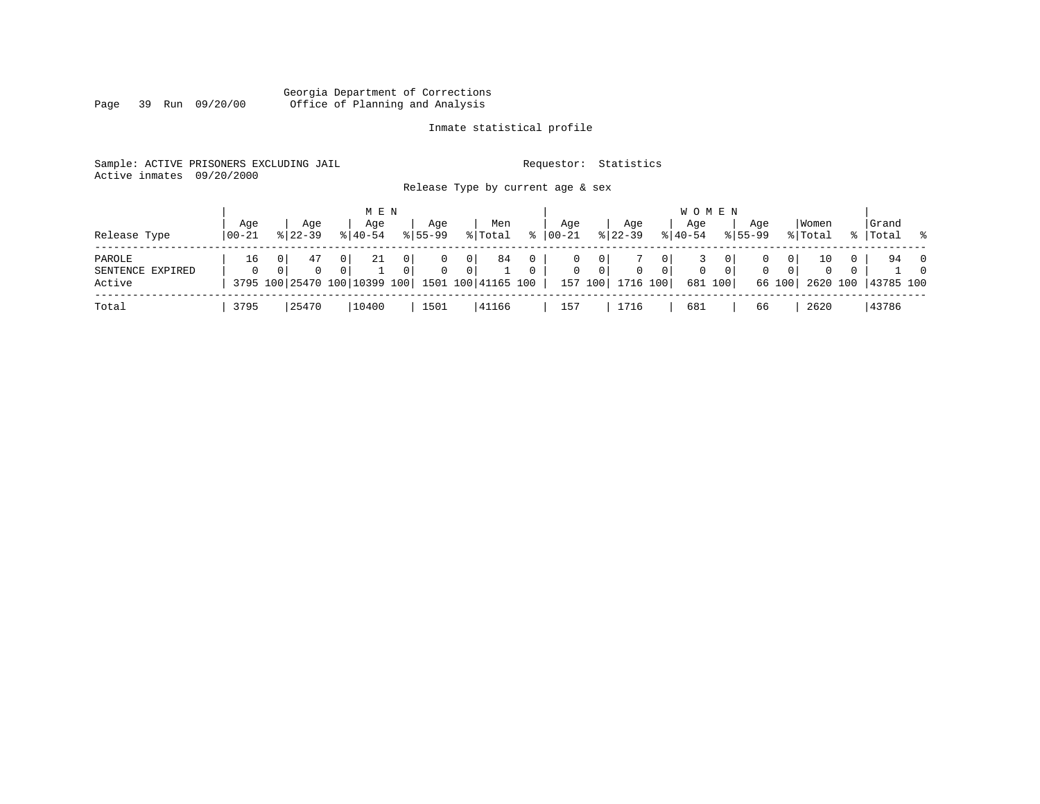Georgia Department of Corrections
Office of Planning and Analysis

Inmate statistical profile

Sample: ACTIVE PRISONERS EXCLUDING JAIL    Requestor: Statistics
Active inmates 09/20/2000

Release Type by current age & sex

| | MEN | | | | | | | | | | WOMEN | | | | | | | | | | | |
|---|---|---|---|---|---|---|---|---|---|---|---|---|---|---|---|---|---|---|---|---|---|---|
| Release Type | Age 00-21 | % | Age 22-39 | % | Age 40-54 | % | Age 55-99 | % | Men Total | % | Age 00-21 | % | Age 22-39 | % | Age 40-54 | % | Age 55-99 | % | Women Total | % | Grand Total | % |
| PAROLE | 16 | 0 | 47 | 0 | 21 | 0 | 0 | 0 | 84 | 0 | 0 | 0 | 7 | 0 | 3 | 0 | 0 | 0 | 10 | 0 | 94 | 0 |
| SENTENCE EXPIRED | 0 | 0 | 0 | 0 | 1 | 0 | 0 | 0 | 1 | 0 | 0 | 0 | 0 | 0 | 0 | 0 | 0 | 0 | 0 | 0 | 1 | 0 |
| Active | 3795 | 100 | 25470 | 100 | 10399 | 100 | 1501 | 100 | 41165 | 100 | 157 | 100 | 1716 | 100 | 681 | 100 | 66 | 100 | 2620 | 100 | 43785 | 100 |
| Total | 3795 | | 25470 | | 10400 | | 1501 | | 41166 | | 157 | | 1716 | | 681 | | 66 | | 2620 | | 43786 | |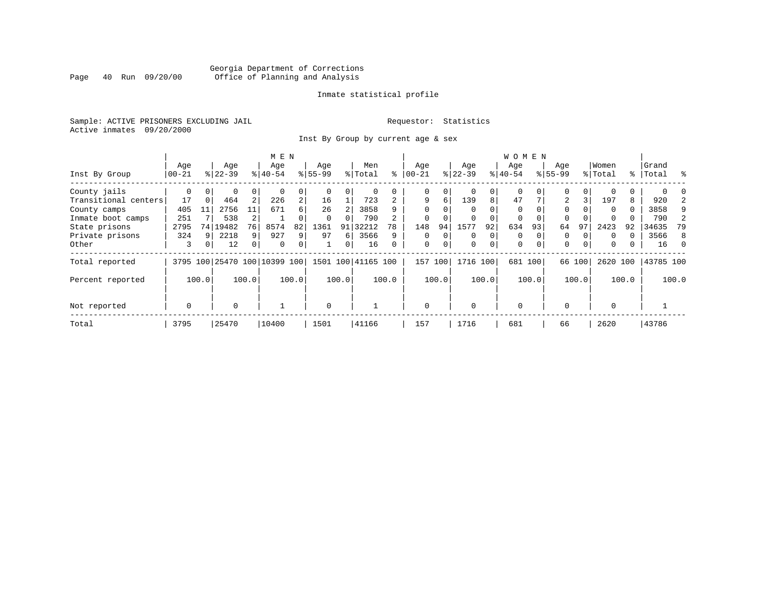Georgia Department of Corrections
Office of Planning and Analysis

Inmate statistical profile

Sample: ACTIVE PRISONERS EXCLUDING JAIL

Requestor: Statistics

Active inmates 09/20/2000

Inst By Group by current age & sex

| Inst By Group | MEN Age 00-21 | % | Age 22-39 | % | Age 40-54 | % | Age 55-99 | % | Men Total | % | WOMEN Age 00-21 | % | Age 22-39 | % | Age 40-54 | % | Age 55-99 | % | Women Total | % | Grand Total | % |
|---|---|---|---|---|---|---|---|---|---|---|---|---|---|---|---|---|---|---|---|---|---|---|
| County jails | 0 | 0 | 0 | 0 | 0 | 0 | 0 | 0 | 0 | 0 | 0 | 0 | 0 | 0 | 0 | 0 | 0 | 0 | 0 | 0 | 0 | 0 |
| Transitional centers | 17 | 0 | 464 | 2 | 226 | 2 | 16 | 1 | 723 | 2 | 9 | 6 | 139 | 8 | 47 | 7 | 2 | 3 | 197 | 8 | 920 | 2 |
| County camps | 405 | 11 | 2756 | 11 | 671 | 6 | 26 | 2 | 3858 | 9 | 0 | 0 | 0 | 0 | 0 | 0 | 0 | 0 | 0 | 0 | 3858 | 9 |
| Inmate boot camps | 251 | 7 | 538 | 2 | 1 | 0 | 0 | 0 | 790 | 2 | 0 | 0 | 0 | 0 | 0 | 0 | 0 | 0 | 0 | 0 | 790 | 2 |
| State prisons | 2795 | 74 | 19482 | 76 | 8574 | 82 | 1361 | 91 | 32212 | 78 | 148 | 94 | 1577 | 92 | 634 | 93 | 64 | 97 | 2423 | 92 | 34635 | 79 |
| Private prisons | 324 | 9 | 2218 | 9 | 927 | 9 | 97 | 6 | 3566 | 9 | 0 | 0 | 0 | 0 | 0 | 0 | 0 | 0 | 0 | 0 | 3566 | 8 |
| Other | 3 | 0 | 12 | 0 | 0 | 0 | 1 | 0 | 16 | 0 | 0 | 0 | 0 | 0 | 0 | 0 | 0 | 0 | 0 | 0 | 16 | 0 |
| Total reported | 3795 | 100 | 25470 | 100 | 10399 | 100 | 1501 | 100 | 41165 | 100 | 157 | 100 | 1716 | 100 | 681 | 100 | 66 | 100 | 2620 | 100 | 43785 | 100 |
| Percent reported | | 100.0 | | 100.0 | | 100.0 | | 100.0 | | 100.0 | | 100.0 | | 100.0 | | 100.0 | | 100.0 | | 100.0 | | 100.0 |
| Not reported | 0 | | 0 | | 1 | | 0 | | 1 | | 0 | | 0 | | 0 | | 0 | | 0 | | 1 | |
| Total | 3795 | | 25470 | | 10400 | | 1501 | | 41166 | | 157 | | 1716 | | 681 | | 66 | | 2620 | | 43786 | |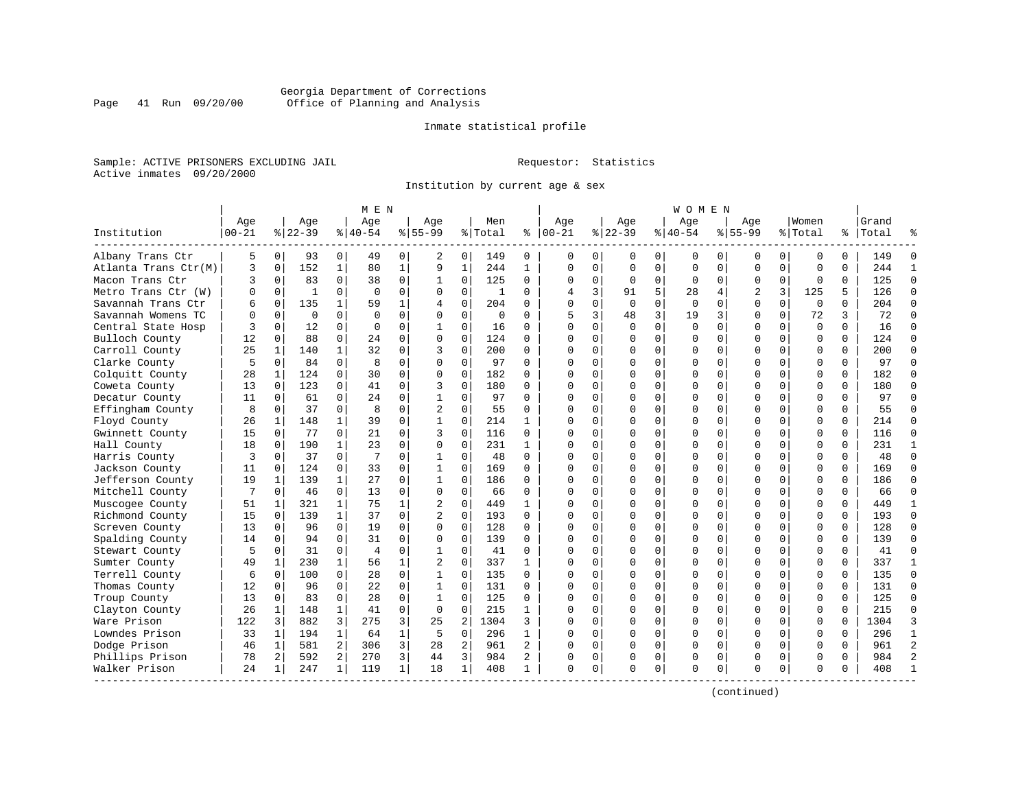Georgia Department of Corrections
Office of Planning and Analysis

Inmate statistical profile

Sample: ACTIVE PRISONERS EXCLUDING JAIL    Requestor: Statistics
Active inmates 09/20/2000

Institution by current age & sex

| Institution | MEN Age 00-21 | % | Age 22-39 | % | Age 40-54 | % | Age 55-99 | % | Men Total | % | WOMEN Age 00-21 | % | Age 22-39 | % | Age 40-54 | % | Age 55-99 | % | Women Total | % | Grand Total | % |
|---|---|---|---|---|---|---|---|---|---|---|---|---|---|---|---|---|---|---|---|---|---|---|
| Albany Trans Ctr | 5 | 0 | 93 | 0 | 49 | 0 | 2 | 0 | 149 | 0 | 0 | 0 | 0 | 0 | 0 | 0 | 0 | 0 | 0 | 0 | 149 | 0 |
| Atlanta Trans Ctr(M) | 3 | 0 | 152 | 1 | 80 | 1 | 9 | 1 | 244 | 1 | 0 | 0 | 0 | 0 | 0 | 0 | 0 | 0 | 0 | 0 | 244 | 1 |
| Macon Trans Ctr | 3 | 0 | 83 | 0 | 38 | 0 | 1 | 0 | 125 | 0 | 0 | 0 | 0 | 0 | 0 | 0 | 0 | 0 | 0 | 0 | 125 | 0 |
| Metro Trans Ctr (W) | 0 | 0 | 1 | 0 | 0 | 0 | 0 | 0 | 1 | 0 | 4 | 3 | 91 | 5 | 28 | 4 | 2 | 3 | 125 | 5 | 126 | 0 |
| Savannah Trans Ctr | 6 | 0 | 135 | 1 | 59 | 1 | 4 | 0 | 204 | 0 | 0 | 0 | 0 | 0 | 0 | 0 | 0 | 0 | 0 | 0 | 204 | 0 |
| Savannah Womens TC | 0 | 0 | 0 | 0 | 0 | 0 | 0 | 0 | 0 | 0 | 5 | 3 | 48 | 3 | 19 | 3 | 0 | 0 | 72 | 3 | 72 | 0 |
| Central State Hosp | 3 | 0 | 12 | 0 | 0 | 0 | 1 | 0 | 16 | 0 | 0 | 0 | 0 | 0 | 0 | 0 | 0 | 0 | 0 | 0 | 16 | 0 |
| Bulloch County | 12 | 0 | 88 | 0 | 24 | 0 | 0 | 0 | 124 | 0 | 0 | 0 | 0 | 0 | 0 | 0 | 0 | 0 | 0 | 0 | 124 | 0 |
| Carroll County | 25 | 1 | 140 | 1 | 32 | 0 | 3 | 0 | 200 | 0 | 0 | 0 | 0 | 0 | 0 | 0 | 0 | 0 | 0 | 0 | 200 | 0 |
| Clarke County | 5 | 0 | 84 | 0 | 8 | 0 | 0 | 0 | 97 | 0 | 0 | 0 | 0 | 0 | 0 | 0 | 0 | 0 | 0 | 0 | 97 | 0 |
| Colquitt County | 28 | 1 | 124 | 0 | 30 | 0 | 0 | 0 | 182 | 0 | 0 | 0 | 0 | 0 | 0 | 0 | 0 | 0 | 0 | 0 | 182 | 0 |
| Coweta County | 13 | 0 | 123 | 0 | 41 | 0 | 3 | 0 | 180 | 0 | 0 | 0 | 0 | 0 | 0 | 0 | 0 | 0 | 0 | 0 | 180 | 0 |
| Decatur County | 11 | 0 | 61 | 0 | 24 | 0 | 1 | 0 | 97 | 0 | 0 | 0 | 0 | 0 | 0 | 0 | 0 | 0 | 0 | 0 | 97 | 0 |
| Effingham County | 8 | 0 | 37 | 0 | 8 | 0 | 2 | 0 | 55 | 0 | 0 | 0 | 0 | 0 | 0 | 0 | 0 | 0 | 0 | 0 | 55 | 0 |
| Floyd County | 26 | 1 | 148 | 1 | 39 | 0 | 1 | 0 | 214 | 1 | 0 | 0 | 0 | 0 | 0 | 0 | 0 | 0 | 0 | 0 | 214 | 0 |
| Gwinnett County | 15 | 0 | 77 | 0 | 21 | 0 | 3 | 0 | 116 | 0 | 0 | 0 | 0 | 0 | 0 | 0 | 0 | 0 | 0 | 0 | 116 | 0 |
| Hall County | 18 | 0 | 190 | 1 | 23 | 0 | 0 | 0 | 231 | 1 | 0 | 0 | 0 | 0 | 0 | 0 | 0 | 0 | 0 | 0 | 231 | 1 |
| Harris County | 3 | 0 | 37 | 0 | 7 | 0 | 1 | 0 | 48 | 0 | 0 | 0 | 0 | 0 | 0 | 0 | 0 | 0 | 0 | 0 | 48 | 0 |
| Jackson County | 11 | 0 | 124 | 0 | 33 | 0 | 1 | 0 | 169 | 0 | 0 | 0 | 0 | 0 | 0 | 0 | 0 | 0 | 0 | 0 | 169 | 0 |
| Jefferson County | 19 | 1 | 139 | 1 | 27 | 0 | 1 | 0 | 186 | 0 | 0 | 0 | 0 | 0 | 0 | 0 | 0 | 0 | 0 | 0 | 186 | 0 |
| Mitchell County | 7 | 0 | 46 | 0 | 13 | 0 | 0 | 0 | 66 | 0 | 0 | 0 | 0 | 0 | 0 | 0 | 0 | 0 | 0 | 0 | 66 | 0 |
| Muscogee County | 51 | 1 | 321 | 1 | 75 | 1 | 2 | 0 | 449 | 1 | 0 | 0 | 0 | 0 | 0 | 0 | 0 | 0 | 0 | 0 | 449 | 1 |
| Richmond County | 15 | 0 | 139 | 1 | 37 | 0 | 2 | 0 | 193 | 0 | 0 | 0 | 0 | 0 | 0 | 0 | 0 | 0 | 0 | 0 | 193 | 0 |
| Screven County | 13 | 0 | 96 | 0 | 19 | 0 | 0 | 0 | 128 | 0 | 0 | 0 | 0 | 0 | 0 | 0 | 0 | 0 | 0 | 0 | 128 | 0 |
| Spalding County | 14 | 0 | 94 | 0 | 31 | 0 | 0 | 0 | 139 | 0 | 0 | 0 | 0 | 0 | 0 | 0 | 0 | 0 | 0 | 0 | 139 | 0 |
| Stewart County | 5 | 0 | 31 | 0 | 4 | 0 | 1 | 0 | 41 | 0 | 0 | 0 | 0 | 0 | 0 | 0 | 0 | 0 | 0 | 0 | 41 | 0 |
| Sumter County | 49 | 1 | 230 | 1 | 56 | 1 | 2 | 0 | 337 | 1 | 0 | 0 | 0 | 0 | 0 | 0 | 0 | 0 | 0 | 0 | 337 | 1 |
| Terrell County | 6 | 0 | 100 | 0 | 28 | 0 | 1 | 0 | 135 | 0 | 0 | 0 | 0 | 0 | 0 | 0 | 0 | 0 | 0 | 0 | 135 | 0 |
| Thomas County | 12 | 0 | 96 | 0 | 22 | 0 | 1 | 0 | 131 | 0 | 0 | 0 | 0 | 0 | 0 | 0 | 0 | 0 | 0 | 0 | 131 | 0 |
| Troup County | 13 | 0 | 83 | 0 | 28 | 0 | 1 | 0 | 125 | 0 | 0 | 0 | 0 | 0 | 0 | 0 | 0 | 0 | 0 | 0 | 125 | 0 |
| Clayton County | 26 | 1 | 148 | 1 | 41 | 0 | 0 | 0 | 215 | 1 | 0 | 0 | 0 | 0 | 0 | 0 | 0 | 0 | 0 | 0 | 215 | 0 |
| Ware Prison | 122 | 3 | 882 | 3 | 275 | 3 | 25 | 2 | 1304 | 3 | 0 | 0 | 0 | 0 | 0 | 0 | 0 | 0 | 0 | 0 | 1304 | 3 |
| Lowndes Prison | 33 | 1 | 194 | 1 | 64 | 1 | 5 | 0 | 296 | 1 | 0 | 0 | 0 | 0 | 0 | 0 | 0 | 0 | 0 | 0 | 296 | 1 |
| Dodge Prison | 46 | 1 | 581 | 2 | 306 | 3 | 28 | 2 | 961 | 2 | 0 | 0 | 0 | 0 | 0 | 0 | 0 | 0 | 0 | 0 | 961 | 2 |
| Phillips Prison | 78 | 2 | 592 | 2 | 270 | 3 | 44 | 3 | 984 | 2 | 0 | 0 | 0 | 0 | 0 | 0 | 0 | 0 | 0 | 0 | 984 | 2 |
| Walker Prison | 24 | 1 | 247 | 1 | 119 | 1 | 18 | 1 | 408 | 1 | 0 | 0 | 0 | 0 | 0 | 0 | 0 | 0 | 0 | 0 | 408 | 1 |

(continued)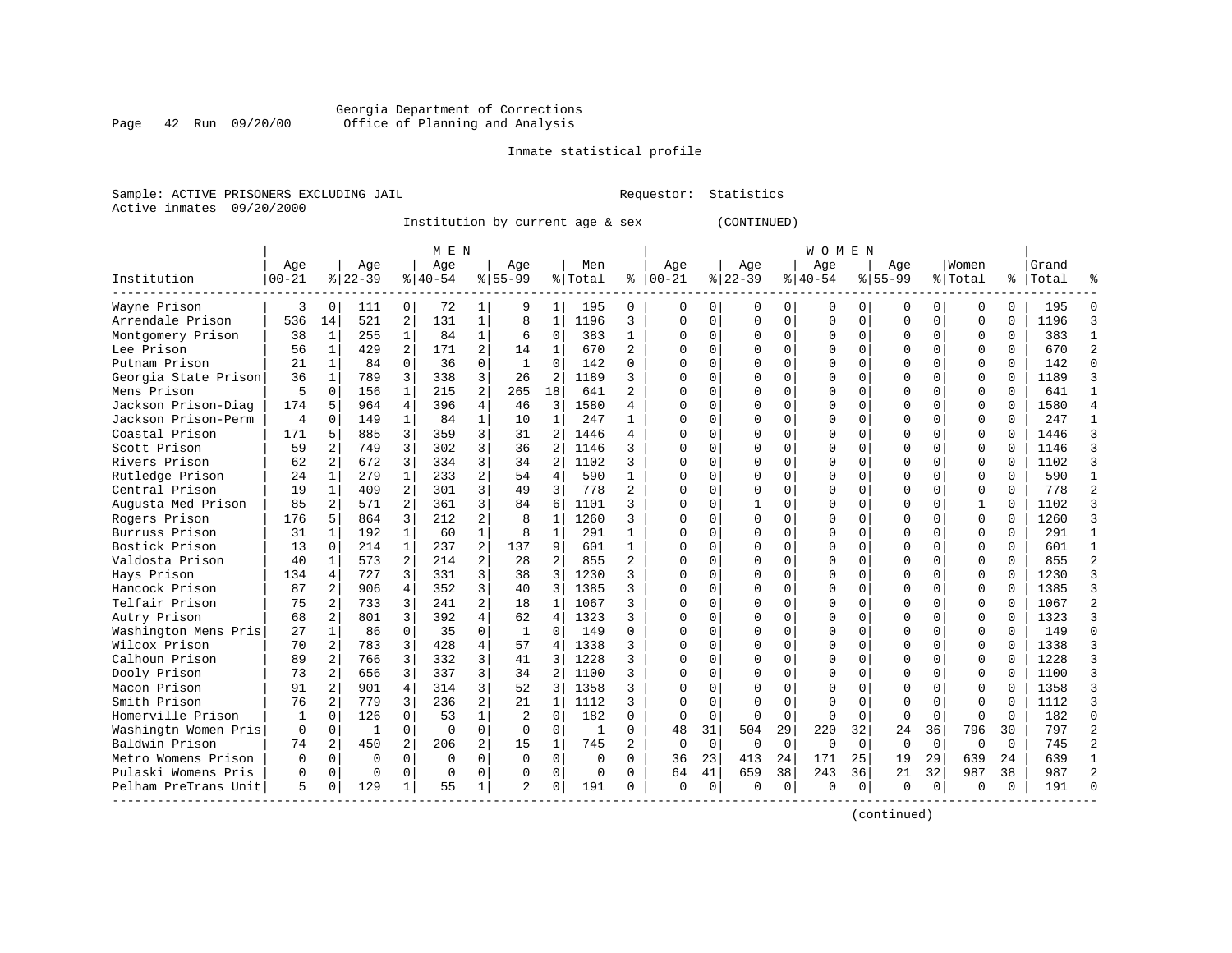Georgia Department of Corrections
Office of Planning and Analysis

Inmate statistical profile

Sample: ACTIVE PRISONERS EXCLUDING JAIL          Requestor: Statistics
Active inmates 09/20/2000

Institution by current age & sex (CONTINUED)

| Institution | MEN Age 00-21 | % | Age 22-39 | % | Age 40-54 | % | Age 55-99 | % | Men Total | % | WOMEN Age 00-21 | % | Age 22-39 | % | Age 40-54 | % | Age 55-99 | % | Women Total | % | Grand Total | % |
|---|---|---|---|---|---|---|---|---|---|---|---|---|---|---|---|---|---|---|---|---|---|---|
| Wayne Prison | 3 | 0 | 111 | 0 | 72 | 1 | 9 | 1 | 195 | 0 | 0 | 0 | 0 | 0 | 0 | 0 | 0 | 0 | 0 | 0 | 195 | 0 |
| Arrendale Prison | 536 | 14 | 521 | 2 | 131 | 1 | 8 | 1 | 1196 | 3 | 0 | 0 | 0 | 0 | 0 | 0 | 0 | 0 | 0 | 0 | 1196 | 3 |
| Montgomery Prison | 38 | 1 | 255 | 1 | 84 | 1 | 6 | 0 | 383 | 1 | 0 | 0 | 0 | 0 | 0 | 0 | 0 | 0 | 0 | 0 | 383 | 1 |
| Lee Prison | 56 | 1 | 429 | 2 | 171 | 2 | 14 | 1 | 670 | 2 | 0 | 0 | 0 | 0 | 0 | 0 | 0 | 0 | 0 | 0 | 670 | 2 |
| Putnam Prison | 21 | 1 | 84 | 0 | 36 | 0 | 1 | 0 | 142 | 0 | 0 | 0 | 0 | 0 | 0 | 0 | 0 | 0 | 0 | 0 | 142 | 0 |
| Georgia State Prison | 36 | 1 | 789 | 3 | 338 | 3 | 26 | 2 | 1189 | 3 | 0 | 0 | 0 | 0 | 0 | 0 | 0 | 0 | 0 | 0 | 1189 | 3 |
| Mens Prison | 5 | 0 | 156 | 1 | 215 | 2 | 265 | 18 | 641 | 2 | 0 | 0 | 0 | 0 | 0 | 0 | 0 | 0 | 0 | 0 | 641 | 1 |
| Jackson Prison-Diag | 174 | 5 | 964 | 4 | 396 | 4 | 46 | 3 | 1580 | 4 | 0 | 0 | 0 | 0 | 0 | 0 | 0 | 0 | 0 | 0 | 1580 | 4 |
| Jackson Prison-Perm | 4 | 0 | 149 | 1 | 84 | 1 | 10 | 1 | 247 | 1 | 0 | 0 | 0 | 0 | 0 | 0 | 0 | 0 | 0 | 0 | 247 | 1 |
| Coastal Prison | 171 | 5 | 885 | 3 | 359 | 3 | 31 | 2 | 1446 | 4 | 0 | 0 | 0 | 0 | 0 | 0 | 0 | 0 | 0 | 0 | 1446 | 3 |
| Scott Prison | 59 | 2 | 749 | 3 | 302 | 3 | 36 | 2 | 1146 | 3 | 0 | 0 | 0 | 0 | 0 | 0 | 0 | 0 | 0 | 0 | 1146 | 3 |
| Rivers Prison | 62 | 2 | 672 | 3 | 334 | 3 | 34 | 2 | 1102 | 3 | 0 | 0 | 0 | 0 | 0 | 0 | 0 | 0 | 0 | 0 | 1102 | 3 |
| Rutledge Prison | 24 | 1 | 279 | 1 | 233 | 2 | 54 | 4 | 590 | 1 | 0 | 0 | 0 | 0 | 0 | 0 | 0 | 0 | 0 | 0 | 590 | 1 |
| Central Prison | 19 | 1 | 409 | 2 | 301 | 3 | 49 | 3 | 778 | 2 | 0 | 0 | 0 | 0 | 0 | 0 | 0 | 0 | 0 | 0 | 778 | 2 |
| Augusta Med Prison | 85 | 2 | 571 | 2 | 361 | 3 | 84 | 6 | 1101 | 3 | 0 | 0 | 1 | 0 | 0 | 0 | 0 | 0 | 1 | 0 | 1102 | 3 |
| Rogers Prison | 176 | 5 | 864 | 3 | 212 | 2 | 8 | 1 | 1260 | 3 | 0 | 0 | 0 | 0 | 0 | 0 | 0 | 0 | 0 | 0 | 1260 | 3 |
| Burruss Prison | 31 | 1 | 192 | 1 | 60 | 1 | 8 | 1 | 291 | 1 | 0 | 0 | 0 | 0 | 0 | 0 | 0 | 0 | 0 | 0 | 291 | 1 |
| Bostick Prison | 13 | 0 | 214 | 1 | 237 | 2 | 137 | 9 | 601 | 1 | 0 | 0 | 0 | 0 | 0 | 0 | 0 | 0 | 0 | 0 | 601 | 1 |
| Valdosta Prison | 40 | 1 | 573 | 2 | 214 | 2 | 28 | 2 | 855 | 2 | 0 | 0 | 0 | 0 | 0 | 0 | 0 | 0 | 0 | 0 | 855 | 2 |
| Hays Prison | 134 | 4 | 727 | 3 | 331 | 3 | 38 | 3 | 1230 | 3 | 0 | 0 | 0 | 0 | 0 | 0 | 0 | 0 | 0 | 0 | 1230 | 3 |
| Hancock Prison | 87 | 2 | 906 | 4 | 352 | 3 | 40 | 3 | 1385 | 3 | 0 | 0 | 0 | 0 | 0 | 0 | 0 | 0 | 0 | 0 | 1385 | 3 |
| Telfair Prison | 75 | 2 | 733 | 3 | 241 | 2 | 18 | 1 | 1067 | 3 | 0 | 0 | 0 | 0 | 0 | 0 | 0 | 0 | 0 | 0 | 1067 | 2 |
| Autry Prison | 68 | 2 | 801 | 3 | 392 | 4 | 62 | 4 | 1323 | 3 | 0 | 0 | 0 | 0 | 0 | 0 | 0 | 0 | 0 | 0 | 1323 | 3 |
| Washington Mens Pris | 27 | 1 | 86 | 0 | 35 | 0 | 1 | 0 | 149 | 0 | 0 | 0 | 0 | 0 | 0 | 0 | 0 | 0 | 0 | 0 | 149 | 0 |
| Wilcox Prison | 70 | 2 | 783 | 3 | 428 | 4 | 57 | 4 | 1338 | 3 | 0 | 0 | 0 | 0 | 0 | 0 | 0 | 0 | 0 | 0 | 1338 | 3 |
| Calhoun Prison | 89 | 2 | 766 | 3 | 332 | 3 | 41 | 3 | 1228 | 3 | 0 | 0 | 0 | 0 | 0 | 0 | 0 | 0 | 0 | 0 | 1228 | 3 |
| Dooly Prison | 73 | 2 | 656 | 3 | 337 | 3 | 34 | 2 | 1100 | 3 | 0 | 0 | 0 | 0 | 0 | 0 | 0 | 0 | 0 | 0 | 1100 | 3 |
| Macon Prison | 91 | 2 | 901 | 4 | 314 | 3 | 52 | 3 | 1358 | 3 | 0 | 0 | 0 | 0 | 0 | 0 | 0 | 0 | 0 | 0 | 1358 | 3 |
| Smith Prison | 76 | 2 | 779 | 3 | 236 | 2 | 21 | 1 | 1112 | 3 | 0 | 0 | 0 | 0 | 0 | 0 | 0 | 0 | 0 | 0 | 1112 | 3 |
| Homerville Prison | 1 | 0 | 126 | 0 | 53 | 1 | 2 | 0 | 182 | 0 | 0 | 0 | 0 | 0 | 0 | 0 | 0 | 0 | 0 | 0 | 182 | 0 |
| Washingtn Women Pris | 0 | 0 | 1 | 0 | 0 | 0 | 0 | 0 | 1 | 0 | 48 | 31 | 504 | 29 | 220 | 32 | 24 | 36 | 796 | 30 | 797 | 2 |
| Baldwin Prison | 74 | 2 | 450 | 2 | 206 | 2 | 15 | 1 | 745 | 2 | 0 | 0 | 0 | 0 | 0 | 0 | 0 | 0 | 0 | 0 | 745 | 2 |
| Metro Womens Prison | 0 | 0 | 0 | 0 | 0 | 0 | 0 | 0 | 0 | 0 | 36 | 23 | 413 | 24 | 171 | 25 | 19 | 29 | 639 | 24 | 639 | 1 |
| Pulaski Womens Pris | 0 | 0 | 0 | 0 | 0 | 0 | 0 | 0 | 0 | 0 | 64 | 41 | 659 | 38 | 243 | 36 | 21 | 32 | 987 | 38 | 987 | 2 |
| Pelham PreTrans Unit | 5 | 0 | 129 | 1 | 55 | 1 | 2 | 0 | 191 | 0 | 0 | 0 | 0 | 0 | 0 | 0 | 0 | 0 | 0 | 0 | 191 | 0 |

(continued)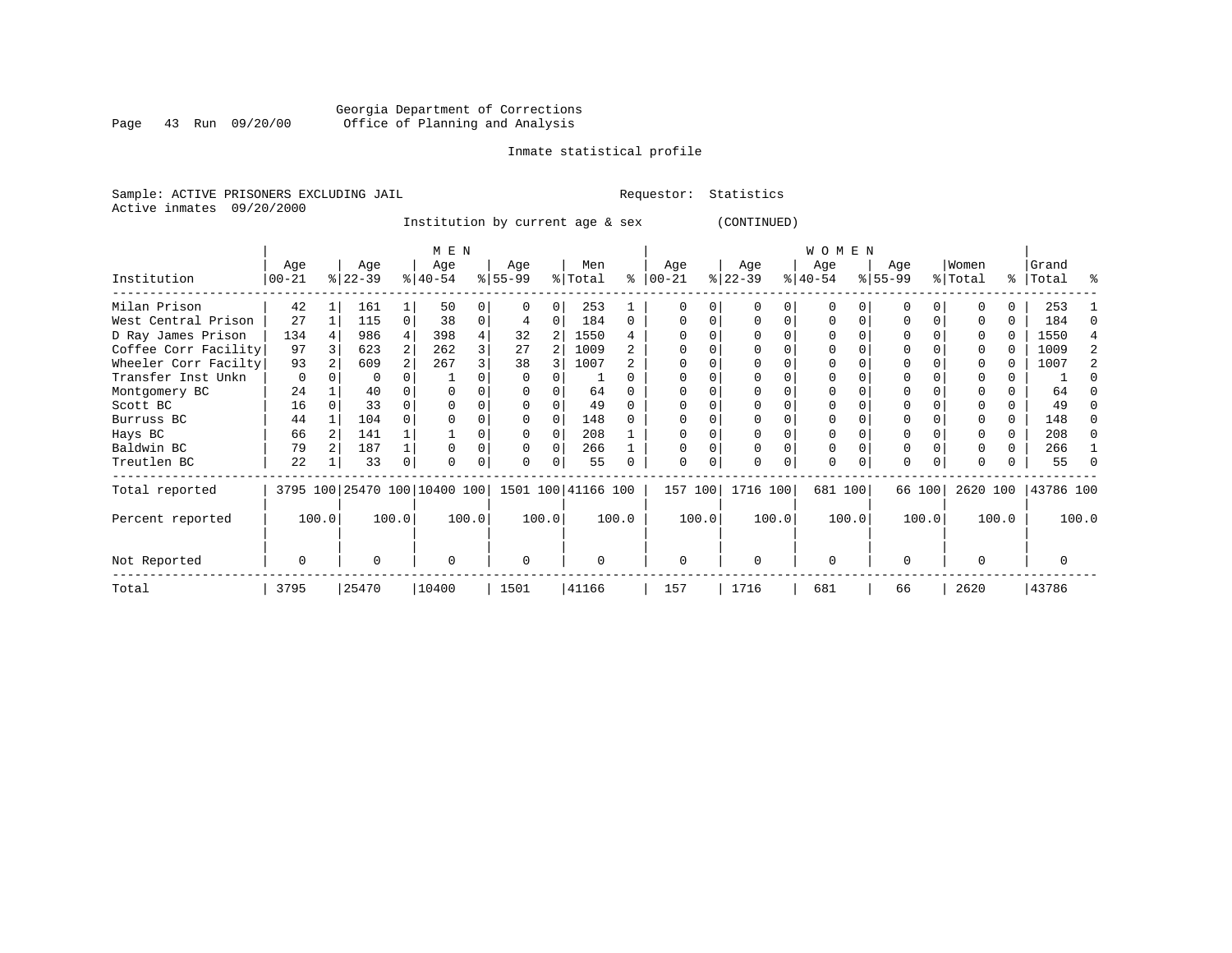Georgia Department of Corrections
Office of Planning and Analysis

Inmate statistical profile

Sample: ACTIVE PRISONERS EXCLUDING JAIL

Requestor: Statistics

Active inmates 09/20/2000

Institution by current age & sex (CONTINUED)

| Institution | MEN Age 00-21 | % | Age 22-39 | % | Age 40-54 | % | Age 55-99 | % | Men Total | % | WOMEN Age 00-21 | % | Age 22-39 | % | Age 40-54 | % | Age 55-99 | % | Women Total | % | Grand Total | % |
|---|---|---|---|---|---|---|---|---|---|---|---|---|---|---|---|---|---|---|---|---|---|---|
| Milan Prison | 42 | 1 | 161 | 1 | 50 | 0 | 0 | 0 | 253 | 1 | 0 | 0 | 0 | 0 | 0 | 0 | 0 | 0 | 0 | 0 | 253 | 1 |
| West Central Prison | 27 | 1 | 115 | 0 | 38 | 0 | 4 | 0 | 184 | 0 | 0 | 0 | 0 | 0 | 0 | 0 | 0 | 0 | 0 | 0 | 184 | 0 |
| D Ray James Prison | 134 | 4 | 986 | 4 | 398 | 4 | 32 | 2 | 1550 | 4 | 0 | 0 | 0 | 0 | 0 | 0 | 0 | 0 | 0 | 0 | 1550 | 4 |
| Coffee Corr Facility | 97 | 3 | 623 | 2 | 262 | 3 | 27 | 2 | 1009 | 2 | 0 | 0 | 0 | 0 | 0 | 0 | 0 | 0 | 0 | 0 | 1009 | 2 |
| Wheeler Corr Facilty | 93 | 2 | 609 | 2 | 267 | 3 | 38 | 3 | 1007 | 2 | 0 | 0 | 0 | 0 | 0 | 0 | 0 | 0 | 0 | 0 | 1007 | 2 |
| Transfer Inst Unkn | 0 | 0 | 0 | 0 | 1 | 0 | 0 | 0 | 1 | 0 | 0 | 0 | 0 | 0 | 0 | 0 | 0 | 0 | 0 | 0 | 1 | 0 |
| Montgomery BC | 24 | 1 | 40 | 0 | 0 | 0 | 0 | 0 | 64 | 0 | 0 | 0 | 0 | 0 | 0 | 0 | 0 | 0 | 0 | 0 | 64 | 0 |
| Scott BC | 16 | 0 | 33 | 0 | 0 | 0 | 0 | 0 | 49 | 0 | 0 | 0 | 0 | 0 | 0 | 0 | 0 | 0 | 0 | 0 | 49 | 0 |
| Burruss BC | 44 | 1 | 104 | 0 | 0 | 0 | 0 | 0 | 148 | 0 | 0 | 0 | 0 | 0 | 0 | 0 | 0 | 0 | 0 | 0 | 148 | 0 |
| Hays BC | 66 | 2 | 141 | 1 | 1 | 0 | 0 | 0 | 208 | 1 | 0 | 0 | 0 | 0 | 0 | 0 | 0 | 0 | 0 | 0 | 208 | 0 |
| Baldwin BC | 79 | 2 | 187 | 1 | 0 | 0 | 0 | 0 | 266 | 1 | 0 | 0 | 0 | 0 | 0 | 0 | 0 | 0 | 0 | 0 | 266 | 1 |
| Treutlen BC | 22 | 1 | 33 | 0 | 0 | 0 | 0 | 0 | 55 | 0 | 0 | 0 | 0 | 0 | 0 | 0 | 0 | 0 | 0 | 0 | 55 | 0 |
| Total reported | 3795 | 100 | 25470 | 100 | 10400 | 100 | 1501 | 100 | 41166 | 100 | 157 | 100 | 1716 | 100 | 681 | 100 | 66 | 100 | 2620 | 100 | 43786 | 100 |
| Percent reported | | 100.0 | | 100.0 | | 100.0 | | 100.0 | | 100.0 | | 100.0 | | 100.0 | | 100.0 | | 100.0 | | 100.0 | | 100.0 |
| Not Reported | 0 | | 0 | | 0 | | 0 | | 0 | | 0 | | 0 | | 0 | | 0 | | 0 | | 0 | |
| Total | 3795 | | 25470 | | 10400 | | 1501 | | 41166 | | 157 | | 1716 | | 681 | | 66 | | 2620 | | 43786 | |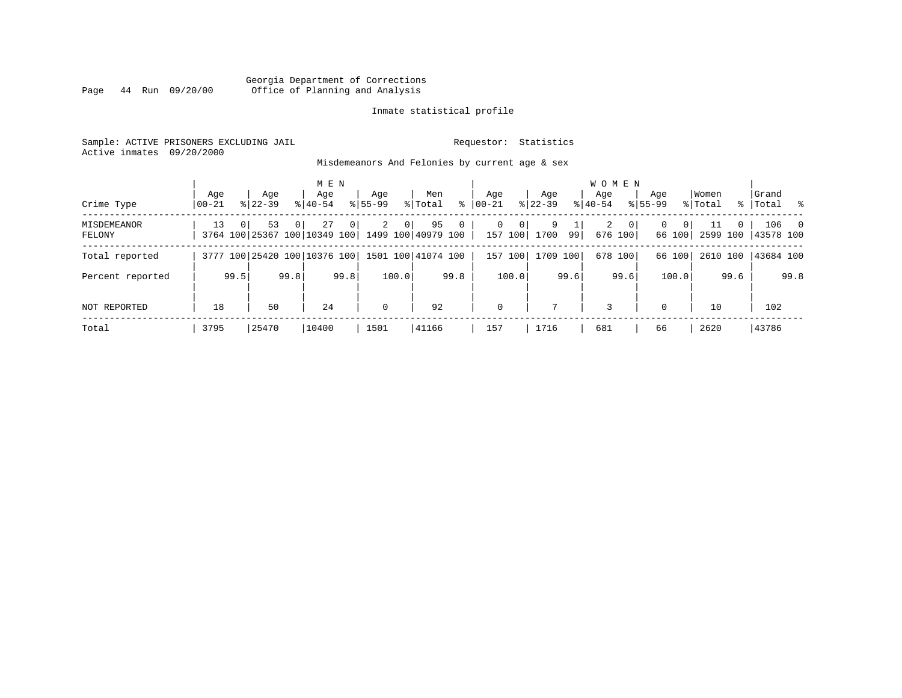Georgia Department of Corrections
Office of Planning and Analysis

Inmate statistical profile

Sample: ACTIVE PRISONERS EXCLUDING JAIL

Requestor: Statistics

Active inmates 09/20/2000

Misdemeanors And Felonies by current age & sex

| Crime Type | MEN Age 00-21 | % | Age 22-39 | % | Age 40-54 | % | Age 55-99 | % | Men Total | % | WOMEN Age 00-21 | % | Age 22-39 | % | Age 40-54 | % | Age 55-99 | % | Women Total | % | Grand Total | % |
|---|---|---|---|---|---|---|---|---|---|---|---|---|---|---|---|---|---|---|---|---|---|---|
| MISDEMEANOR | 13 | 0 | 53 | 0 | 27 | 0 | 2 | 0 | 95 | 0 | 0 | 0 | 9 | 1 | 2 | 0 | 0 | 0 | 11 | 0 | 106 | 0 |
| FELONY | 3764 | 100 | 25367 | 100 | 10349 | 100 | 1499 | 100 | 40979 | 100 | 157 | 100 | 1700 | 99 | 676 | 100 | 66 | 100 | 2599 | 100 | 43578 | 100 |
| Total reported | 3777 | 100 | 25420 | 100 | 10376 | 100 | 1501 | 100 | 41074 | 100 | 157 | 100 | 1709 | 100 | 678 | 100 | 66 | 100 | 2610 | 100 | 43684 | 100 |
| Percent reported | | 99.5 | | 99.8 | | 99.8 | | 100.0 | | 99.8 | | 100.0 | | 99.6 | | 99.6 | | 100.0 | | 99.6 | | 99.8 |
| NOT REPORTED | 18 | | 50 | | 24 | | 0 | | 92 | | 0 | | 7 | | 3 | | 0 | | 10 | | 102 | |
| Total | 3795 | | 25470 | | 10400 | | 1501 | | 41166 | | 157 | | 1716 | | 681 | | 66 | | 2620 | | 43786 | |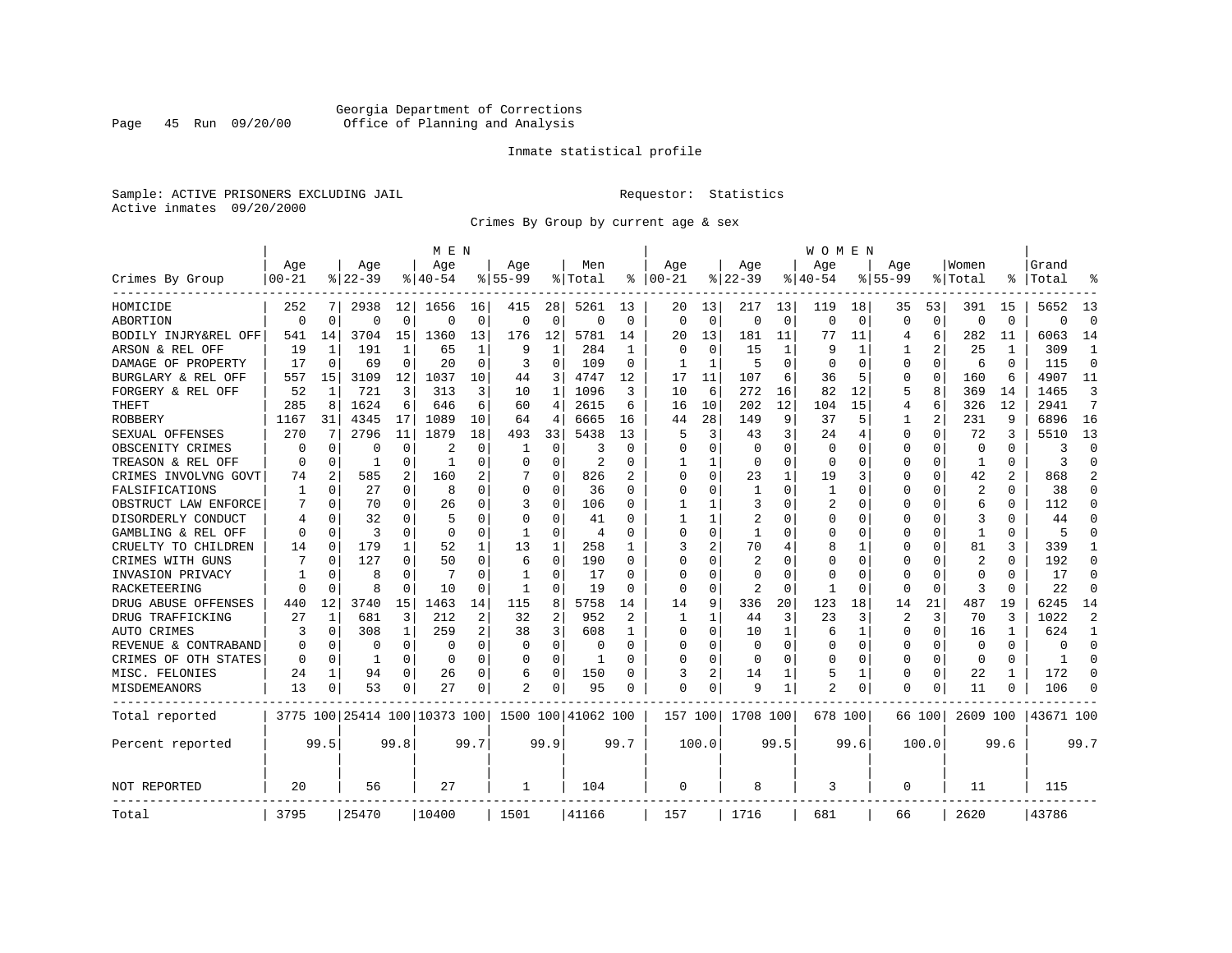Georgia Department of Corrections
Office of Planning and Analysis

Inmate statistical profile

Sample: ACTIVE PRISONERS EXCLUDING JAIL  Requestor: Statistics
Active inmates 09/20/2000

Crimes By Group by current age & sex

| Crimes By Group | MEN Age 00-21 | % | Age 22-39 | % | Age 40-54 | % | Age 55-99 | % | Men Total | % | WOMEN Age 00-21 | % | Age 22-39 | % | Age 40-54 | % | Age 55-99 | % | Women Total | % | Grand Total | % |
|---|---|---|---|---|---|---|---|---|---|---|---|---|---|---|---|---|---|---|---|---|---|---|
| HOMICIDE | 252 | 7 | 2938 | 12 | 1656 | 16 | 415 | 28 | 5261 | 13 | 20 | 13 | 217 | 13 | 119 | 18 | 35 | 53 | 391 | 15 | 5652 | 13 |
| ABORTION | 0 | 0 | 0 | 0 | 0 | 0 | 0 | 0 | 0 | 0 | 0 | 0 | 0 | 0 | 0 | 0 | 0 | 0 | 0 | 0 | 0 | 0 |
| BODILY INJRY&REL OFF | 541 | 14 | 3704 | 15 | 1360 | 13 | 176 | 12 | 5781 | 14 | 20 | 13 | 181 | 11 | 77 | 11 | 4 | 6 | 282 | 11 | 6063 | 14 |
| ARSON & REL OFF | 19 | 1 | 191 | 1 | 65 | 1 | 9 | 1 | 284 | 1 | 0 | 0 | 15 | 1 | 9 | 1 | 1 | 2 | 25 | 1 | 309 | 1 |
| DAMAGE OF PROPERTY | 17 | 0 | 69 | 0 | 20 | 0 | 3 | 0 | 109 | 0 | 1 | 1 | 5 | 0 | 0 | 0 | 0 | 0 | 6 | 0 | 115 | 0 |
| BURGLARY & REL OFF | 557 | 15 | 3109 | 12 | 1037 | 10 | 44 | 3 | 4747 | 12 | 17 | 11 | 107 | 6 | 36 | 5 | 0 | 0 | 160 | 6 | 4907 | 11 |
| FORGERY & REL OFF | 52 | 1 | 721 | 3 | 313 | 3 | 10 | 1 | 1096 | 3 | 10 | 6 | 272 | 16 | 82 | 12 | 5 | 8 | 369 | 14 | 1465 | 3 |
| THEFT | 285 | 8 | 1624 | 6 | 646 | 6 | 60 | 4 | 2615 | 6 | 16 | 10 | 202 | 12 | 104 | 15 | 4 | 6 | 326 | 12 | 2941 | 7 |
| ROBBERY | 1167 | 31 | 4345 | 17 | 1089 | 10 | 64 | 4 | 6665 | 16 | 44 | 28 | 149 | 9 | 37 | 5 | 1 | 2 | 231 | 9 | 6896 | 16 |
| SEXUAL OFFENSES | 270 | 7 | 2796 | 11 | 1879 | 18 | 493 | 33 | 5438 | 13 | 5 | 3 | 43 | 3 | 24 | 4 | 0 | 0 | 72 | 3 | 5510 | 13 |
| OBSCENITY CRIMES | 0 | 0 | 0 | 0 | 2 | 0 | 1 | 0 | 3 | 0 | 0 | 0 | 0 | 0 | 0 | 0 | 0 | 0 | 0 | 0 | 3 | 0 |
| TREASON & REL OFF | 0 | 0 | 1 | 0 | 1 | 0 | 0 | 0 | 2 | 0 | 1 | 1 | 0 | 0 | 0 | 0 | 0 | 0 | 1 | 0 | 3 | 0 |
| CRIMES INVOLVNG GOVT | 74 | 2 | 585 | 2 | 160 | 2 | 7 | 0 | 826 | 2 | 0 | 0 | 23 | 1 | 19 | 3 | 0 | 0 | 42 | 2 | 868 | 2 |
| FALSIFICATIONS | 1 | 0 | 27 | 0 | 8 | 0 | 0 | 0 | 36 | 0 | 0 | 0 | 1 | 0 | 1 | 0 | 0 | 0 | 2 | 0 | 38 | 0 |
| OBSTRUCT LAW ENFORCE | 7 | 0 | 70 | 0 | 26 | 0 | 3 | 0 | 106 | 0 | 1 | 1 | 3 | 0 | 2 | 0 | 0 | 0 | 6 | 0 | 112 | 0 |
| DISORDERLY CONDUCT | 4 | 0 | 32 | 0 | 5 | 0 | 0 | 0 | 41 | 0 | 1 | 1 | 2 | 0 | 0 | 0 | 0 | 0 | 3 | 0 | 44 | 0 |
| GAMBLING & REL OFF | 0 | 0 | 3 | 0 | 0 | 0 | 1 | 0 | 4 | 0 | 0 | 0 | 1 | 0 | 0 | 0 | 0 | 0 | 1 | 0 | 5 | 0 |
| CRUELTY TO CHILDREN | 14 | 0 | 179 | 1 | 52 | 1 | 13 | 1 | 258 | 1 | 3 | 2 | 70 | 4 | 8 | 1 | 0 | 0 | 81 | 3 | 339 | 1 |
| CRIMES WITH GUNS | 7 | 0 | 127 | 0 | 50 | 0 | 6 | 0 | 190 | 0 | 0 | 0 | 2 | 0 | 0 | 0 | 0 | 0 | 2 | 0 | 192 | 0 |
| INVASION PRIVACY | 1 | 0 | 8 | 0 | 7 | 0 | 1 | 0 | 17 | 0 | 0 | 0 | 0 | 0 | 0 | 0 | 0 | 0 | 0 | 0 | 17 | 0 |
| RACKETEERING | 0 | 0 | 8 | 0 | 10 | 0 | 1 | 0 | 19 | 0 | 0 | 0 | 2 | 0 | 1 | 0 | 0 | 0 | 3 | 0 | 22 | 0 |
| DRUG ABUSE OFFENSES | 440 | 12 | 3740 | 15 | 1463 | 14 | 115 | 8 | 5758 | 14 | 14 | 9 | 336 | 20 | 123 | 18 | 14 | 21 | 487 | 19 | 6245 | 14 |
| DRUG TRAFFICKING | 27 | 1 | 681 | 3 | 212 | 2 | 32 | 2 | 952 | 2 | 1 | 1 | 44 | 3 | 23 | 3 | 2 | 3 | 70 | 3 | 1022 | 2 |
| AUTO CRIMES | 3 | 0 | 308 | 1 | 259 | 2 | 38 | 3 | 608 | 1 | 0 | 0 | 10 | 1 | 6 | 1 | 0 | 0 | 16 | 1 | 624 | 1 |
| REVENUE & CONTRABAND | 0 | 0 | 0 | 0 | 0 | 0 | 0 | 0 | 0 | 0 | 0 | 0 | 0 | 0 | 0 | 0 | 0 | 0 | 0 | 0 | 0 | 0 |
| CRIMES OF OTH STATES | 0 | 0 | 1 | 0 | 0 | 0 | 0 | 0 | 1 | 0 | 0 | 0 | 0 | 0 | 0 | 0 | 0 | 0 | 0 | 0 | 1 | 0 |
| MISC. FELONIES | 24 | 1 | 94 | 0 | 26 | 0 | 6 | 0 | 150 | 0 | 3 | 2 | 14 | 1 | 5 | 1 | 0 | 0 | 22 | 1 | 172 | 0 |
| MISDEMEANORS | 13 | 0 | 53 | 0 | 27 | 0 | 2 | 0 | 95 | 0 | 0 | 0 | 9 | 1 | 2 | 0 | 0 | 0 | 11 | 0 | 106 | 0 |
| Total reported | 3775 | 100 | 25414 | 100 | 10373 | 100 | 1500 | 100 | 41062 | 100 | 157 | 100 | 1708 | 100 | 678 | 100 | 66 | 100 | 2609 | 100 | 43671 | 100 |
| Percent reported | | 99.5 | | 99.8 | | 99.7 | | 99.9 | | 99.7 | | 100.0 | | 99.5 | | 99.6 | | 100.0 | | 99.6 | | 99.7 |
| NOT REPORTED | 20 | | 56 | | 27 | | 1 | | 104 | | 0 | | 8 | | 3 | | 0 | | 11 | | 115 | |
| Total | 3795 | | 25470 | | 10400 | | 1501 | | 41166 | | 157 | | 1716 | | 681 | | 66 | | 2620 | | 43786 | |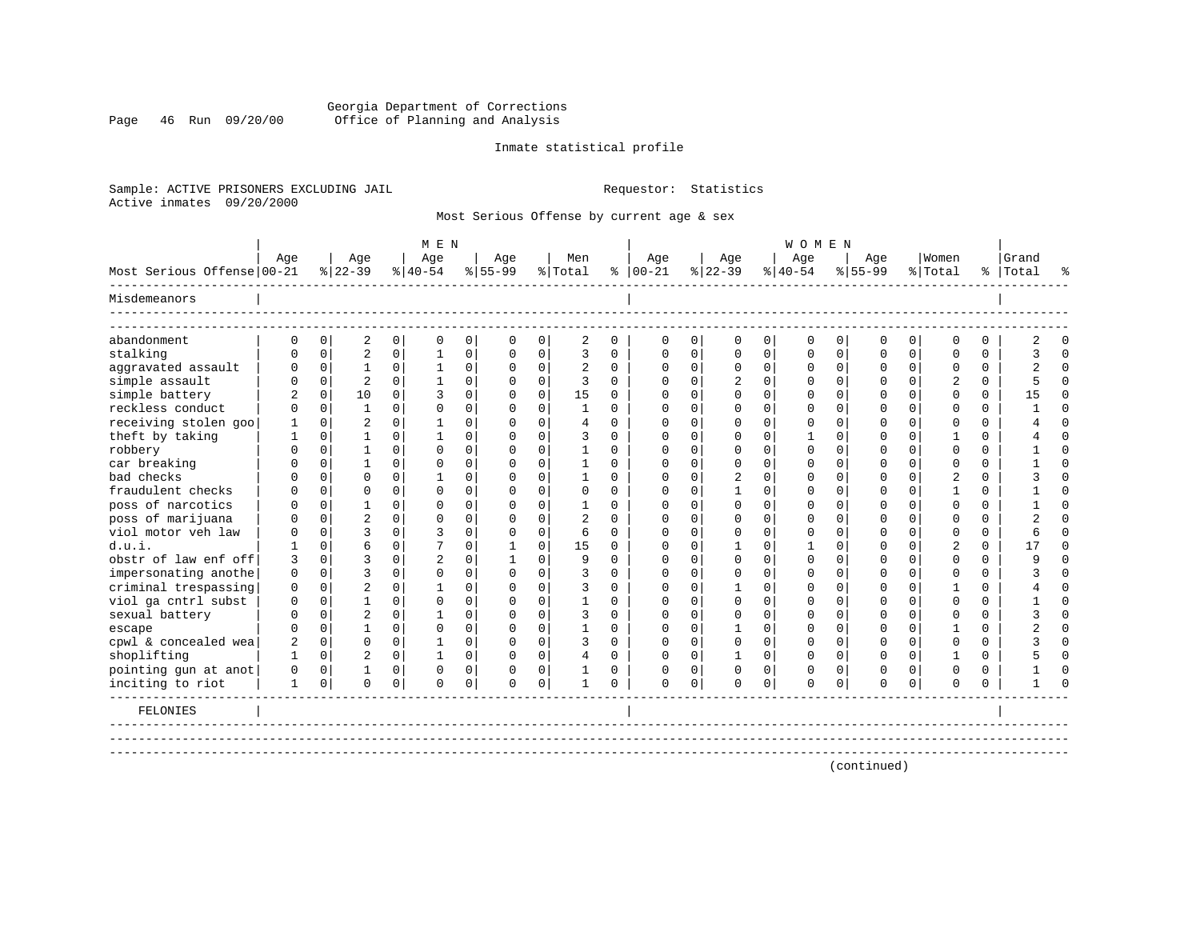Georgia Department of Corrections
Office of Planning and Analysis

Inmate statistical profile

Sample: ACTIVE PRISONERS EXCLUDING JAIL
Active inmates 09/20/2000

Requestor: Statistics

Most Serious Offense by current age & sex

| Most Serious Offense | MEN Age 00-21 | % | Age 22-39 | % | Age 40-54 | % | Age 55-99 | % | Men Total | % | WOMEN Age 00-21 | % | Age 22-39 | % | Age 40-54 | % | Age 55-99 | % | Women Total | % | Grand Total | % |
|---|---|---|---|---|---|---|---|---|---|---|---|---|---|---|---|---|---|---|---|---|---|---|
| **Misdemeanors** | | | | | | | | | | | | | | | | | | | | | | |
| abandonment | 0 | 0 | 2 | 0 | 0 | 0 | 0 | 0 | 2 | 0 | 0 | 0 | 0 | 0 | 0 | 0 | 0 | 0 | 0 | 0 | 2 | 0 |
| stalking | 0 | 0 | 2 | 0 | 1 | 0 | 0 | 0 | 3 | 0 | 0 | 0 | 0 | 0 | 0 | 0 | 0 | 0 | 0 | 0 | 3 | 0 |
| aggravated assault | 0 | 0 | 1 | 0 | 1 | 0 | 0 | 0 | 2 | 0 | 0 | 0 | 0 | 0 | 0 | 0 | 0 | 0 | 0 | 0 | 2 | 0 |
| simple assault | 0 | 0 | 2 | 0 | 1 | 0 | 0 | 0 | 3 | 0 | 0 | 0 | 2 | 0 | 0 | 0 | 0 | 0 | 2 | 0 | 5 | 0 |
| simple battery | 2 | 0 | 10 | 0 | 3 | 0 | 0 | 0 | 15 | 0 | 0 | 0 | 0 | 0 | 0 | 0 | 0 | 0 | 0 | 0 | 15 | 0 |
| reckless conduct | 0 | 0 | 1 | 0 | 0 | 0 | 0 | 0 | 1 | 0 | 0 | 0 | 0 | 0 | 0 | 0 | 0 | 0 | 0 | 0 | 1 | 0 |
| receiving stolen goo | 1 | 0 | 2 | 0 | 1 | 0 | 0 | 0 | 4 | 0 | 0 | 0 | 0 | 0 | 0 | 0 | 0 | 0 | 0 | 0 | 4 | 0 |
| theft by taking | 1 | 0 | 1 | 0 | 1 | 0 | 0 | 0 | 3 | 0 | 0 | 0 | 0 | 0 | 1 | 0 | 0 | 0 | 1 | 0 | 4 | 0 |
| robbery | 0 | 0 | 1 | 0 | 0 | 0 | 0 | 0 | 1 | 0 | 0 | 0 | 0 | 0 | 0 | 0 | 0 | 0 | 0 | 0 | 1 | 0 |
| car breaking | 0 | 0 | 1 | 0 | 0 | 0 | 0 | 0 | 1 | 0 | 0 | 0 | 0 | 0 | 0 | 0 | 0 | 0 | 0 | 0 | 1 | 0 |
| bad checks | 0 | 0 | 0 | 0 | 1 | 0 | 0 | 0 | 1 | 0 | 0 | 0 | 2 | 0 | 0 | 0 | 0 | 0 | 2 | 0 | 3 | 0 |
| fraudulent checks | 0 | 0 | 0 | 0 | 0 | 0 | 0 | 0 | 0 | 0 | 0 | 0 | 1 | 0 | 0 | 0 | 0 | 0 | 1 | 0 | 1 | 0 |
| poss of narcotics | 0 | 0 | 1 | 0 | 0 | 0 | 0 | 0 | 1 | 0 | 0 | 0 | 0 | 0 | 0 | 0 | 0 | 0 | 0 | 0 | 1 | 0 |
| poss of marijuana | 0 | 0 | 2 | 0 | 0 | 0 | 0 | 0 | 2 | 0 | 0 | 0 | 0 | 0 | 0 | 0 | 0 | 0 | 0 | 0 | 2 | 0 |
| viol motor veh law | 0 | 0 | 3 | 0 | 3 | 0 | 0 | 0 | 6 | 0 | 0 | 0 | 0 | 0 | 0 | 0 | 0 | 0 | 0 | 0 | 6 | 0 |
| d.u.i. | 1 | 0 | 6 | 0 | 7 | 0 | 1 | 0 | 15 | 0 | 0 | 0 | 1 | 0 | 1 | 0 | 0 | 0 | 2 | 0 | 17 | 0 |
| obstr of law enf off | 3 | 0 | 3 | 0 | 2 | 0 | 1 | 0 | 9 | 0 | 0 | 0 | 0 | 0 | 0 | 0 | 0 | 0 | 0 | 0 | 9 | 0 |
| impersonating anothe | 0 | 0 | 3 | 0 | 0 | 0 | 0 | 0 | 3 | 0 | 0 | 0 | 0 | 0 | 0 | 0 | 0 | 0 | 0 | 0 | 3 | 0 |
| criminal trespassing | 0 | 0 | 2 | 0 | 1 | 0 | 0 | 0 | 3 | 0 | 0 | 0 | 1 | 0 | 0 | 0 | 0 | 0 | 1 | 0 | 4 | 0 |
| viol ga cntrl subst | 0 | 0 | 1 | 0 | 0 | 0 | 0 | 0 | 1 | 0 | 0 | 0 | 0 | 0 | 0 | 0 | 0 | 0 | 0 | 0 | 1 | 0 |
| sexual battery | 0 | 0 | 2 | 0 | 1 | 0 | 0 | 0 | 3 | 0 | 0 | 0 | 0 | 0 | 0 | 0 | 0 | 0 | 0 | 0 | 3 | 0 |
| escape | 0 | 0 | 1 | 0 | 0 | 0 | 0 | 0 | 1 | 0 | 0 | 0 | 1 | 0 | 0 | 0 | 0 | 0 | 1 | 0 | 2 | 0 |
| cpwl & concealed wea | 2 | 0 | 0 | 0 | 1 | 0 | 0 | 0 | 3 | 0 | 0 | 0 | 0 | 0 | 0 | 0 | 0 | 0 | 0 | 0 | 3 | 0 |
| shoplifting | 1 | 0 | 2 | 0 | 1 | 0 | 0 | 0 | 4 | 0 | 0 | 0 | 1 | 0 | 0 | 0 | 0 | 0 | 1 | 0 | 5 | 0 |
| pointing gun at anot | 0 | 0 | 1 | 0 | 0 | 0 | 0 | 0 | 1 | 0 | 0 | 0 | 0 | 0 | 0 | 0 | 0 | 0 | 0 | 0 | 1 | 0 |
| inciting to riot | 1 | 0 | 0 | 0 | 0 | 0 | 0 | 0 | 1 | 0 | 0 | 0 | 0 | 0 | 0 | 0 | 0 | 0 | 0 | 0 | 1 | 0 |
| **FELONIES** | | | | | | | | | | | | | | | | | | | | | | |

(continued)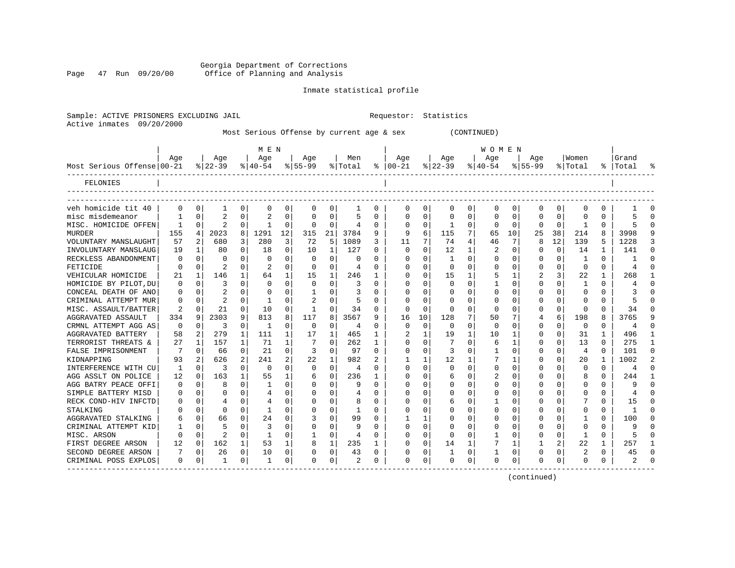Georgia Department of Corrections
Office of Planning and Analysis

Inmate statistical profile

Sample: ACTIVE PRISONERS EXCLUDING JAIL        Requestor: Statistics
Active inmates 09/20/2000

Most Serious Offense by current age & sex (CONTINUED)

| Most Serious Offense | MEN Age 00-21 | % | Age 22-39 | % | Age 40-54 | % | Age 55-99 | % | Men Total | % | WOMEN Age 00-21 | % | Age 22-39 | % | Age 40-54 | % | Age 55-99 | % | Women Total | % | Grand Total | % |
|---|---|---|---|---|---|---|---|---|---|---|---|---|---|---|---|---|---|---|---|---|---|---|
| FELONIES | | | | | | | | | | | | | | | | | | | | | | |
| veh homicide tit 40 | 0 | 0 | 1 | 0 | 0 | 0 | 0 | 0 | 1 | 0 | 0 | 0 | 0 | 0 | 0 | 0 | 0 | 0 | 0 | 0 | 1 | 0 |
| misc misdemeanor | 1 | 0 | 2 | 0 | 2 | 0 | 0 | 0 | 5 | 0 | 0 | 0 | 0 | 0 | 0 | 0 | 0 | 0 | 0 | 0 | 5 | 0 |
| MISC. HOMICIDE OFFEN | 1 | 0 | 2 | 0 | 1 | 0 | 0 | 0 | 4 | 0 | 0 | 0 | 1 | 0 | 0 | 0 | 0 | 0 | 1 | 0 | 5 | 0 |
| MURDER | 155 | 4 | 2023 | 8 | 1291 | 12 | 315 | 21 | 3784 | 9 | 9 | 6 | 115 | 7 | 65 | 10 | 25 | 38 | 214 | 8 | 3998 | 9 |
| VOLUNTARY MANSLAUGHT | 57 | 2 | 680 | 3 | 280 | 3 | 72 | 5 | 1089 | 3 | 11 | 7 | 74 | 4 | 46 | 7 | 8 | 12 | 139 | 5 | 1228 | 3 |
| INVOLUNTARY MANSLAUG | 19 | 1 | 80 | 0 | 18 | 0 | 10 | 1 | 127 | 0 | 0 | 0 | 12 | 1 | 2 | 0 | 0 | 0 | 14 | 1 | 141 | 0 |
| RECKLESS ABANDONMENT | 0 | 0 | 0 | 0 | 0 | 0 | 0 | 0 | 0 | 0 | 0 | 0 | 1 | 0 | 0 | 0 | 0 | 0 | 1 | 0 | 1 | 0 |
| FETICIDE | 0 | 0 | 2 | 0 | 2 | 0 | 0 | 0 | 4 | 0 | 0 | 0 | 0 | 0 | 0 | 0 | 0 | 0 | 0 | 0 | 4 | 0 |
| VEHICULAR HOMICIDE | 21 | 1 | 146 | 1 | 64 | 1 | 15 | 1 | 246 | 1 | 0 | 0 | 15 | 1 | 5 | 1 | 2 | 3 | 22 | 1 | 268 | 1 |
| HOMICIDE BY PILOT,DU | 0 | 0 | 3 | 0 | 0 | 0 | 0 | 0 | 3 | 0 | 0 | 0 | 0 | 0 | 1 | 0 | 0 | 0 | 1 | 0 | 4 | 0 |
| CONCEAL DEATH OF ANO | 0 | 0 | 2 | 0 | 0 | 0 | 1 | 0 | 3 | 0 | 0 | 0 | 0 | 0 | 0 | 0 | 0 | 0 | 0 | 0 | 3 | 0 |
| CRIMINAL ATTEMPT MUR | 0 | 0 | 2 | 0 | 1 | 0 | 2 | 0 | 5 | 0 | 0 | 0 | 0 | 0 | 0 | 0 | 0 | 0 | 0 | 0 | 5 | 0 |
| MISC. ASSAULT/BATTER | 2 | 0 | 21 | 0 | 10 | 0 | 1 | 0 | 34 | 0 | 0 | 0 | 0 | 0 | 0 | 0 | 0 | 0 | 0 | 0 | 34 | 0 |
| AGGRAVATED ASSAULT | 334 | 9 | 2303 | 9 | 813 | 8 | 117 | 8 | 3567 | 9 | 16 | 10 | 128 | 7 | 50 | 7 | 4 | 6 | 198 | 8 | 3765 | 9 |
| CRMNL ATTEMPT AGG AS | 0 | 0 | 3 | 0 | 1 | 0 | 0 | 0 | 4 | 0 | 0 | 0 | 0 | 0 | 0 | 0 | 0 | 0 | 0 | 0 | 4 | 0 |
| AGGRAVATED BATTERY | 58 | 2 | 279 | 1 | 111 | 1 | 17 | 1 | 465 | 1 | 2 | 1 | 19 | 1 | 10 | 1 | 0 | 0 | 31 | 1 | 496 | 1 |
| TERRORIST THREATS & | 27 | 1 | 157 | 1 | 71 | 1 | 7 | 0 | 262 | 1 | 0 | 0 | 7 | 0 | 6 | 1 | 0 | 0 | 13 | 0 | 275 | 1 |
| FALSE IMPRISONMENT | 7 | 0 | 66 | 0 | 21 | 0 | 3 | 0 | 97 | 0 | 0 | 0 | 3 | 0 | 1 | 0 | 0 | 0 | 4 | 0 | 101 | 0 |
| KIDNAPPING | 93 | 2 | 626 | 2 | 241 | 2 | 22 | 1 | 982 | 2 | 1 | 1 | 12 | 1 | 7 | 1 | 0 | 0 | 20 | 1 | 1002 | 2 |
| INTERFERENCE WITH CU | 1 | 0 | 3 | 0 | 0 | 0 | 0 | 0 | 4 | 0 | 0 | 0 | 0 | 0 | 0 | 0 | 0 | 0 | 0 | 0 | 4 | 0 |
| AGG ASSLT ON POLICE | 12 | 0 | 163 | 1 | 55 | 1 | 6 | 0 | 236 | 1 | 0 | 0 | 6 | 0 | 2 | 0 | 0 | 0 | 8 | 0 | 244 | 1 |
| AGG BATRY PEACE OFFI | 0 | 0 | 8 | 0 | 1 | 0 | 0 | 0 | 9 | 0 | 0 | 0 | 0 | 0 | 0 | 0 | 0 | 0 | 0 | 0 | 9 | 0 |
| SIMPLE BATTERY MISD | 0 | 0 | 0 | 0 | 4 | 0 | 0 | 0 | 4 | 0 | 0 | 0 | 0 | 0 | 0 | 0 | 0 | 0 | 0 | 0 | 4 | 0 |
| RECK COND-HIV INFCTD | 0 | 0 | 4 | 0 | 4 | 0 | 0 | 0 | 8 | 0 | 0 | 0 | 6 | 0 | 1 | 0 | 0 | 0 | 7 | 0 | 15 | 0 |
| STALKING | 0 | 0 | 0 | 0 | 1 | 0 | 0 | 0 | 1 | 0 | 0 | 0 | 0 | 0 | 0 | 0 | 0 | 0 | 0 | 0 | 1 | 0 |
| AGGRAVATED STALKING | 6 | 0 | 66 | 0 | 24 | 0 | 3 | 0 | 99 | 0 | 1 | 1 | 0 | 0 | 0 | 0 | 0 | 0 | 1 | 0 | 100 | 0 |
| CRIMINAL ATTEMPT KID | 1 | 0 | 5 | 0 | 3 | 0 | 0 | 0 | 9 | 0 | 0 | 0 | 0 | 0 | 0 | 0 | 0 | 0 | 0 | 0 | 9 | 0 |
| MISC. ARSON | 0 | 0 | 2 | 0 | 1 | 0 | 1 | 0 | 4 | 0 | 0 | 0 | 0 | 0 | 1 | 0 | 0 | 0 | 1 | 0 | 5 | 0 |
| FIRST DEGREE ARSON | 12 | 0 | 162 | 1 | 53 | 1 | 8 | 1 | 235 | 1 | 0 | 0 | 14 | 1 | 7 | 1 | 1 | 2 | 22 | 1 | 257 | 1 |
| SECOND DEGREE ARSON | 7 | 0 | 26 | 0 | 10 | 0 | 0 | 0 | 43 | 0 | 0 | 0 | 1 | 0 | 1 | 0 | 0 | 0 | 2 | 0 | 45 | 0 |
| CRIMINAL POSS EXPLOS | 0 | 0 | 1 | 0 | 1 | 0 | 0 | 0 | 2 | 0 | 0 | 0 | 0 | 0 | 0 | 0 | 0 | 0 | 0 | 0 | 2 | 0 |

(continued)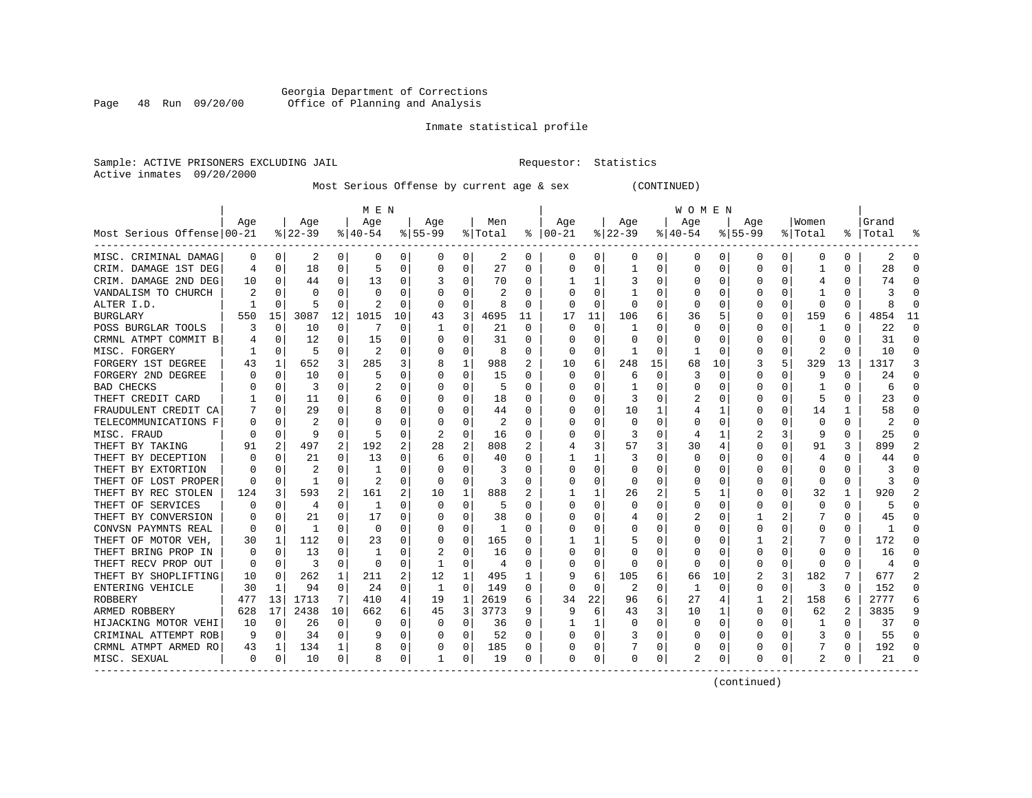Georgia Department of Corrections
Office of Planning and Analysis

Inmate statistical profile

Sample: ACTIVE PRISONERS EXCLUDING JAIL                    Requestor: Statistics
Active inmates 09/20/2000

Most Serious Offense by current age & sex (CONTINUED)

| Most Serious Offense | MEN Age 00-21 | % | Age 22-39 | % | Age 40-54 | % | Age 55-99 | % | Men Total | % | WOMEN Age 00-21 | % | Age 22-39 | % | Age 40-54 | % | Age 55-99 | % | Women Total | % | Grand Total | % |
|---|---|---|---|---|---|---|---|---|---|---|---|---|---|---|---|---|---|---|---|---|---|---|
| MISC. CRIMINAL DAMAG | 0 | 0 | 2 | 0 | 0 | 0 | 0 | 0 | 2 | 0 | 0 | 0 | 0 | 0 | 0 | 0 | 0 | 0 | 0 | 0 | 2 | 0 |
| CRIM. DAMAGE 1ST DEG | 4 | 0 | 18 | 0 | 5 | 0 | 0 | 0 | 27 | 0 | 0 | 0 | 1 | 0 | 0 | 0 | 0 | 0 | 1 | 0 | 28 | 0 |
| CRIM. DAMAGE 2ND DEG | 10 | 0 | 44 | 0 | 13 | 0 | 3 | 0 | 70 | 0 | 1 | 1 | 3 | 0 | 0 | 0 | 0 | 0 | 4 | 0 | 74 | 0 |
| VANDALISM TO CHURCH | 2 | 0 | 0 | 0 | 0 | 0 | 0 | 0 | 2 | 0 | 0 | 0 | 1 | 0 | 0 | 0 | 0 | 0 | 1 | 0 | 3 | 0 |
| ALTER I.D. | 1 | 0 | 5 | 0 | 2 | 0 | 0 | 0 | 8 | 0 | 0 | 0 | 0 | 0 | 0 | 0 | 0 | 0 | 0 | 0 | 8 | 0 |
| BURGLARY | 550 | 15 | 3087 | 12 | 1015 | 10 | 43 | 3 | 4695 | 11 | 17 | 11 | 106 | 6 | 36 | 5 | 0 | 0 | 159 | 6 | 4854 | 11 |
| POSS BURGLAR TOOLS | 3 | 0 | 10 | 0 | 7 | 0 | 1 | 0 | 21 | 0 | 0 | 0 | 1 | 0 | 0 | 0 | 0 | 0 | 1 | 0 | 22 | 0 |
| CRMNL ATMPT COMMIT B | 4 | 0 | 12 | 0 | 15 | 0 | 0 | 0 | 31 | 0 | 0 | 0 | 0 | 0 | 0 | 0 | 0 | 0 | 0 | 0 | 31 | 0 |
| MISC. FORGERY | 1 | 0 | 5 | 0 | 2 | 0 | 0 | 0 | 8 | 0 | 0 | 0 | 1 | 0 | 1 | 0 | 0 | 0 | 2 | 0 | 10 | 0 |
| FORGERY 1ST DEGREE | 43 | 1 | 652 | 3 | 285 | 3 | 8 | 1 | 988 | 2 | 10 | 6 | 248 | 15 | 68 | 10 | 3 | 5 | 329 | 13 | 1317 | 3 |
| FORGERY 2ND DEGREE | 0 | 0 | 10 | 0 | 5 | 0 | 0 | 0 | 15 | 0 | 0 | 0 | 6 | 0 | 3 | 0 | 0 | 0 | 9 | 0 | 24 | 0 |
| BAD CHECKS | 0 | 0 | 3 | 0 | 2 | 0 | 0 | 0 | 5 | 0 | 0 | 0 | 1 | 0 | 0 | 0 | 0 | 0 | 1 | 0 | 6 | 0 |
| THEFT CREDIT CARD | 1 | 0 | 11 | 0 | 6 | 0 | 0 | 0 | 18 | 0 | 0 | 0 | 3 | 0 | 2 | 0 | 0 | 0 | 5 | 0 | 23 | 0 |
| FRAUDULENT CREDIT CA | 7 | 0 | 29 | 0 | 8 | 0 | 0 | 0 | 44 | 0 | 0 | 0 | 10 | 1 | 4 | 1 | 0 | 0 | 14 | 1 | 58 | 0 |
| TELECOMMUNICATIONS F | 0 | 0 | 2 | 0 | 0 | 0 | 0 | 0 | 2 | 0 | 0 | 0 | 0 | 0 | 0 | 0 | 0 | 0 | 0 | 0 | 2 | 0 |
| MISC. FRAUD | 0 | 0 | 9 | 0 | 5 | 0 | 2 | 0 | 16 | 0 | 0 | 0 | 3 | 0 | 4 | 1 | 2 | 3 | 9 | 0 | 25 | 0 |
| THEFT BY TAKING | 91 | 2 | 497 | 2 | 192 | 2 | 28 | 2 | 808 | 2 | 4 | 3 | 57 | 3 | 30 | 4 | 0 | 0 | 91 | 3 | 899 | 2 |
| THEFT BY DECEPTION | 0 | 0 | 21 | 0 | 13 | 0 | 6 | 0 | 40 | 0 | 1 | 1 | 3 | 0 | 0 | 0 | 0 | 0 | 4 | 0 | 44 | 0 |
| THEFT BY EXTORTION | 0 | 0 | 2 | 0 | 1 | 0 | 0 | 0 | 3 | 0 | 0 | 0 | 0 | 0 | 0 | 0 | 0 | 0 | 0 | 0 | 3 | 0 |
| THEFT OF LOST PROPER | 0 | 0 | 1 | 0 | 2 | 0 | 0 | 0 | 3 | 0 | 0 | 0 | 0 | 0 | 0 | 0 | 0 | 0 | 0 | 0 | 3 | 0 |
| THEFT BY REC STOLEN | 124 | 3 | 593 | 2 | 161 | 2 | 10 | 1 | 888 | 2 | 1 | 1 | 26 | 2 | 5 | 1 | 0 | 0 | 32 | 1 | 920 | 2 |
| THEFT OF SERVICES | 0 | 0 | 4 | 0 | 1 | 0 | 0 | 0 | 5 | 0 | 0 | 0 | 0 | 0 | 0 | 0 | 0 | 0 | 0 | 0 | 5 | 0 |
| THEFT BY CONVERSION | 0 | 0 | 21 | 0 | 17 | 0 | 0 | 0 | 38 | 0 | 0 | 0 | 4 | 0 | 2 | 0 | 1 | 2 | 7 | 0 | 45 | 0 |
| CONVSN PAYMNTS REAL | 0 | 0 | 1 | 0 | 0 | 0 | 0 | 0 | 1 | 0 | 0 | 0 | 0 | 0 | 0 | 0 | 0 | 0 | 0 | 0 | 1 | 0 |
| THEFT OF MOTOR VEH, | 30 | 1 | 112 | 0 | 23 | 0 | 0 | 0 | 165 | 0 | 1 | 1 | 5 | 0 | 0 | 0 | 1 | 2 | 7 | 0 | 172 | 0 |
| THEFT BRING PROP IN | 0 | 0 | 13 | 0 | 1 | 0 | 2 | 0 | 16 | 0 | 0 | 0 | 0 | 0 | 0 | 0 | 0 | 0 | 0 | 0 | 16 | 0 |
| THEFT RECV PROP OUT | 0 | 0 | 3 | 0 | 0 | 0 | 1 | 0 | 4 | 0 | 0 | 0 | 0 | 0 | 0 | 0 | 0 | 0 | 0 | 0 | 4 | 0 |
| THEFT BY SHOPLIFTING | 10 | 0 | 262 | 1 | 211 | 2 | 12 | 1 | 495 | 1 | 9 | 6 | 105 | 6 | 66 | 10 | 2 | 3 | 182 | 7 | 677 | 2 |
| ENTERING VEHICLE | 30 | 1 | 94 | 0 | 24 | 0 | 1 | 0 | 149 | 0 | 0 | 0 | 2 | 0 | 1 | 0 | 0 | 0 | 3 | 0 | 152 | 0 |
| ROBBERY | 477 | 13 | 1713 | 7 | 410 | 4 | 19 | 1 | 2619 | 6 | 34 | 22 | 96 | 6 | 27 | 4 | 1 | 2 | 158 | 6 | 2777 | 6 |
| ARMED ROBBERY | 628 | 17 | 2438 | 10 | 662 | 6 | 45 | 3 | 3773 | 9 | 9 | 6 | 43 | 3 | 10 | 1 | 0 | 0 | 62 | 2 | 3835 | 9 |
| HIJACKING MOTOR VEHI | 10 | 0 | 26 | 0 | 0 | 0 | 0 | 0 | 36 | 0 | 1 | 1 | 0 | 0 | 0 | 0 | 0 | 0 | 1 | 0 | 37 | 0 |
| CRIMINAL ATTEMPT ROB | 9 | 0 | 34 | 0 | 9 | 0 | 0 | 0 | 52 | 0 | 0 | 0 | 3 | 0 | 0 | 0 | 0 | 0 | 3 | 0 | 55 | 0 |
| CRMNL ATMPT ARMED RO | 43 | 1 | 134 | 1 | 8 | 0 | 0 | 0 | 185 | 0 | 0 | 0 | 7 | 0 | 0 | 0 | 0 | 0 | 7 | 0 | 192 | 0 |
| MISC. SEXUAL | 0 | 0 | 10 | 0 | 8 | 0 | 1 | 0 | 19 | 0 | 0 | 0 | 0 | 0 | 2 | 0 | 0 | 0 | 2 | 0 | 21 | 0 |

(continued)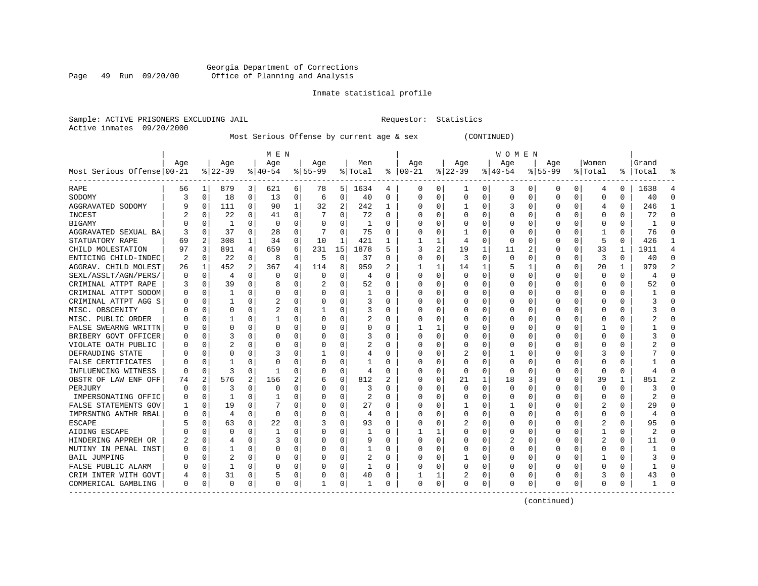Georgia Department of Corrections
Office of Planning and Analysis

Inmate statistical profile

Sample: ACTIVE PRISONERS EXCLUDING JAIL                                Requestor: Statistics
Active inmates 09/20/2000

Most Serious Offense by current age & sex          (CONTINUED)

| Most Serious Offense | MEN Age 00-21 | % | Age 22-39 | % | Age 40-54 | % | Age 55-99 | % | Men Total | % | WOMEN Age 00-21 | % | Age 22-39 | % | Age 40-54 | % | Age 55-99 | % | Women Total | % | Grand Total | % |
|---|---|---|---|---|---|---|---|---|---|---|---|---|---|---|---|---|---|---|---|---|---|---|
| RAPE | 56 | 1 | 879 | 3 | 621 | 6 | 78 | 5 | 1634 | 4 | 0 | 0 | 1 | 0 | 3 | 0 | 0 | 0 | 4 | 0 | 1638 | 4 |
| SODOMY | 3 | 0 | 18 | 0 | 13 | 0 | 6 | 0 | 40 | 0 | 0 | 0 | 0 | 0 | 0 | 0 | 0 | 0 | 0 | 0 | 40 | 0 |
| AGGRAVATED SODOMY | 9 | 0 | 111 | 0 | 90 | 1 | 32 | 2 | 242 | 1 | 0 | 0 | 1 | 0 | 3 | 0 | 0 | 0 | 4 | 0 | 246 | 1 |
| INCEST | 2 | 0 | 22 | 0 | 41 | 0 | 7 | 0 | 72 | 0 | 0 | 0 | 0 | 0 | 0 | 0 | 0 | 0 | 0 | 0 | 72 | 0 |
| BIGAMY | 0 | 0 | 1 | 0 | 0 | 0 | 0 | 0 | 1 | 0 | 0 | 0 | 0 | 0 | 0 | 0 | 0 | 0 | 0 | 0 | 1 | 0 |
| AGGRAVATED SEXUAL BA | 3 | 0 | 37 | 0 | 28 | 0 | 7 | 0 | 75 | 0 | 0 | 0 | 1 | 0 | 0 | 0 | 0 | 0 | 1 | 0 | 76 | 0 |
| STATUTORY RAPE | 69 | 2 | 308 | 1 | 34 | 0 | 10 | 1 | 421 | 1 | 1 | 1 | 4 | 0 | 0 | 0 | 0 | 0 | 5 | 0 | 426 | 1 |
| CHILD MOLESTATION | 97 | 3 | 891 | 4 | 659 | 6 | 231 | 15 | 1878 | 5 | 3 | 2 | 19 | 1 | 11 | 2 | 0 | 0 | 33 | 1 | 1911 | 4 |
| ENTICING CHILD-INDEC | 2 | 0 | 22 | 0 | 8 | 0 | 5 | 0 | 37 | 0 | 0 | 0 | 3 | 0 | 0 | 0 | 0 | 0 | 3 | 0 | 40 | 0 |
| AGGRAV. CHILD MOLEST | 26 | 1 | 452 | 2 | 367 | 4 | 114 | 8 | 959 | 2 | 1 | 1 | 14 | 1 | 5 | 1 | 0 | 0 | 20 | 1 | 979 | 2 |
| SEXL/ASSLT/AGN/PERS/ | 0 | 0 | 4 | 0 | 0 | 0 | 0 | 0 | 4 | 0 | 0 | 0 | 0 | 0 | 0 | 0 | 0 | 0 | 0 | 0 | 4 | 0 |
| CRIMINAL ATTPT RAPE | 3 | 0 | 39 | 0 | 8 | 0 | 2 | 0 | 52 | 0 | 0 | 0 | 0 | 0 | 0 | 0 | 0 | 0 | 0 | 0 | 52 | 0 |
| CRIMINAL ATTPT SODOM | 0 | 0 | 1 | 0 | 0 | 0 | 0 | 0 | 1 | 0 | 0 | 0 | 0 | 0 | 0 | 0 | 0 | 0 | 0 | 0 | 1 | 0 |
| CRIMINAL ATTPT AGG S | 0 | 0 | 1 | 0 | 2 | 0 | 0 | 0 | 3 | 0 | 0 | 0 | 0 | 0 | 0 | 0 | 0 | 0 | 0 | 0 | 3 | 0 |
| MISC. OBSCENITY | 0 | 0 | 0 | 0 | 2 | 0 | 1 | 0 | 3 | 0 | 0 | 0 | 0 | 0 | 0 | 0 | 0 | 0 | 0 | 0 | 3 | 0 |
| MISC. PUBLIC ORDER | 0 | 0 | 1 | 0 | 1 | 0 | 0 | 0 | 2 | 0 | 0 | 0 | 0 | 0 | 0 | 0 | 0 | 0 | 0 | 0 | 2 | 0 |
| FALSE SWEARNG WRITTN | 0 | 0 | 0 | 0 | 0 | 0 | 0 | 0 | 0 | 0 | 1 | 1 | 0 | 0 | 0 | 0 | 0 | 0 | 1 | 0 | 1 | 0 |
| BRIBERY GOVT OFFICER | 0 | 0 | 3 | 0 | 0 | 0 | 0 | 0 | 3 | 0 | 0 | 0 | 0 | 0 | 0 | 0 | 0 | 0 | 0 | 0 | 3 | 0 |
| VIOLATE OATH PUBLIC | 0 | 0 | 2 | 0 | 0 | 0 | 0 | 0 | 2 | 0 | 0 | 0 | 0 | 0 | 0 | 0 | 0 | 0 | 0 | 0 | 2 | 0 |
| DEFRAUDING STATE | 0 | 0 | 0 | 0 | 3 | 0 | 1 | 0 | 4 | 0 | 0 | 0 | 2 | 0 | 1 | 0 | 0 | 0 | 3 | 0 | 7 | 0 |
| FALSE CERTIFICATES | 0 | 0 | 1 | 0 | 0 | 0 | 0 | 0 | 1 | 0 | 0 | 0 | 0 | 0 | 0 | 0 | 0 | 0 | 0 | 0 | 1 | 0 |
| INFLUENCING WITNESS | 0 | 0 | 3 | 0 | 1 | 0 | 0 | 0 | 4 | 0 | 0 | 0 | 0 | 0 | 0 | 0 | 0 | 0 | 0 | 0 | 4 | 0 |
| OBSTR OF LAW ENF OFF | 74 | 2 | 576 | 2 | 156 | 2 | 6 | 0 | 812 | 2 | 0 | 0 | 21 | 1 | 18 | 3 | 0 | 0 | 39 | 1 | 851 | 2 |
| PERJURY | 0 | 0 | 3 | 0 | 0 | 0 | 0 | 0 | 3 | 0 | 0 | 0 | 0 | 0 | 0 | 0 | 0 | 0 | 0 | 0 | 3 | 0 |
| IMPERSONATING OFFIC | 0 | 0 | 1 | 0 | 1 | 0 | 0 | 0 | 2 | 0 | 0 | 0 | 0 | 0 | 0 | 0 | 0 | 0 | 0 | 0 | 2 | 0 |
| FALSE STATEMENTS GOV | 1 | 0 | 19 | 0 | 7 | 0 | 0 | 0 | 27 | 0 | 0 | 0 | 1 | 0 | 1 | 0 | 0 | 0 | 2 | 0 | 29 | 0 |
| IMPRSNTNG ANTHR RBAL | 0 | 0 | 4 | 0 | 0 | 0 | 0 | 0 | 4 | 0 | 0 | 0 | 0 | 0 | 0 | 0 | 0 | 0 | 0 | 0 | 4 | 0 |
| ESCAPE | 5 | 0 | 63 | 0 | 22 | 0 | 3 | 0 | 93 | 0 | 0 | 0 | 2 | 0 | 0 | 0 | 0 | 0 | 2 | 0 | 95 | 0 |
| AIDING ESCAPE | 0 | 0 | 0 | 0 | 1 | 0 | 0 | 0 | 1 | 0 | 1 | 1 | 0 | 0 | 0 | 0 | 0 | 0 | 1 | 0 | 2 | 0 |
| HINDERING APPREH OR | 2 | 0 | 4 | 0 | 3 | 0 | 0 | 0 | 9 | 0 | 0 | 0 | 0 | 0 | 2 | 0 | 0 | 0 | 2 | 0 | 11 | 0 |
| MUTINY IN PENAL INST | 0 | 0 | 1 | 0 | 0 | 0 | 0 | 0 | 1 | 0 | 0 | 0 | 0 | 0 | 0 | 0 | 0 | 0 | 0 | 0 | 1 | 0 |
| BAIL JUMPING | 0 | 0 | 2 | 0 | 0 | 0 | 0 | 0 | 2 | 0 | 0 | 0 | 1 | 0 | 0 | 0 | 0 | 0 | 1 | 0 | 3 | 0 |
| FALSE PUBLIC ALARM | 0 | 0 | 1 | 0 | 0 | 0 | 0 | 0 | 1 | 0 | 0 | 0 | 0 | 0 | 0 | 0 | 0 | 0 | 0 | 0 | 1 | 0 |
| CRIM INTER WITH GOVT | 4 | 0 | 31 | 0 | 5 | 0 | 0 | 0 | 40 | 0 | 1 | 1 | 2 | 0 | 0 | 0 | 0 | 0 | 3 | 0 | 43 | 0 |
| COMMERICAL GAMBLING | 0 | 0 | 0 | 0 | 0 | 0 | 1 | 0 | 1 | 0 | 0 | 0 | 0 | 0 | 0 | 0 | 0 | 0 | 0 | 0 | 1 | 0 |

(continued)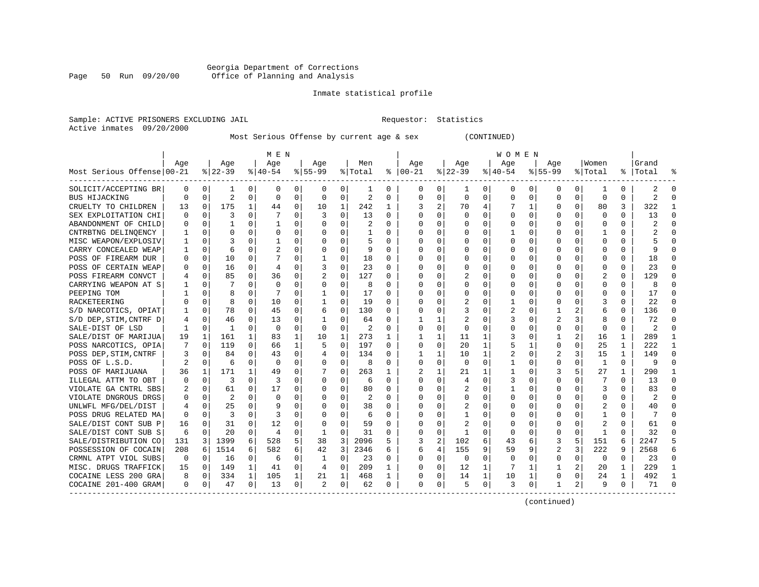Georgia Department of Corrections
Office of Planning and Analysis

Inmate statistical profile

Sample: ACTIVE PRISONERS EXCLUDING JAIL    Requestor: Statistics
Active inmates 09/20/2000

Most Serious Offense by current age & sex (CONTINUED)

| Most Serious Offense | MEN Age 00-21 | % | Age 22-39 | % | Age 40-54 | % | Age 55-99 | % | Men Total | % | WOMEN Age 00-21 | % | Age 22-39 | % | Age 40-54 | % | Age 55-99 | % | Women Total | % | Grand Total | % |
|---|---|---|---|---|---|---|---|---|---|---|---|---|---|---|---|---|---|---|---|---|---|---|
| SOLICIT/ACCEPTING BR | 0 | 0 | 1 | 0 | 0 | 0 | 0 | 0 | 1 | 0 | 0 | 0 | 1 | 0 | 0 | 0 | 0 | 0 | 1 | 0 | 2 | 0 |
| BUS HIJACKING | 0 | 0 | 2 | 0 | 0 | 0 | 0 | 0 | 2 | 0 | 0 | 0 | 0 | 0 | 0 | 0 | 0 | 0 | 0 | 0 | 2 | 0 |
| CRUELTY TO CHILDREN | 13 | 0 | 175 | 1 | 44 | 0 | 10 | 1 | 242 | 1 | 3 | 2 | 70 | 4 | 7 | 1 | 0 | 0 | 80 | 3 | 322 | 1 |
| SEX EXPLOITATION CHI | 0 | 0 | 3 | 0 | 7 | 0 | 3 | 0 | 13 | 0 | 0 | 0 | 0 | 0 | 0 | 0 | 0 | 0 | 0 | 0 | 13 | 0 |
| ABANDONMENT OF CHILD | 0 | 0 | 1 | 0 | 1 | 0 | 0 | 0 | 2 | 0 | 0 | 0 | 0 | 0 | 0 | 0 | 0 | 0 | 0 | 0 | 2 | 0 |
| CNTRBTNG DELINQENCY | 1 | 0 | 0 | 0 | 0 | 0 | 0 | 0 | 1 | 0 | 0 | 0 | 0 | 0 | 1 | 0 | 0 | 0 | 1 | 0 | 2 | 0 |
| MISC WEAPON/EXPLOSIV | 1 | 0 | 3 | 0 | 1 | 0 | 0 | 0 | 5 | 0 | 0 | 0 | 0 | 0 | 0 | 0 | 0 | 0 | 0 | 0 | 5 | 0 |
| CARRY CONCEALED WEAP | 1 | 0 | 6 | 0 | 2 | 0 | 0 | 0 | 9 | 0 | 0 | 0 | 0 | 0 | 0 | 0 | 0 | 0 | 0 | 0 | 9 | 0 |
| POSS OF FIREARM DUR | 0 | 0 | 10 | 0 | 7 | 0 | 1 | 0 | 18 | 0 | 0 | 0 | 0 | 0 | 0 | 0 | 0 | 0 | 0 | 0 | 18 | 0 |
| POSS OF CERTAIN WEAP | 0 | 0 | 16 | 0 | 4 | 0 | 3 | 0 | 23 | 0 | 0 | 0 | 0 | 0 | 0 | 0 | 0 | 0 | 0 | 0 | 23 | 0 |
| POSS FIREARM CONVCT | 4 | 0 | 85 | 0 | 36 | 0 | 2 | 0 | 127 | 0 | 0 | 0 | 2 | 0 | 0 | 0 | 0 | 0 | 2 | 0 | 129 | 0 |
| CARRYING WEAPON AT S | 1 | 0 | 7 | 0 | 0 | 0 | 0 | 0 | 8 | 0 | 0 | 0 | 0 | 0 | 0 | 0 | 0 | 0 | 0 | 0 | 8 | 0 |
| PEEPING TOM | 1 | 0 | 8 | 0 | 7 | 0 | 1 | 0 | 17 | 0 | 0 | 0 | 0 | 0 | 0 | 0 | 0 | 0 | 0 | 0 | 17 | 0 |
| RACKETEERING | 0 | 0 | 8 | 0 | 10 | 0 | 1 | 0 | 19 | 0 | 0 | 0 | 2 | 0 | 1 | 0 | 0 | 0 | 3 | 0 | 22 | 0 |
| S/D NARCOTICS, OPIAT | 1 | 0 | 78 | 0 | 45 | 0 | 6 | 0 | 130 | 0 | 0 | 0 | 3 | 0 | 2 | 0 | 1 | 2 | 6 | 0 | 136 | 0 |
| S/D DEP,STIM,CNTRF D | 4 | 0 | 46 | 0 | 13 | 0 | 1 | 0 | 64 | 0 | 1 | 1 | 2 | 0 | 3 | 0 | 2 | 3 | 8 | 0 | 72 | 0 |
| SALE-DIST OF LSD | 1 | 0 | 1 | 0 | 0 | 0 | 0 | 0 | 2 | 0 | 0 | 0 | 0 | 0 | 0 | 0 | 0 | 0 | 0 | 0 | 2 | 0 |
| SALE/DIST OF MARIJUA | 19 | 1 | 161 | 1 | 83 | 1 | 10 | 1 | 273 | 1 | 1 | 1 | 11 | 1 | 3 | 0 | 1 | 2 | 16 | 1 | 289 | 1 |
| POSS NARCOTICS, OPIA | 7 | 0 | 119 | 0 | 66 | 1 | 5 | 0 | 197 | 0 | 0 | 0 | 20 | 1 | 5 | 1 | 0 | 0 | 25 | 1 | 222 | 1 |
| POSS DEP,STIM,CNTRF | 3 | 0 | 84 | 0 | 43 | 0 | 4 | 0 | 134 | 0 | 1 | 1 | 10 | 1 | 2 | 0 | 2 | 3 | 15 | 1 | 149 | 0 |
| POSS OF L.S.D. | 2 | 0 | 6 | 0 | 0 | 0 | 0 | 0 | 8 | 0 | 0 | 0 | 0 | 0 | 1 | 0 | 0 | 0 | 1 | 0 | 9 | 0 |
| POSS OF MARIJUANA | 36 | 1 | 171 | 1 | 49 | 0 | 7 | 0 | 263 | 1 | 2 | 1 | 21 | 1 | 1 | 0 | 3 | 5 | 27 | 1 | 290 | 1 |
| ILLEGAL ATTM TO OBT | 0 | 0 | 3 | 0 | 3 | 0 | 0 | 0 | 6 | 0 | 0 | 0 | 4 | 0 | 3 | 0 | 0 | 0 | 7 | 0 | 13 | 0 |
| VIOLATE GA CNTRL SBS | 2 | 0 | 61 | 0 | 17 | 0 | 0 | 0 | 80 | 0 | 0 | 0 | 2 | 0 | 1 | 0 | 0 | 0 | 3 | 0 | 83 | 0 |
| VIOLATE DNGROUS DRGS | 0 | 0 | 2 | 0 | 0 | 0 | 0 | 0 | 2 | 0 | 0 | 0 | 0 | 0 | 0 | 0 | 0 | 0 | 0 | 0 | 2 | 0 |
| UNLWFL MFG/DEL/DIST | 4 | 0 | 25 | 0 | 9 | 0 | 0 | 0 | 38 | 0 | 0 | 0 | 2 | 0 | 0 | 0 | 0 | 0 | 2 | 0 | 40 | 0 |
| POSS DRUG RELATED MA | 0 | 0 | 3 | 0 | 3 | 0 | 0 | 0 | 6 | 0 | 0 | 0 | 1 | 0 | 0 | 0 | 0 | 0 | 1 | 0 | 7 | 0 |
| SALE/DIST CONT SUB P | 16 | 0 | 31 | 0 | 12 | 0 | 0 | 0 | 59 | 0 | 0 | 0 | 2 | 0 | 0 | 0 | 0 | 0 | 2 | 0 | 61 | 0 |
| SALE/DIST CONT SUB S | 6 | 0 | 20 | 0 | 4 | 0 | 1 | 0 | 31 | 0 | 0 | 0 | 1 | 0 | 0 | 0 | 0 | 0 | 1 | 0 | 32 | 0 |
| SALE/DISTRIBUTION CO | 131 | 3 | 1399 | 6 | 528 | 5 | 38 | 3 | 2096 | 5 | 3 | 2 | 102 | 6 | 43 | 6 | 3 | 5 | 151 | 6 | 2247 | 5 |
| POSSESSION OF COCAIN | 208 | 6 | 1514 | 6 | 582 | 6 | 42 | 3 | 2346 | 6 | 6 | 4 | 155 | 9 | 59 | 9 | 2 | 3 | 222 | 9 | 2568 | 6 |
| CRMNL ATPT VIOL SUBS | 0 | 0 | 16 | 0 | 6 | 0 | 1 | 0 | 23 | 0 | 0 | 0 | 0 | 0 | 0 | 0 | 0 | 0 | 0 | 0 | 23 | 0 |
| MISC. DRUGS TRAFFICK | 15 | 0 | 149 | 1 | 41 | 0 | 4 | 0 | 209 | 1 | 0 | 0 | 12 | 1 | 7 | 1 | 1 | 2 | 20 | 1 | 229 | 1 |
| COCAINE LESS 200 GRA | 8 | 0 | 334 | 1 | 105 | 1 | 21 | 1 | 468 | 1 | 0 | 0 | 14 | 1 | 10 | 1 | 0 | 0 | 24 | 1 | 492 | 1 |
| COCAINE 201-400 GRAM | 0 | 0 | 47 | 0 | 13 | 0 | 2 | 0 | 62 | 0 | 0 | 0 | 5 | 0 | 3 | 0 | 1 | 2 | 9 | 0 | 71 | 0 |

(continued)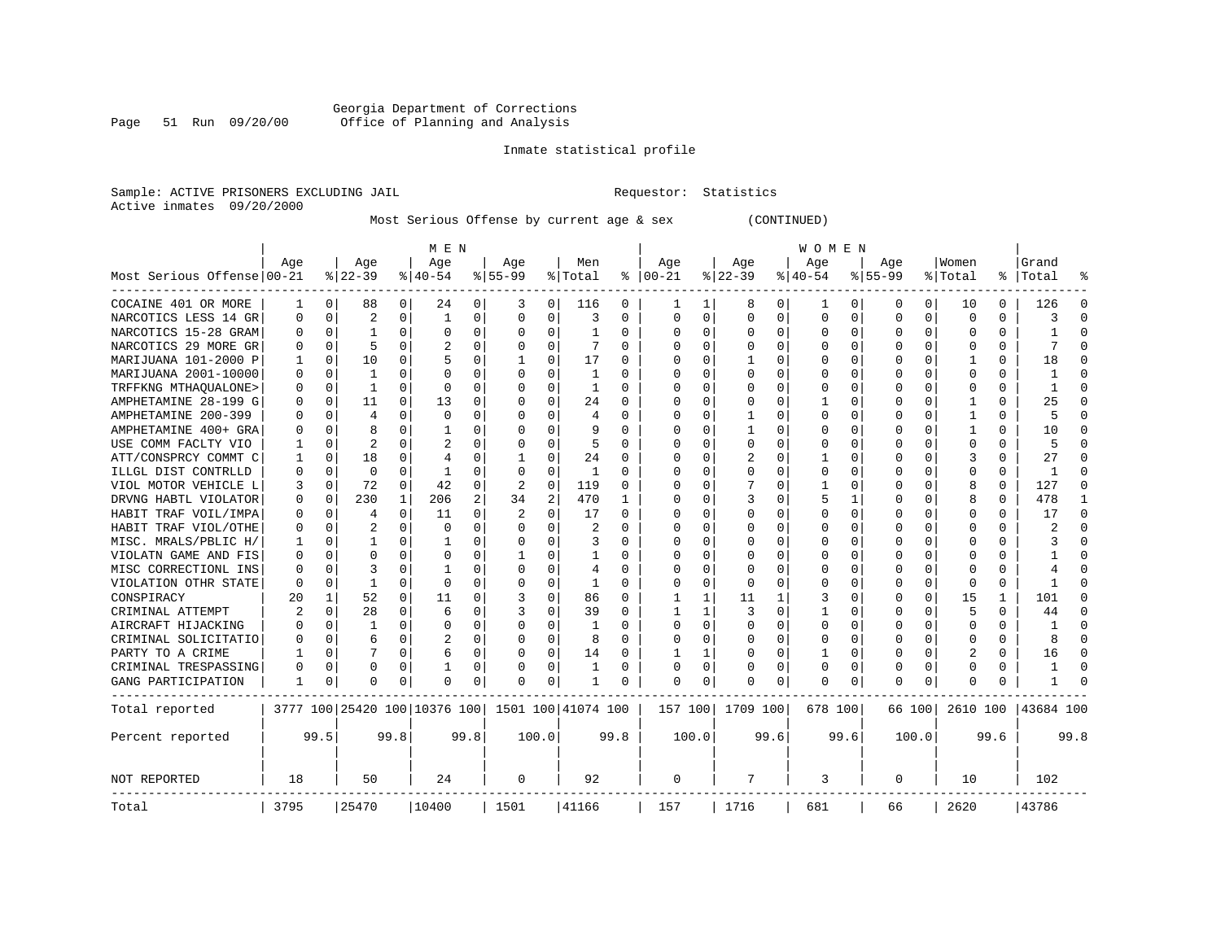Georgia Department of Corrections
Office of Planning and Analysis

Inmate statistical profile

Sample: ACTIVE PRISONERS EXCLUDING JAIL　　　　Requestor: Statistics
Active inmates 09/20/2000

Most Serious Offense by current age & sex　　　　(CONTINUED)

| | MEN | | | | | | | | | | WOMEN | | | | | | | | | | | |
|---|---|---|---|---|---|---|---|---|---|---|---|---|---|---|---|---|---|---|---|---|---|---|
| Most Serious Offense | Age 00-21 | % | Age 22-39 | % | Age 40-54 | % | Age 55-99 | % | Men Total | % | Age 00-21 | % | Age 22-39 | % | Age 40-54 | % | Age 55-99 | % | Women Total | % | Grand Total | % |
| COCAINE 401 OR MORE | 1 | 0 | 88 | 0 | 24 | 0 | 3 | 0 | 116 | 0 | 1 | 1 | 8 | 0 | 1 | 0 | 0 | 0 | 10 | 0 | 126 | 0 |
| NARCOTICS LESS 14 GR | 0 | 0 | 2 | 0 | 1 | 0 | 0 | 0 | 3 | 0 | 0 | 0 | 0 | 0 | 0 | 0 | 0 | 0 | 0 | 0 | 3 | 0 |
| NARCOTICS 15-28 GRAM | 0 | 0 | 1 | 0 | 0 | 0 | 0 | 0 | 1 | 0 | 0 | 0 | 0 | 0 | 0 | 0 | 0 | 0 | 0 | 0 | 1 | 0 |
| NARCOTICS 29 MORE GR | 0 | 0 | 5 | 0 | 2 | 0 | 0 | 0 | 7 | 0 | 0 | 0 | 0 | 0 | 0 | 0 | 0 | 0 | 0 | 0 | 7 | 0 |
| MARIJUANA 101-2000 P | 1 | 0 | 10 | 0 | 5 | 0 | 1 | 0 | 17 | 0 | 0 | 0 | 1 | 0 | 0 | 0 | 0 | 0 | 1 | 0 | 18 | 0 |
| MARIJUANA 2001-10000 | 0 | 0 | 1 | 0 | 0 | 0 | 0 | 0 | 1 | 0 | 0 | 0 | 0 | 0 | 0 | 0 | 0 | 0 | 0 | 0 | 1 | 0 |
| TRFFKNG MTHAQUALONE> | 0 | 0 | 1 | 0 | 0 | 0 | 0 | 0 | 1 | 0 | 0 | 0 | 0 | 0 | 0 | 0 | 0 | 0 | 0 | 0 | 1 | 0 |
| AMPHETAMINE 28-199 G | 0 | 0 | 11 | 0 | 13 | 0 | 0 | 0 | 24 | 0 | 0 | 0 | 0 | 0 | 1 | 0 | 0 | 0 | 1 | 0 | 25 | 0 |
| AMPHETAMINE 200-399 | 0 | 0 | 4 | 0 | 0 | 0 | 0 | 0 | 4 | 0 | 0 | 0 | 1 | 0 | 0 | 0 | 0 | 0 | 1 | 0 | 5 | 0 |
| AMPHETAMINE 400+ GRA | 0 | 0 | 8 | 0 | 1 | 0 | 0 | 0 | 9 | 0 | 0 | 0 | 1 | 0 | 0 | 0 | 0 | 0 | 1 | 0 | 10 | 0 |
| USE COMM FACLTY VIO | 1 | 0 | 2 | 0 | 2 | 0 | 0 | 0 | 5 | 0 | 0 | 0 | 0 | 0 | 0 | 0 | 0 | 0 | 0 | 0 | 5 | 0 |
| ATT/CONSPRCY COMMT C | 1 | 0 | 18 | 0 | 4 | 0 | 1 | 0 | 24 | 0 | 0 | 0 | 2 | 0 | 1 | 0 | 0 | 0 | 3 | 0 | 27 | 0 |
| ILLGL DIST CONTRLLD | 0 | 0 | 0 | 0 | 1 | 0 | 0 | 0 | 1 | 0 | 0 | 0 | 0 | 0 | 0 | 0 | 0 | 0 | 0 | 0 | 1 | 0 |
| VIOL MOTOR VEHICLE L | 3 | 0 | 72 | 0 | 42 | 0 | 2 | 0 | 119 | 0 | 0 | 0 | 7 | 0 | 1 | 0 | 0 | 0 | 8 | 0 | 127 | 0 |
| DRVNG HABTL VIOLATOR | 0 | 0 | 230 | 1 | 206 | 2 | 34 | 2 | 470 | 1 | 0 | 0 | 3 | 0 | 5 | 1 | 0 | 0 | 8 | 0 | 478 | 1 |
| HABIT TRAF VOIL/IMPA | 0 | 0 | 4 | 0 | 11 | 0 | 2 | 0 | 17 | 0 | 0 | 0 | 0 | 0 | 0 | 0 | 0 | 0 | 0 | 0 | 17 | 0 |
| HABIT TRAF VIOL/OTHE | 0 | 0 | 2 | 0 | 0 | 0 | 0 | 0 | 2 | 0 | 0 | 0 | 0 | 0 | 0 | 0 | 0 | 0 | 0 | 0 | 2 | 0 |
| MISC. MRALS/PBLIC H/ | 1 | 0 | 1 | 0 | 1 | 0 | 0 | 0 | 3 | 0 | 0 | 0 | 0 | 0 | 0 | 0 | 0 | 0 | 0 | 0 | 3 | 0 |
| VIOLATN GAME AND FIS | 0 | 0 | 0 | 0 | 0 | 0 | 1 | 0 | 1 | 0 | 0 | 0 | 0 | 0 | 0 | 0 | 0 | 0 | 0 | 0 | 1 | 0 |
| MISC CORRECTIONL INS | 0 | 0 | 3 | 0 | 1 | 0 | 0 | 0 | 4 | 0 | 0 | 0 | 0 | 0 | 0 | 0 | 0 | 0 | 0 | 0 | 4 | 0 |
| VIOLATION OTHR STATE | 0 | 0 | 1 | 0 | 0 | 0 | 0 | 0 | 1 | 0 | 0 | 0 | 0 | 0 | 0 | 0 | 0 | 0 | 0 | 0 | 1 | 0 |
| CONSPIRACY | 20 | 1 | 52 | 0 | 11 | 0 | 3 | 0 | 86 | 0 | 1 | 1 | 11 | 1 | 3 | 0 | 0 | 0 | 15 | 1 | 101 | 0 |
| CRIMINAL ATTEMPT | 2 | 0 | 28 | 0 | 6 | 0 | 3 | 0 | 39 | 0 | 1 | 1 | 3 | 0 | 1 | 0 | 0 | 0 | 5 | 0 | 44 | 0 |
| AIRCRAFT HIJACKING | 0 | 0 | 1 | 0 | 0 | 0 | 0 | 0 | 1 | 0 | 0 | 0 | 0 | 0 | 0 | 0 | 0 | 0 | 0 | 0 | 1 | 0 |
| CRIMINAL SOLICITATIO | 0 | 0 | 6 | 0 | 2 | 0 | 0 | 0 | 8 | 0 | 0 | 0 | 0 | 0 | 0 | 0 | 0 | 0 | 0 | 0 | 8 | 0 |
| PARTY TO A CRIME | 1 | 0 | 7 | 0 | 6 | 0 | 0 | 0 | 14 | 0 | 1 | 1 | 0 | 0 | 1 | 0 | 0 | 0 | 2 | 0 | 16 | 0 |
| CRIMINAL TRESPASSING | 0 | 0 | 0 | 0 | 1 | 0 | 0 | 0 | 1 | 0 | 0 | 0 | 0 | 0 | 0 | 0 | 0 | 0 | 0 | 0 | 1 | 0 |
| GANG PARTICIPATION | 1 | 0 | 0 | 0 | 0 | 0 | 0 | 0 | 1 | 0 | 0 | 0 | 0 | 0 | 0 | 0 | 0 | 0 | 0 | 0 | 1 | 0 |
| Total reported | 3777 | 100 | 25420 | 100 | 10376 | 100 | 1501 | 100 | 41074 | 100 | 157 | 100 | 1709 | 100 | 678 | 100 | 66 | 100 | 2610 | 100 | 43684 | 100 |
| Percent reported | | 99.5 | | 99.8 | | 99.8 | | 100.0 | | 99.8 | | 100.0 | | 99.6 | | 99.6 | | 100.0 | | 99.6 | | 99.8 |
| NOT REPORTED | 18 | | 50 | | 24 | | 0 | | 92 | | 0 | | 7 | | 3 | | 0 | | 10 | | 102 | |
| Total | 3795 | | 25470 | | 10400 | | 1501 | | 41166 | | 157 | | 1716 | | 681 | | 66 | | 2620 | | 43786 | |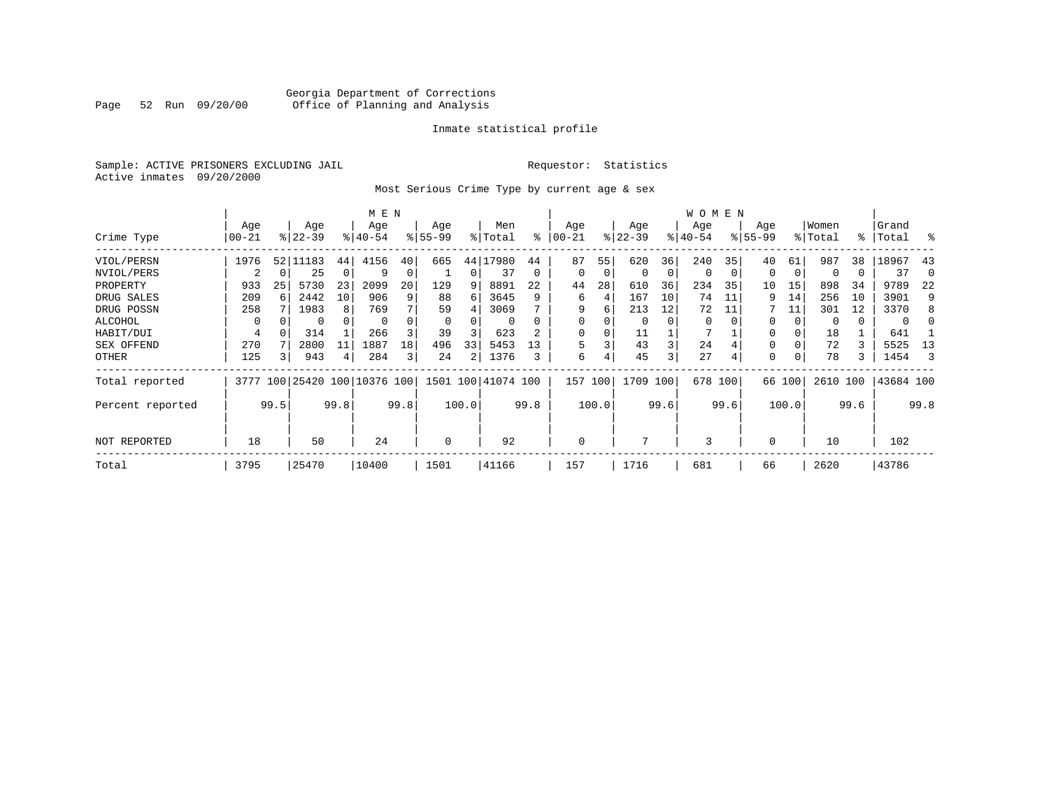Georgia Department of Corrections
Office of Planning and Analysis

Inmate statistical profile

Sample: ACTIVE PRISONERS EXCLUDING JAIL

Requestor: Statistics

Active inmates 09/20/2000

Most Serious Crime Type by current age & sex

| | MEN | | | | | | | | | | WOMEN | | | | | | | | | | | |
|---|---|---|---|---|---|---|---|---|---|---|---|---|---|---|---|---|---|---|---|---|---|---|
| Crime Type | Age 00-21 | % | Age 22-39 | % | Age 40-54 | % | Age 55-99 | % | Men Total | % | Age 00-21 | % | Age 22-39 | % | Age 40-54 | % | Age 55-99 | % | Women Total | % | Grand Total | % |
| VIOL/PERSN | 1976 | 52 | 11183 | 44 | 4156 | 40 | 665 | 44 | 17980 | 44 | 87 | 55 | 620 | 36 | 240 | 35 | 40 | 61 | 987 | 38 | 18967 | 43 |
| NVIOL/PERS | 2 | 0 | 25 | 0 | 9 | 0 | 1 | 0 | 37 | 0 | 0 | 0 | 0 | 0 | 0 | 0 | 0 | 0 | 0 | 0 | 37 | 0 |
| PROPERTY | 933 | 25 | 5730 | 23 | 2099 | 20 | 129 | 9 | 8891 | 22 | 44 | 28 | 610 | 36 | 234 | 35 | 10 | 15 | 898 | 34 | 9789 | 22 |
| DRUG SALES | 209 | 6 | 2442 | 10 | 906 | 9 | 88 | 6 | 3645 | 9 | 6 | 4 | 167 | 10 | 74 | 11 | 9 | 14 | 256 | 10 | 3901 | 9 |
| DRUG POSSN | 258 | 7 | 1983 | 8 | 769 | 7 | 59 | 4 | 3069 | 7 | 9 | 6 | 213 | 12 | 72 | 11 | 7 | 11 | 301 | 12 | 3370 | 8 |
| ALCOHOL | 0 | 0 | 0 | 0 | 0 | 0 | 0 | 0 | 0 | 0 | 0 | 0 | 0 | 0 | 0 | 0 | 0 | 0 | 0 | 0 | 0 | 0 |
| HABIT/DUI | 4 | 0 | 314 | 1 | 266 | 3 | 39 | 3 | 623 | 2 | 0 | 0 | 11 | 1 | 7 | 1 | 0 | 0 | 18 | 1 | 641 | 1 |
| SEX OFFEND | 270 | 7 | 2800 | 11 | 1887 | 18 | 496 | 33 | 5453 | 13 | 5 | 3 | 43 | 3 | 24 | 4 | 0 | 0 | 72 | 3 | 5525 | 13 |
| OTHER | 125 | 3 | 943 | 4 | 284 | 3 | 24 | 2 | 1376 | 3 | 6 | 4 | 45 | 3 | 27 | 4 | 0 | 0 | 78 | 3 | 1454 | 3 |
| Total reported | 3777 | 100 | 25420 | 100 | 10376 | 100 | 1501 | 100 | 41074 | 100 | 157 | 100 | 1709 | 100 | 678 | 100 | 66 | 100 | 2610 | 100 | 43684 | 100 |
| Percent reported | | 99.5 | | 99.8 | | 99.8 | | 100.0 | | 99.8 | | 100.0 | | 99.6 | | 99.6 | | 100.0 | | 99.6 | | 99.8 |
| NOT REPORTED | 18 | | 50 | | 24 | | 0 | | 92 | | 0 | | 7 | | 3 | | 0 | | 10 | | 102 | |
| Total | 3795 | | 25470 | | 10400 | | 1501 | | 41166 | | 157 | | 1716 | | 681 | | 66 | | 2620 | | 43786 | |